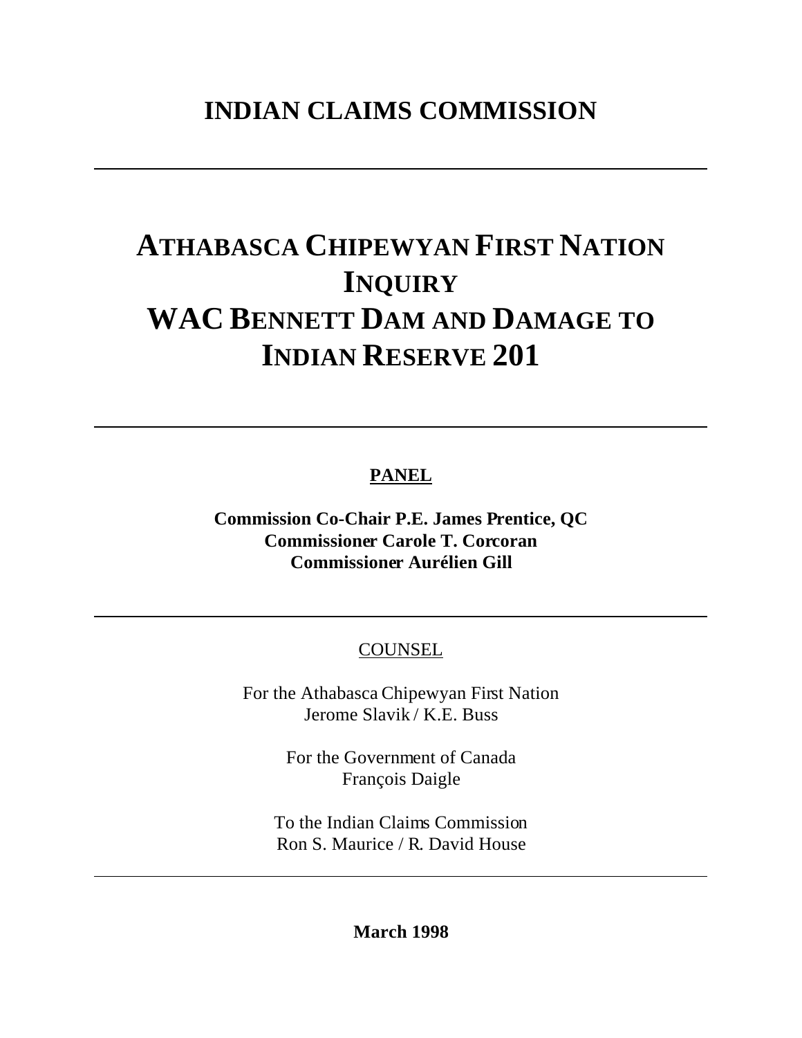# INDIAN CLAIMS COMMISSION

---

# ATHABASCA CHIPEWYAN FIRST NATION INQUIRY
# WAC BENNETT DAM AND DAMAGE TO INDIAN RESERVE 201

---

**PANEL**

**Commission Co-Chair P.E. James Prentice, QC**
**Commissioner Carole T. Corcoran**
**Commissioner Aurélien Gill**

---

COUNSEL

For the Athabasca Chipewyan First Nation
Jerome Slavik / K.E. Buss

For the Government of Canada
François Daigle

To the Indian Claims Commission
Ron S. Maurice / R. David House

---

**March 1998**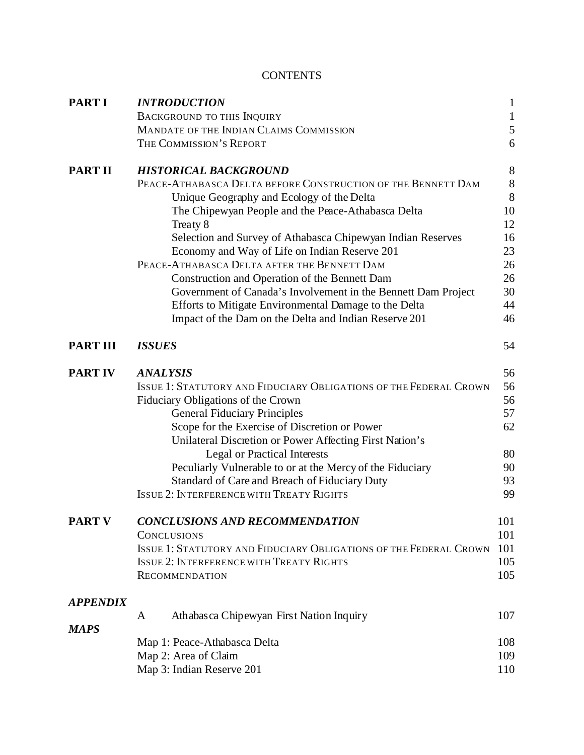# CONTENTS

| | | |
|---|---|---|
| **PART I** | ***INTRODUCTION*** | 1 |
| | BACKGROUND TO THIS INQUIRY | 1 |
| | MANDATE OF THE INDIAN CLAIMS COMMISSION | 5 |
| | THE COMMISSION'S REPORT | 6 |
| **PART II** | ***HISTORICAL BACKGROUND*** | 8 |
| | PEACE-ATHABASCA DELTA BEFORE CONSTRUCTION OF THE BENNETT DAM | 8 |
| | Unique Geography and Ecology of the Delta | 8 |
| | The Chipewyan People and the Peace-Athabasca Delta | 10 |
| | Treaty 8 | 12 |
| | Selection and Survey of Athabasca Chipewyan Indian Reserves | 16 |
| | Economy and Way of Life on Indian Reserve 201 | 23 |
| | PEACE-ATHABASCA DELTA AFTER THE BENNETT DAM | 26 |
| | Construction and Operation of the Bennett Dam | 26 |
| | Government of Canada's Involvement in the Bennett Dam Project | 30 |
| | Efforts to Mitigate Environmental Damage to the Delta | 44 |
| | Impact of the Dam on the Delta and Indian Reserve 201 | 46 |
| **PART III** | ***ISSUES*** | 54 |
| **PART IV** | ***ANALYSIS*** | 56 |
| | ISSUE 1: STATUTORY AND FIDUCIARY OBLIGATIONS OF THE FEDERAL CROWN | 56 |
| | Fiduciary Obligations of the Crown | 56 |
| | General Fiduciary Principles | 57 |
| | Scope for the Exercise of Discretion or Power | 62 |
| | Unilateral Discretion or Power Affecting First Nation's Legal or Practical Interests | 80 |
| | Peculiarly Vulnerable to or at the Mercy of the Fiduciary | 90 |
| | Standard of Care and Breach of Fiduciary Duty | 93 |
| | ISSUE 2: INTERFERENCE WITH TREATY RIGHTS | 99 |
| **PART V** | ***CONCLUSIONS AND RECOMMENDATION*** | 101 |
| | CONCLUSIONS | 101 |
| | ISSUE 1: STATUTORY AND FIDUCIARY OBLIGATIONS OF THE FEDERAL CROWN | 101 |
| | ISSUE 2: INTERFERENCE WITH TREATY RIGHTS | 105 |
| | RECOMMENDATION | 105 |
| ***APPENDIX*** | | |
| | A Athabasca Chipewyan First Nation Inquiry | 107 |
| ***MAPS*** | | |
| | Map 1: Peace-Athabasca Delta | 108 |
| | Map 2: Area of Claim | 109 |
| | Map 3: Indian Reserve 201 | 110 |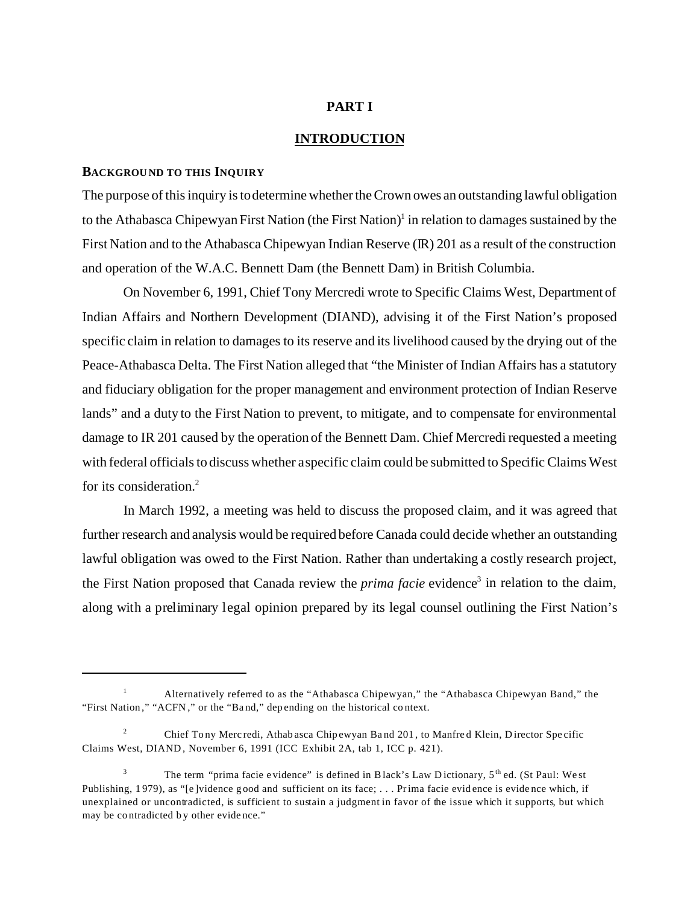# PART I

## INTRODUCTION

### BACKGROUND TO THIS INQUIRY

The purpose of this inquiry is to determine whether the Crown owes an outstanding lawful obligation to the Athabasca Chipewyan First Nation (the First Nation)[1] in relation to damages sustained by the First Nation and to the Athabasca Chipewyan Indian Reserve (IR) 201 as a result of the construction and operation of the W.A.C. Bennett Dam (the Bennett Dam) in British Columbia.

On November 6, 1991, Chief Tony Mercredi wrote to Specific Claims West, Department of Indian Affairs and Northern Development (DIAND), advising it of the First Nation's proposed specific claim in relation to damages to its reserve and its livelihood caused by the drying out of the Peace-Athabasca Delta. The First Nation alleged that "the Minister of Indian Affairs has a statutory and fiduciary obligation for the proper management and environment protection of Indian Reserve lands" and a duty to the First Nation to prevent, to mitigate, and to compensate for environmental damage to IR 201 caused by the operation of the Bennett Dam. Chief Mercredi requested a meeting with federal officials to discuss whether a specific claim could be submitted to Specific Claims West for its consideration.[2]

In March 1992, a meeting was held to discuss the proposed claim, and it was agreed that further research and analysis would be required before Canada could decide whether an outstanding lawful obligation was owed to the First Nation. Rather than undertaking a costly research project, the First Nation proposed that Canada review the *prima facie* evidence[3] in relation to the claim, along with a preliminary legal opinion prepared by its legal counsel outlining the First Nation's

---

[1] Alternatively referred to as the "Athabasca Chipewyan," the "Athabasca Chipewyan Band," the "First Nation," "ACFN," or the "Band," depending on the historical context.

[2] Chief Tony Mercredi, Athabasca Chipewyan Band 201, to Manfred Klein, Director Specific Claims West, DIAND, November 6, 1991 (ICC Exhibit 2A, tab 1, ICC p. 421).

[3] The term "prima facie evidence" is defined in Black's Law Dictionary, 5th ed. (St Paul: West Publishing, 1979), as "[e]vidence good and sufficient on its face; . . . Prima facie evidence is evidence which, if unexplained or uncontradicted, is sufficient to sustain a judgment in favor of the issue which it supports, but which may be contradicted by other evidence."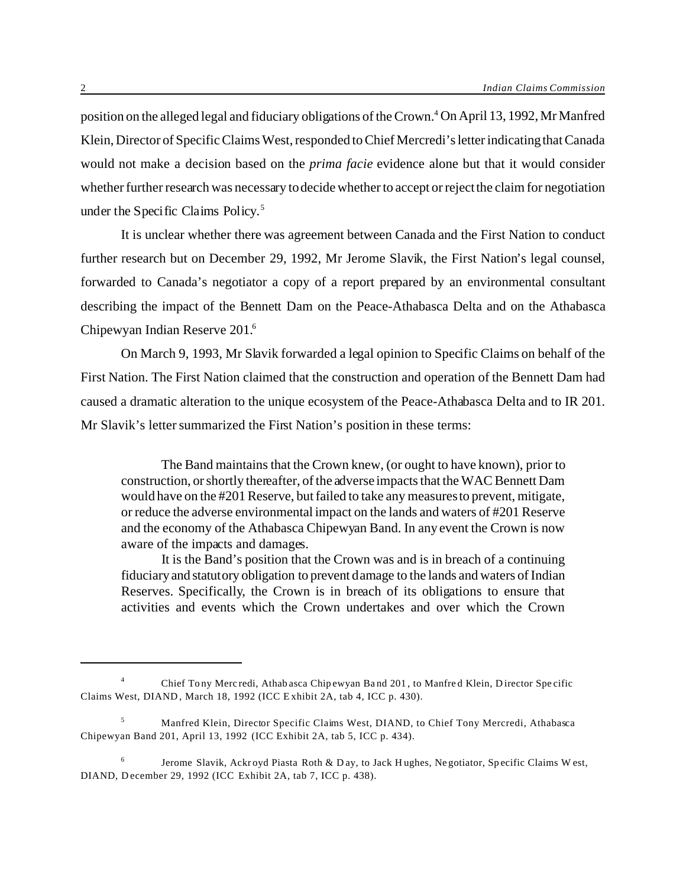position on the alleged legal and fiduciary obligations of the Crown.[4] On April 13, 1992, Mr Manfred Klein, Director of Specific Claims West, responded to Chief Mercredi's letter indicating that Canada would not make a decision based on the *prima facie* evidence alone but that it would consider whether further research was necessary to decide whether to accept or reject the claim for negotiation under the Specific Claims Policy.[5]

It is unclear whether there was agreement between Canada and the First Nation to conduct further research but on December 29, 1992, Mr Jerome Slavik, the First Nation's legal counsel, forwarded to Canada's negotiator a copy of a report prepared by an environmental consultant describing the impact of the Bennett Dam on the Peace-Athabasca Delta and on the Athabasca Chipewyan Indian Reserve 201.[6]

On March 9, 1993, Mr Slavik forwarded a legal opinion to Specific Claims on behalf of the First Nation. The First Nation claimed that the construction and operation of the Bennett Dam had caused a dramatic alteration to the unique ecosystem of the Peace-Athabasca Delta and to IR 201. Mr Slavik's letter summarized the First Nation's position in these terms:

> The Band maintains that the Crown knew, (or ought to have known), prior to construction, or shortly thereafter, of the adverse impacts that the WAC Bennett Dam would have on the #201 Reserve, but failed to take any measures to prevent, mitigate, or reduce the adverse environmental impact on the lands and waters of #201 Reserve and the economy of the Athabasca Chipewyan Band. In any event the Crown is now aware of the impacts and damages.
>
> It is the Band's position that the Crown was and is in breach of a continuing fiduciary and statutory obligation to prevent damage to the lands and waters of Indian Reserves. Specifically, the Crown is in breach of its obligations to ensure that activities and events which the Crown undertakes and over which the Crown

---

[4] Chief Tony Mercredi, Athabasca Chipewyan Band 201, to Manfred Klein, Director Specific Claims West, DIAND, March 18, 1992 (ICC Exhibit 2A, tab 4, ICC p. 430).

[5] Manfred Klein, Director Specific Claims West, DIAND, to Chief Tony Mercredi, Athabasca Chipewyan Band 201, April 13, 1992 (ICC Exhibit 2A, tab 5, ICC p. 434).

[6] Jerome Slavik, Ackroyd Piasta Roth & Day, to Jack Hughes, Negotiator, Specific Claims West, DIAND, December 29, 1992 (ICC Exhibit 2A, tab 7, ICC p. 438).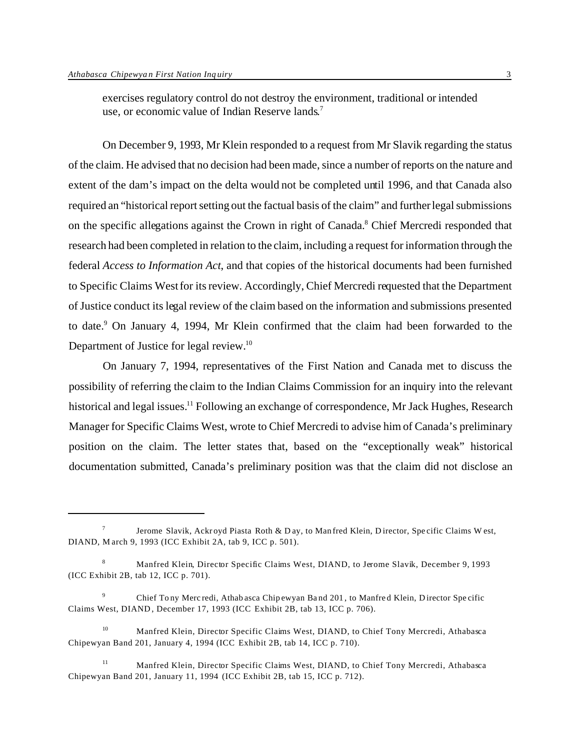exercises regulatory control do not destroy the environment, traditional or intended use, or economic value of Indian Reserve lands.[7]

On December 9, 1993, Mr Klein responded to a request from Mr Slavik regarding the status of the claim. He advised that no decision had been made, since a number of reports on the nature and extent of the dam's impact on the delta would not be completed until 1996, and that Canada also required an "historical report setting out the factual basis of the claim" and further legal submissions on the specific allegations against the Crown in right of Canada.[8] Chief Mercredi responded that research had been completed in relation to the claim, including a request for information through the federal *Access to Information Act*, and that copies of the historical documents had been furnished to Specific Claims West for its review. Accordingly, Chief Mercredi requested that the Department of Justice conduct its legal review of the claim based on the information and submissions presented to date.[9] On January 4, 1994, Mr Klein confirmed that the claim had been forwarded to the Department of Justice for legal review.[10]

On January 7, 1994, representatives of the First Nation and Canada met to discuss the possibility of referring the claim to the Indian Claims Commission for an inquiry into the relevant historical and legal issues.[11] Following an exchange of correspondence, Mr Jack Hughes, Research Manager for Specific Claims West, wrote to Chief Mercredi to advise him of Canada's preliminary position on the claim. The letter states that, based on the "exceptionally weak" historical documentation submitted, Canada's preliminary position was that the claim did not disclose an

---

[7] Jerome Slavik, Ackroyd Piasta Roth & Day, to Manfred Klein, Director, Specific Claims West, DIAND, March 9, 1993 (ICC Exhibit 2A, tab 9, ICC p. 501).

[8] Manfred Klein, Director Specific Claims West, DIAND, to Jerome Slavik, December 9, 1993 (ICC Exhibit 2B, tab 12, ICC p. 701).

[9] Chief Tony Mercredi, Athabasca Chipewyan Band 201, to Manfred Klein, Director Specific Claims West, DIAND, December 17, 1993 (ICC Exhibit 2B, tab 13, ICC p. 706).

[10] Manfred Klein, Director Specific Claims West, DIAND, to Chief Tony Mercredi, Athabasca Chipewyan Band 201, January 4, 1994 (ICC Exhibit 2B, tab 14, ICC p. 710).

[11] Manfred Klein, Director Specific Claims West, DIAND, to Chief Tony Mercredi, Athabasca Chipewyan Band 201, January 11, 1994 (ICC Exhibit 2B, tab 15, ICC p. 712).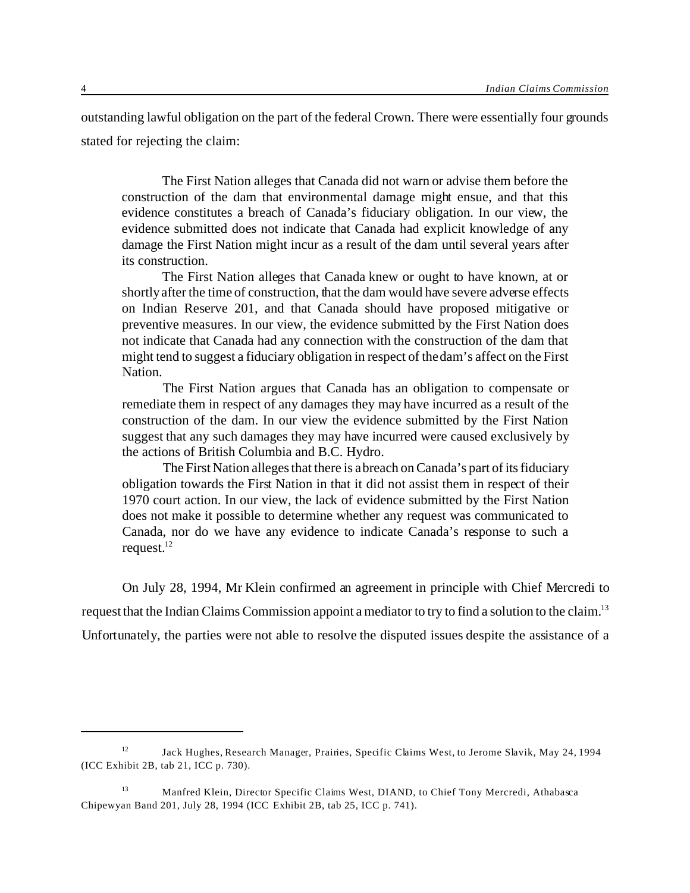outstanding lawful obligation on the part of the federal Crown. There were essentially four grounds stated for rejecting the claim:

> The First Nation alleges that Canada did not warn or advise them before the construction of the dam that environmental damage might ensue, and that this evidence constitutes a breach of Canada's fiduciary obligation. In our view, the evidence submitted does not indicate that Canada had explicit knowledge of any damage the First Nation might incur as a result of the dam until several years after its construction.
>
> The First Nation alleges that Canada knew or ought to have known, at or shortly after the time of construction, that the dam would have severe adverse effects on Indian Reserve 201, and that Canada should have proposed mitigative or preventive measures. In our view, the evidence submitted by the First Nation does not indicate that Canada had any connection with the construction of the dam that might tend to suggest a fiduciary obligation in respect of the dam's affect on the First Nation.
>
> The First Nation argues that Canada has an obligation to compensate or remediate them in respect of any damages they may have incurred as a result of the construction of the dam. In our view the evidence submitted by the First Nation suggest that any such damages they may have incurred were caused exclusively by the actions of British Columbia and B.C. Hydro.
>
> The First Nation alleges that there is a breach on Canada's part of its fiduciary obligation towards the First Nation in that it did not assist them in respect of their 1970 court action. In our view, the lack of evidence submitted by the First Nation does not make it possible to determine whether any request was communicated to Canada, nor do we have any evidence to indicate Canada's response to such a request.[12]

On July 28, 1994, Mr Klein confirmed an agreement in principle with Chief Mercredi to request that the Indian Claims Commission appoint a mediator to try to find a solution to the claim.[13] Unfortunately, the parties were not able to resolve the disputed issues despite the assistance of a

---

[12] Jack Hughes, Research Manager, Prairies, Specific Claims West, to Jerome Slavik, May 24, 1994 (ICC Exhibit 2B, tab 21, ICC p. 730).

[13] Manfred Klein, Director Specific Claims West, DIAND, to Chief Tony Mercredi, Athabasca Chipewyan Band 201, July 28, 1994 (ICC Exhibit 2B, tab 25, ICC p. 741).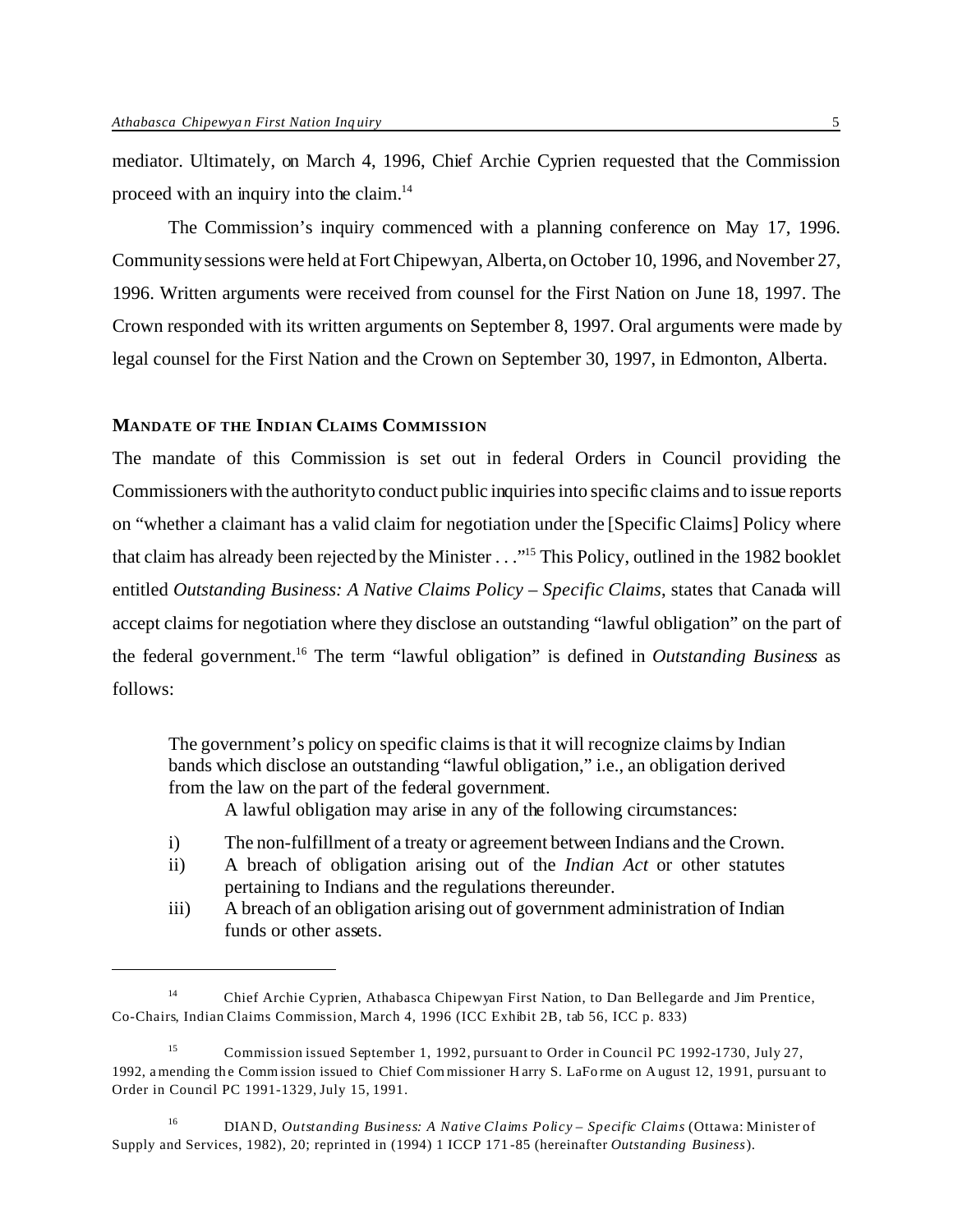mediator. Ultimately, on March 4, 1996, Chief Archie Cyprien requested that the Commission proceed with an inquiry into the claim.[14]

The Commission's inquiry commenced with a planning conference on May 17, 1996. Community sessions were held at Fort Chipewyan, Alberta, on October 10, 1996, and November 27, 1996. Written arguments were received from counsel for the First Nation on June 18, 1997. The Crown responded with its written arguments on September 8, 1997. Oral arguments were made by legal counsel for the First Nation and the Crown on September 30, 1997, in Edmonton, Alberta.

## MANDATE OF THE INDIAN CLAIMS COMMISSION

The mandate of this Commission is set out in federal Orders in Council providing the Commissioners with the authority to conduct public inquiries into specific claims and to issue reports on "whether a claimant has a valid claim for negotiation under the [Specific Claims] Policy where that claim has already been rejected by the Minister . . ."[15] This Policy, outlined in the 1982 booklet entitled *Outstanding Business: A Native Claims Policy – Specific Claims*, states that Canada will accept claims for negotiation where they disclose an outstanding "lawful obligation" on the part of the federal government.[16] The term "lawful obligation" is defined in *Outstanding Business* as follows:

> The government's policy on specific claims is that it will recognize claims by Indian bands which disclose an outstanding "lawful obligation," i.e., an obligation derived from the law on the part of the federal government.
>
> A lawful obligation may arise in any of the following circumstances:
>
> i) The non-fulfillment of a treaty or agreement between Indians and the Crown.
> ii) A breach of obligation arising out of the *Indian Act* or other statutes pertaining to Indians and the regulations thereunder.
> iii) A breach of an obligation arising out of government administration of Indian funds or other assets.

---

[14] Chief Archie Cyprien, Athabasca Chipewyan First Nation, to Dan Bellegarde and Jim Prentice, Co-Chairs, Indian Claims Commission, March 4, 1996 (ICC Exhibit 2B, tab 56, ICC p. 833)

[15] Commission issued September 1, 1992, pursuant to Order in Council PC 1992-1730, July 27, 1992, amending the Commission issued to Chief Commissioner Harry S. LaForme on August 12, 1991, pursuant to Order in Council PC 1991-1329, July 15, 1991.

[16] DIAND, *Outstanding Business: A Native Claims Policy – Specific Claims* (Ottawa: Minister of Supply and Services, 1982), 20; reprinted in (1994) 1 ICCP 171-85 (hereinafter *Outstanding Business*).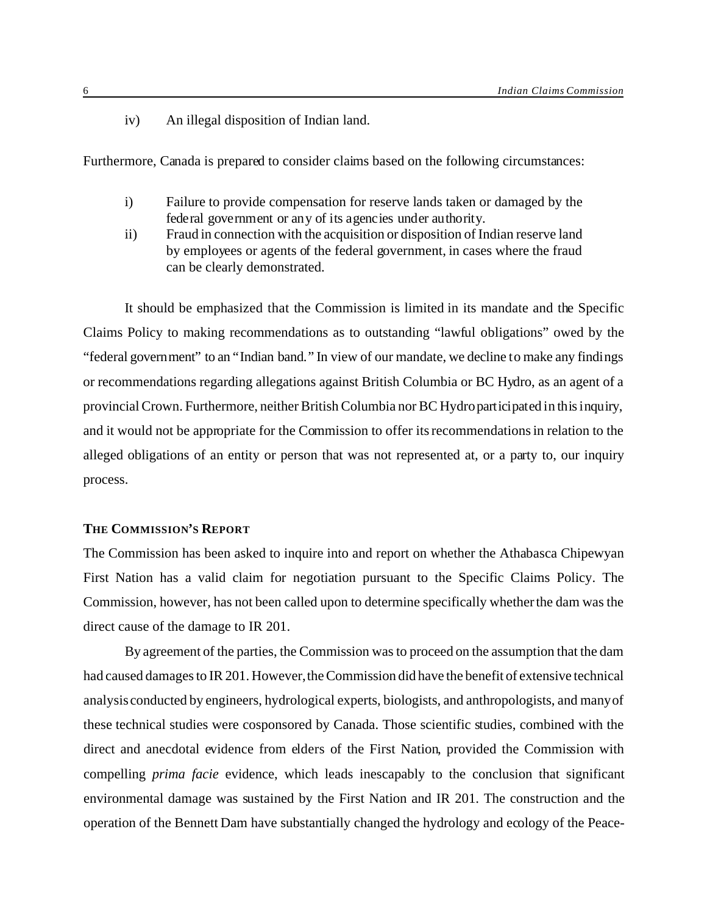iv) An illegal disposition of Indian land.

Furthermore, Canada is prepared to consider claims based on the following circumstances:

i) Failure to provide compensation for reserve lands taken or damaged by the federal government or any of its agencies under authority.
ii) Fraud in connection with the acquisition or disposition of Indian reserve land by employees or agents of the federal government, in cases where the fraud can be clearly demonstrated.

It should be emphasized that the Commission is limited in its mandate and the Specific Claims Policy to making recommendations as to outstanding "lawful obligations" owed by the "federal government" to an "Indian band." In view of our mandate, we decline to make any findings or recommendations regarding allegations against British Columbia or BC Hydro, as an agent of a provincial Crown. Furthermore, neither British Columbia nor BC Hydro participated in this inquiry, and it would not be appropriate for the Commission to offer its recommendations in relation to the alleged obligations of an entity or person that was not represented at, or a party to, our inquiry process.

### THE COMMISSION'S REPORT

The Commission has been asked to inquire into and report on whether the Athabasca Chipewyan First Nation has a valid claim for negotiation pursuant to the Specific Claims Policy. The Commission, however, has not been called upon to determine specifically whether the dam was the direct cause of the damage to IR 201.

By agreement of the parties, the Commission was to proceed on the assumption that the dam had caused damages to IR 201. However, the Commission did have the benefit of extensive technical analysis conducted by engineers, hydrological experts, biologists, and anthropologists, and many of these technical studies were cosponsored by Canada. Those scientific studies, combined with the direct and anecdotal evidence from elders of the First Nation, provided the Commission with compelling *prima facie* evidence, which leads inescapably to the conclusion that significant environmental damage was sustained by the First Nation and IR 201. The construction and the operation of the Bennett Dam have substantially changed the hydrology and ecology of the Peace-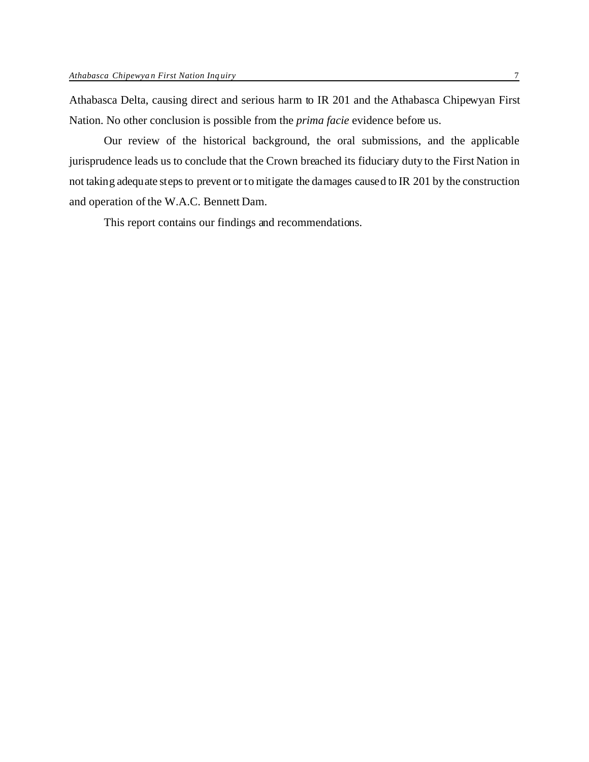Athabasca Delta, causing direct and serious harm to IR 201 and the Athabasca Chipewyan First Nation. No other conclusion is possible from the *prima facie* evidence before us.

Our review of the historical background, the oral submissions, and the applicable jurisprudence leads us to conclude that the Crown breached its fiduciary duty to the First Nation in not taking adequate steps to prevent or to mitigate the damages caused to IR 201 by the construction and operation of the W.A.C. Bennett Dam.

This report contains our findings and recommendations.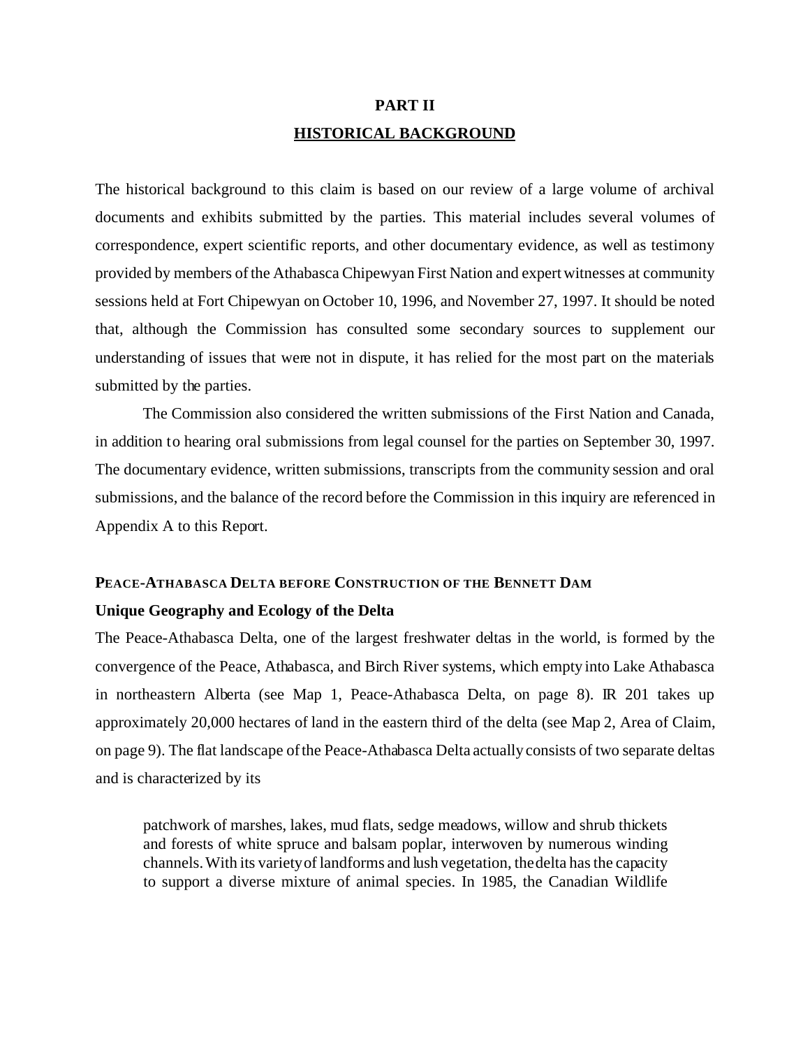# PART II

## HISTORICAL BACKGROUND

The historical background to this claim is based on our review of a large volume of archival documents and exhibits submitted by the parties. This material includes several volumes of correspondence, expert scientific reports, and other documentary evidence, as well as testimony provided by members of the Athabasca Chipewyan First Nation and expert witnesses at community sessions held at Fort Chipewyan on October 10, 1996, and November 27, 1997. It should be noted that, although the Commission has consulted some secondary sources to supplement our understanding of issues that were not in dispute, it has relied for the most part on the materials submitted by the parties.

The Commission also considered the written submissions of the First Nation and Canada, in addition to hearing oral submissions from legal counsel for the parties on September 30, 1997. The documentary evidence, written submissions, transcripts from the community session and oral submissions, and the balance of the record before the Commission in this inquiry are referenced in Appendix A to this Report.

### PEACE-ATHABASCA DELTA BEFORE CONSTRUCTION OF THE BENNETT DAM

#### Unique Geography and Ecology of the Delta

The Peace-Athabasca Delta, one of the largest freshwater deltas in the world, is formed by the convergence of the Peace, Athabasca, and Birch River systems, which empty into Lake Athabasca in northeastern Alberta (see Map 1, Peace-Athabasca Delta, on page 8). IR 201 takes up approximately 20,000 hectares of land in the eastern third of the delta (see Map 2, Area of Claim, on page 9). The flat landscape of the Peace-Athabasca Delta actually consists of two separate deltas and is characterized by its

> patchwork of marshes, lakes, mud flats, sedge meadows, willow and shrub thickets and forests of white spruce and balsam poplar, interwoven by numerous winding channels. With its variety of landforms and lush vegetation, the delta has the capacity to support a diverse mixture of animal species. In 1985, the Canadian Wildlife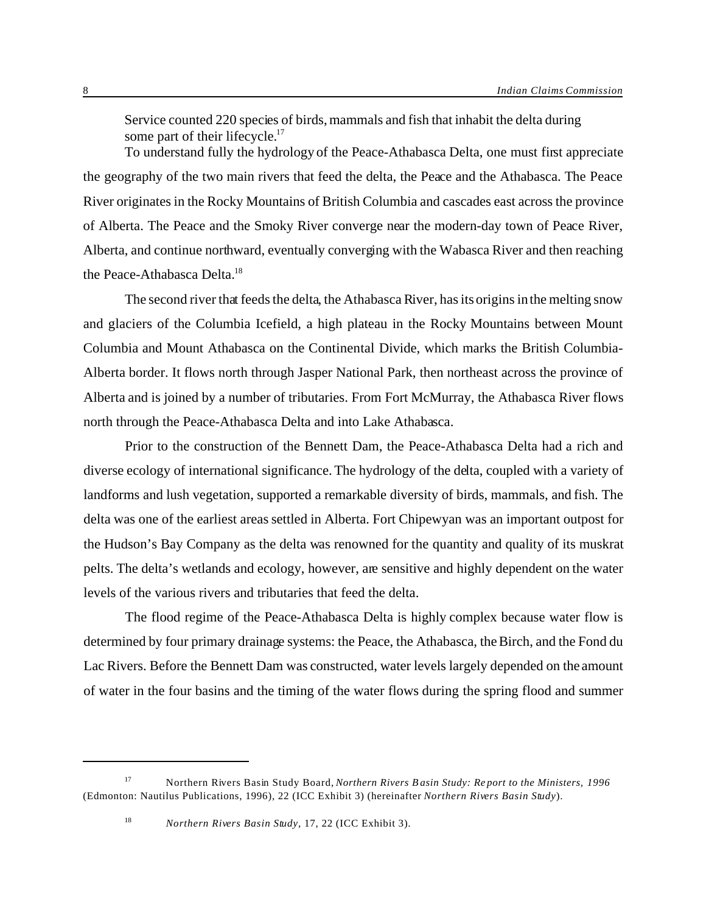Service counted 220 species of birds, mammals and fish that inhabit the delta during some part of their lifecycle.[17]

To understand fully the hydrology of the Peace-Athabasca Delta, one must first appreciate the geography of the two main rivers that feed the delta, the Peace and the Athabasca. The Peace River originates in the Rocky Mountains of British Columbia and cascades east across the province of Alberta. The Peace and the Smoky River converge near the modern-day town of Peace River, Alberta, and continue northward, eventually converging with the Wabasca River and then reaching the Peace-Athabasca Delta.[18]

The second river that feeds the delta, the Athabasca River, has its origins in the melting snow and glaciers of the Columbia Icefield, a high plateau in the Rocky Mountains between Mount Columbia and Mount Athabasca on the Continental Divide, which marks the British Columbia-Alberta border. It flows north through Jasper National Park, then northeast across the province of Alberta and is joined by a number of tributaries. From Fort McMurray, the Athabasca River flows north through the Peace-Athabasca Delta and into Lake Athabasca.

Prior to the construction of the Bennett Dam, the Peace-Athabasca Delta had a rich and diverse ecology of international significance. The hydrology of the delta, coupled with a variety of landforms and lush vegetation, supported a remarkable diversity of birds, mammals, and fish. The delta was one of the earliest areas settled in Alberta. Fort Chipewyan was an important outpost for the Hudson's Bay Company as the delta was renowned for the quantity and quality of its muskrat pelts. The delta's wetlands and ecology, however, are sensitive and highly dependent on the water levels of the various rivers and tributaries that feed the delta.

The flood regime of the Peace-Athabasca Delta is highly complex because water flow is determined by four primary drainage systems: the Peace, the Athabasca, the Birch, and the Fond du Lac Rivers. Before the Bennett Dam was constructed, water levels largely depended on the amount of water in the four basins and the timing of the water flows during the spring flood and summer

---

[17] Northern Rivers Basin Study Board, *Northern Rivers Basin Study: Report to the Ministers, 1996* (Edmonton: Nautilus Publications, 1996), 22 (ICC Exhibit 3) (hereinafter *Northern Rivers Basin Study*).

[18] *Northern Rivers Basin Study*, 17, 22 (ICC Exhibit 3).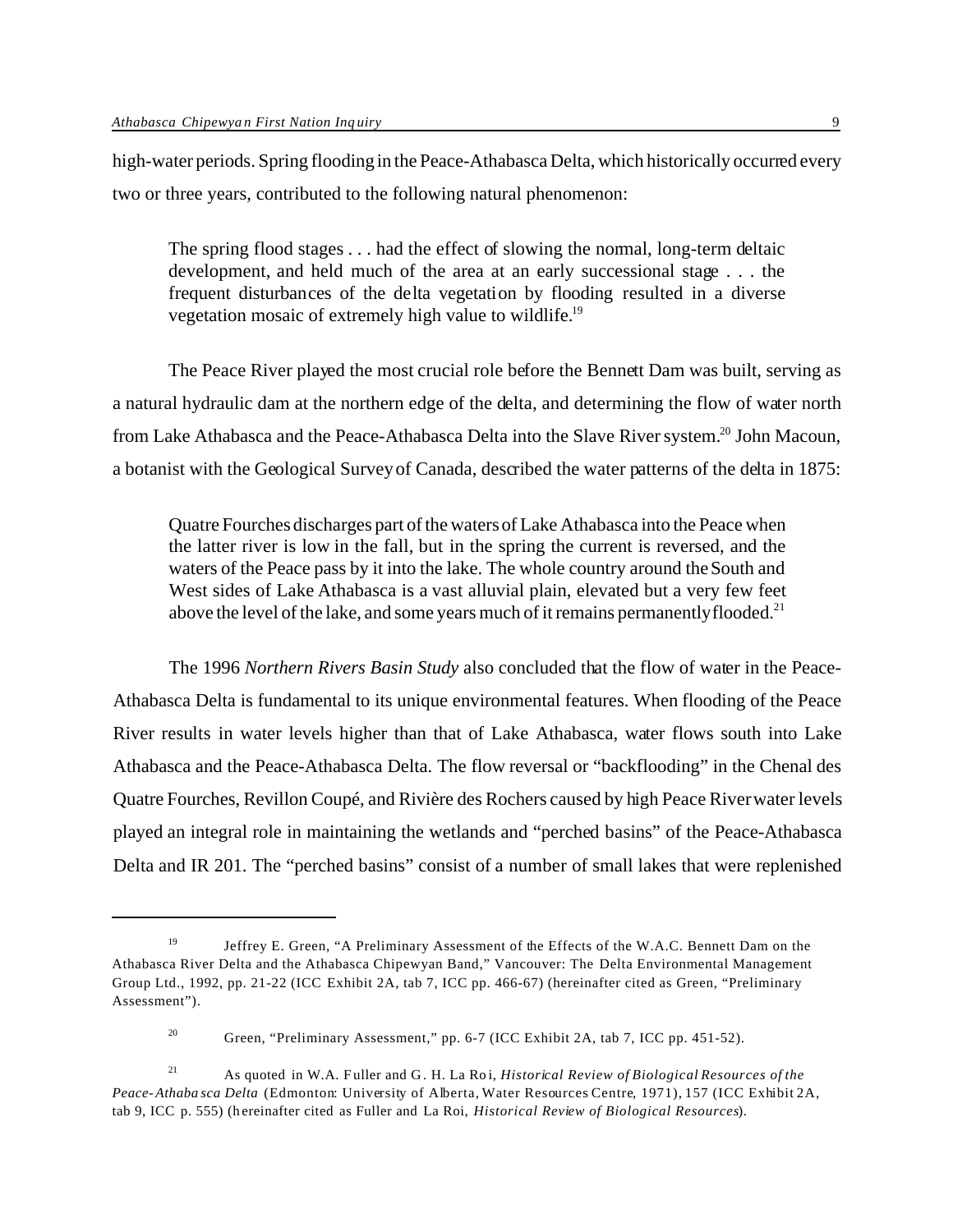high-water periods. Spring flooding in the Peace-Athabasca Delta, which historically occurred every two or three years, contributed to the following natural phenomenon:

> The spring flood stages . . . had the effect of slowing the normal, long-term deltaic development, and held much of the area at an early successional stage . . . the frequent disturbances of the delta vegetation by flooding resulted in a diverse vegetation mosaic of extremely high value to wildlife.[19]

The Peace River played the most crucial role before the Bennett Dam was built, serving as a natural hydraulic dam at the northern edge of the delta, and determining the flow of water north from Lake Athabasca and the Peace-Athabasca Delta into the Slave River system.[20] John Macoun, a botanist with the Geological Survey of Canada, described the water patterns of the delta in 1875:

> Quatre Fourches discharges part of the waters of Lake Athabasca into the Peace when the latter river is low in the fall, but in the spring the current is reversed, and the waters of the Peace pass by it into the lake. The whole country around the South and West sides of Lake Athabasca is a vast alluvial plain, elevated but a very few feet above the level of the lake, and some years much of it remains permanently flooded.[21]

The 1996 *Northern Rivers Basin Study* also concluded that the flow of water in the Peace-Athabasca Delta is fundamental to its unique environmental features. When flooding of the Peace River results in water levels higher than that of Lake Athabasca, water flows south into Lake Athabasca and the Peace-Athabasca Delta. The flow reversal or "backflooding" in the Chenal des Quatre Fourches, Revillon Coupé, and Rivière des Rochers caused by high Peace River water levels played an integral role in maintaining the wetlands and "perched basins" of the Peace-Athabasca Delta and IR 201. The "perched basins" consist of a number of small lakes that were replenished

---

[19] Jeffrey E. Green, "A Preliminary Assessment of the Effects of the W.A.C. Bennett Dam on the Athabasca River Delta and the Athabasca Chipewyan Band," Vancouver: The Delta Environmental Management Group Ltd., 1992, pp. 21-22 (ICC Exhibit 2A, tab 7, ICC pp. 466-67) (hereinafter cited as Green, "Preliminary Assessment").

[20] Green, "Preliminary Assessment," pp. 6-7 (ICC Exhibit 2A, tab 7, ICC pp. 451-52).

[21] As quoted in W.A. Fuller and G. H. La Roi, *Historical Review of Biological Resources of the Peace-Athabasca Delta* (Edmonton: University of Alberta, Water Resources Centre, 1971), 157 (ICC Exhibit 2A, tab 9, ICC p. 555) (hereinafter cited as Fuller and La Roi, *Historical Review of Biological Resources*).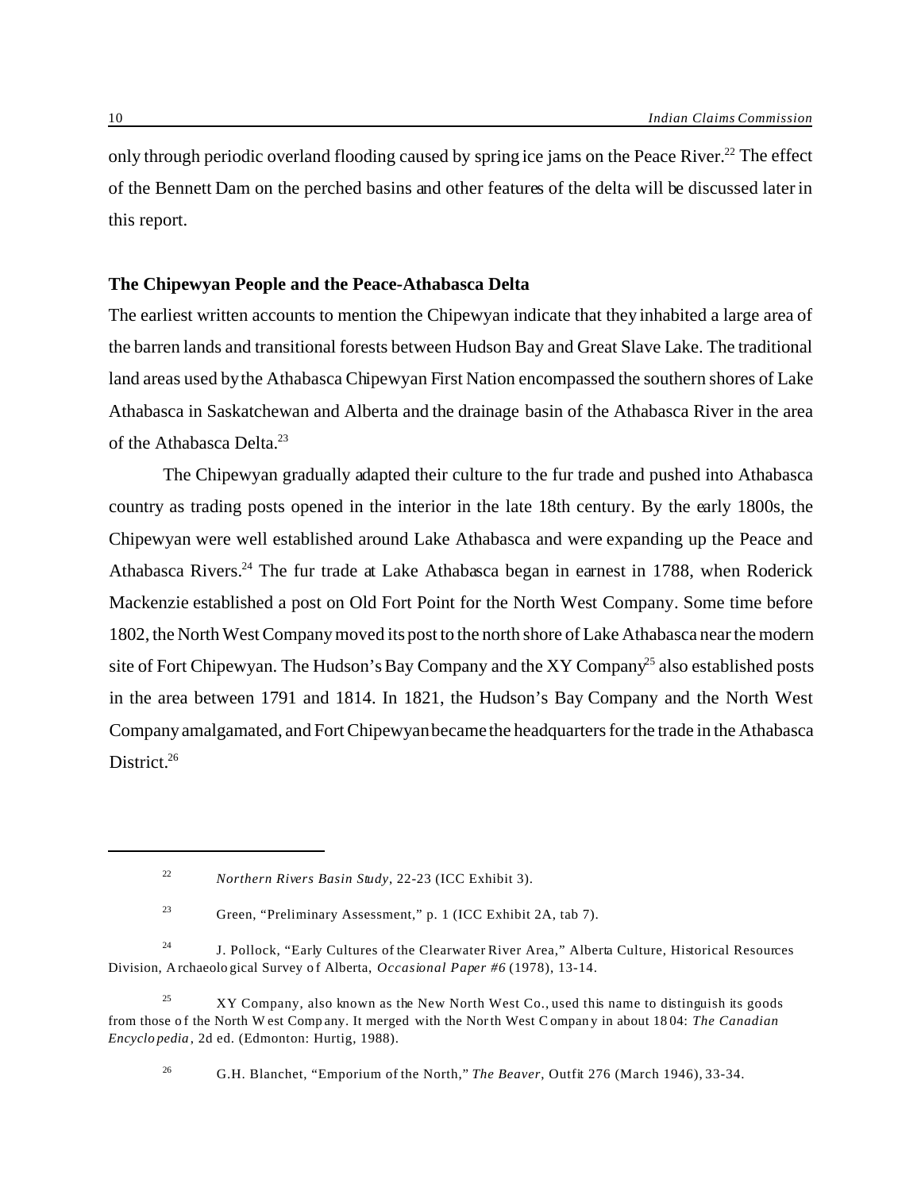only through periodic overland flooding caused by spring ice jams on the Peace River.[22] The effect of the Bennett Dam on the perched basins and other features of the delta will be discussed later in this report.

### The Chipewyan People and the Peace-Athabasca Delta

The earliest written accounts to mention the Chipewyan indicate that they inhabited a large area of the barren lands and transitional forests between Hudson Bay and Great Slave Lake. The traditional land areas used by the Athabasca Chipewyan First Nation encompassed the southern shores of Lake Athabasca in Saskatchewan and Alberta and the drainage basin of the Athabasca River in the area of the Athabasca Delta.[23]

The Chipewyan gradually adapted their culture to the fur trade and pushed into Athabasca country as trading posts opened in the interior in the late 18th century. By the early 1800s, the Chipewyan were well established around Lake Athabasca and were expanding up the Peace and Athabasca Rivers.[24] The fur trade at Lake Athabasca began in earnest in 1788, when Roderick Mackenzie established a post on Old Fort Point for the North West Company. Some time before 1802, the North West Company moved its post to the north shore of Lake Athabasca near the modern site of Fort Chipewyan. The Hudson's Bay Company and the XY Company[25] also established posts in the area between 1791 and 1814. In 1821, the Hudson's Bay Company and the North West Company amalgamated, and Fort Chipewyan became the headquarters for the trade in the Athabasca District.[26]

---

[22] *Northern Rivers Basin Study*, 22-23 (ICC Exhibit 3).

[23] Green, "Preliminary Assessment," p. 1 (ICC Exhibit 2A, tab 7).

[24] J. Pollock, "Early Cultures of the Clearwater River Area," Alberta Culture, Historical Resources Division, Archaeological Survey of Alberta, *Occasional Paper #6* (1978), 13-14.

[25] XY Company, also known as the New North West Co., used this name to distinguish its goods from those of the North West Company. It merged with the North West Company in about 1804: *The Canadian Encyclopedia*, 2d ed. (Edmonton: Hurtig, 1988).

[26] G.H. Blanchet, "Emporium of the North," *The Beaver*, Outfit 276 (March 1946), 33-34.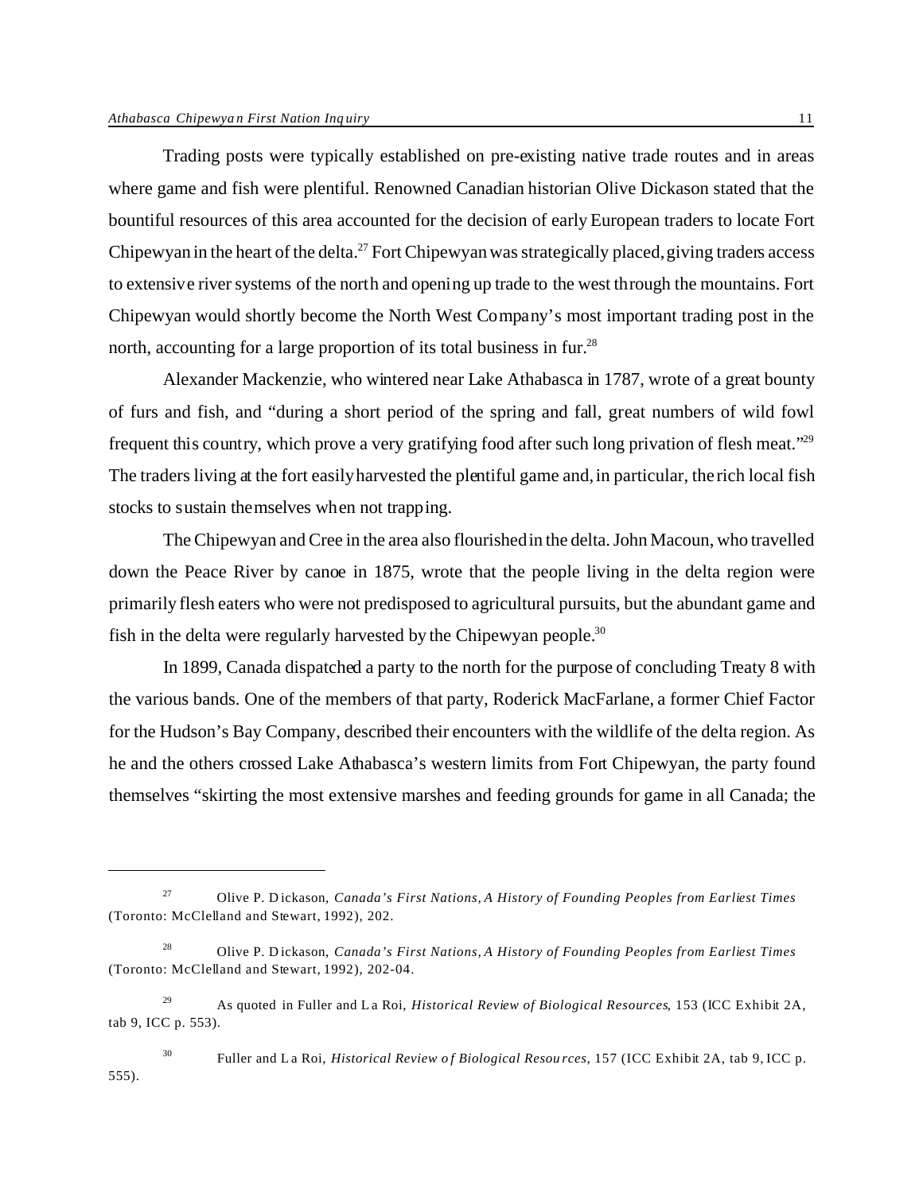Trading posts were typically established on pre-existing native trade routes and in areas where game and fish were plentiful. Renowned Canadian historian Olive Dickason stated that the bountiful resources of this area accounted for the decision of early European traders to locate Fort Chipewyan in the heart of the delta.[27] Fort Chipewyan was strategically placed, giving traders access to extensive river systems of the north and opening up trade to the west through the mountains. Fort Chipewyan would shortly become the North West Company's most important trading post in the north, accounting for a large proportion of its total business in fur.[28]

Alexander Mackenzie, who wintered near Lake Athabasca in 1787, wrote of a great bounty of furs and fish, and "during a short period of the spring and fall, great numbers of wild fowl frequent this country, which prove a very gratifying food after such long privation of flesh meat."[29] The traders living at the fort easily harvested the plentiful game and, in particular, the rich local fish stocks to sustain themselves when not trapping.

The Chipewyan and Cree in the area also flourished in the delta. John Macoun, who travelled down the Peace River by canoe in 1875, wrote that the people living in the delta region were primarily flesh eaters who were not predisposed to agricultural pursuits, but the abundant game and fish in the delta were regularly harvested by the Chipewyan people.[30]

In 1899, Canada dispatched a party to the north for the purpose of concluding Treaty 8 with the various bands. One of the members of that party, Roderick MacFarlane, a former Chief Factor for the Hudson's Bay Company, described their encounters with the wildlife of the delta region. As he and the others crossed Lake Athabasca's western limits from Fort Chipewyan, the party found themselves "skirting the most extensive marshes and feeding grounds for game in all Canada; the

---

[27] Olive P. Dickason, *Canada's First Nations, A History of Founding Peoples from Earliest Times* (Toronto: McClelland and Stewart, 1992), 202.

[28] Olive P. Dickason, *Canada's First Nations, A History of Founding Peoples from Earliest Times* (Toronto: McClelland and Stewart, 1992), 202-04.

[29] As quoted in Fuller and La Roi, *Historical Review of Biological Resources*, 153 (ICC Exhibit 2A, tab 9, ICC p. 553).

[30] Fuller and La Roi, *Historical Review of Biological Resources*, 157 (ICC Exhibit 2A, tab 9, ICC p. 555).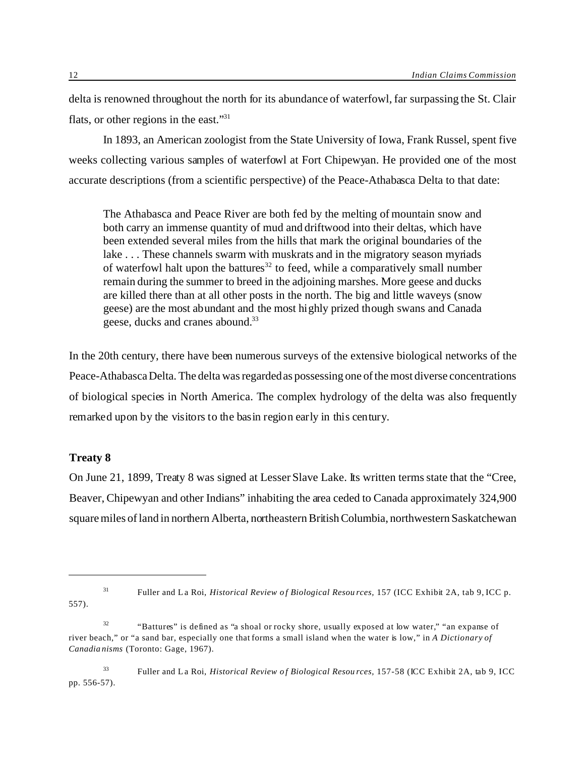delta is renowned throughout the north for its abundance of waterfowl, far surpassing the St. Clair flats, or other regions in the east."[31]

In 1893, an American zoologist from the State University of Iowa, Frank Russel, spent five weeks collecting various samples of waterfowl at Fort Chipewyan. He provided one of the most accurate descriptions (from a scientific perspective) of the Peace-Athabasca Delta to that date:

> The Athabasca and Peace River are both fed by the melting of mountain snow and both carry an immense quantity of mud and driftwood into their deltas, which have been extended several miles from the hills that mark the original boundaries of the lake . . . These channels swarm with muskrats and in the migratory season myriads of waterfowl halt upon the battures[32] to feed, while a comparatively small number remain during the summer to breed in the adjoining marshes. More geese and ducks are killed there than at all other posts in the north. The big and little waveys (snow geese) are the most abundant and the most highly prized though swans and Canada geese, ducks and cranes abound.[33]

In the 20th century, there have been numerous surveys of the extensive biological networks of the Peace-Athabasca Delta. The delta was regarded as possessing one of the most diverse concentrations of biological species in North America. The complex hydrology of the delta was also frequently remarked upon by the visitors to the basin region early in this century.

**Treaty 8**

On June 21, 1899, Treaty 8 was signed at Lesser Slave Lake. Its written terms state that the "Cree, Beaver, Chipewyan and other Indians" inhabiting the area ceded to Canada approximately 324,900 square miles of land in northern Alberta, northeastern British Columbia, northwestern Saskatchewan

---

[31] Fuller and La Roi, *Historical Review of Biological Resources*, 157 (ICC Exhibit 2A, tab 9, ICC p. 557).

[32] "Battures" is defined as "a shoal or rocky shore, usually exposed at low water," "an expanse of river beach," or "a sand bar, especially one that forms a small island when the water is low," in *A Dictionary of Canadianisms* (Toronto: Gage, 1967).

[33] Fuller and La Roi, *Historical Review of Biological Resources*, 157-58 (ICC Exhibit 2A, tab 9, ICC pp. 556-57).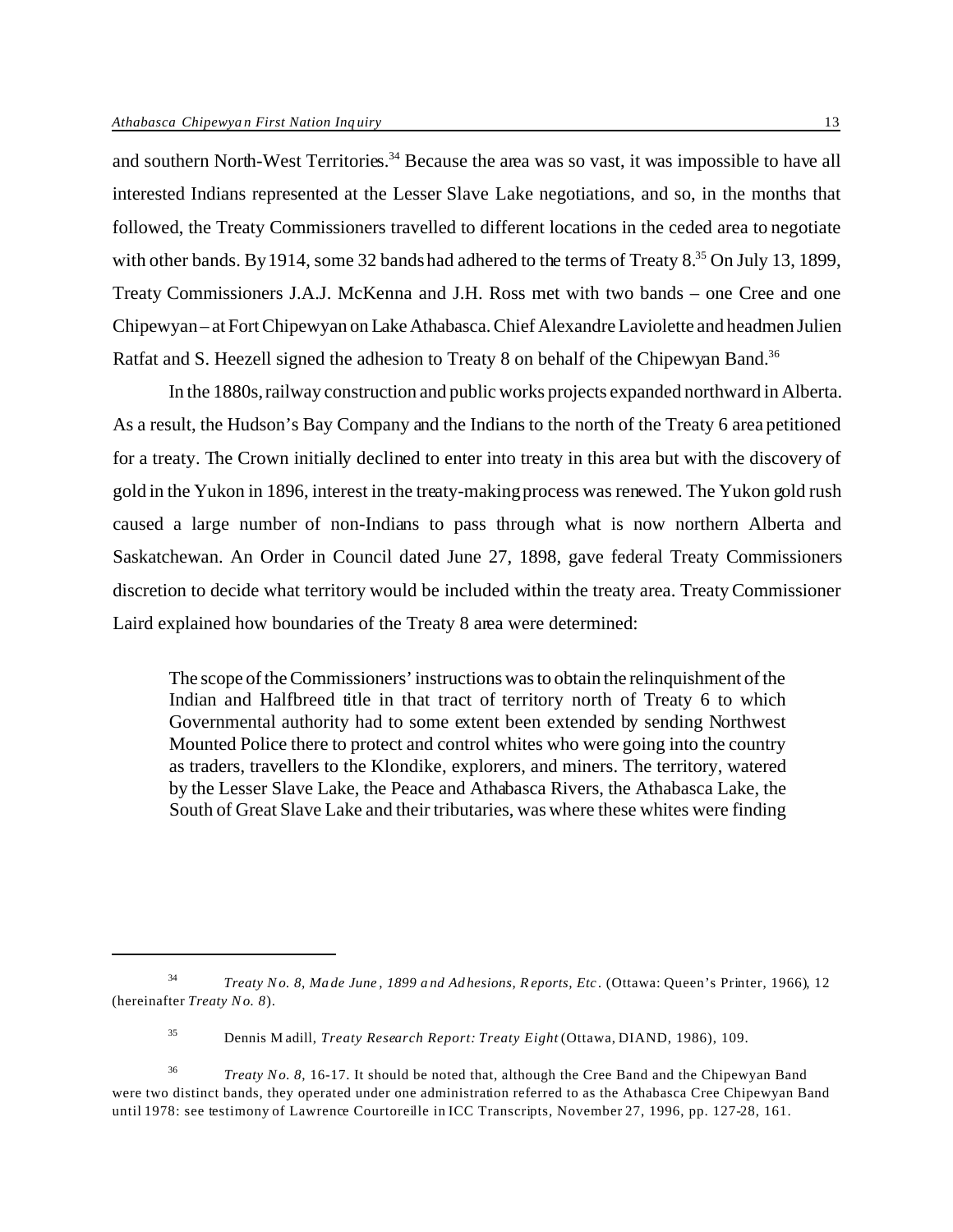and southern North-West Territories.[34] Because the area was so vast, it was impossible to have all interested Indians represented at the Lesser Slave Lake negotiations, and so, in the months that followed, the Treaty Commissioners travelled to different locations in the ceded area to negotiate with other bands. By 1914, some 32 bands had adhered to the terms of Treaty 8.[35] On July 13, 1899, Treaty Commissioners J.A.J. McKenna and J.H. Ross met with two bands – one Cree and one Chipewyan – at Fort Chipewyan on Lake Athabasca. Chief Alexandre Laviolette and headmen Julien Ratfat and S. Heezell signed the adhesion to Treaty 8 on behalf of the Chipewyan Band.[36]

In the 1880s, railway construction and public works projects expanded northward in Alberta. As a result, the Hudson's Bay Company and the Indians to the north of the Treaty 6 area petitioned for a treaty. The Crown initially declined to enter into treaty in this area but with the discovery of gold in the Yukon in 1896, interest in the treaty-making process was renewed. The Yukon gold rush caused a large number of non-Indians to pass through what is now northern Alberta and Saskatchewan. An Order in Council dated June 27, 1898, gave federal Treaty Commissioners discretion to decide what territory would be included within the treaty area. Treaty Commissioner Laird explained how boundaries of the Treaty 8 area were determined:

> The scope of the Commissioners' instructions was to obtain the relinquishment of the Indian and Halfbreed title in that tract of territory north of Treaty 6 to which Governmental authority had to some extent been extended by sending Northwest Mounted Police there to protect and control whites who were going into the country as traders, travellers to the Klondike, explorers, and miners. The territory, watered by the Lesser Slave Lake, the Peace and Athabasca Rivers, the Athabasca Lake, the South of Great Slave Lake and their tributaries, was where these whites were finding

---

[34] *Treaty No. 8, Made June, 1899 and Adhesions, Reports, Etc.* (Ottawa: Queen's Printer, 1966), 12 (hereinafter *Treaty No. 8*).

[35] Dennis Madill, *Treaty Research Report: Treaty Eight* (Ottawa, DIAND, 1986), 109.

[36] *Treaty No. 8*, 16-17. It should be noted that, although the Cree Band and the Chipewyan Band were two distinct bands, they operated under one administration referred to as the Athabasca Cree Chipewyan Band until 1978: see testimony of Lawrence Courtoreille in ICC Transcripts, November 27, 1996, pp. 127-28, 161.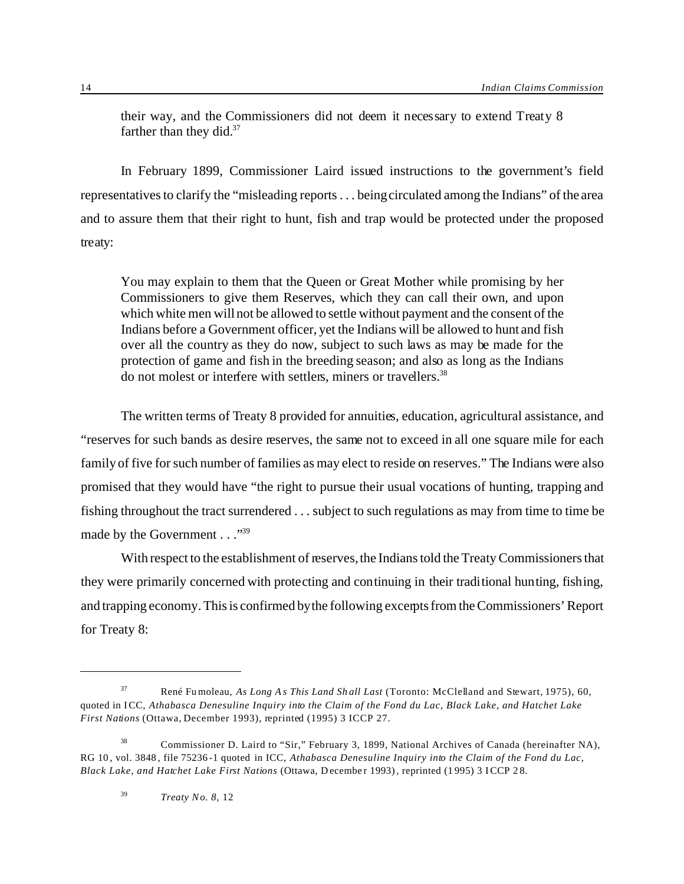their way, and the Commissioners did not deem it necessary to extend Treaty 8 farther than they did.[37]

In February 1899, Commissioner Laird issued instructions to the government's field representatives to clarify the "misleading reports . . . being circulated among the Indians" of the area and to assure them that their right to hunt, fish and trap would be protected under the proposed treaty:

> You may explain to them that the Queen or Great Mother while promising by her Commissioners to give them Reserves, which they can call their own, and upon which white men will not be allowed to settle without payment and the consent of the Indians before a Government officer, yet the Indians will be allowed to hunt and fish over all the country as they do now, subject to such laws as may be made for the protection of game and fish in the breeding season; and also as long as the Indians do not molest or interfere with settlers, miners or travellers.[38]

The written terms of Treaty 8 provided for annuities, education, agricultural assistance, and "reserves for such bands as desire reserves, the same not to exceed in all one square mile for each family of five for such number of families as may elect to reside on reserves." The Indians were also promised that they would have "the right to pursue their usual vocations of hunting, trapping and fishing throughout the tract surrendered . . . subject to such regulations as may from time to time be made by the Government . . ."[39]

With respect to the establishment of reserves, the Indians told the Treaty Commissioners that they were primarily concerned with protecting and continuing in their traditional hunting, fishing, and trapping economy. This is confirmed by the following excerpts from the Commissioners' Report for Treaty 8:

---

[37] René Fumoleau, *As Long As This Land Shall Last* (Toronto: McClelland and Stewart, 1975), 60, quoted in ICC, *Athabasca Denesuline Inquiry into the Claim of the Fond du Lac, Black Lake, and Hatchet Lake First Nations* (Ottawa, December 1993), reprinted (1995) 3 ICCP 27.

[38] Commissioner D. Laird to "Sir," February 3, 1899, National Archives of Canada (hereinafter NA), RG 10, vol. 3848, file 75236-1 quoted in ICC, *Athabasca Denesuline Inquiry into the Claim of the Fond du Lac, Black Lake, and Hatchet Lake First Nations* (Ottawa, December 1993), reprinted (1995) 3 ICCP 28.

[39] *Treaty No. 8*, 12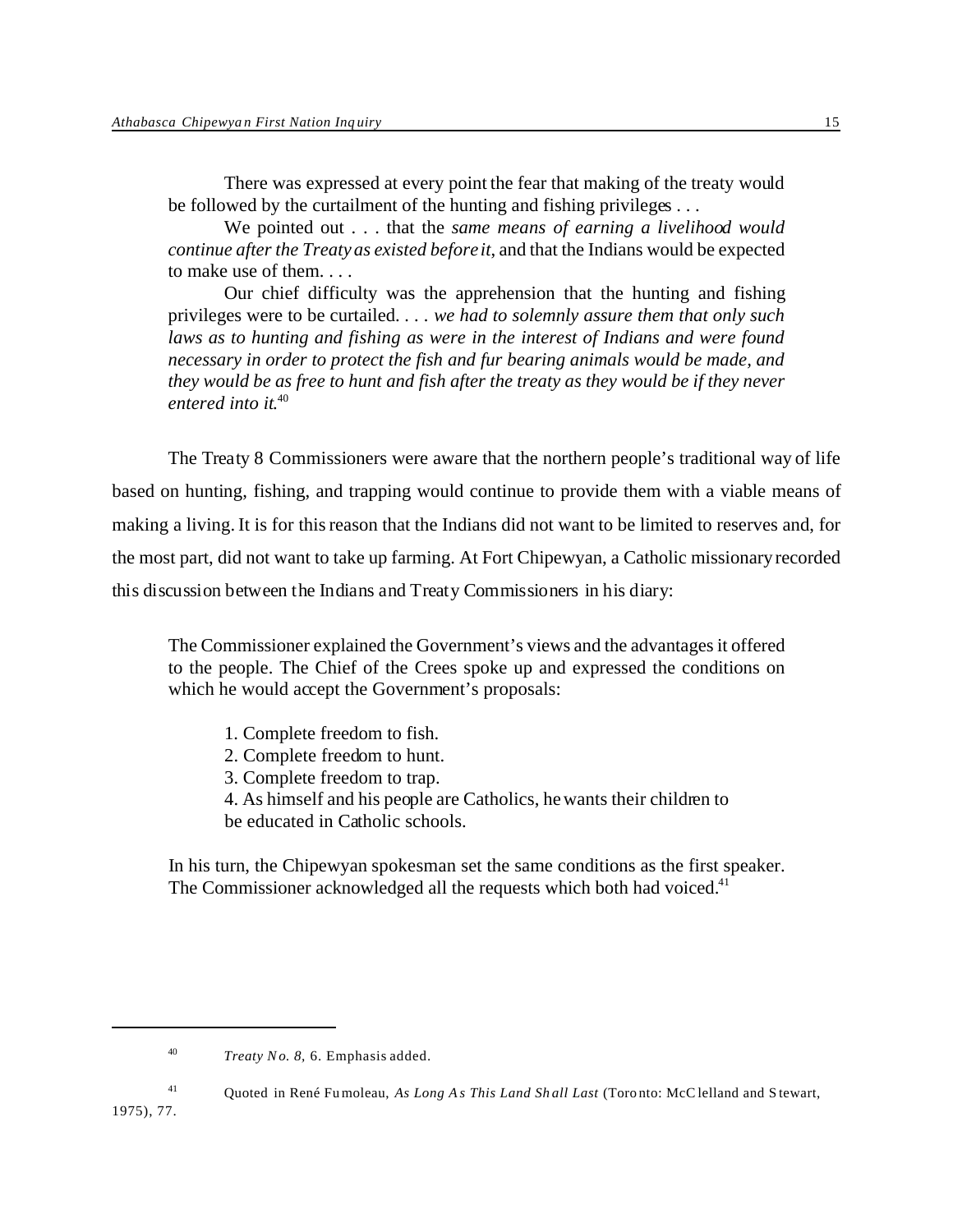> There was expressed at every point the fear that making of the treaty would be followed by the curtailment of the hunting and fishing privileges . . .
>
> We pointed out . . . that the *same means of earning a livelihood would continue after the Treaty as existed before it*, and that the Indians would be expected to make use of them. . . .
>
> Our chief difficulty was the apprehension that the hunting and fishing privileges were to be curtailed. . . . *we had to solemnly assure them that only such laws as to hunting and fishing as were in the interest of Indians and were found necessary in order to protect the fish and fur bearing animals would be made, and they would be as free to hunt and fish after the treaty as they would be if they never entered into it.*[40]

The Treaty 8 Commissioners were aware that the northern people's traditional way of life based on hunting, fishing, and trapping would continue to provide them with a viable means of making a living. It is for this reason that the Indians did not want to be limited to reserves and, for the most part, did not want to take up farming. At Fort Chipewyan, a Catholic missionary recorded this discussion between the Indians and Treaty Commissioners in his diary:

> The Commissioner explained the Government's views and the advantages it offered to the people. The Chief of the Crees spoke up and expressed the conditions on which he would accept the Government's proposals:
>
> 1. Complete freedom to fish.
> 2. Complete freedom to hunt.
> 3. Complete freedom to trap.
> 4. As himself and his people are Catholics, he wants their children to be educated in Catholic schools.
>
> In his turn, the Chipewyan spokesman set the same conditions as the first speaker. The Commissioner acknowledged all the requests which both had voiced.[41]

---

[40] *Treaty No. 8*, 6. Emphasis added.

[41] Quoted in René Fumoleau, *As Long As This Land Shall Last* (Toronto: McClelland and Stewart, 1975), 77.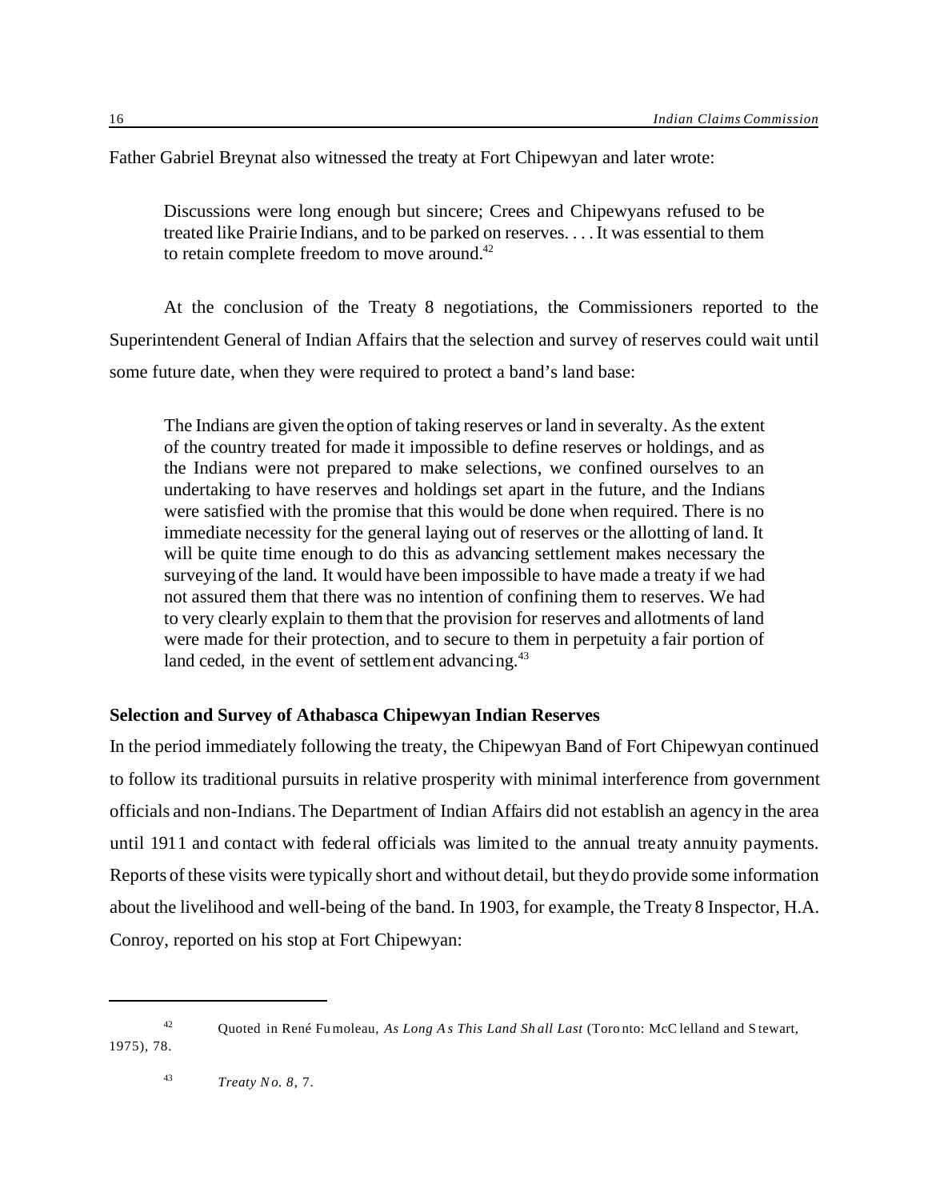Father Gabriel Breynat also witnessed the treaty at Fort Chipewyan and later wrote:

> Discussions were long enough but sincere; Crees and Chipewyans refused to be treated like Prairie Indians, and to be parked on reserves. . . . It was essential to them to retain complete freedom to move around.[42]

At the conclusion of the Treaty 8 negotiations, the Commissioners reported to the Superintendent General of Indian Affairs that the selection and survey of reserves could wait until some future date, when they were required to protect a band's land base:

> The Indians are given the option of taking reserves or land in severalty. As the extent of the country treated for made it impossible to define reserves or holdings, and as the Indians were not prepared to make selections, we confined ourselves to an undertaking to have reserves and holdings set apart in the future, and the Indians were satisfied with the promise that this would be done when required. There is no immediate necessity for the general laying out of reserves or the allotting of land. It will be quite time enough to do this as advancing settlement makes necessary the surveying of the land. It would have been impossible to have made a treaty if we had not assured them that there was no intention of confining them to reserves. We had to very clearly explain to them that the provision for reserves and allotments of land were made for their protection, and to secure to them in perpetuity a fair portion of land ceded, in the event of settlement advancing.[43]

**Selection and Survey of Athabasca Chipewyan Indian Reserves**

In the period immediately following the treaty, the Chipewyan Band of Fort Chipewyan continued to follow its traditional pursuits in relative prosperity with minimal interference from government officials and non-Indians. The Department of Indian Affairs did not establish an agency in the area until 1911 and contact with federal officials was limited to the annual treaty annuity payments. Reports of these visits were typically short and without detail, but they do provide some information about the livelihood and well-being of the band. In 1903, for example, the Treaty 8 Inspector, H.A. Conroy, reported on his stop at Fort Chipewyan:

---

[42] Quoted in René Fumoleau, *As Long As This Land Shall Last* (Toronto: McClelland and Stewart, 1975), 78.

[43] *Treaty No. 8*, 7.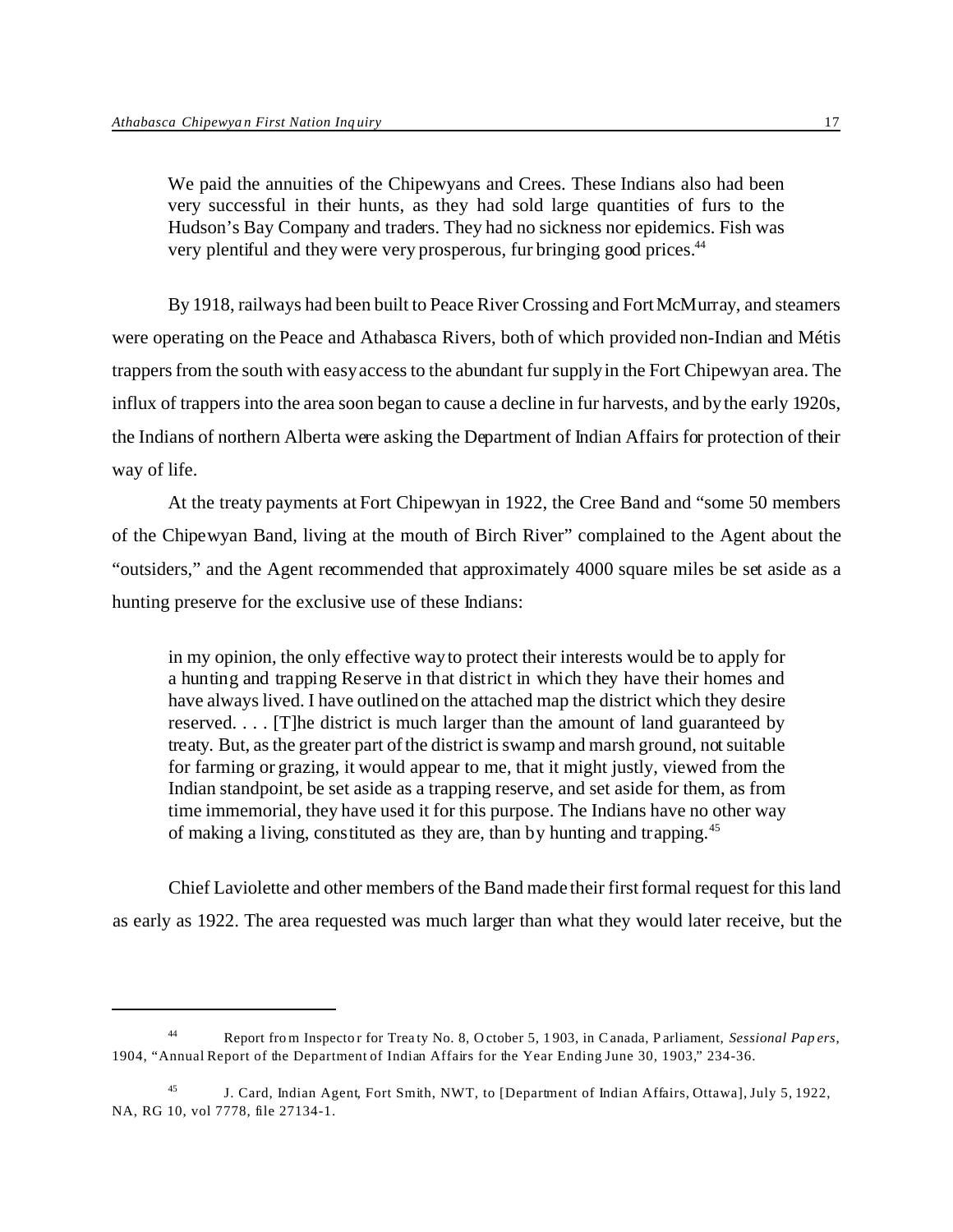> We paid the annuities of the Chipewyans and Crees. These Indians also had been very successful in their hunts, as they had sold large quantities of furs to the Hudson's Bay Company and traders. They had no sickness nor epidemics. Fish was very plentiful and they were very prosperous, fur bringing good prices.[44]

By 1918, railways had been built to Peace River Crossing and Fort McMurray, and steamers were operating on the Peace and Athabasca Rivers, both of which provided non-Indian and Métis trappers from the south with easy access to the abundant fur supply in the Fort Chipewyan area. The influx of trappers into the area soon began to cause a decline in fur harvests, and by the early 1920s, the Indians of northern Alberta were asking the Department of Indian Affairs for protection of their way of life.

At the treaty payments at Fort Chipewyan in 1922, the Cree Band and "some 50 members of the Chipewyan Band, living at the mouth of Birch River" complained to the Agent about the "outsiders," and the Agent recommended that approximately 4000 square miles be set aside as a hunting preserve for the exclusive use of these Indians:

> in my opinion, the only effective way to protect their interests would be to apply for a hunting and trapping Reserve in that district in which they have their homes and have always lived. I have outlined on the attached map the district which they desire reserved. . . . [T]he district is much larger than the amount of land guaranteed by treaty. But, as the greater part of the district is swamp and marsh ground, not suitable for farming or grazing, it would appear to me, that it might justly, viewed from the Indian standpoint, be set aside as a trapping reserve, and set aside for them, as from time immemorial, they have used it for this purpose. The Indians have no other way of making a living, constituted as they are, than by hunting and trapping.[45]

Chief Laviolette and other members of the Band made their first formal request for this land as early as 1922. The area requested was much larger than what they would later receive, but the

---

[44] Report from Inspector for Treaty No. 8, October 5, 1903, in Canada, Parliament, *Sessional Papers*, 1904, "Annual Report of the Department of Indian Affairs for the Year Ending June 30, 1903," 234-36.

[45] J. Card, Indian Agent, Fort Smith, NWT, to [Department of Indian Affairs, Ottawa], July 5, 1922, NA, RG 10, vol 7778, file 27134-1.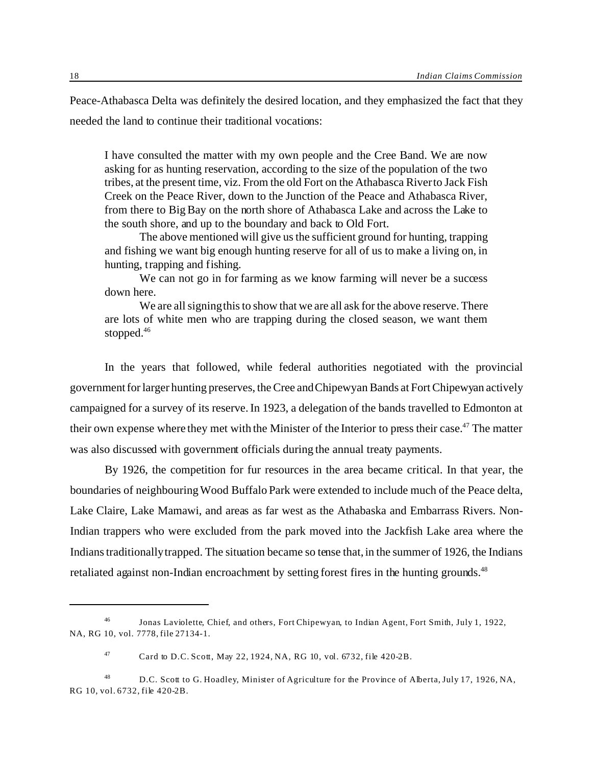Peace-Athabasca Delta was definitely the desired location, and they emphasized the fact that they needed the land to continue their traditional vocations:

> I have consulted the matter with my own people and the Cree Band. We are now asking for as hunting reservation, according to the size of the population of the two tribes, at the present time, viz. From the old Fort on the Athabasca River to Jack Fish Creek on the Peace River, down to the Junction of the Peace and Athabasca River, from there to Big Bay on the north shore of Athabasca Lake and across the Lake to the south shore, and up to the boundary and back to Old Fort.
>
> The above mentioned will give us the sufficient ground for hunting, trapping and fishing we want big enough hunting reserve for all of us to make a living on, in hunting, trapping and fishing.
>
> We can not go in for farming as we know farming will never be a success down here.
>
> We are all signing this to show that we are all ask for the above reserve. There are lots of white men who are trapping during the closed season, we want them stopped.[46]

In the years that followed, while federal authorities negotiated with the provincial government for larger hunting preserves, the Cree and Chipewyan Bands at Fort Chipewyan actively campaigned for a survey of its reserve. In 1923, a delegation of the bands travelled to Edmonton at their own expense where they met with the Minister of the Interior to press their case.[47] The matter was also discussed with government officials during the annual treaty payments.

By 1926, the competition for fur resources in the area became critical. In that year, the boundaries of neighbouring Wood Buffalo Park were extended to include much of the Peace delta, Lake Claire, Lake Mamawi, and areas as far west as the Athabaska and Embarrass Rivers. Non-Indian trappers who were excluded from the park moved into the Jackfish Lake area where the Indians traditionally trapped. The situation became so tense that, in the summer of 1926, the Indians retaliated against non-Indian encroachment by setting forest fires in the hunting grounds.[48]

---

[46] Jonas Laviolette, Chief, and others, Fort Chipewyan, to Indian Agent, Fort Smith, July 1, 1922, NA, RG 10, vol. 7778, file 27134-1.

[47] Card to D.C. Scott, May 22, 1924, NA, RG 10, vol. 6732, file 420-2B.

[48] D.C. Scott to G. Hoadley, Minister of Agriculture for the Province of Alberta, July 17, 1926, NA, RG 10, vol. 6732, file 420-2B.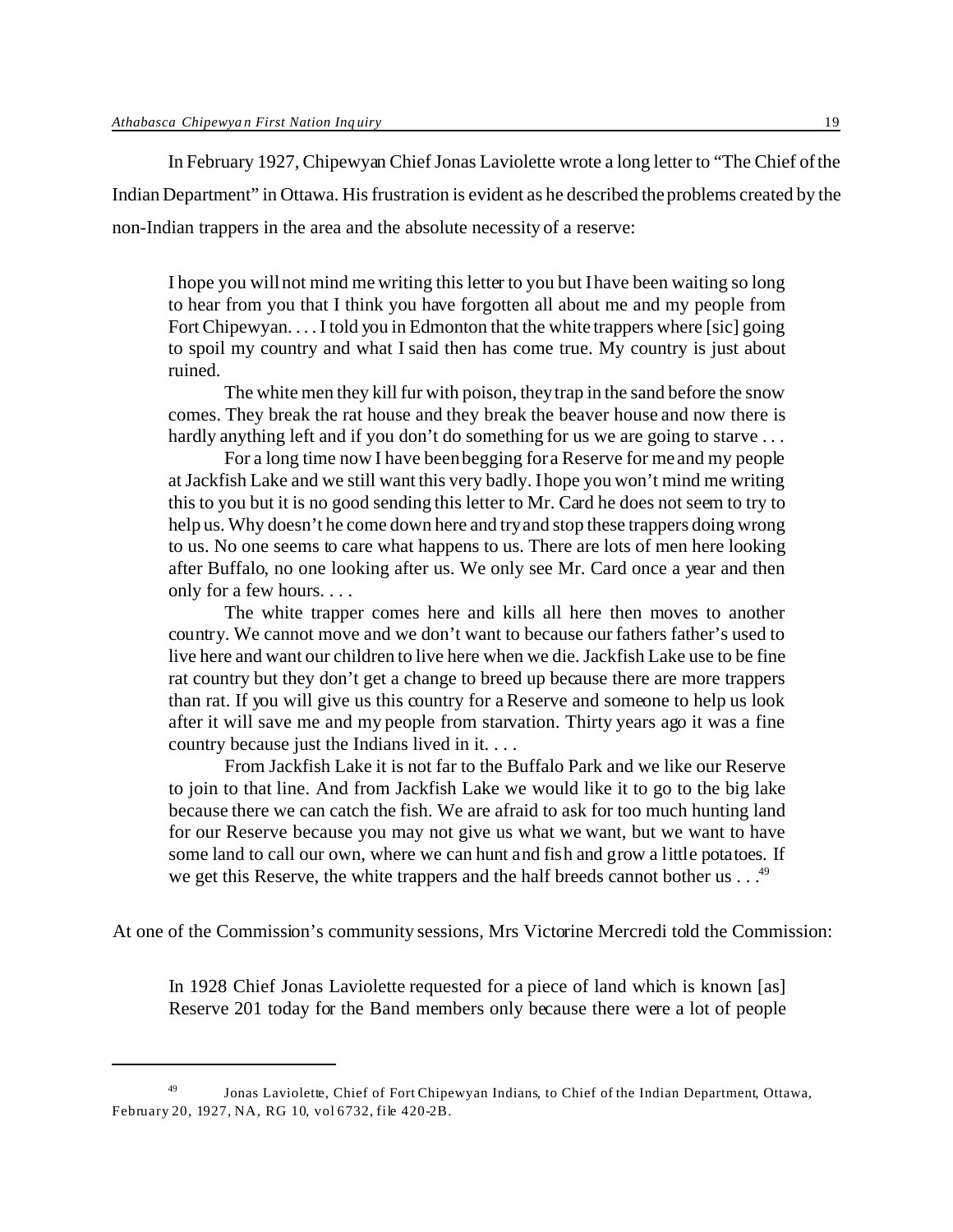In February 1927, Chipewyan Chief Jonas Laviolette wrote a long letter to "The Chief of the Indian Department" in Ottawa. His frustration is evident as he described the problems created by the non-Indian trappers in the area and the absolute necessity of a reserve:

> I hope you will not mind me writing this letter to you but I have been waiting so long to hear from you that I think you have forgotten all about me and my people from Fort Chipewyan. . . . I told you in Edmonton that the white trappers where [sic] going to spoil my country and what I said then has come true. My country is just about ruined.
>
> The white men they kill fur with poison, they trap in the sand before the snow comes. They break the rat house and they break the beaver house and now there is hardly anything left and if you don't do something for us we are going to starve . . .
>
> For a long time now I have been begging for a Reserve for me and my people at Jackfish Lake and we still want this very badly. I hope you won't mind me writing this to you but it is no good sending this letter to Mr. Card he does not seem to try to help us. Why doesn't he come down here and try and stop these trappers doing wrong to us. No one seems to care what happens to us. There are lots of men here looking after Buffalo, no one looking after us. We only see Mr. Card once a year and then only for a few hours. . . .
>
> The white trapper comes here and kills all here then moves to another country. We cannot move and we don't want to because our fathers father's used to live here and want our children to live here when we die. Jackfish Lake use to be fine rat country but they don't get a change to breed up because there are more trappers than rat. If you will give us this country for a Reserve and someone to help us look after it will save me and my people from starvation. Thirty years ago it was a fine country because just the Indians lived in it. . . .
>
> From Jackfish Lake it is not far to the Buffalo Park and we like our Reserve to join to that line. And from Jackfish Lake we would like it to go to the big lake because there we can catch the fish. We are afraid to ask for too much hunting land for our Reserve because you may not give us what we want, but we want to have some land to call our own, where we can hunt and fish and grow a little potatoes. If we get this Reserve, the white trappers and the half breeds cannot bother us . . .[49]

At one of the Commission's community sessions, Mrs Victorine Mercredi told the Commission:

> In 1928 Chief Jonas Laviolette requested for a piece of land which is known [as] Reserve 201 today for the Band members only because there were a lot of people

[49] Jonas Laviolette, Chief of Fort Chipewyan Indians, to Chief of the Indian Department, Ottawa, February 20, 1927, NA, RG 10, vol 6732, file 420-2B.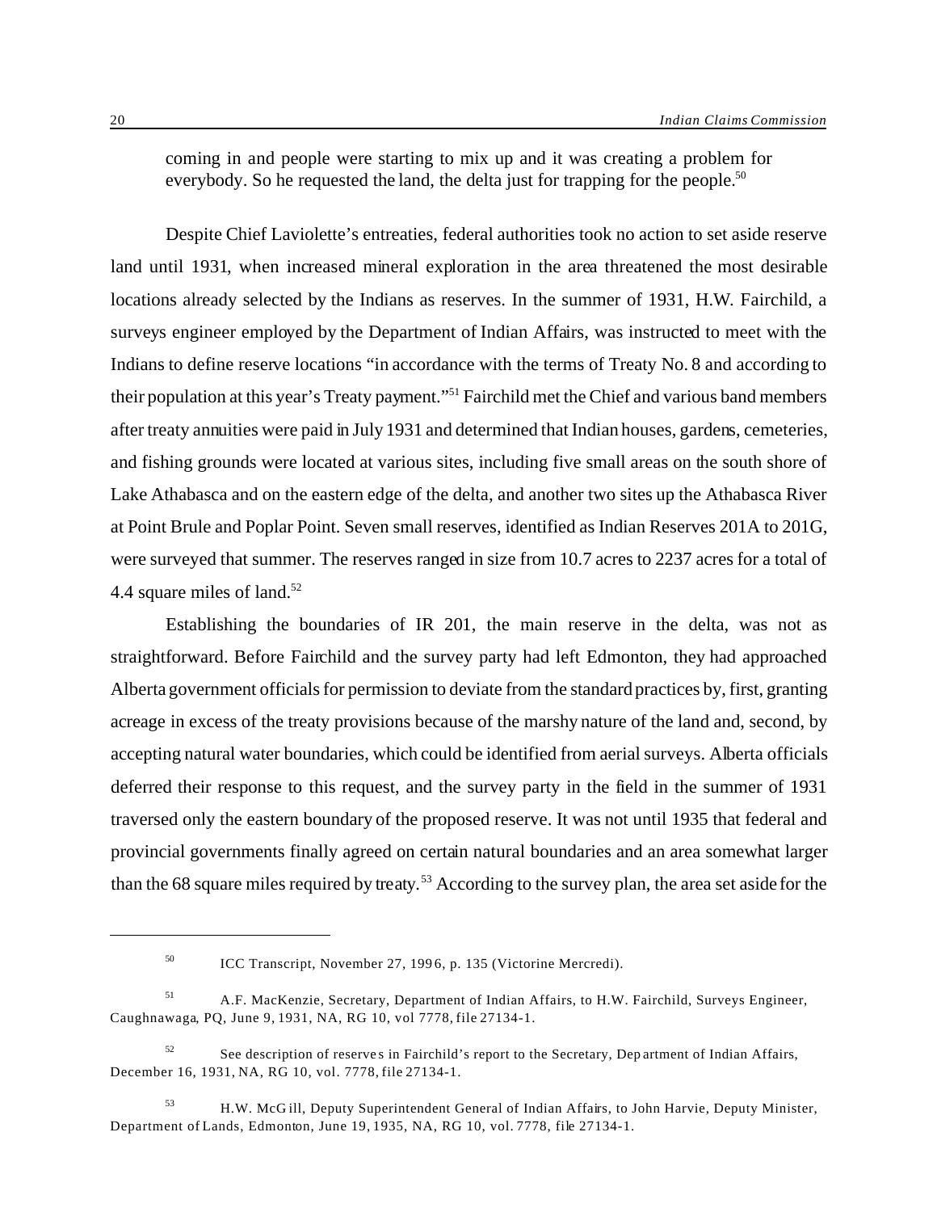coming in and people were starting to mix up and it was creating a problem for everybody. So he requested the land, the delta just for trapping for the people.[50]

Despite Chief Laviolette's entreaties, federal authorities took no action to set aside reserve land until 1931, when increased mineral exploration in the area threatened the most desirable locations already selected by the Indians as reserves. In the summer of 1931, H.W. Fairchild, a surveys engineer employed by the Department of Indian Affairs, was instructed to meet with the Indians to define reserve locations "in accordance with the terms of Treaty No. 8 and according to their population at this year's Treaty payment."[51] Fairchild met the Chief and various band members after treaty annuities were paid in July 1931 and determined that Indian houses, gardens, cemeteries, and fishing grounds were located at various sites, including five small areas on the south shore of Lake Athabasca and on the eastern edge of the delta, and another two sites up the Athabasca River at Point Brule and Poplar Point. Seven small reserves, identified as Indian Reserves 201A to 201G, were surveyed that summer. The reserves ranged in size from 10.7 acres to 2237 acres for a total of 4.4 square miles of land.[52]

Establishing the boundaries of IR 201, the main reserve in the delta, was not as straightforward. Before Fairchild and the survey party had left Edmonton, they had approached Alberta government officials for permission to deviate from the standard practices by, first, granting acreage in excess of the treaty provisions because of the marshy nature of the land and, second, by accepting natural water boundaries, which could be identified from aerial surveys. Alberta officials deferred their response to this request, and the survey party in the field in the summer of 1931 traversed only the eastern boundary of the proposed reserve. It was not until 1935 that federal and provincial governments finally agreed on certain natural boundaries and an area somewhat larger than the 68 square miles required by treaty.[53] According to the survey plan, the area set aside for the

---

[50] ICC Transcript, November 27, 1996, p. 135 (Victorine Mercredi).

[51] A.F. MacKenzie, Secretary, Department of Indian Affairs, to H.W. Fairchild, Surveys Engineer, Caughnawaga, PQ, June 9, 1931, NA, RG 10, vol 7778, file 27134-1.

[52] See description of reserves in Fairchild's report to the Secretary, Department of Indian Affairs, December 16, 1931, NA, RG 10, vol. 7778, file 27134-1.

[53] H.W. McGill, Deputy Superintendent General of Indian Affairs, to John Harvie, Deputy Minister, Department of Lands, Edmonton, June 19, 1935, NA, RG 10, vol. 7778, file 27134-1.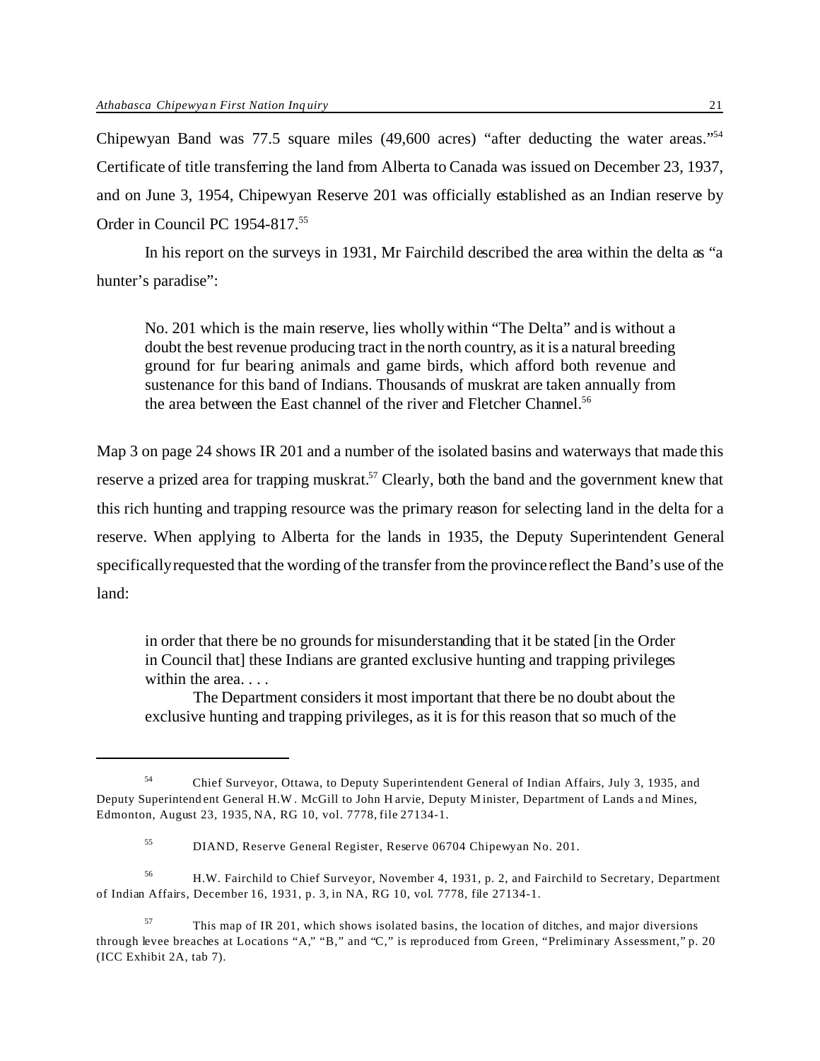Chipewyan Band was 77.5 square miles (49,600 acres) "after deducting the water areas."[54] Certificate of title transferring the land from Alberta to Canada was issued on December 23, 1937, and on June 3, 1954, Chipewyan Reserve 201 was officially established as an Indian reserve by Order in Council PC 1954-817.[55]

In his report on the surveys in 1931, Mr Fairchild described the area within the delta as "a hunter's paradise":

> No. 201 which is the main reserve, lies wholly within "The Delta" and is without a doubt the best revenue producing tract in the north country, as it is a natural breeding ground for fur bearing animals and game birds, which afford both revenue and sustenance for this band of Indians. Thousands of muskrat are taken annually from the area between the East channel of the river and Fletcher Channel.[56]

Map 3 on page 24 shows IR 201 and a number of the isolated basins and waterways that made this reserve a prized area for trapping muskrat.[57] Clearly, both the band and the government knew that this rich hunting and trapping resource was the primary reason for selecting land in the delta for a reserve. When applying to Alberta for the lands in 1935, the Deputy Superintendent General specifically requested that the wording of the transfer from the province reflect the Band's use of the land:

> in order that there be no grounds for misunderstanding that it be stated [in the Order in Council that] these Indians are granted exclusive hunting and trapping privileges within the area. . . .
>
> The Department considers it most important that there be no doubt about the exclusive hunting and trapping privileges, as it is for this reason that so much of the

---

[54] Chief Surveyor, Ottawa, to Deputy Superintendent General of Indian Affairs, July 3, 1935, and Deputy Superintendent General H.W. McGill to John Harvie, Deputy Minister, Department of Lands and Mines, Edmonton, August 23, 1935, NA, RG 10, vol. 7778, file 27134-1.

[55] DIAND, Reserve General Register, Reserve 06704 Chipewyan No. 201.

[56] H.W. Fairchild to Chief Surveyor, November 4, 1931, p. 2, and Fairchild to Secretary, Department of Indian Affairs, December 16, 1931, p. 3, in NA, RG 10, vol. 7778, file 27134-1.

[57] This map of IR 201, which shows isolated basins, the location of ditches, and major diversions through levee breaches at Locations "A," "B," and "C," is reproduced from Green, "Preliminary Assessment," p. 20 (ICC Exhibit 2A, tab 7).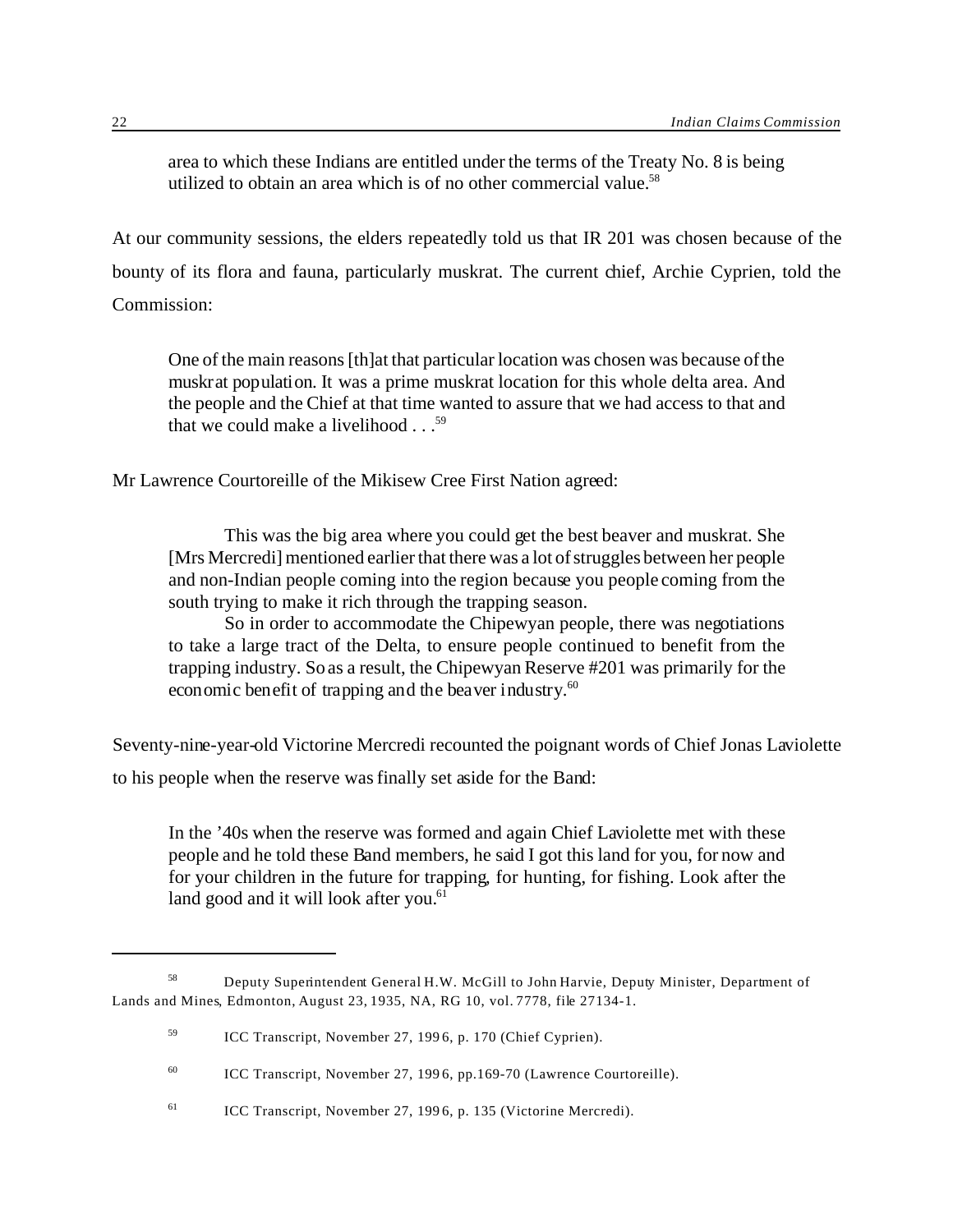> area to which these Indians are entitled under the terms of the Treaty No. 8 is being utilized to obtain an area which is of no other commercial value.[58]

At our community sessions, the elders repeatedly told us that IR 201 was chosen because of the bounty of its flora and fauna, particularly muskrat. The current chief, Archie Cyprien, told the Commission:

> One of the main reasons [th]at that particular location was chosen was because of the muskrat population. It was a prime muskrat location for this whole delta area. And the people and the Chief at that time wanted to assure that we had access to that and that we could make a livelihood . . .[59]

Mr Lawrence Courtoreille of the Mikisew Cree First Nation agreed:

> This was the big area where you could get the best beaver and muskrat. She [Mrs Mercredi] mentioned earlier that there was a lot of struggles between her people and non-Indian people coming into the region because you people coming from the south trying to make it rich through the trapping season.
>
> So in order to accommodate the Chipewyan people, there was negotiations to take a large tract of the Delta, to ensure people continued to benefit from the trapping industry. So as a result, the Chipewyan Reserve #201 was primarily for the economic benefit of trapping and the beaver industry.[60]

Seventy-nine-year-old Victorine Mercredi recounted the poignant words of Chief Jonas Laviolette to his people when the reserve was finally set aside for the Band:

> In the '40s when the reserve was formed and again Chief Laviolette met with these people and he told these Band members, he said I got this land for you, for now and for your children in the future for trapping, for hunting, for fishing. Look after the land good and it will look after you.[61]

---

[58] Deputy Superintendent General H.W. McGill to John Harvie, Deputy Minister, Department of Lands and Mines, Edmonton, August 23, 1935, NA, RG 10, vol. 7778, file 27134-1.

[59] ICC Transcript, November 27, 1996, p. 170 (Chief Cyprien).

[60] ICC Transcript, November 27, 1996, pp.169-70 (Lawrence Courtoreille).

[61] ICC Transcript, November 27, 1996, p. 135 (Victorine Mercredi).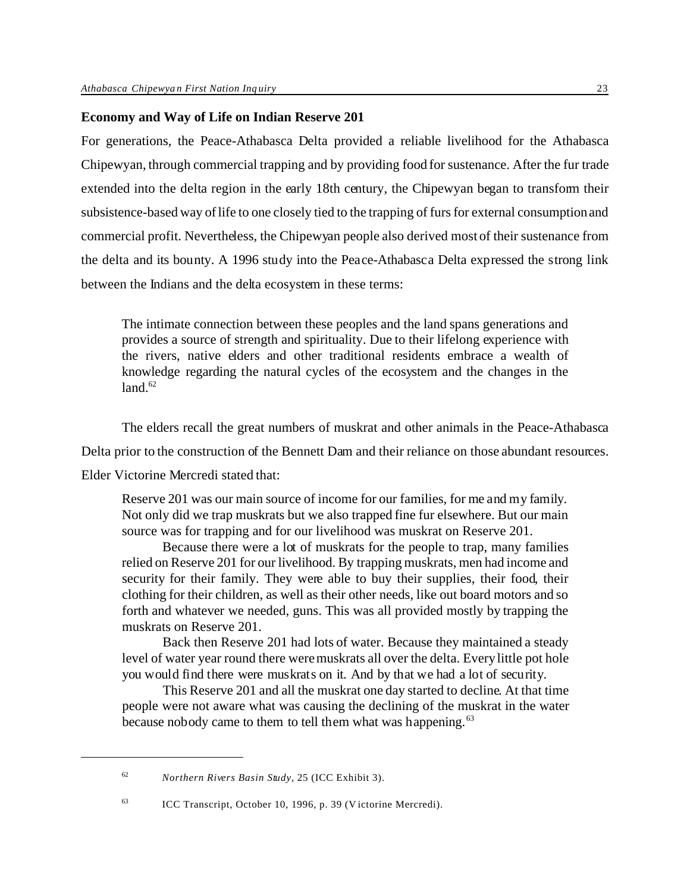## Economy and Way of Life on Indian Reserve 201

For generations, the Peace-Athabasca Delta provided a reliable livelihood for the Athabasca Chipewyan, through commercial trapping and by providing food for sustenance. After the fur trade extended into the delta region in the early 18th century, the Chipewyan began to transform their subsistence-based way of life to one closely tied to the trapping of furs for external consumption and commercial profit. Nevertheless, the Chipewyan people also derived most of their sustenance from the delta and its bounty. A 1996 study into the Peace-Athabasca Delta expressed the strong link between the Indians and the delta ecosystem in these terms:

> The intimate connection between these peoples and the land spans generations and provides a source of strength and spirituality. Due to their lifelong experience with the rivers, native elders and other traditional residents embrace a wealth of knowledge regarding the natural cycles of the ecosystem and the changes in the land.[62]

The elders recall the great numbers of muskrat and other animals in the Peace-Athabasca Delta prior to the construction of the Bennett Dam and their reliance on those abundant resources. Elder Victorine Mercredi stated that:

> Reserve 201 was our main source of income for our families, for me and my family. Not only did we trap muskrats but we also trapped fine fur elsewhere. But our main source was for trapping and for our livelihood was muskrat on Reserve 201.
>
> Because there were a lot of muskrats for the people to trap, many families relied on Reserve 201 for our livelihood. By trapping muskrats, men had income and security for their family. They were able to buy their supplies, their food, their clothing for their children, as well as their other needs, like out board motors and so forth and whatever we needed, guns. This was all provided mostly by trapping the muskrats on Reserve 201.
>
> Back then Reserve 201 had lots of water. Because they maintained a steady level of water year round there were muskrats all over the delta. Every little pot hole you would find there were muskrats on it. And by that we had a lot of security.
>
> This Reserve 201 and all the muskrat one day started to decline. At that time people were not aware what was causing the declining of the muskrat in the water because nobody came to them to tell them what was happening.[63]

---

[62] *Northern Rivers Basin Study*, 25 (ICC Exhibit 3).

[63] ICC Transcript, October 10, 1996, p. 39 (Victorine Mercredi).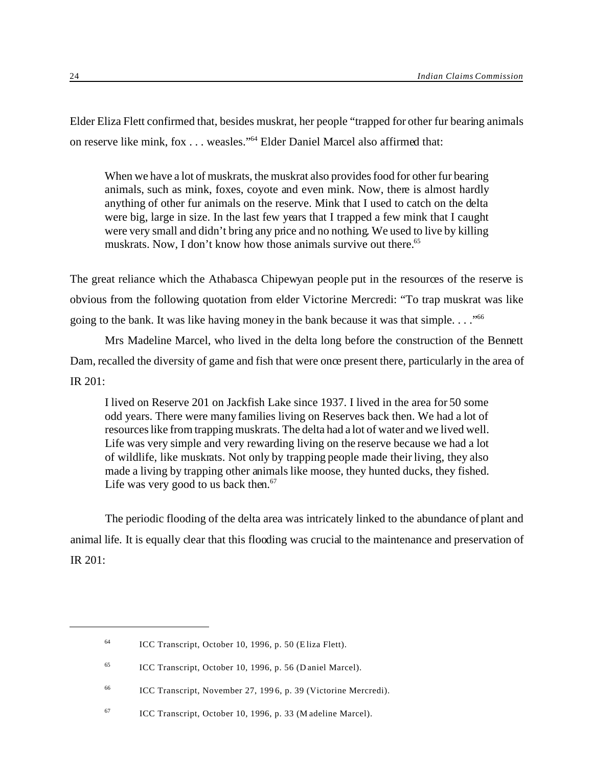Elder Eliza Flett confirmed that, besides muskrat, her people "trapped for other fur bearing animals on reserve like mink, fox . . . weasles."[64] Elder Daniel Marcel also affirmed that:

> When we have a lot of muskrats, the muskrat also provides food for other fur bearing animals, such as mink, foxes, coyote and even mink. Now, there is almost hardly anything of other fur animals on the reserve. Mink that I used to catch on the delta were big, large in size. In the last few years that I trapped a few mink that I caught were very small and didn't bring any price and no nothing. We used to live by killing muskrats. Now, I don't know how those animals survive out there.[65]

The great reliance which the Athabasca Chipewyan people put in the resources of the reserve is obvious from the following quotation from elder Victorine Mercredi: "To trap muskrat was like going to the bank. It was like having money in the bank because it was that simple. . . ."[66]

Mrs Madeline Marcel, who lived in the delta long before the construction of the Bennett Dam, recalled the diversity of game and fish that were once present there, particularly in the area of IR 201:

> I lived on Reserve 201 on Jackfish Lake since 1937. I lived in the area for 50 some odd years. There were many families living on Reserves back then. We had a lot of resources like from trapping muskrats. The delta had a lot of water and we lived well. Life was very simple and very rewarding living on the reserve because we had a lot of wildlife, like muskrats. Not only by trapping people made their living, they also made a living by trapping other animals like moose, they hunted ducks, they fished. Life was very good to us back then.[67]

The periodic flooding of the delta area was intricately linked to the abundance of plant and animal life. It is equally clear that this flooding was crucial to the maintenance and preservation of IR 201:

---

[64] ICC Transcript, October 10, 1996, p. 50 (Eliza Flett).

[65] ICC Transcript, October 10, 1996, p. 56 (Daniel Marcel).

[66] ICC Transcript, November 27, 1996, p. 39 (Victorine Mercredi).

[67] ICC Transcript, October 10, 1996, p. 33 (Madeline Marcel).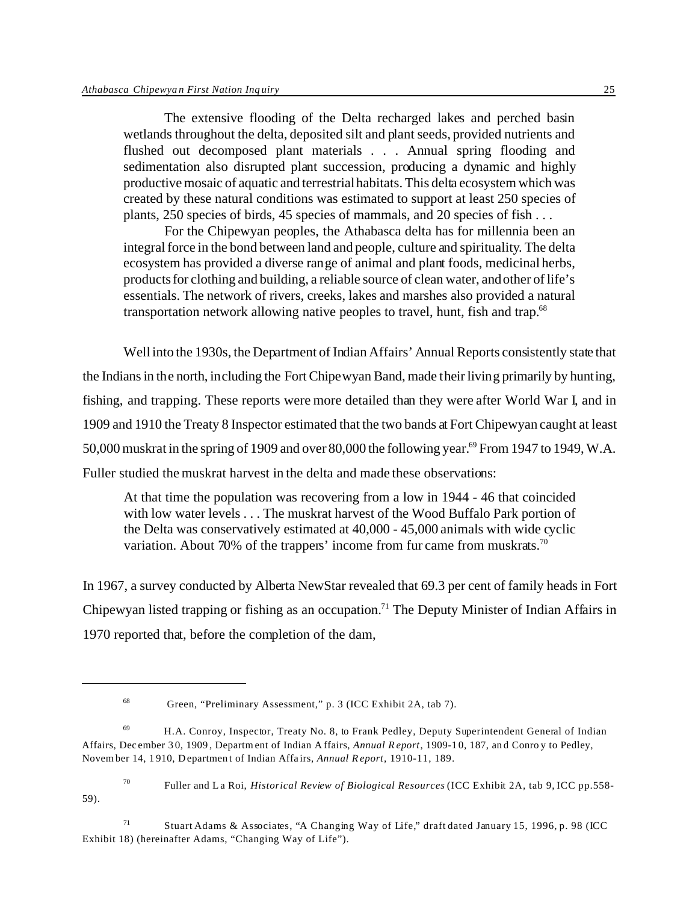> The extensive flooding of the Delta recharged lakes and perched basin wetlands throughout the delta, deposited silt and plant seeds, provided nutrients and flushed out decomposed plant materials . . . Annual spring flooding and sedimentation also disrupted plant succession, producing a dynamic and highly productive mosaic of aquatic and terrestrial habitats. This delta ecosystem which was created by these natural conditions was estimated to support at least 250 species of plants, 250 species of birds, 45 species of mammals, and 20 species of fish . . .
>
> For the Chipewyan peoples, the Athabasca delta has for millennia been an integral force in the bond between land and people, culture and spirituality. The delta ecosystem has provided a diverse range of animal and plant foods, medicinal herbs, products for clothing and building, a reliable source of clean water, and other of life's essentials. The network of rivers, creeks, lakes and marshes also provided a natural transportation network allowing native peoples to travel, hunt, fish and trap.[68]

Well into the 1930s, the Department of Indian Affairs' Annual Reports consistently state that the Indians in the north, including the Fort Chipewyan Band, made their living primarily by hunting, fishing, and trapping. These reports were more detailed than they were after World War I, and in 1909 and 1910 the Treaty 8 Inspector estimated that the two bands at Fort Chipewyan caught at least 50,000 muskrat in the spring of 1909 and over 80,000 the following year.[69] From 1947 to 1949, W.A. Fuller studied the muskrat harvest in the delta and made these observations:

> At that time the population was recovering from a low in 1944 - 46 that coincided with low water levels . . . The muskrat harvest of the Wood Buffalo Park portion of the Delta was conservatively estimated at 40,000 - 45,000 animals with wide cyclic variation. About 70% of the trappers' income from fur came from muskrats.[70]

In 1967, a survey conducted by Alberta NewStar revealed that 69.3 per cent of family heads in Fort Chipewyan listed trapping or fishing as an occupation.[71] The Deputy Minister of Indian Affairs in 1970 reported that, before the completion of the dam,

---

[68] Green, "Preliminary Assessment," p. 3 (ICC Exhibit 2A, tab 7).

[69] H.A. Conroy, Inspector, Treaty No. 8, to Frank Pedley, Deputy Superintendent General of Indian Affairs, December 30, 1909, Department of Indian Affairs, *Annual Report*, 1909-10, 187, and Conroy to Pedley, November 14, 1910, Department of Indian Affairs, *Annual Report*, 1910-11, 189.

[70] Fuller and La Roi, *Historical Review of Biological Resources* (ICC Exhibit 2A, tab 9, ICC pp.558-59).

[71] Stuart Adams & Associates, "A Changing Way of Life," draft dated January 15, 1996, p. 98 (ICC Exhibit 18) (hereinafter Adams, "Changing Way of Life").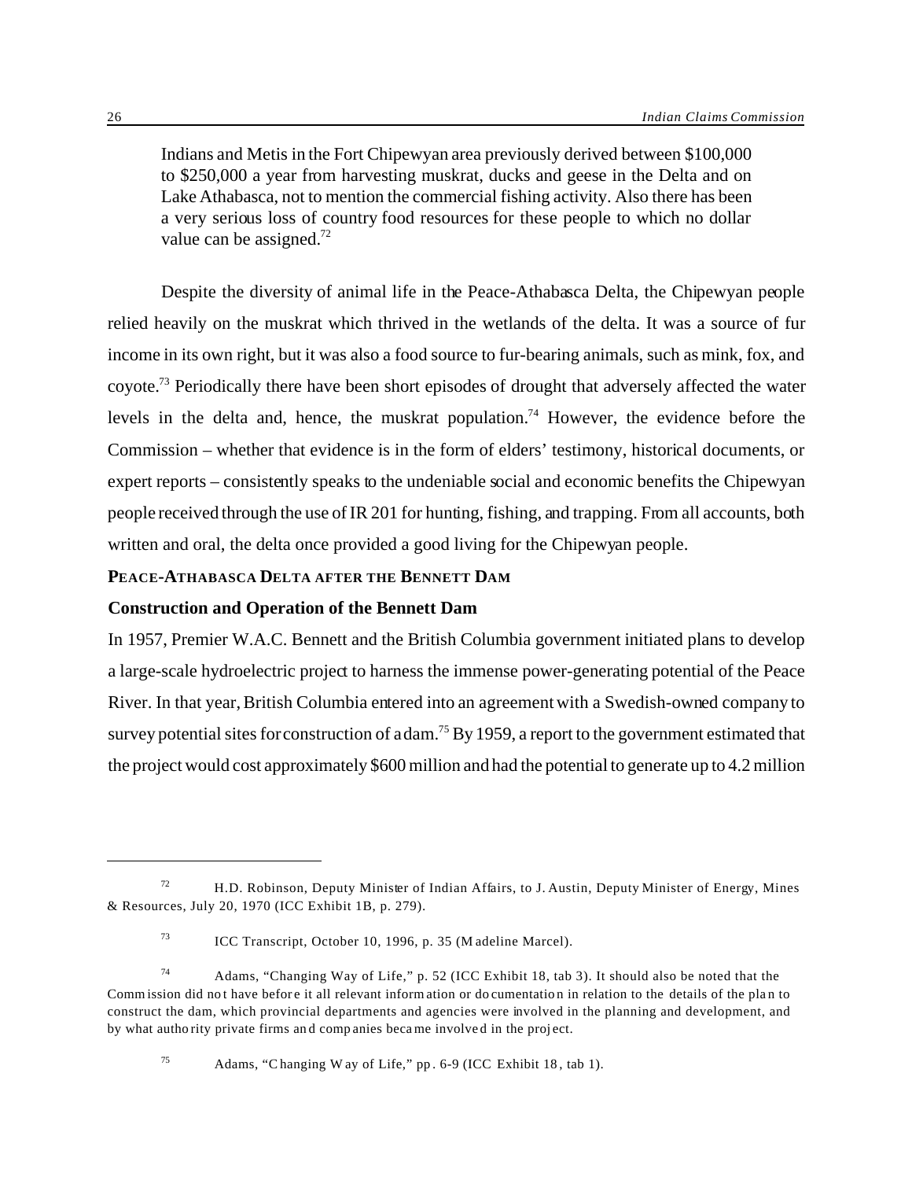> Indians and Metis in the Fort Chipewyan area previously derived between $100,000 to $250,000 a year from harvesting muskrat, ducks and geese in the Delta and on Lake Athabasca, not to mention the commercial fishing activity. Also there has been a very serious loss of country food resources for these people to which no dollar value can be assigned.[72]

Despite the diversity of animal life in the Peace-Athabasca Delta, the Chipewyan people relied heavily on the muskrat which thrived in the wetlands of the delta. It was a source of fur income in its own right, but it was also a food source to fur-bearing animals, such as mink, fox, and coyote.[73] Periodically there have been short episodes of drought that adversely affected the water levels in the delta and, hence, the muskrat population.[74] However, the evidence before the Commission – whether that evidence is in the form of elders' testimony, historical documents, or expert reports – consistently speaks to the undeniable social and economic benefits the Chipewyan people received through the use of IR 201 for hunting, fishing, and trapping. From all accounts, both written and oral, the delta once provided a good living for the Chipewyan people.

## PEACE-ATHABASCA DELTA AFTER THE BENNETT DAM

### Construction and Operation of the Bennett Dam

In 1957, Premier W.A.C. Bennett and the British Columbia government initiated plans to develop a large-scale hydroelectric project to harness the immense power-generating potential of the Peace River. In that year, British Columbia entered into an agreement with a Swedish-owned company to survey potential sites for construction of a dam.[75] By 1959, a report to the government estimated that the project would cost approximately $600 million and had the potential to generate up to 4.2 million

---

[72] H.D. Robinson, Deputy Minister of Indian Affairs, to J. Austin, Deputy Minister of Energy, Mines & Resources, July 20, 1970 (ICC Exhibit 1B, p. 279).

[73] ICC Transcript, October 10, 1996, p. 35 (Madeline Marcel).

[74] Adams, "Changing Way of Life," p. 52 (ICC Exhibit 18, tab 3). It should also be noted that the Commission did not have before it all relevant information or documentation in relation to the details of the plan to construct the dam, which provincial departments and agencies were involved in the planning and development, and by what authority private firms and companies became involved in the project.

[75] Adams, "Changing Way of Life," pp. 6-9 (ICC Exhibit 18, tab 1).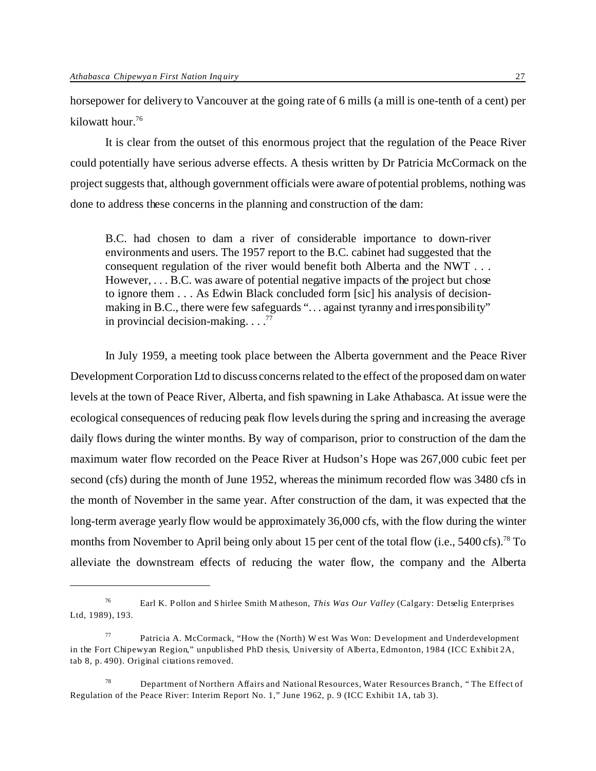horsepower for delivery to Vancouver at the going rate of 6 mills (a mill is one-tenth of a cent) per kilowatt hour.[76]

It is clear from the outset of this enormous project that the regulation of the Peace River could potentially have serious adverse effects. A thesis written by Dr Patricia McCormack on the project suggests that, although government officials were aware of potential problems, nothing was done to address these concerns in the planning and construction of the dam:

> B.C. had chosen to dam a river of considerable importance to down-river environments and users. The 1957 report to the B.C. cabinet had suggested that the consequent regulation of the river would benefit both Alberta and the NWT . . . However, . . . B.C. was aware of potential negative impacts of the project but chose to ignore them . . . As Edwin Black concluded form [sic] his analysis of decision-making in B.C., there were few safeguards ". . . against tyranny and irresponsibility" in provincial decision-making. . . .[77]

In July 1959, a meeting took place between the Alberta government and the Peace River Development Corporation Ltd to discuss concerns related to the effect of the proposed dam on water levels at the town of Peace River, Alberta, and fish spawning in Lake Athabasca. At issue were the ecological consequences of reducing peak flow levels during the spring and increasing the average daily flows during the winter months. By way of comparison, prior to construction of the dam the maximum water flow recorded on the Peace River at Hudson's Hope was 267,000 cubic feet per second (cfs) during the month of June 1952, whereas the minimum recorded flow was 3480 cfs in the month of November in the same year. After construction of the dam, it was expected that the long-term average yearly flow would be approximately 36,000 cfs, with the flow during the winter months from November to April being only about 15 per cent of the total flow (i.e., 5400 cfs).[78] To alleviate the downstream effects of reducing the water flow, the company and the Alberta

---

[76] Earl K. Pollon and Shirlee Smith Matheson, *This Was Our Valley* (Calgary: Detselig Enterprises Ltd, 1989), 193.

[77] Patricia A. McCormack, "How the (North) West Was Won: Development and Underdevelopment in the Fort Chipewyan Region," unpublished PhD thesis, University of Alberta, Edmonton, 1984 (ICC Exhibit 2A, tab 8, p. 490). Original citations removed.

[78] Department of Northern Affairs and National Resources, Water Resources Branch, "The Effect of Regulation of the Peace River: Interim Report No. 1," June 1962, p. 9 (ICC Exhibit 1A, tab 3).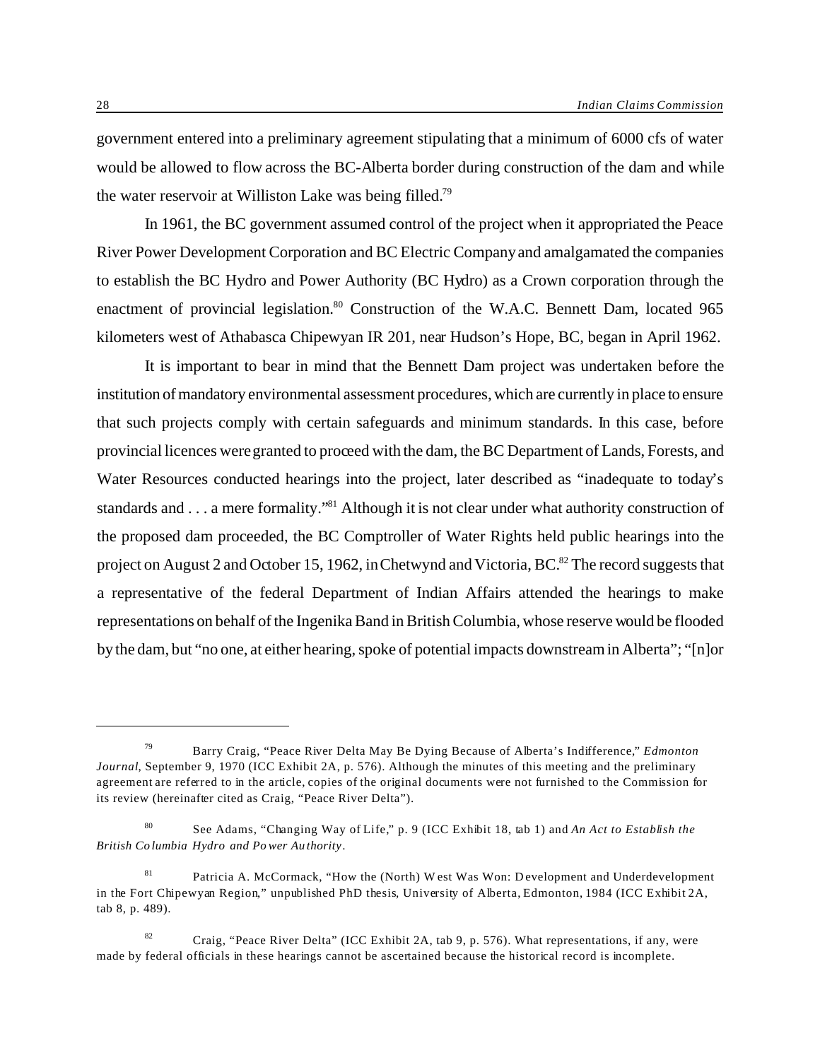government entered into a preliminary agreement stipulating that a minimum of 6000 cfs of water would be allowed to flow across the BC-Alberta border during construction of the dam and while the water reservoir at Williston Lake was being filled.[79]

In 1961, the BC government assumed control of the project when it appropriated the Peace River Power Development Corporation and BC Electric Company and amalgamated the companies to establish the BC Hydro and Power Authority (BC Hydro) as a Crown corporation through the enactment of provincial legislation.[80] Construction of the W.A.C. Bennett Dam, located 965 kilometers west of Athabasca Chipewyan IR 201, near Hudson's Hope, BC, began in April 1962.

It is important to bear in mind that the Bennett Dam project was undertaken before the institution of mandatory environmental assessment procedures, which are currently in place to ensure that such projects comply with certain safeguards and minimum standards. In this case, before provincial licences were granted to proceed with the dam, the BC Department of Lands, Forests, and Water Resources conducted hearings into the project, later described as "inadequate to today's standards and . . . a mere formality."[81] Although it is not clear under what authority construction of the proposed dam proceeded, the BC Comptroller of Water Rights held public hearings into the project on August 2 and October 15, 1962, in Chetwynd and Victoria, BC.[82] The record suggests that a representative of the federal Department of Indian Affairs attended the hearings to make representations on behalf of the Ingenika Band in British Columbia, whose reserve would be flooded by the dam, but "no one, at either hearing, spoke of potential impacts downstream in Alberta"; "[n]or

---

[79] Barry Craig, "Peace River Delta May Be Dying Because of Alberta's Indifference," *Edmonton Journal*, September 9, 1970 (ICC Exhibit 2A, p. 576). Although the minutes of this meeting and the preliminary agreement are referred to in the article, copies of the original documents were not furnished to the Commission for its review (hereinafter cited as Craig, "Peace River Delta").

[80] See Adams, "Changing Way of Life," p. 9 (ICC Exhibit 18, tab 1) and *An Act to Establish the British Columbia Hydro and Power Authority*.

[81] Patricia A. McCormack, "How the (North) West Was Won: Development and Underdevelopment in the Fort Chipewyan Region," unpublished PhD thesis, University of Alberta, Edmonton, 1984 (ICC Exhibit 2A, tab 8, p. 489).

[82] Craig, "Peace River Delta" (ICC Exhibit 2A, tab 9, p. 576). What representations, if any, were made by federal officials in these hearings cannot be ascertained because the historical record is incomplete.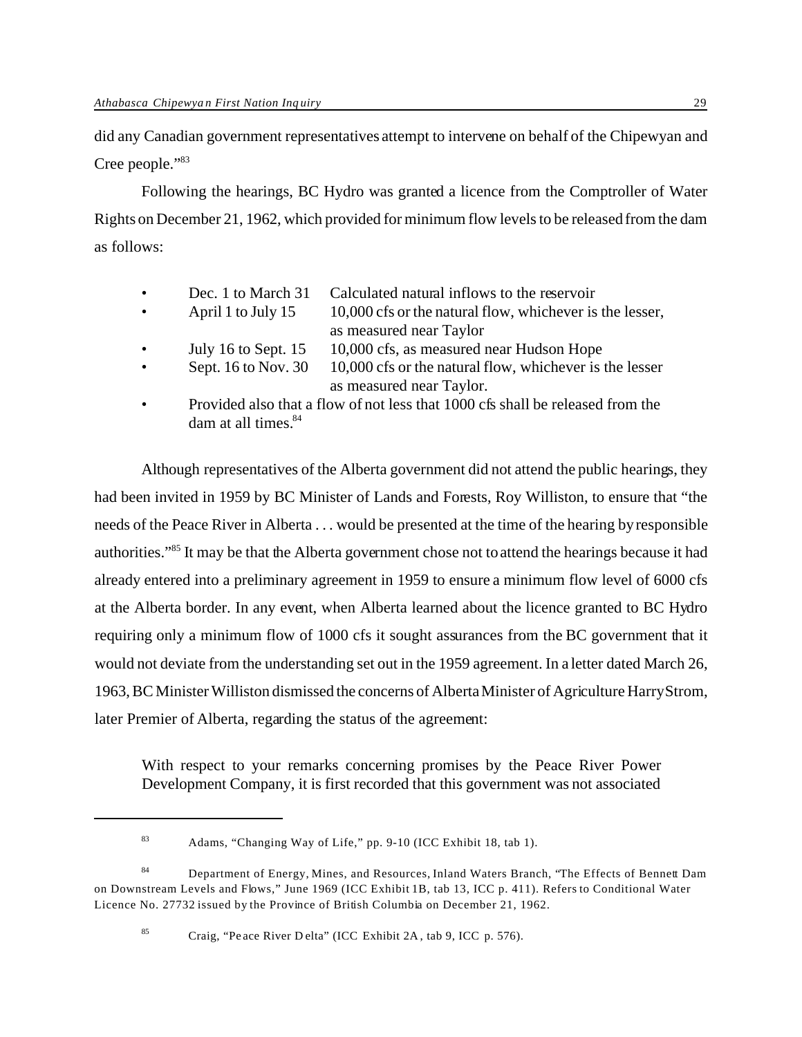did any Canadian government representatives attempt to intervene on behalf of the Chipewyan and Cree people."[83]

Following the hearings, BC Hydro was granted a licence from the Comptroller of Water Rights on December 21, 1962, which provided for minimum flow levels to be released from the dam as follows:

- Dec. 1 to March 31 Calculated natural inflows to the reservoir
- April 1 to July 15 10,000 cfs or the natural flow, whichever is the lesser, as measured near Taylor
- July 16 to Sept. 15 10,000 cfs, as measured near Hudson Hope
- Sept. 16 to Nov. 30 10,000 cfs or the natural flow, whichever is the lesser as measured near Taylor.
- Provided also that a flow of not less that 1000 cfs shall be released from the dam at all times.[84]

Although representatives of the Alberta government did not attend the public hearings, they had been invited in 1959 by BC Minister of Lands and Forests, Roy Williston, to ensure that "the needs of the Peace River in Alberta . . . would be presented at the time of the hearing by responsible authorities."[85] It may be that the Alberta government chose not to attend the hearings because it had already entered into a preliminary agreement in 1959 to ensure a minimum flow level of 6000 cfs at the Alberta border. In any event, when Alberta learned about the licence granted to BC Hydro requiring only a minimum flow of 1000 cfs it sought assurances from the BC government that it would not deviate from the understanding set out in the 1959 agreement. In a letter dated March 26, 1963, BC Minister Williston dismissed the concerns of Alberta Minister of Agriculture Harry Strom, later Premier of Alberta, regarding the status of the agreement:

> With respect to your remarks concerning promises by the Peace River Power Development Company, it is first recorded that this government was not associated

---

[83] Adams, "Changing Way of Life," pp. 9-10 (ICC Exhibit 18, tab 1).

[84] Department of Energy, Mines, and Resources, Inland Waters Branch, "The Effects of Bennett Dam on Downstream Levels and Flows," June 1969 (ICC Exhibit 1B, tab 13, ICC p. 411). Refers to Conditional Water Licence No. 27732 issued by the Province of British Columbia on December 21, 1962.

[85] Craig, "Peace River Delta" (ICC Exhibit 2A, tab 9, ICC p. 576).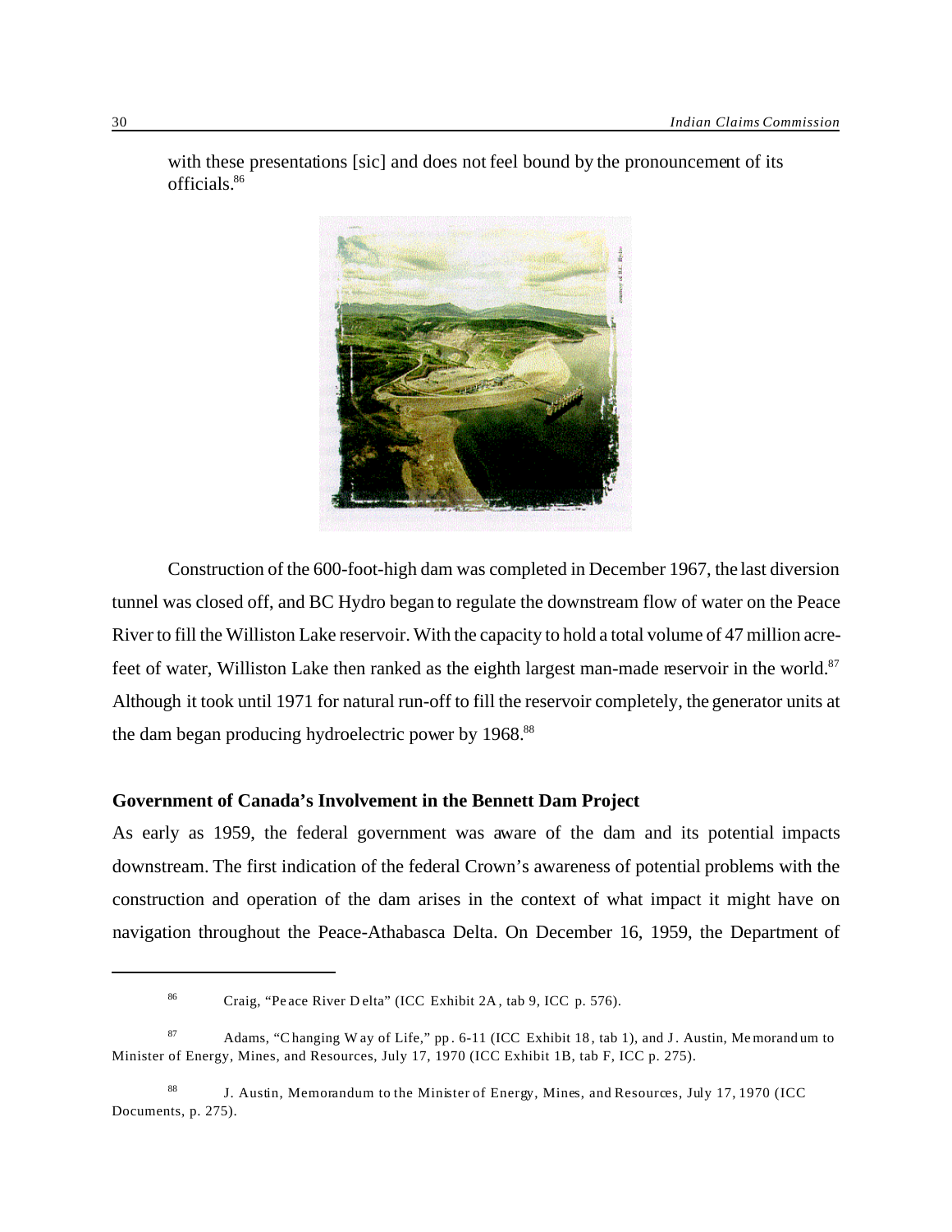with these presentations [sic] and does not feel bound by the pronouncement of its officials.[86]

Construction of the 600-foot-high dam was completed in December 1967, the last diversion tunnel was closed off, and BC Hydro began to regulate the downstream flow of water on the Peace River to fill the Williston Lake reservoir. With the capacity to hold a total volume of 47 million acre-feet of water, Williston Lake then ranked as the eighth largest man-made reservoir in the world.[87] Although it took until 1971 for natural run-off to fill the reservoir completely, the generator units at the dam began producing hydroelectric power by 1968.[88]

### Government of Canada's Involvement in the Bennett Dam Project

As early as 1959, the federal government was aware of the dam and its potential impacts downstream. The first indication of the federal Crown's awareness of potential problems with the construction and operation of the dam arises in the context of what impact it might have on navigation throughout the Peace-Athabasca Delta. On December 16, 1959, the Department of

---

[86] Craig, "Peace River Delta" (ICC Exhibit 2A, tab 9, ICC p. 576).

[87] Adams, "Changing Way of Life," pp. 6-11 (ICC Exhibit 18, tab 1), and J. Austin, Memorandum to Minister of Energy, Mines, and Resources, July 17, 1970 (ICC Exhibit 1B, tab F, ICC p. 275).

[88] J. Austin, Memorandum to the Minister of Energy, Mines, and Resources, July 17, 1970 (ICC Documents, p. 275).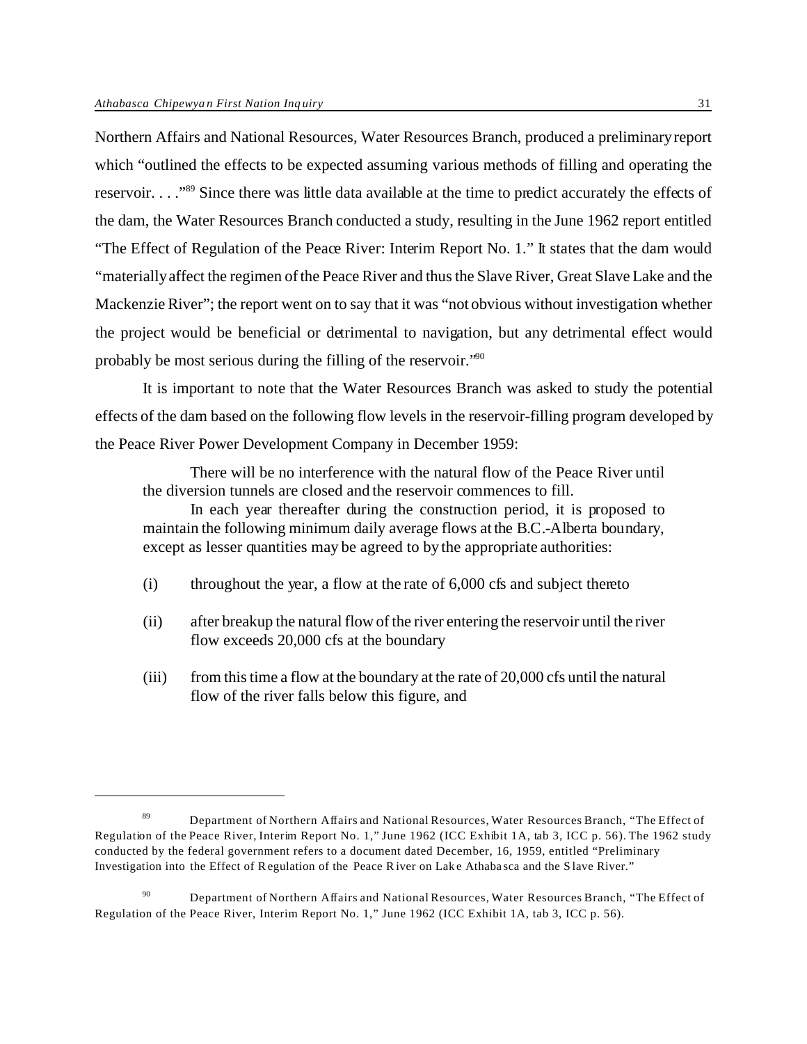Northern Affairs and National Resources, Water Resources Branch, produced a preliminary report which "outlined the effects to be expected assuming various methods of filling and operating the reservoir. . . ."[89] Since there was little data available at the time to predict accurately the effects of the dam, the Water Resources Branch conducted a study, resulting in the June 1962 report entitled "The Effect of Regulation of the Peace River: Interim Report No. 1." It states that the dam would "materially affect the regimen of the Peace River and thus the Slave River, Great Slave Lake and the Mackenzie River"; the report went on to say that it was "not obvious without investigation whether the project would be beneficial or detrimental to navigation, but any detrimental effect would probably be most serious during the filling of the reservoir."[90]

It is important to note that the Water Resources Branch was asked to study the potential effects of the dam based on the following flow levels in the reservoir-filling program developed by the Peace River Power Development Company in December 1959:

> There will be no interference with the natural flow of the Peace River until the diversion tunnels are closed and the reservoir commences to fill.
>
> In each year thereafter during the construction period, it is proposed to maintain the following minimum daily average flows at the B.C.-Alberta boundary, except as lesser quantities may be agreed to by the appropriate authorities:
>
> (i) throughout the year, a flow at the rate of 6,000 cfs and subject thereto
>
> (ii) after breakup the natural flow of the river entering the reservoir until the river flow exceeds 20,000 cfs at the boundary
>
> (iii) from this time a flow at the boundary at the rate of 20,000 cfs until the natural flow of the river falls below this figure, and

---

89 Department of Northern Affairs and National Resources, Water Resources Branch, "The Effect of Regulation of the Peace River, Interim Report No. 1," June 1962 (ICC Exhibit 1A, tab 3, ICC p. 56). The 1962 study conducted by the federal government refers to a document dated December, 16, 1959, entitled "Preliminary Investigation into the Effect of Regulation of the Peace River on Lake Athabasca and the Slave River."

90 Department of Northern Affairs and National Resources, Water Resources Branch, "The Effect of Regulation of the Peace River, Interim Report No. 1," June 1962 (ICC Exhibit 1A, tab 3, ICC p. 56).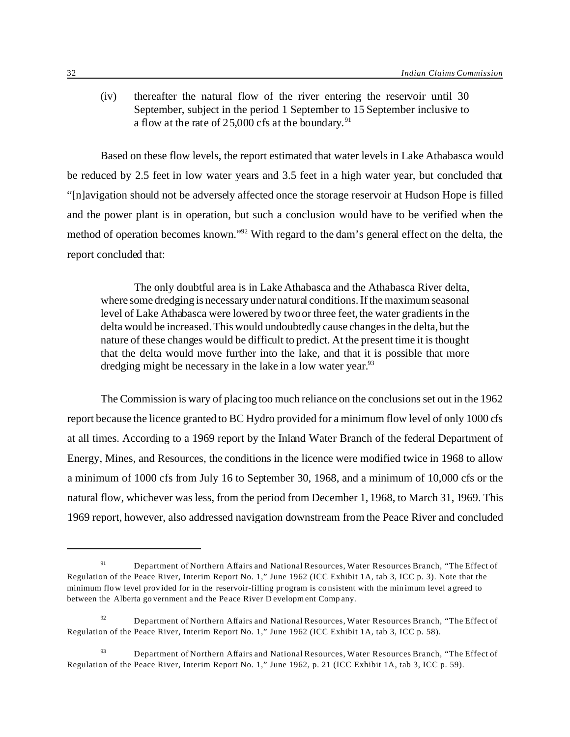(iv) thereafter the natural flow of the river entering the reservoir until 30 September, subject in the period 1 September to 15 September inclusive to a flow at the rate of 25,000 cfs at the boundary.[91]

Based on these flow levels, the report estimated that water levels in Lake Athabasca would be reduced by 2.5 feet in low water years and 3.5 feet in a high water year, but concluded that "[n]avigation should not be adversely affected once the storage reservoir at Hudson Hope is filled and the power plant is in operation, but such a conclusion would have to be verified when the method of operation becomes known."[92] With regard to the dam's general effect on the delta, the report concluded that:

> The only doubtful area is in Lake Athabasca and the Athabasca River delta, where some dredging is necessary under natural conditions. If the maximum seasonal level of Lake Athabasca were lowered by two or three feet, the water gradients in the delta would be increased. This would undoubtedly cause changes in the delta, but the nature of these changes would be difficult to predict. At the present time it is thought that the delta would move further into the lake, and that it is possible that more dredging might be necessary in the lake in a low water year.[93]

The Commission is wary of placing too much reliance on the conclusions set out in the 1962 report because the licence granted to BC Hydro provided for a minimum flow level of only 1000 cfs at all times. According to a 1969 report by the Inland Water Branch of the federal Department of Energy, Mines, and Resources, the conditions in the licence were modified twice in 1968 to allow a minimum of 1000 cfs from July 16 to September 30, 1968, and a minimum of 10,000 cfs or the natural flow, whichever was less, from the period from December 1, 1968, to March 31, 1969. This 1969 report, however, also addressed navigation downstream from the Peace River and concluded

---

[91] Department of Northern Affairs and National Resources, Water Resources Branch, "The Effect of Regulation of the Peace River, Interim Report No. 1," June 1962 (ICC Exhibit 1A, tab 3, ICC p. 3). Note that the minimum flow level provided for in the reservoir-filling program is consistent with the minimum level agreed to between the Alberta government and the Peace River Development Company.

[92] Department of Northern Affairs and National Resources, Water Resources Branch, "The Effect of Regulation of the Peace River, Interim Report No. 1," June 1962 (ICC Exhibit 1A, tab 3, ICC p. 58).

[93] Department of Northern Affairs and National Resources, Water Resources Branch, "The Effect of Regulation of the Peace River, Interim Report No. 1," June 1962, p. 21 (ICC Exhibit 1A, tab 3, ICC p. 59).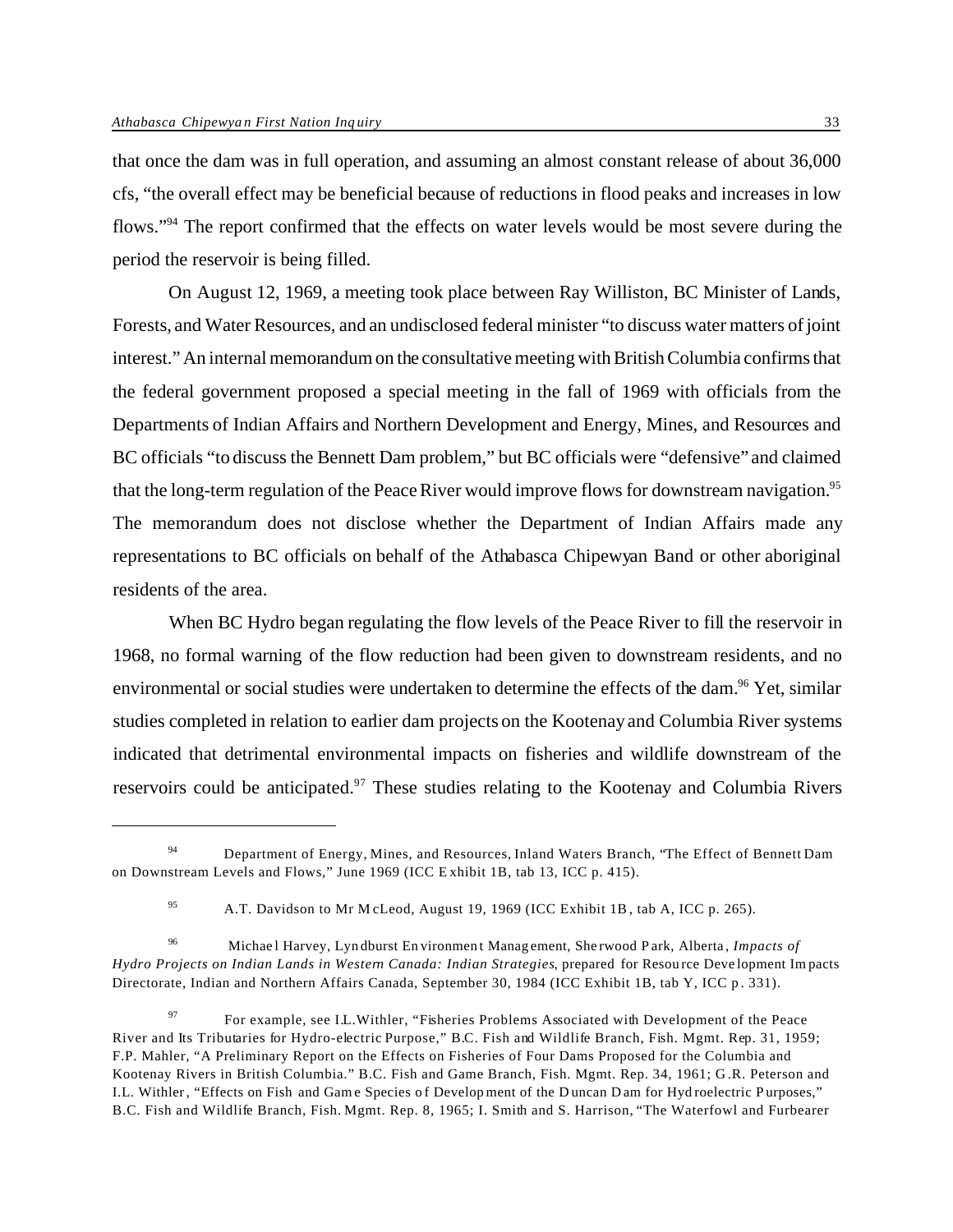that once the dam was in full operation, and assuming an almost constant release of about 36,000 cfs, "the overall effect may be beneficial because of reductions in flood peaks and increases in low flows."[94] The report confirmed that the effects on water levels would be most severe during the period the reservoir is being filled.

On August 12, 1969, a meeting took place between Ray Williston, BC Minister of Lands, Forests, and Water Resources, and an undisclosed federal minister "to discuss water matters of joint interest." An internal memorandum on the consultative meeting with British Columbia confirms that the federal government proposed a special meeting in the fall of 1969 with officials from the Departments of Indian Affairs and Northern Development and Energy, Mines, and Resources and BC officials "to discuss the Bennett Dam problem," but BC officials were "defensive" and claimed that the long-term regulation of the Peace River would improve flows for downstream navigation.[95] The memorandum does not disclose whether the Department of Indian Affairs made any representations to BC officials on behalf of the Athabasca Chipewyan Band or other aboriginal residents of the area.

When BC Hydro began regulating the flow levels of the Peace River to fill the reservoir in 1968, no formal warning of the flow reduction had been given to downstream residents, and no environmental or social studies were undertaken to determine the effects of the dam.[96] Yet, similar studies completed in relation to earlier dam projects on the Kootenay and Columbia River systems indicated that detrimental environmental impacts on fisheries and wildlife downstream of the reservoirs could be anticipated.[97] These studies relating to the Kootenay and Columbia Rivers

---

[94] Department of Energy, Mines, and Resources, Inland Waters Branch, "The Effect of Bennett Dam on Downstream Levels and Flows," June 1969 (ICC Exhibit 1B, tab 13, ICC p. 415).

[95] A.T. Davidson to Mr McLeod, August 19, 1969 (ICC Exhibit 1B, tab A, ICC p. 265).

[96] Michael Harvey, Lyndburst Environment Management, Sherwood Park, Alberta, *Impacts of Hydro Projects on Indian Lands in Western Canada: Indian Strategies*, prepared for Resource Development Impacts Directorate, Indian and Northern Affairs Canada, September 30, 1984 (ICC Exhibit 1B, tab Y, ICC p. 331).

[97] For example, see I.L.Withler, "Fisheries Problems Associated with Development of the Peace River and Its Tributaries for Hydro-electric Purpose," B.C. Fish and Wildlife Branch, Fish. Mgmt. Rep. 31, 1959; F.P. Mahler, "A Preliminary Report on the Effects on Fisheries of Four Dams Proposed for the Columbia and Kootenay Rivers in British Columbia." B.C. Fish and Game Branch, Fish. Mgmt. Rep. 34, 1961; G.R. Peterson and I.L. Withler, "Effects on Fish and Game Species of Development of the Duncan Dam for Hydroelectric Purposes," B.C. Fish and Wildlife Branch, Fish. Mgmt. Rep. 8, 1965; I. Smith and S. Harrison, "The Waterfowl and Furbearer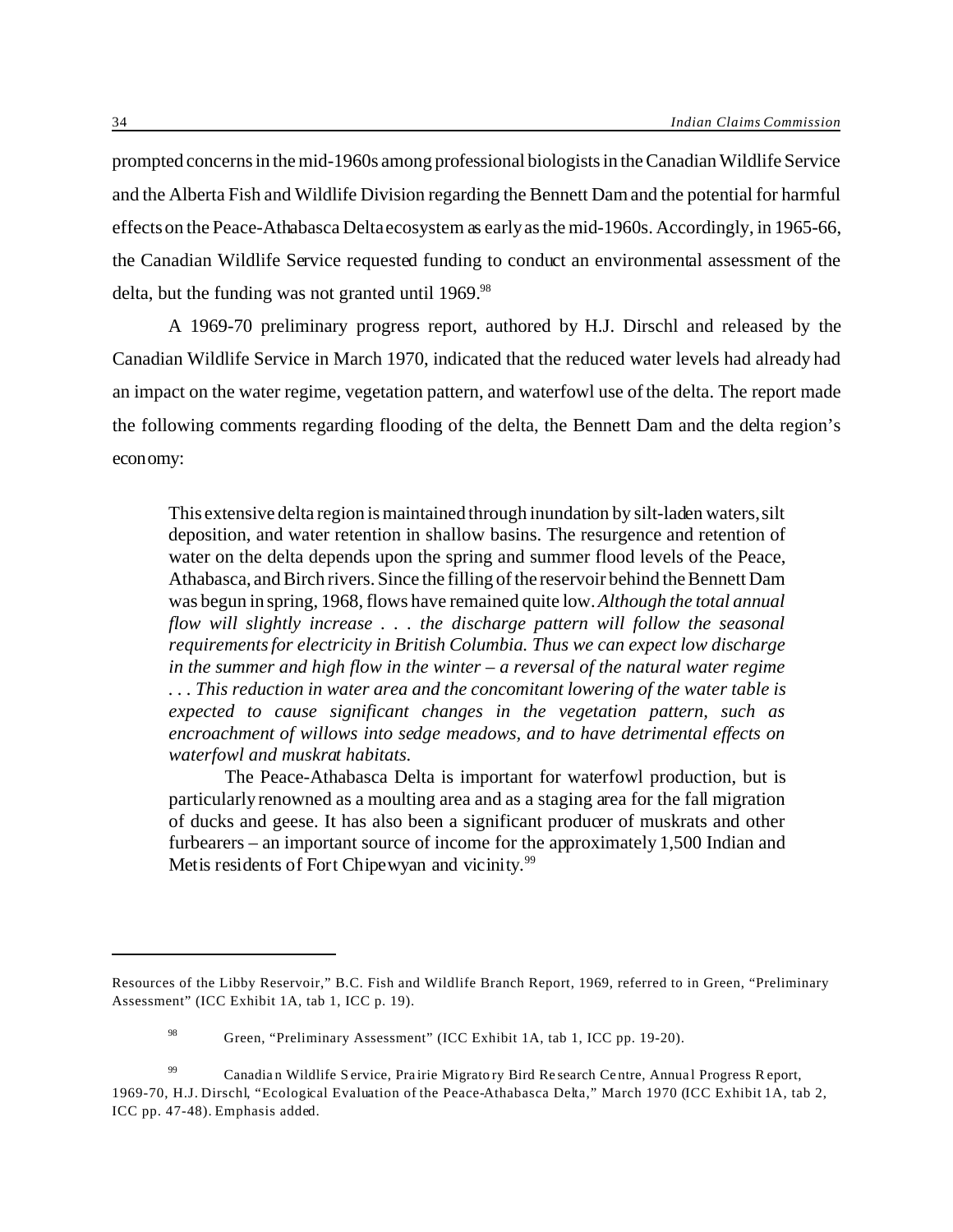prompted concerns in the mid-1960s among professional biologists in the Canadian Wildlife Service and the Alberta Fish and Wildlife Division regarding the Bennett Dam and the potential for harmful effects on the Peace-Athabasca Delta ecosystem as early as the mid-1960s. Accordingly, in 1965-66, the Canadian Wildlife Service requested funding to conduct an environmental assessment of the delta, but the funding was not granted until 1969.[98]

A 1969-70 preliminary progress report, authored by H.J. Dirschl and released by the Canadian Wildlife Service in March 1970, indicated that the reduced water levels had already had an impact on the water regime, vegetation pattern, and waterfowl use of the delta. The report made the following comments regarding flooding of the delta, the Bennett Dam and the delta region's economy:

> This extensive delta region is maintained through inundation by silt-laden waters, silt deposition, and water retention in shallow basins. The resurgence and retention of water on the delta depends upon the spring and summer flood levels of the Peace, Athabasca, and Birch rivers. Since the filling of the reservoir behind the Bennett Dam was begun in spring, 1968, flows have remained quite low. *Although the total annual flow will slightly increase . . . the discharge pattern will follow the seasonal requirements for electricity in British Columbia. Thus we can expect low discharge in the summer and high flow in the winter – a reversal of the natural water regime . . . This reduction in water area and the concomitant lowering of the water table is expected to cause significant changes in the vegetation pattern, such as encroachment of willows into sedge meadows, and to have detrimental effects on waterfowl and muskrat habitats.*
>
> The Peace-Athabasca Delta is important for waterfowl production, but is particularly renowned as a moulting area and as a staging area for the fall migration of ducks and geese. It has also been a significant producer of muskrats and other furbearers – an important source of income for the approximately 1,500 Indian and Metis residents of Fort Chipewyan and vicinity.[99]

---

Resources of the Libby Reservoir," B.C. Fish and Wildlife Branch Report, 1969, referred to in Green, "Preliminary Assessment" (ICC Exhibit 1A, tab 1, ICC p. 19).

[98] Green, "Preliminary Assessment" (ICC Exhibit 1A, tab 1, ICC pp. 19-20).

[99] Canadian Wildlife Service, Prairie Migratory Bird Research Centre, Annual Progress Report, 1969-70, H.J. Dirschl, "Ecological Evaluation of the Peace-Athabasca Delta," March 1970 (ICC Exhibit 1A, tab 2, ICC pp. 47-48). Emphasis added.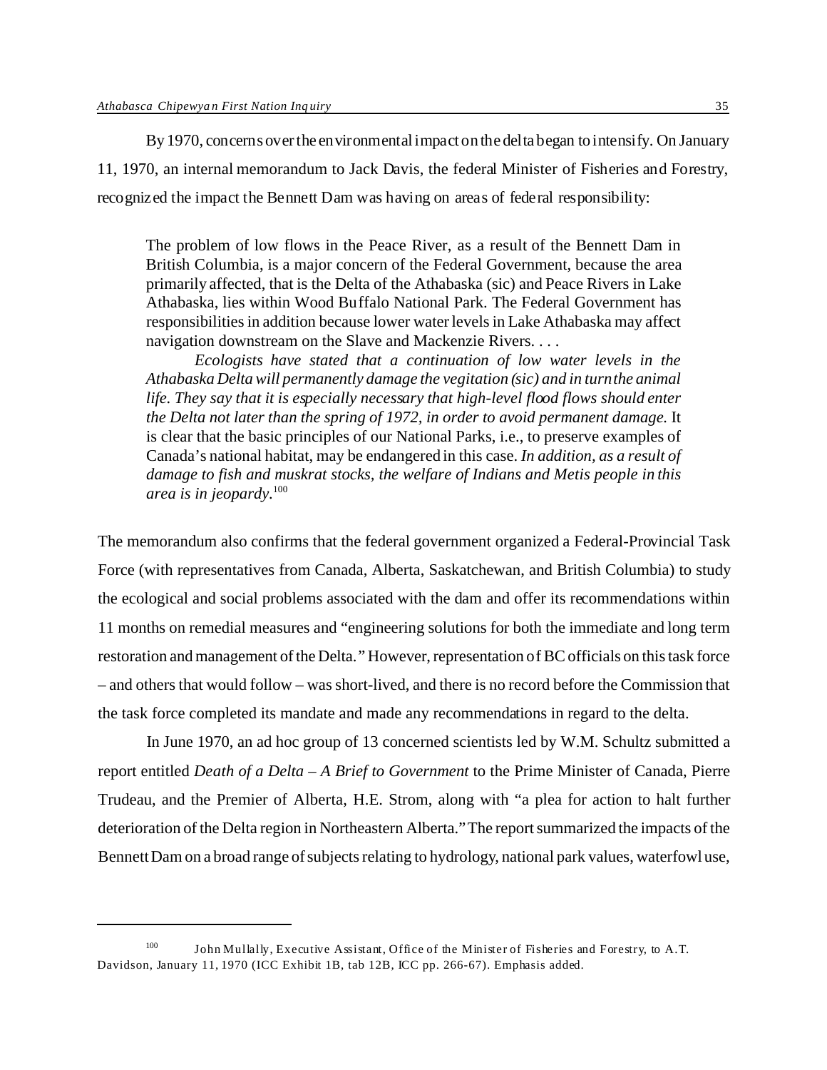By 1970, concerns over the environmental impact on the delta began to intensify. On January 11, 1970, an internal memorandum to Jack Davis, the federal Minister of Fisheries and Forestry, recognized the impact the Bennett Dam was having on areas of federal responsibility:

> The problem of low flows in the Peace River, as a result of the Bennett Dam in British Columbia, is a major concern of the Federal Government, because the area primarily affected, that is the Delta of the Athabaska (sic) and Peace Rivers in Lake Athabaska, lies within Wood Buffalo National Park. The Federal Government has responsibilities in addition because lower water levels in Lake Athabaska may affect navigation downstream on the Slave and Mackenzie Rivers. . . .
>
> *Ecologists have stated that a continuation of low water levels in the Athabaska Delta will permanently damage the vegitation (sic) and in turn the animal life. They say that it is especially necessary that high-level flood flows should enter the Delta not later than the spring of 1972, in order to avoid permanent damage.* It is clear that the basic principles of our National Parks, i.e., to preserve examples of Canada's national habitat, may be endangered in this case. *In addition, as a result of damage to fish and muskrat stocks, the welfare of Indians and Metis people in this area is in jeopardy.*[100]

The memorandum also confirms that the federal government organized a Federal-Provincial Task Force (with representatives from Canada, Alberta, Saskatchewan, and British Columbia) to study the ecological and social problems associated with the dam and offer its recommendations within 11 months on remedial measures and "engineering solutions for both the immediate and long term restoration and management of the Delta." However, representation of BC officials on this task force – and others that would follow – was short-lived, and there is no record before the Commission that the task force completed its mandate and made any recommendations in regard to the delta.

In June 1970, an ad hoc group of 13 concerned scientists led by W.M. Schultz submitted a report entitled *Death of a Delta – A Brief to Government* to the Prime Minister of Canada, Pierre Trudeau, and the Premier of Alberta, H.E. Strom, along with "a plea for action to halt further deterioration of the Delta region in Northeastern Alberta." The report summarized the impacts of the Bennett Dam on a broad range of subjects relating to hydrology, national park values, waterfowl use,

---

[100] John Mullally, Executive Assistant, Office of the Minister of Fisheries and Forestry, to A.T. Davidson, January 11, 1970 (ICC Exhibit 1B, tab 12B, ICC pp. 266-67). Emphasis added.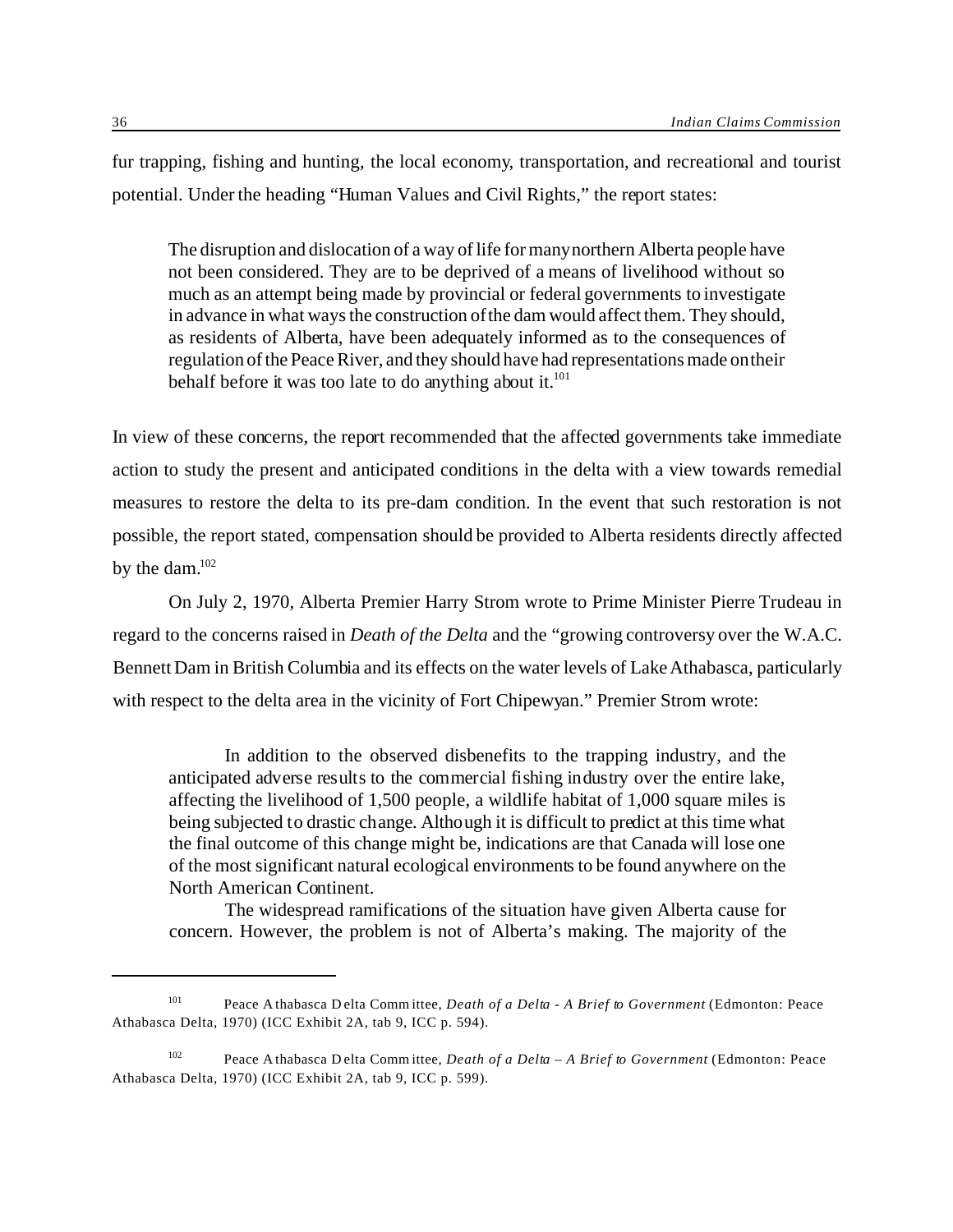fur trapping, fishing and hunting, the local economy, transportation, and recreational and tourist potential. Under the heading "Human Values and Civil Rights," the report states:

> The disruption and dislocation of a way of life for many northern Alberta people have not been considered. They are to be deprived of a means of livelihood without so much as an attempt being made by provincial or federal governments to investigate in advance in what ways the construction of the dam would affect them. They should, as residents of Alberta, have been adequately informed as to the consequences of regulation of the Peace River, and they should have had representations made on their behalf before it was too late to do anything about it.[101]

In view of these concerns, the report recommended that the affected governments take immediate action to study the present and anticipated conditions in the delta with a view towards remedial measures to restore the delta to its pre-dam condition. In the event that such restoration is not possible, the report stated, compensation should be provided to Alberta residents directly affected by the dam.[102]

On July 2, 1970, Alberta Premier Harry Strom wrote to Prime Minister Pierre Trudeau in regard to the concerns raised in *Death of the Delta* and the "growing controversy over the W.A.C. Bennett Dam in British Columbia and its effects on the water levels of Lake Athabasca, particularly with respect to the delta area in the vicinity of Fort Chipewyan." Premier Strom wrote:

> In addition to the observed disbenefits to the trapping industry, and the anticipated adverse results to the commercial fishing industry over the entire lake, affecting the livelihood of 1,500 people, a wildlife habitat of 1,000 square miles is being subjected to drastic change. Although it is difficult to predict at this time what the final outcome of this change might be, indications are that Canada will lose one of the most significant natural ecological environments to be found anywhere on the North American Continent.
>
> The widespread ramifications of the situation have given Alberta cause for concern. However, the problem is not of Alberta's making. The majority of the

---

[101] Peace Athabasca Delta Committee, *Death of a Delta - A Brief to Government* (Edmonton: Peace Athabasca Delta, 1970) (ICC Exhibit 2A, tab 9, ICC p. 594).

[102] Peace Athabasca Delta Committee, *Death of a Delta – A Brief to Government* (Edmonton: Peace Athabasca Delta, 1970) (ICC Exhibit 2A, tab 9, ICC p. 599).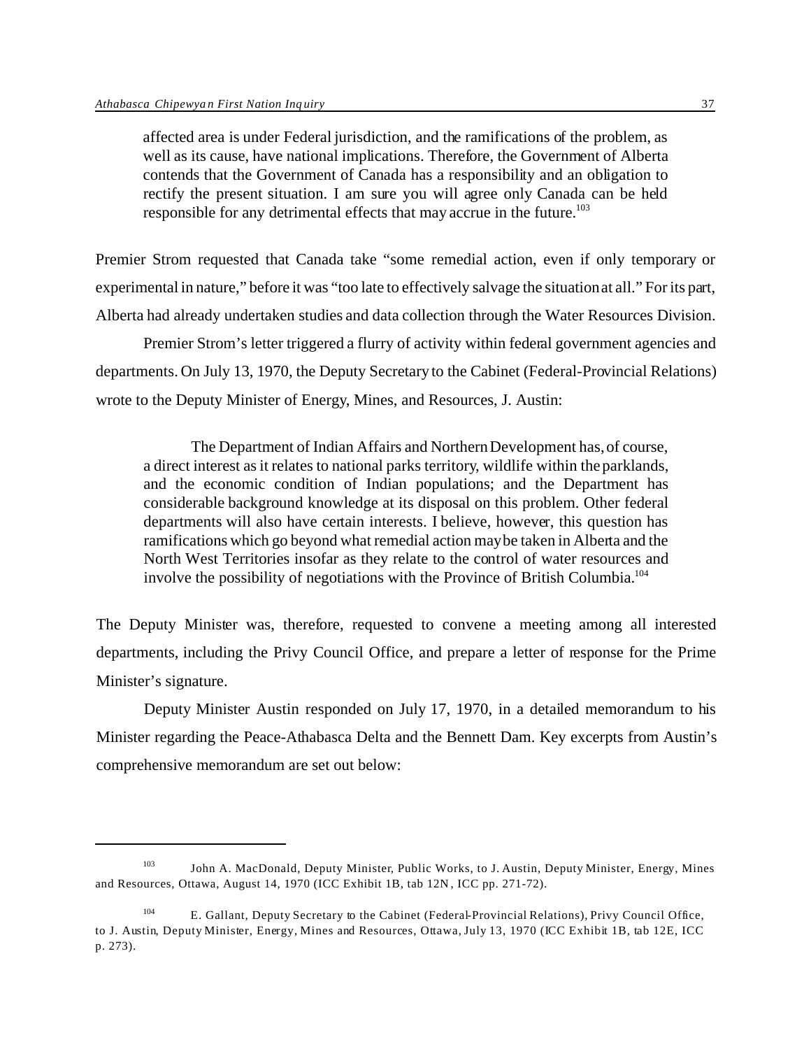> affected area is under Federal jurisdiction, and the ramifications of the problem, as well as its cause, have national implications. Therefore, the Government of Alberta contends that the Government of Canada has a responsibility and an obligation to rectify the present situation. I am sure you will agree only Canada can be held responsible for any detrimental effects that may accrue in the future.[103]

Premier Strom requested that Canada take "some remedial action, even if only temporary or experimental in nature," before it was "too late to effectively salvage the situation at all." For its part, Alberta had already undertaken studies and data collection through the Water Resources Division.

Premier Strom's letter triggered a flurry of activity within federal government agencies and departments. On July 13, 1970, the Deputy Secretary to the Cabinet (Federal-Provincial Relations) wrote to the Deputy Minister of Energy, Mines, and Resources, J. Austin:

> The Department of Indian Affairs and Northern Development has, of course, a direct interest as it relates to national parks territory, wildlife within the parklands, and the economic condition of Indian populations; and the Department has considerable background knowledge at its disposal on this problem. Other federal departments will also have certain interests. I believe, however, this question has ramifications which go beyond what remedial action may be taken in Alberta and the North West Territories insofar as they relate to the control of water resources and involve the possibility of negotiations with the Province of British Columbia.[104]

The Deputy Minister was, therefore, requested to convene a meeting among all interested departments, including the Privy Council Office, and prepare a letter of response for the Prime Minister's signature.

Deputy Minister Austin responded on July 17, 1970, in a detailed memorandum to his Minister regarding the Peace-Athabasca Delta and the Bennett Dam. Key excerpts from Austin's comprehensive memorandum are set out below:

---

[103] John A. MacDonald, Deputy Minister, Public Works, to J. Austin, Deputy Minister, Energy, Mines and Resources, Ottawa, August 14, 1970 (ICC Exhibit 1B, tab 12N, ICC pp. 271-72).

[104] E. Gallant, Deputy Secretary to the Cabinet (Federal-Provincial Relations), Privy Council Office, to J. Austin, Deputy Minister, Energy, Mines and Resources, Ottawa, July 13, 1970 (ICC Exhibit 1B, tab 12E, ICC p. 273).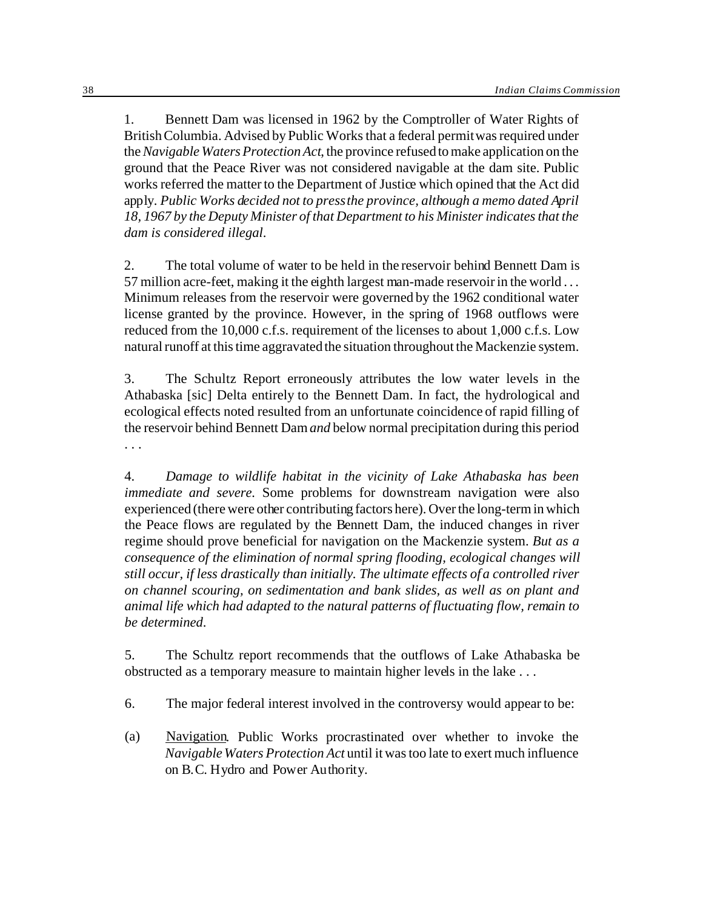1. Bennett Dam was licensed in 1962 by the Comptroller of Water Rights of British Columbia. Advised by Public Works that a federal permit was required under the *Navigable Waters Protection Act*, the province refused to make application on the ground that the Peace River was not considered navigable at the dam site. Public works referred the matter to the Department of Justice which opined that the Act did apply. *Public Works decided not to press the province, although a memo dated April 18, 1967 by the Deputy Minister of that Department to his Minister indicates that the dam is considered illegal.*

2. The total volume of water to be held in the reservoir behind Bennett Dam is 57 million acre-feet, making it the eighth largest man-made reservoir in the world . . . Minimum releases from the reservoir were governed by the 1962 conditional water license granted by the province. However, in the spring of 1968 outflows were reduced from the 10,000 c.f.s. requirement of the licenses to about 1,000 c.f.s. Low natural runoff at this time aggravated the situation throughout the Mackenzie system.

3. The Schultz Report erroneously attributes the low water levels in the Athabaska [sic] Delta entirely to the Bennett Dam. In fact, the hydrological and ecological effects noted resulted from an unfortunate coincidence of rapid filling of the reservoir behind Bennett Dam *and* below normal precipitation during this period . . .

4. *Damage to wildlife habitat in the vicinity of Lake Athabaska has been immediate and severe.* Some problems for downstream navigation were also experienced (there were other contributing factors here). Over the long-term in which the Peace flows are regulated by the Bennett Dam, the induced changes in river regime should prove beneficial for navigation on the Mackenzie system. *But as a consequence of the elimination of normal spring flooding, ecological changes will still occur, if less drastically than initially. The ultimate effects of a controlled river on channel scouring, on sedimentation and bank slides, as well as on plant and animal life which had adapted to the natural patterns of fluctuating flow, remain to be determined.*

5. The Schultz report recommends that the outflows of Lake Athabaska be obstructed as a temporary measure to maintain higher levels in the lake . . .

6. The major federal interest involved in the controversy would appear to be:

(a) Navigation. Public Works procrastinated over whether to invoke the *Navigable Waters Protection Act* until it was too late to exert much influence on B.C. Hydro and Power Authority.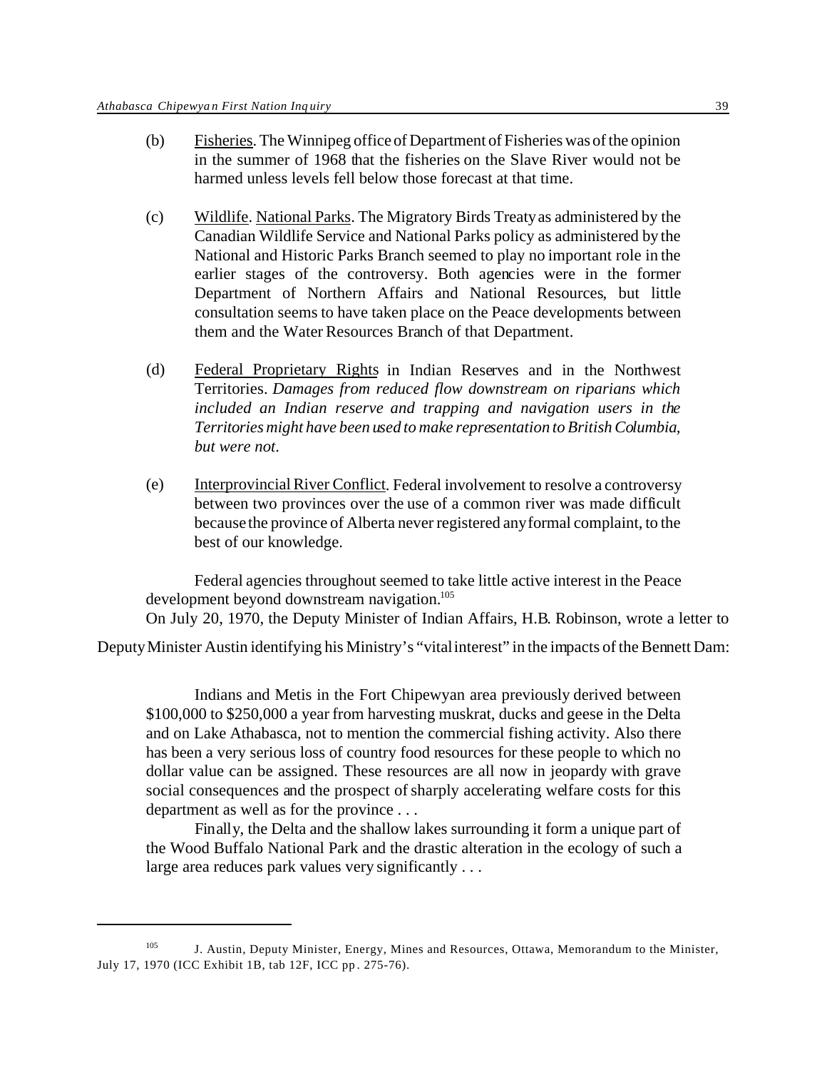(b) Fisheries. The Winnipeg office of Department of Fisheries was of the opinion in the summer of 1968 that the fisheries on the Slave River would not be harmed unless levels fell below those forecast at that time.

(c) Wildlife. National Parks. The Migratory Birds Treaty as administered by the Canadian Wildlife Service and National Parks policy as administered by the National and Historic Parks Branch seemed to play no important role in the earlier stages of the controversy. Both agencies were in the former Department of Northern Affairs and National Resources, but little consultation seems to have taken place on the Peace developments between them and the Water Resources Branch of that Department.

(d) Federal Proprietary Rights in Indian Reserves and in the Northwest Territories. *Damages from reduced flow downstream on riparians which included an Indian reserve and trapping and navigation users in the Territories might have been used to make representation to British Columbia, but were not.*

(e) Interprovincial River Conflict. Federal involvement to resolve a controversy between two provinces over the use of a common river was made difficult because the province of Alberta never registered any formal complaint, to the best of our knowledge.

Federal agencies throughout seemed to take little active interest in the Peace development beyond downstream navigation.[105]

On July 20, 1970, the Deputy Minister of Indian Affairs, H.B. Robinson, wrote a letter to Deputy Minister Austin identifying his Ministry's "vital interest" in the impacts of the Bennett Dam:

> Indians and Metis in the Fort Chipewyan area previously derived between \$100,000 to \$250,000 a year from harvesting muskrat, ducks and geese in the Delta and on Lake Athabasca, not to mention the commercial fishing activity. Also there has been a very serious loss of country food resources for these people to which no dollar value can be assigned. These resources are all now in jeopardy with grave social consequences and the prospect of sharply accelerating welfare costs for this department as well as for the province . . .
>
> Finally, the Delta and the shallow lakes surrounding it form a unique part of the Wood Buffalo National Park and the drastic alteration in the ecology of such a large area reduces park values very significantly . . .

---

[105] J. Austin, Deputy Minister, Energy, Mines and Resources, Ottawa, Memorandum to the Minister, July 17, 1970 (ICC Exhibit 1B, tab 12F, ICC pp. 275-76).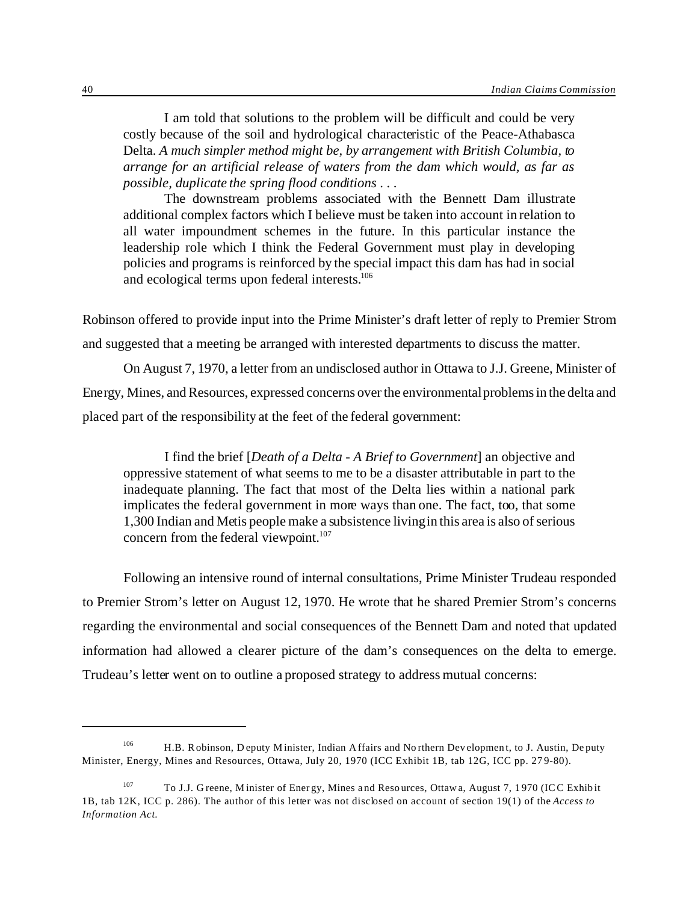> I am told that solutions to the problem will be difficult and could be very costly because of the soil and hydrological characteristic of the Peace-Athabasca Delta. *A much simpler method might be, by arrangement with British Columbia, to arrange for an artificial release of waters from the dam which would, as far as possible, duplicate the spring flood conditions . . .*
>
> The downstream problems associated with the Bennett Dam illustrate additional complex factors which I believe must be taken into account in relation to all water impoundment schemes in the future. In this particular instance the leadership role which I think the Federal Government must play in developing policies and programs is reinforced by the special impact this dam has had in social and ecological terms upon federal interests.[106]

Robinson offered to provide input into the Prime Minister's draft letter of reply to Premier Strom and suggested that a meeting be arranged with interested departments to discuss the matter.

On August 7, 1970, a letter from an undisclosed author in Ottawa to J.J. Greene, Minister of Energy, Mines, and Resources, expressed concerns over the environmental problems in the delta and placed part of the responsibility at the feet of the federal government:

> I find the brief [*Death of a Delta - A Brief to Government*] an objective and oppressive statement of what seems to me to be a disaster attributable in part to the inadequate planning. The fact that most of the Delta lies within a national park implicates the federal government in more ways than one. The fact, too, that some 1,300 Indian and Metis people make a subsistence living in this area is also of serious concern from the federal viewpoint.[107]

Following an intensive round of internal consultations, Prime Minister Trudeau responded to Premier Strom's letter on August 12, 1970. He wrote that he shared Premier Strom's concerns regarding the environmental and social consequences of the Bennett Dam and noted that updated information had allowed a clearer picture of the dam's consequences on the delta to emerge. Trudeau's letter went on to outline a proposed strategy to address mutual concerns:

---

[106] H.B. Robinson, Deputy Minister, Indian Affairs and Northern Development, to J. Austin, Deputy Minister, Energy, Mines and Resources, Ottawa, July 20, 1970 (ICC Exhibit 1B, tab 12G, ICC pp. 279-80).

[107] To J.J. Greene, Minister of Energy, Mines and Resources, Ottawa, August 7, 1970 (ICC Exhibit 1B, tab 12K, ICC p. 286). The author of this letter was not disclosed on account of section 19(1) of the *Access to Information Act.*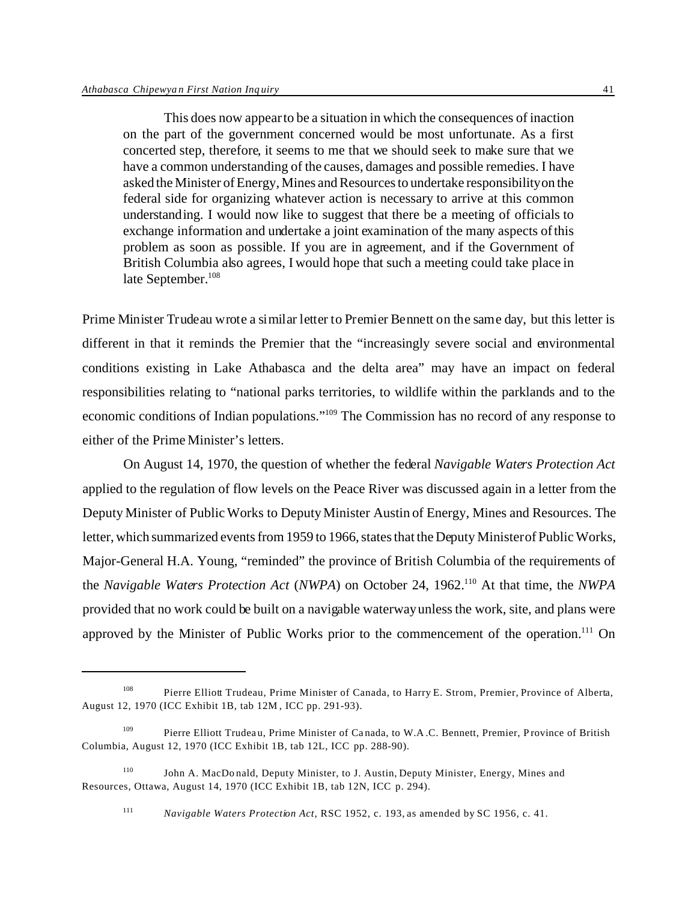> This does now appear to be a situation in which the consequences of inaction on the part of the government concerned would be most unfortunate. As a first concerted step, therefore, it seems to me that we should seek to make sure that we have a common understanding of the causes, damages and possible remedies. I have asked the Minister of Energy, Mines and Resources to undertake responsibility on the federal side for organizing whatever action is necessary to arrive at this common understanding. I would now like to suggest that there be a meeting of officials to exchange information and undertake a joint examination of the many aspects of this problem as soon as possible. If you are in agreement, and if the Government of British Columbia also agrees, I would hope that such a meeting could take place in late September.[108]

Prime Minister Trudeau wrote a similar letter to Premier Bennett on the same day, but this letter is different in that it reminds the Premier that the "increasingly severe social and environmental conditions existing in Lake Athabasca and the delta area" may have an impact on federal responsibilities relating to "national parks territories, to wildlife within the parklands and to the economic conditions of Indian populations."[109] The Commission has no record of any response to either of the Prime Minister's letters.

On August 14, 1970, the question of whether the federal *Navigable Waters Protection Act* applied to the regulation of flow levels on the Peace River was discussed again in a letter from the Deputy Minister of Public Works to Deputy Minister Austin of Energy, Mines and Resources. The letter, which summarized events from 1959 to 1966, states that the Deputy Minister of Public Works, Major-General H.A. Young, "reminded" the province of British Columbia of the requirements of the *Navigable Waters Protection Act* (*NWPA*) on October 24, 1962.[110] At that time, the *NWPA* provided that no work could be built on a navigable waterway unless the work, site, and plans were approved by the Minister of Public Works prior to the commencement of the operation.[111] On

---

[108] Pierre Elliott Trudeau, Prime Minister of Canada, to Harry E. Strom, Premier, Province of Alberta, August 12, 1970 (ICC Exhibit 1B, tab 12M, ICC pp. 291-93).

[109] Pierre Elliott Trudeau, Prime Minister of Canada, to W.A.C. Bennett, Premier, Province of British Columbia, August 12, 1970 (ICC Exhibit 1B, tab 12L, ICC pp. 288-90).

[110] John A. MacDonald, Deputy Minister, to J. Austin, Deputy Minister, Energy, Mines and Resources, Ottawa, August 14, 1970 (ICC Exhibit 1B, tab 12N, ICC p. 294).

[111] *Navigable Waters Protection Act*, RSC 1952, c. 193, as amended by SC 1956, c. 41.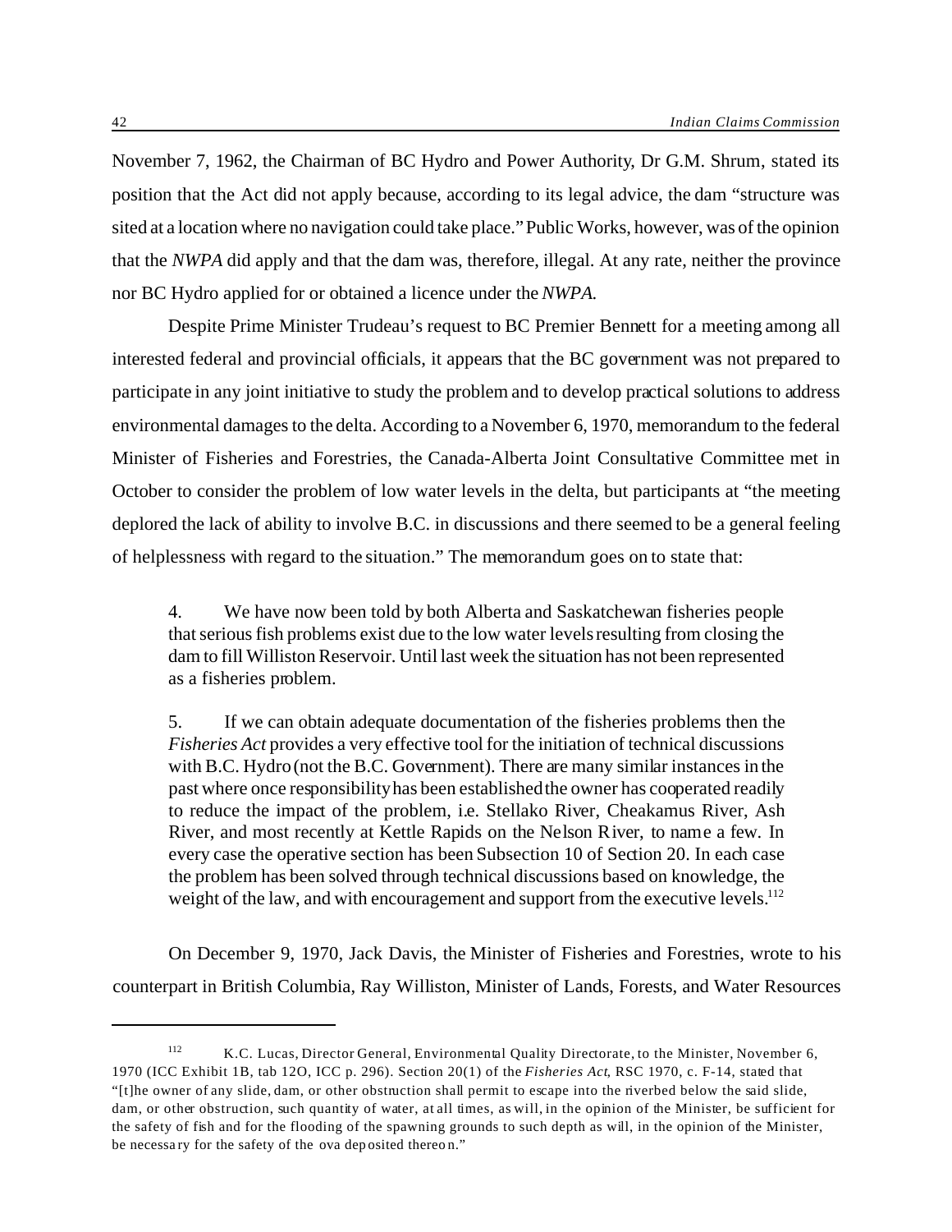November 7, 1962, the Chairman of BC Hydro and Power Authority, Dr G.M. Shrum, stated its position that the Act did not apply because, according to its legal advice, the dam "structure was sited at a location where no navigation could take place." Public Works, however, was of the opinion that the *NWPA* did apply and that the dam was, therefore, illegal. At any rate, neither the province nor BC Hydro applied for or obtained a licence under the *NWPA*.

Despite Prime Minister Trudeau's request to BC Premier Bennett for a meeting among all interested federal and provincial officials, it appears that the BC government was not prepared to participate in any joint initiative to study the problem and to develop practical solutions to address environmental damages to the delta. According to a November 6, 1970, memorandum to the federal Minister of Fisheries and Forestries, the Canada-Alberta Joint Consultative Committee met in October to consider the problem of low water levels in the delta, but participants at "the meeting deplored the lack of ability to involve B.C. in discussions and there seemed to be a general feeling of helplessness with regard to the situation." The memorandum goes on to state that:

> 4. We have now been told by both Alberta and Saskatchewan fisheries people that serious fish problems exist due to the low water levels resulting from closing the dam to fill Williston Reservoir. Until last week the situation has not been represented as a fisheries problem.
>
> 5. If we can obtain adequate documentation of the fisheries problems then the *Fisheries Act* provides a very effective tool for the initiation of technical discussions with B.C. Hydro (not the B.C. Government). There are many similar instances in the past where once responsibility has been established the owner has cooperated readily to reduce the impact of the problem, i.e. Stellako River, Cheakamus River, Ash River, and most recently at Kettle Rapids on the Nelson River, to name a few. In every case the operative section has been Subsection 10 of Section 20. In each case the problem has been solved through technical discussions based on knowledge, the weight of the law, and with encouragement and support from the executive levels.[112]

On December 9, 1970, Jack Davis, the Minister of Fisheries and Forestries, wrote to his counterpart in British Columbia, Ray Williston, Minister of Lands, Forests, and Water Resources

---

[112] K.C. Lucas, Director General, Environmental Quality Directorate, to the Minister, November 6, 1970 (ICC Exhibit 1B, tab 12O, ICC p. 296). Section 20(1) of the *Fisheries Act*, RSC 1970, c. F-14, stated that "[t]he owner of any slide, dam, or other obstruction shall permit to escape into the riverbed below the said slide, dam, or other obstruction, such quantity of water, at all times, as will, in the opinion of the Minister, be sufficient for the safety of fish and for the flooding of the spawning grounds to such depth as will, in the opinion of the Minister, be necessary for the safety of the ova deposited thereon."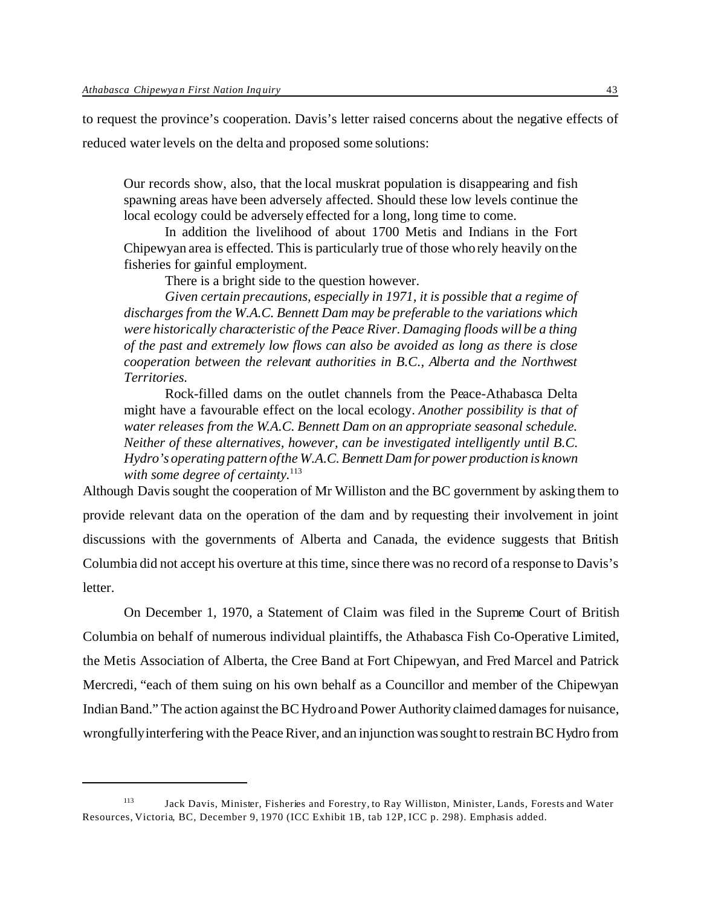to request the province's cooperation. Davis's letter raised concerns about the negative effects of reduced water levels on the delta and proposed some solutions:

> Our records show, also, that the local muskrat population is disappearing and fish spawning areas have been adversely affected. Should these low levels continue the local ecology could be adversely effected for a long, long time to come.
>
> In addition the livelihood of about 1700 Metis and Indians in the Fort Chipewyan area is effected. This is particularly true of those who rely heavily on the fisheries for gainful employment.
>
> There is a bright side to the question however.
>
> *Given certain precautions, especially in 1971, it is possible that a regime of discharges from the W.A.C. Bennett Dam may be preferable to the variations which were historically characteristic of the Peace River. Damaging floods will be a thing of the past and extremely low flows can also be avoided as long as there is close cooperation between the relevant authorities in B.C., Alberta and the Northwest Territories.*
>
> Rock-filled dams on the outlet channels from the Peace-Athabasca Delta might have a favourable effect on the local ecology. *Another possibility is that of water releases from the W.A.C. Bennett Dam on an appropriate seasonal schedule. Neither of these alternatives, however, can be investigated intelligently until B.C. Hydro's operating pattern of the W.A.C. Bennett Dam for power production is known with some degree of certainty.*[113]

Although Davis sought the cooperation of Mr Williston and the BC government by asking them to provide relevant data on the operation of the dam and by requesting their involvement in joint discussions with the governments of Alberta and Canada, the evidence suggests that British Columbia did not accept his overture at this time, since there was no record of a response to Davis's letter.

On December 1, 1970, a Statement of Claim was filed in the Supreme Court of British Columbia on behalf of numerous individual plaintiffs, the Athabasca Fish Co-Operative Limited, the Metis Association of Alberta, the Cree Band at Fort Chipewyan, and Fred Marcel and Patrick Mercredi, "each of them suing on his own behalf as a Councillor and member of the Chipewyan Indian Band." The action against the BC Hydro and Power Authority claimed damages for nuisance, wrongfully interfering with the Peace River, and an injunction was sought to restrain BC Hydro from

---

[113] Jack Davis, Minister, Fisheries and Forestry, to Ray Williston, Minister, Lands, Forests and Water Resources, Victoria, BC, December 9, 1970 (ICC Exhibit 1B, tab 12P, ICC p. 298). Emphasis added.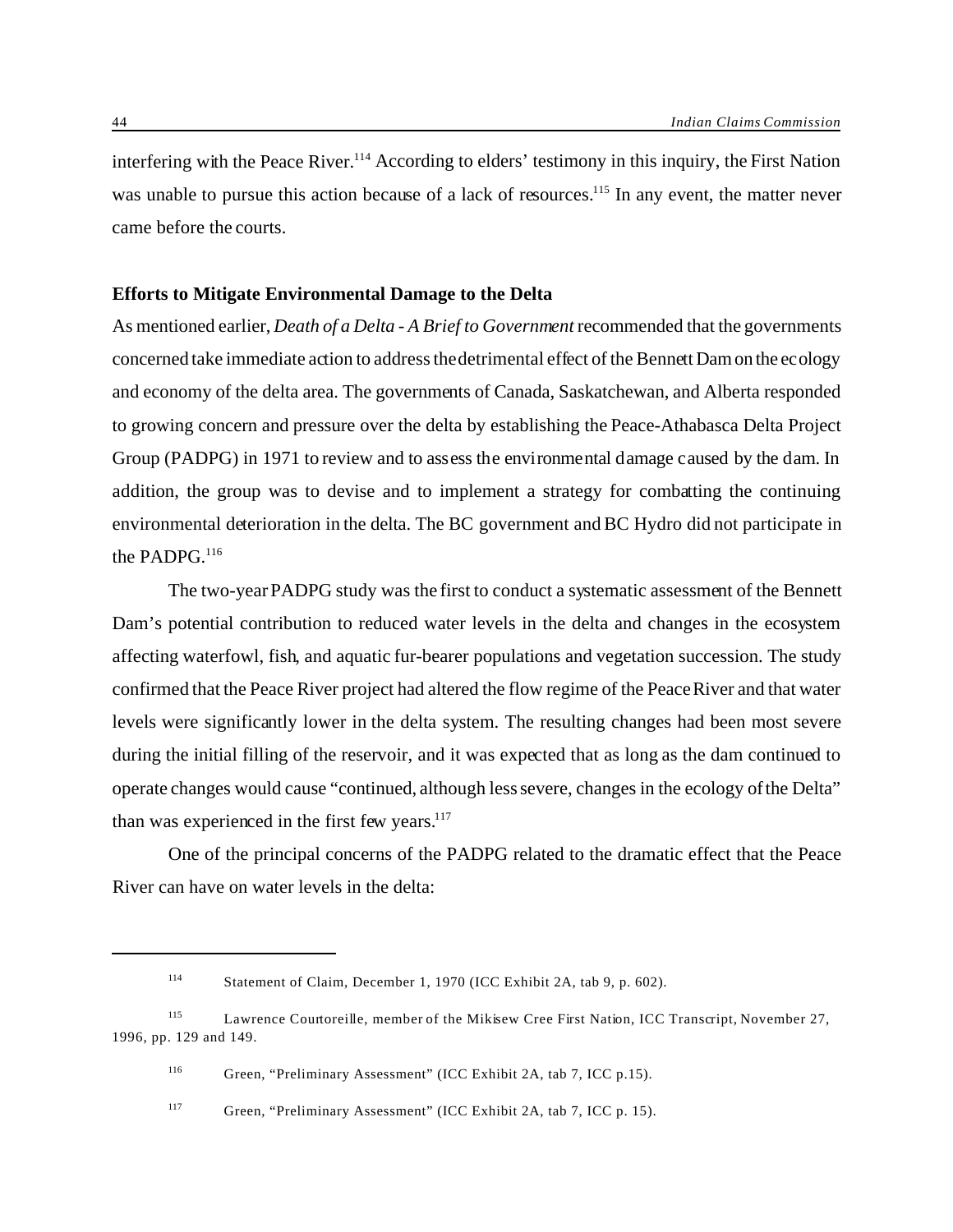interfering with the Peace River.[114] According to elders' testimony in this inquiry, the First Nation was unable to pursue this action because of a lack of resources.[115] In any event, the matter never came before the courts.

**Efforts to Mitigate Environmental Damage to the Delta**

As mentioned earlier, *Death of a Delta - A Brief to Government* recommended that the governments concerned take immediate action to address the detrimental effect of the Bennett Dam on the ecology and economy of the delta area. The governments of Canada, Saskatchewan, and Alberta responded to growing concern and pressure over the delta by establishing the Peace-Athabasca Delta Project Group (PADPG) in 1971 to review and to assess the environmental damage caused by the dam. In addition, the group was to devise and to implement a strategy for combatting the continuing environmental deterioration in the delta. The BC government and BC Hydro did not participate in the PADPG.[116]

The two-year PADPG study was the first to conduct a systematic assessment of the Bennett Dam's potential contribution to reduced water levels in the delta and changes in the ecosystem affecting waterfowl, fish, and aquatic fur-bearer populations and vegetation succession. The study confirmed that the Peace River project had altered the flow regime of the Peace River and that water levels were significantly lower in the delta system. The resulting changes had been most severe during the initial filling of the reservoir, and it was expected that as long as the dam continued to operate changes would cause "continued, although less severe, changes in the ecology of the Delta" than was experienced in the first few years.[117]

One of the principal concerns of the PADPG related to the dramatic effect that the Peace River can have on water levels in the delta:

---

[114] Statement of Claim, December 1, 1970 (ICC Exhibit 2A, tab 9, p. 602).

[115] Lawrence Courtoreille, member of the Mikisew Cree First Nation, ICC Transcript, November 27, 1996, pp. 129 and 149.

[116] Green, "Preliminary Assessment" (ICC Exhibit 2A, tab 7, ICC p.15).

[117] Green, "Preliminary Assessment" (ICC Exhibit 2A, tab 7, ICC p. 15).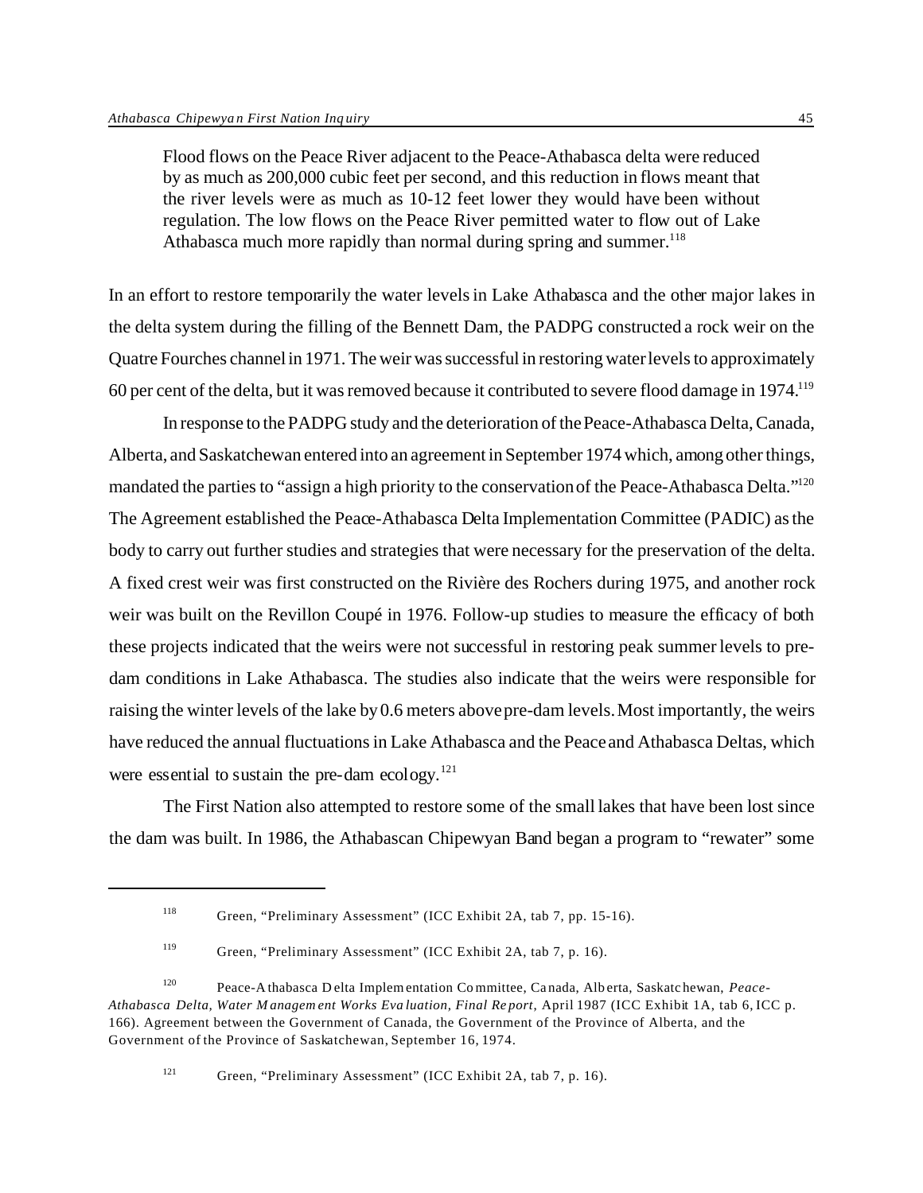> Flood flows on the Peace River adjacent to the Peace-Athabasca delta were reduced by as much as 200,000 cubic feet per second, and this reduction in flows meant that the river levels were as much as 10-12 feet lower they would have been without regulation. The low flows on the Peace River permitted water to flow out of Lake Athabasca much more rapidly than normal during spring and summer.[118]

In an effort to restore temporarily the water levels in Lake Athabasca and the other major lakes in the delta system during the filling of the Bennett Dam, the PADPG constructed a rock weir on the Quatre Fourches channel in 1971. The weir was successful in restoring water levels to approximately 60 per cent of the delta, but it was removed because it contributed to severe flood damage in 1974.[119]

In response to the PADPG study and the deterioration of the Peace-Athabasca Delta, Canada, Alberta, and Saskatchewan entered into an agreement in September 1974 which, among other things, mandated the parties to "assign a high priority to the conservation of the Peace-Athabasca Delta."[120] The Agreement established the Peace-Athabasca Delta Implementation Committee (PADIC) as the body to carry out further studies and strategies that were necessary for the preservation of the delta. A fixed crest weir was first constructed on the Rivière des Rochers during 1975, and another rock weir was built on the Revillon Coupé in 1976. Follow-up studies to measure the efficacy of both these projects indicated that the weirs were not successful in restoring peak summer levels to pre-dam conditions in Lake Athabasca. The studies also indicate that the weirs were responsible for raising the winter levels of the lake by 0.6 meters above pre-dam levels. Most importantly, the weirs have reduced the annual fluctuations in Lake Athabasca and the Peace and Athabasca Deltas, which were essential to sustain the pre-dam ecology.[121]

The First Nation also attempted to restore some of the small lakes that have been lost since the dam was built. In 1986, the Athabascan Chipewyan Band began a program to "rewater" some

---

[118] Green, "Preliminary Assessment" (ICC Exhibit 2A, tab 7, pp. 15-16).

[119] Green, "Preliminary Assessment" (ICC Exhibit 2A, tab 7, p. 16).

[120] Peace-Athabasca Delta Implementation Committee, Canada, Alberta, Saskatchewan, *Peace-Athabasca Delta, Water Management Works Evaluation, Final Report*, April 1987 (ICC Exhibit 1A, tab 6, ICC p. 166). Agreement between the Government of Canada, the Government of the Province of Alberta, and the Government of the Province of Saskatchewan, September 16, 1974.

[121] Green, "Preliminary Assessment" (ICC Exhibit 2A, tab 7, p. 16).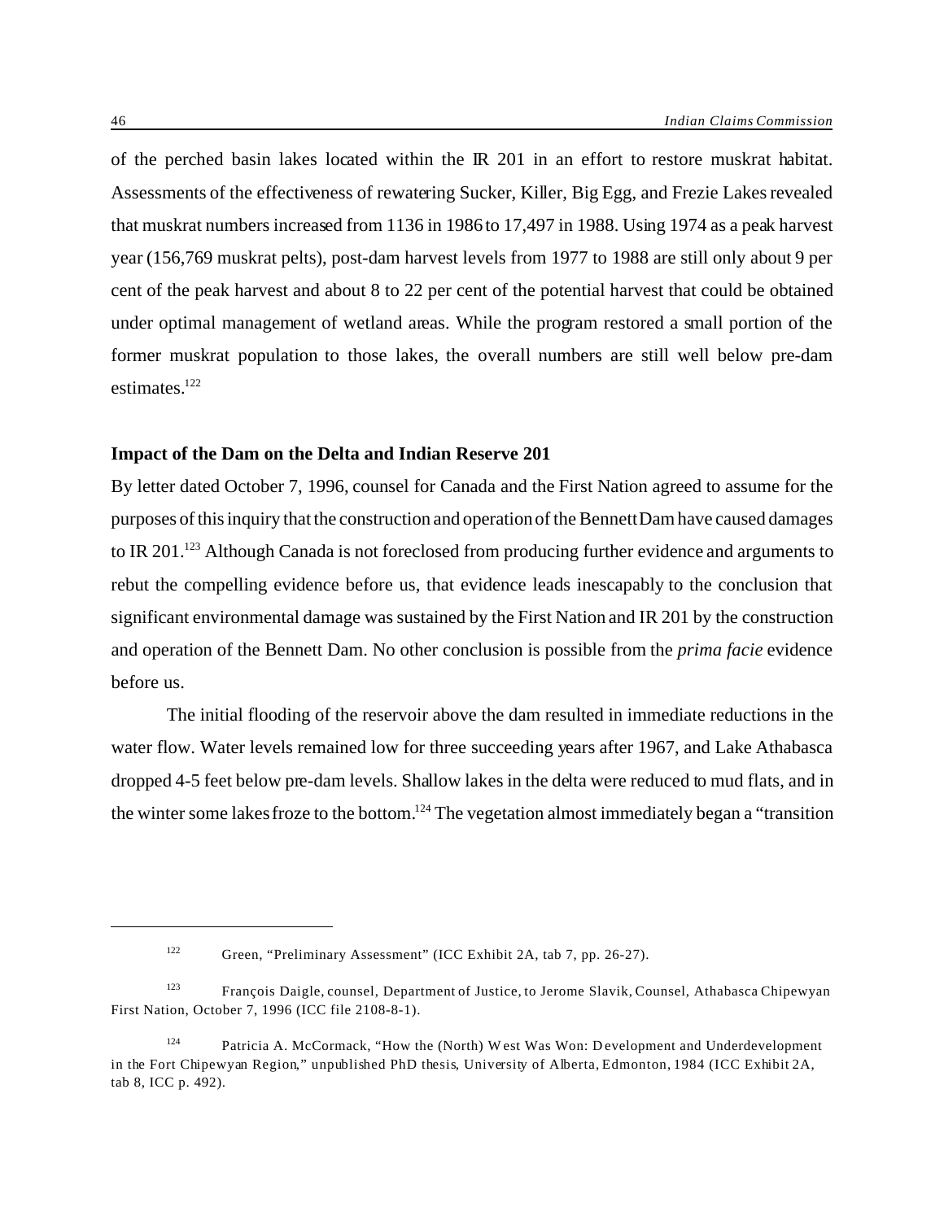of the perched basin lakes located within the IR 201 in an effort to restore muskrat habitat. Assessments of the effectiveness of rewatering Sucker, Killer, Big Egg, and Frezie Lakes revealed that muskrat numbers increased from 1136 in 1986 to 17,497 in 1988. Using 1974 as a peak harvest year (156,769 muskrat pelts), post-dam harvest levels from 1977 to 1988 are still only about 9 per cent of the peak harvest and about 8 to 22 per cent of the potential harvest that could be obtained under optimal management of wetland areas. While the program restored a small portion of the former muskrat population to those lakes, the overall numbers are still well below pre-dam estimates.[122]

**Impact of the Dam on the Delta and Indian Reserve 201**

By letter dated October 7, 1996, counsel for Canada and the First Nation agreed to assume for the purposes of this inquiry that the construction and operation of the Bennett Dam have caused damages to IR 201.[123] Although Canada is not foreclosed from producing further evidence and arguments to rebut the compelling evidence before us, that evidence leads inescapably to the conclusion that significant environmental damage was sustained by the First Nation and IR 201 by the construction and operation of the Bennett Dam. No other conclusion is possible from the *prima facie* evidence before us.

The initial flooding of the reservoir above the dam resulted in immediate reductions in the water flow. Water levels remained low for three succeeding years after 1967, and Lake Athabasca dropped 4-5 feet below pre-dam levels. Shallow lakes in the delta were reduced to mud flats, and in the winter some lakes froze to the bottom.[124] The vegetation almost immediately began a "transition

---

[122] Green, "Preliminary Assessment" (ICC Exhibit 2A, tab 7, pp. 26-27).

[123] François Daigle, counsel, Department of Justice, to Jerome Slavik, Counsel, Athabasca Chipewyan First Nation, October 7, 1996 (ICC file 2108-8-1).

[124] Patricia A. McCormack, "How the (North) West Was Won: Development and Underdevelopment in the Fort Chipewyan Region," unpublished PhD thesis, University of Alberta, Edmonton, 1984 (ICC Exhibit 2A, tab 8, ICC p. 492).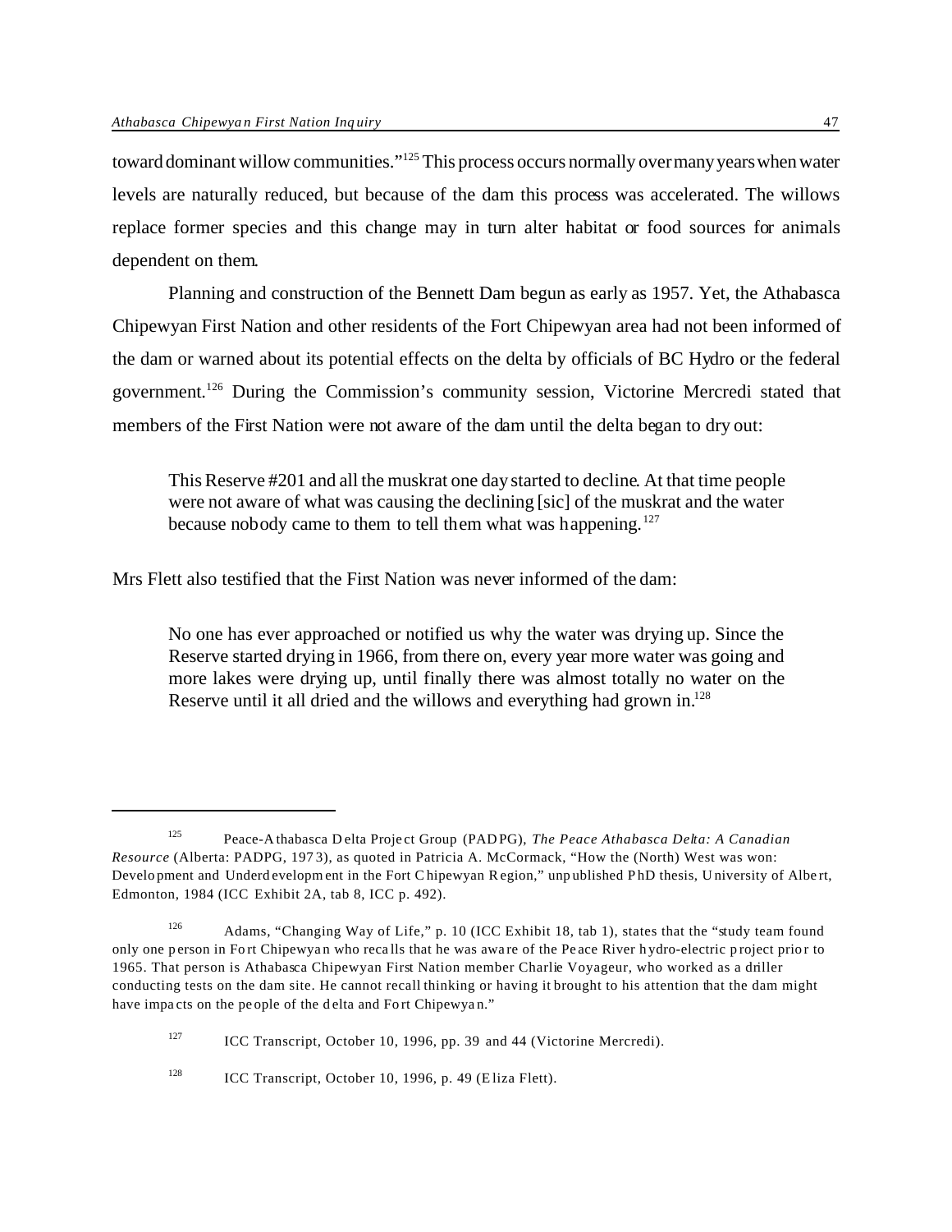toward dominant willow communities."[125] This process occurs normally over many years when water levels are naturally reduced, but because of the dam this process was accelerated. The willows replace former species and this change may in turn alter habitat or food sources for animals dependent on them.

Planning and construction of the Bennett Dam begun as early as 1957. Yet, the Athabasca Chipewyan First Nation and other residents of the Fort Chipewyan area had not been informed of the dam or warned about its potential effects on the delta by officials of BC Hydro or the federal government.[126] During the Commission's community session, Victorine Mercredi stated that members of the First Nation were not aware of the dam until the delta began to dry out:

> This Reserve #201 and all the muskrat one day started to decline. At that time people were not aware of what was causing the declining [sic] of the muskrat and the water because nobody came to them to tell them what was happening.[127]

Mrs Flett also testified that the First Nation was never informed of the dam:

> No one has ever approached or notified us why the water was drying up. Since the Reserve started drying in 1966, from there on, every year more water was going and more lakes were drying up, until finally there was almost totally no water on the Reserve until it all dried and the willows and everything had grown in.[128]

---

[125] Peace-Athabasca Delta Project Group (PADPG), *The Peace Athabasca Delta: A Canadian Resource* (Alberta: PADPG, 1973), as quoted in Patricia A. McCormack, "How the (North) West was won: Development and Underdevelopment in the Fort Chipewyan Region," unpublished PhD thesis, University of Albert, Edmonton, 1984 (ICC Exhibit 2A, tab 8, ICC p. 492).

[126] Adams, "Changing Way of Life," p. 10 (ICC Exhibit 18, tab 1), states that the "study team found only one person in Fort Chipewyan who recalls that he was aware of the Peace River hydro-electric project prior to 1965. That person is Athabasca Chipewyan First Nation member Charlie Voyageur, who worked as a driller conducting tests on the dam site. He cannot recall thinking or having it brought to his attention that the dam might have impacts on the people of the delta and Fort Chipewyan."

[127] ICC Transcript, October 10, 1996, pp. 39 and 44 (Victorine Mercredi).

[128] ICC Transcript, October 10, 1996, p. 49 (Eliza Flett).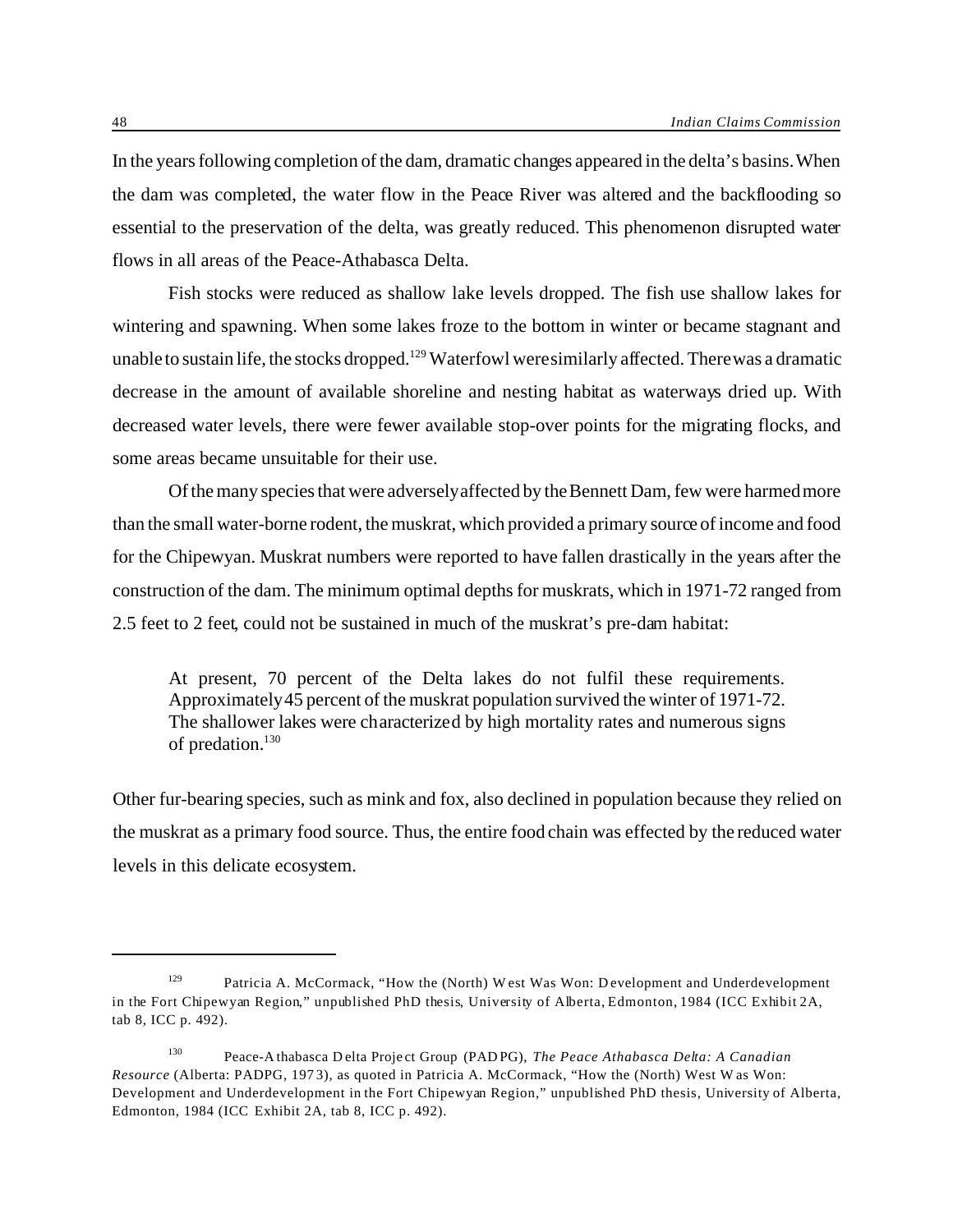In the years following completion of the dam, dramatic changes appeared in the delta's basins. When the dam was completed, the water flow in the Peace River was altered and the backflooding so essential to the preservation of the delta, was greatly reduced. This phenomenon disrupted water flows in all areas of the Peace-Athabasca Delta.

Fish stocks were reduced as shallow lake levels dropped. The fish use shallow lakes for wintering and spawning. When some lakes froze to the bottom in winter or became stagnant and unable to sustain life, the stocks dropped.[129] Waterfowl were similarly affected. There was a dramatic decrease in the amount of available shoreline and nesting habitat as waterways dried up. With decreased water levels, there were fewer available stop-over points for the migrating flocks, and some areas became unsuitable for their use.

Of the many species that were adversely affected by the Bennett Dam, few were harmed more than the small water-borne rodent, the muskrat, which provided a primary source of income and food for the Chipewyan. Muskrat numbers were reported to have fallen drastically in the years after the construction of the dam. The minimum optimal depths for muskrats, which in 1971-72 ranged from 2.5 feet to 2 feet, could not be sustained in much of the muskrat's pre-dam habitat:

> At present, 70 percent of the Delta lakes do not fulfil these requirements. Approximately 45 percent of the muskrat population survived the winter of 1971-72. The shallower lakes were characterized by high mortality rates and numerous signs of predation.[130]

Other fur-bearing species, such as mink and fox, also declined in population because they relied on the muskrat as a primary food source. Thus, the entire food chain was effected by the reduced water levels in this delicate ecosystem.

---

[129] Patricia A. McCormack, "How the (North) West Was Won: Development and Underdevelopment in the Fort Chipewyan Region," unpublished PhD thesis, University of Alberta, Edmonton, 1984 (ICC Exhibit 2A, tab 8, ICC p. 492).

[130] Peace-Athabasca Delta Project Group (PADPG), *The Peace Athabasca Delta: A Canadian Resource* (Alberta: PADPG, 1973), as quoted in Patricia A. McCormack, "How the (North) West Was Won: Development and Underdevelopment in the Fort Chipewyan Region," unpublished PhD thesis, University of Alberta, Edmonton, 1984 (ICC Exhibit 2A, tab 8, ICC p. 492).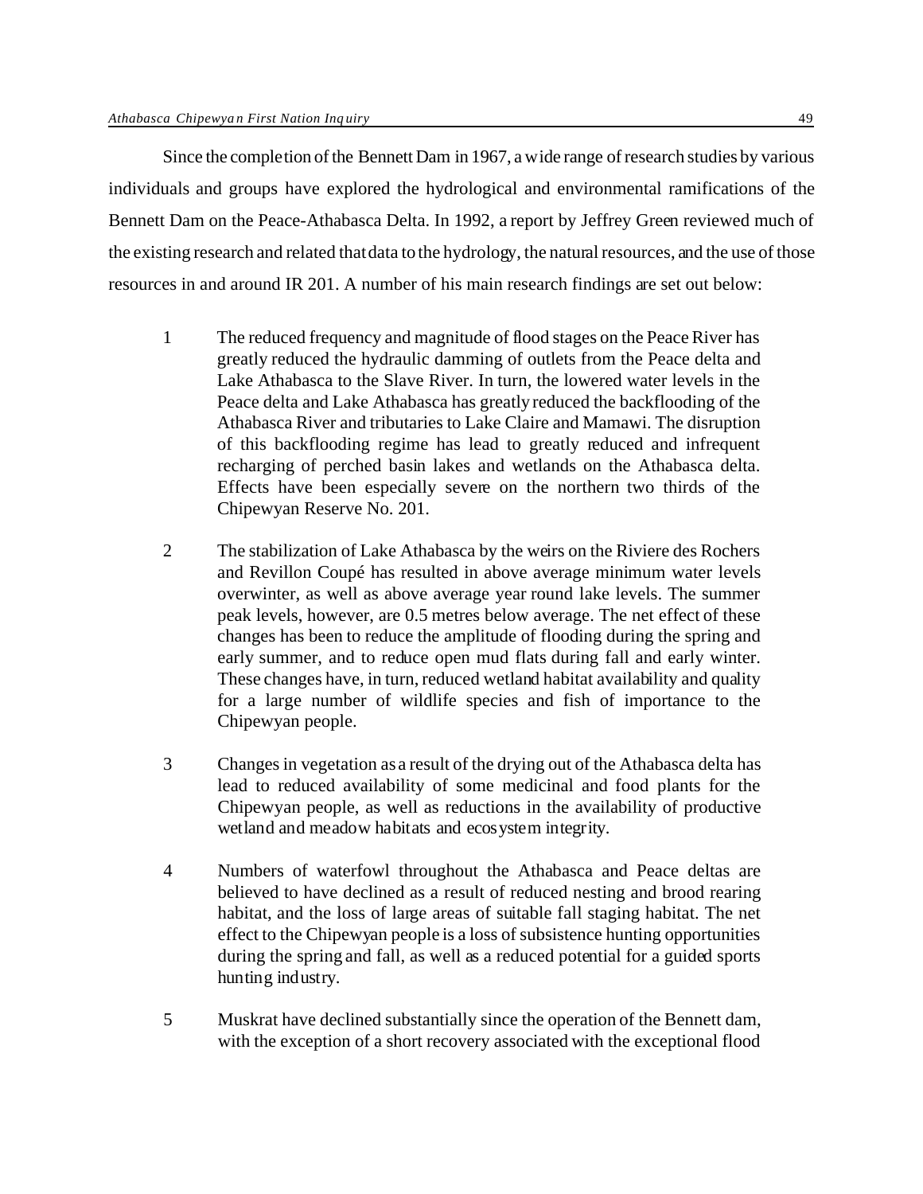Since the completion of the Bennett Dam in 1967, a wide range of research studies by various individuals and groups have explored the hydrological and environmental ramifications of the Bennett Dam on the Peace-Athabasca Delta. In 1992, a report by Jeffrey Green reviewed much of the existing research and related that data to the hydrology, the natural resources, and the use of those resources in and around IR 201. A number of his main research findings are set out below:

> 1 The reduced frequency and magnitude of flood stages on the Peace River has greatly reduced the hydraulic damming of outlets from the Peace delta and Lake Athabasca to the Slave River. In turn, the lowered water levels in the Peace delta and Lake Athabasca has greatly reduced the backflooding of the Athabasca River and tributaries to Lake Claire and Mamawi. The disruption of this backflooding regime has lead to greatly reduced and infrequent recharging of perched basin lakes and wetlands on the Athabasca delta. Effects have been especially severe on the northern two thirds of the Chipewyan Reserve No. 201.
>
> 2 The stabilization of Lake Athabasca by the weirs on the Riviere des Rochers and Revillon Coupé has resulted in above average minimum water levels overwinter, as well as above average year round lake levels. The summer peak levels, however, are 0.5 metres below average. The net effect of these changes has been to reduce the amplitude of flooding during the spring and early summer, and to reduce open mud flats during fall and early winter. These changes have, in turn, reduced wetland habitat availability and quality for a large number of wildlife species and fish of importance to the Chipewyan people.
>
> 3 Changes in vegetation as a result of the drying out of the Athabasca delta has lead to reduced availability of some medicinal and food plants for the Chipewyan people, as well as reductions in the availability of productive wetland and meadow habitats and ecosystem integrity.
>
> 4 Numbers of waterfowl throughout the Athabasca and Peace deltas are believed to have declined as a result of reduced nesting and brood rearing habitat, and the loss of large areas of suitable fall staging habitat. The net effect to the Chipewyan people is a loss of subsistence hunting opportunities during the spring and fall, as well as a reduced potential for a guided sports hunting industry.
>
> 5 Muskrat have declined substantially since the operation of the Bennett dam, with the exception of a short recovery associated with the exceptional flood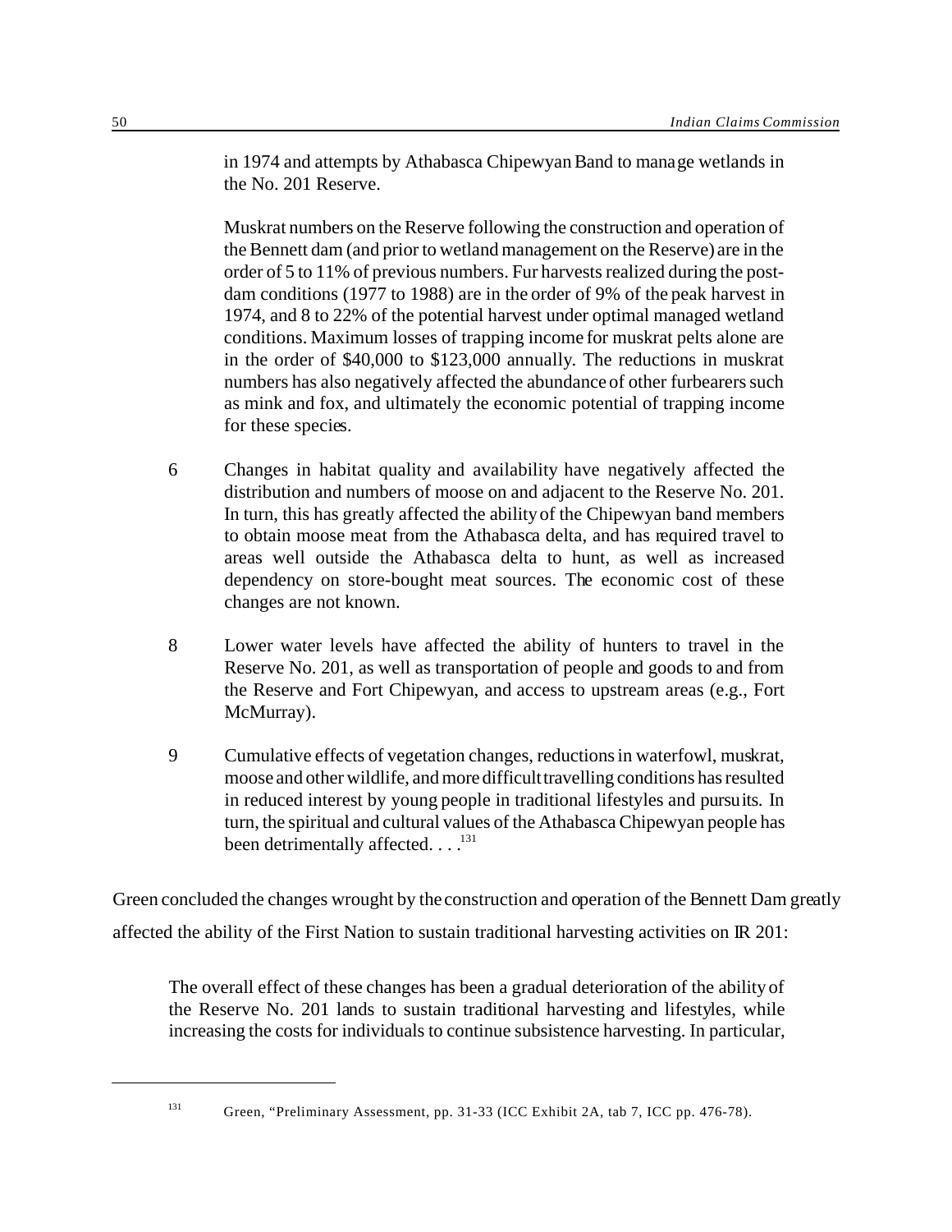in 1974 and attempts by Athabasca Chipewyan Band to manage wetlands in the No. 201 Reserve.

> Muskrat numbers on the Reserve following the construction and operation of the Bennett dam (and prior to wetland management on the Reserve) are in the order of 5 to 11% of previous numbers. Fur harvests realized during the post-dam conditions (1977 to 1988) are in the order of 9% of the peak harvest in 1974, and 8 to 22% of the potential harvest under optimal managed wetland conditions. Maximum losses of trapping income for muskrat pelts alone are in the order of $40,000 to $123,000 annually. The reductions in muskrat numbers has also negatively affected the abundance of other furbearers such as mink and fox, and ultimately the economic potential of trapping income for these species.
>
> 6 Changes in habitat quality and availability have negatively affected the distribution and numbers of moose on and adjacent to the Reserve No. 201. In turn, this has greatly affected the ability of the Chipewyan band members to obtain moose meat from the Athabasca delta, and has required travel to areas well outside the Athabasca delta to hunt, as well as increased dependency on store-bought meat sources. The economic cost of these changes are not known.
>
> 8 Lower water levels have affected the ability of hunters to travel in the Reserve No. 201, as well as transportation of people and goods to and from the Reserve and Fort Chipewyan, and access to upstream areas (e.g., Fort McMurray).
>
> 9 Cumulative effects of vegetation changes, reductions in waterfowl, muskrat, moose and other wildlife, and more difficult travelling conditions has resulted in reduced interest by young people in traditional lifestyles and pursuits. In turn, the spiritual and cultural values of the Athabasca Chipewyan people has been detrimentally affected. . . .[131]

Green concluded the changes wrought by the construction and operation of the Bennett Dam greatly affected the ability of the First Nation to sustain traditional harvesting activities on IR 201:

> The overall effect of these changes has been a gradual deterioration of the ability of the Reserve No. 201 lands to sustain traditional harvesting and lifestyles, while increasing the costs for individuals to continue subsistence harvesting. In particular,

---

[131] Green, "Preliminary Assessment, pp. 31-33 (ICC Exhibit 2A, tab 7, ICC pp. 476-78).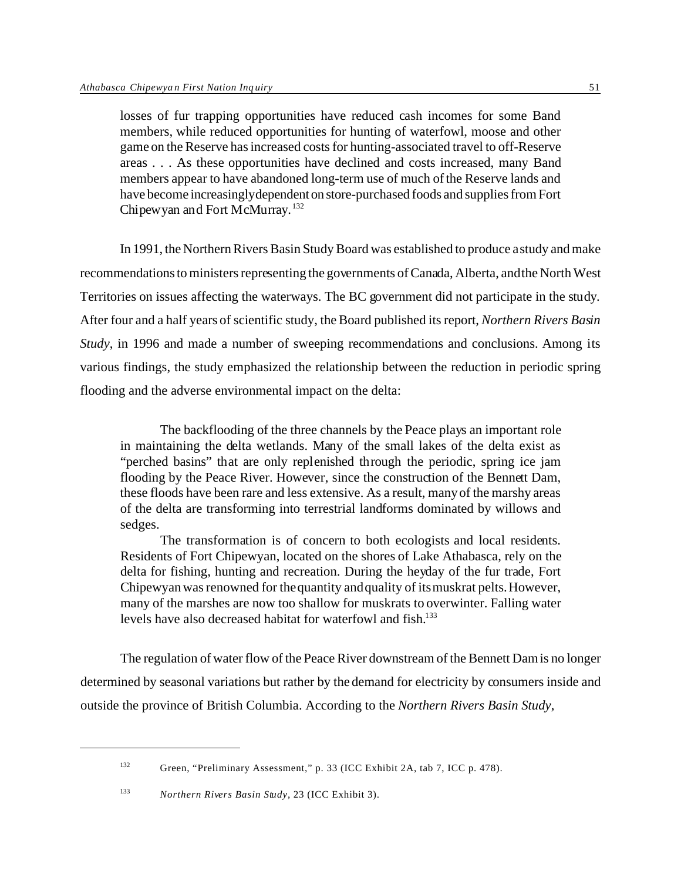> losses of fur trapping opportunities have reduced cash incomes for some Band members, while reduced opportunities for hunting of waterfowl, moose and other game on the Reserve has increased costs for hunting-associated travel to off-Reserve areas . . . As these opportunities have declined and costs increased, many Band members appear to have abandoned long-term use of much of the Reserve lands and have become increasingly dependent on store-purchased foods and supplies from Fort Chipewyan and Fort McMurray.[132]

In 1991, the Northern Rivers Basin Study Board was established to produce a study and make recommendations to ministers representing the governments of Canada, Alberta, and the North West Territories on issues affecting the waterways. The BC government did not participate in the study. After four and a half years of scientific study, the Board published its report, *Northern Rivers Basin Study*, in 1996 and made a number of sweeping recommendations and conclusions. Among its various findings, the study emphasized the relationship between the reduction in periodic spring flooding and the adverse environmental impact on the delta:

> The backflooding of the three channels by the Peace plays an important role in maintaining the delta wetlands. Many of the small lakes of the delta exist as "perched basins" that are only replenished through the periodic, spring ice jam flooding by the Peace River. However, since the construction of the Bennett Dam, these floods have been rare and less extensive. As a result, many of the marshy areas of the delta are transforming into terrestrial landforms dominated by willows and sedges.
>
> The transformation is of concern to both ecologists and local residents. Residents of Fort Chipewyan, located on the shores of Lake Athabasca, rely on the delta for fishing, hunting and recreation. During the heyday of the fur trade, Fort Chipewyan was renowned for the quantity and quality of its muskrat pelts. However, many of the marshes are now too shallow for muskrats to overwinter. Falling water levels have also decreased habitat for waterfowl and fish.[133]

The regulation of water flow of the Peace River downstream of the Bennett Dam is no longer determined by seasonal variations but rather by the demand for electricity by consumers inside and outside the province of British Columbia. According to the *Northern Rivers Basin Study*,

---

[132] Green, "Preliminary Assessment," p. 33 (ICC Exhibit 2A, tab 7, ICC p. 478).

[133] *Northern Rivers Basin Study*, 23 (ICC Exhibit 3).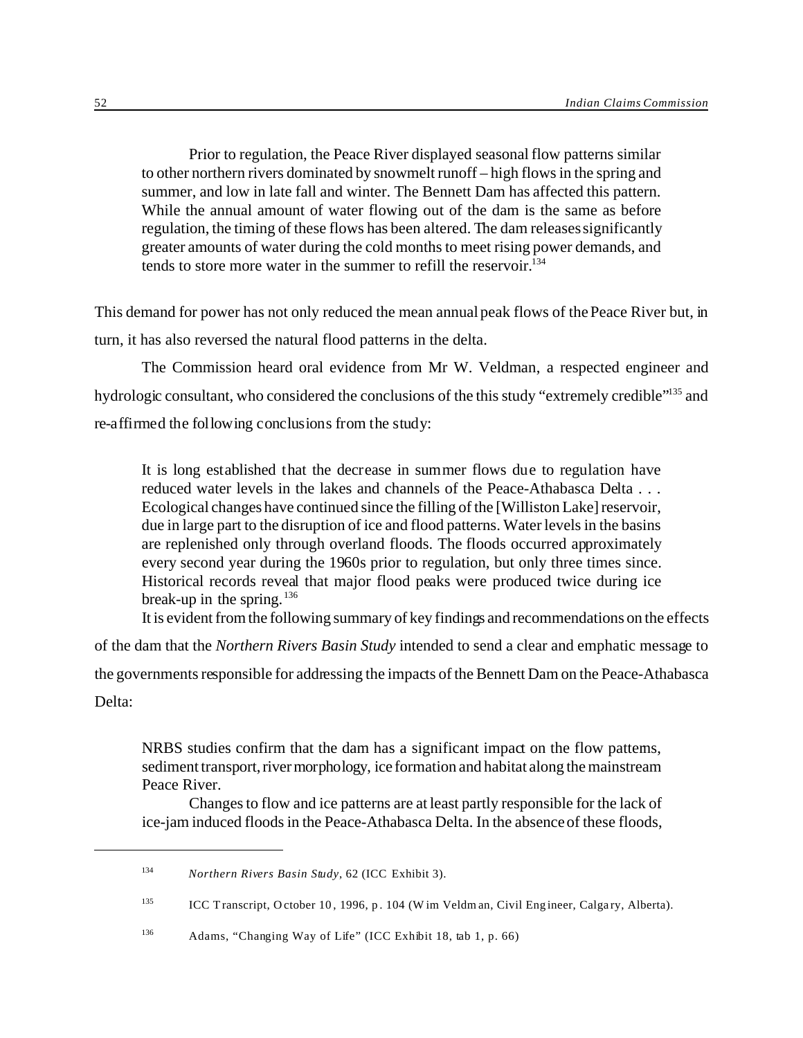> Prior to regulation, the Peace River displayed seasonal flow patterns similar to other northern rivers dominated by snowmelt runoff – high flows in the spring and summer, and low in late fall and winter. The Bennett Dam has affected this pattern. While the annual amount of water flowing out of the dam is the same as before regulation, the timing of these flows has been altered. The dam releases significantly greater amounts of water during the cold months to meet rising power demands, and tends to store more water in the summer to refill the reservoir.[134]

This demand for power has not only reduced the mean annual peak flows of the Peace River but, in turn, it has also reversed the natural flood patterns in the delta.

The Commission heard oral evidence from Mr W. Veldman, a respected engineer and hydrologic consultant, who considered the conclusions of the this study "extremely credible"[135] and re-affirmed the following conclusions from the study:

> It is long established that the decrease in summer flows due to regulation have reduced water levels in the lakes and channels of the Peace-Athabasca Delta . . . Ecological changes have continued since the filling of the [Williston Lake] reservoir, due in large part to the disruption of ice and flood patterns. Water levels in the basins are replenished only through overland floods. The floods occurred approximately every second year during the 1960s prior to regulation, but only three times since. Historical records reveal that major flood peaks were produced twice during ice break-up in the spring.[136]

It is evident from the following summary of key findings and recommendations on the effects of the dam that the *Northern Rivers Basin Study* intended to send a clear and emphatic message to the governments responsible for addressing the impacts of the Bennett Dam on the Peace-Athabasca Delta:

> NRBS studies confirm that the dam has a significant impact on the flow patterns, sediment transport, river morphology, ice formation and habitat along the mainstream Peace River.
>
> Changes to flow and ice patterns are at least partly responsible for the lack of ice-jam induced floods in the Peace-Athabasca Delta. In the absence of these floods,

---

[134] *Northern Rivers Basin Study*, 62 (ICC Exhibit 3).

[135] ICC Transcript, October 10, 1996, p. 104 (Wim Veldman, Civil Engineer, Calgary, Alberta).

[136] Adams, "Changing Way of Life" (ICC Exhibit 18, tab 1, p. 66)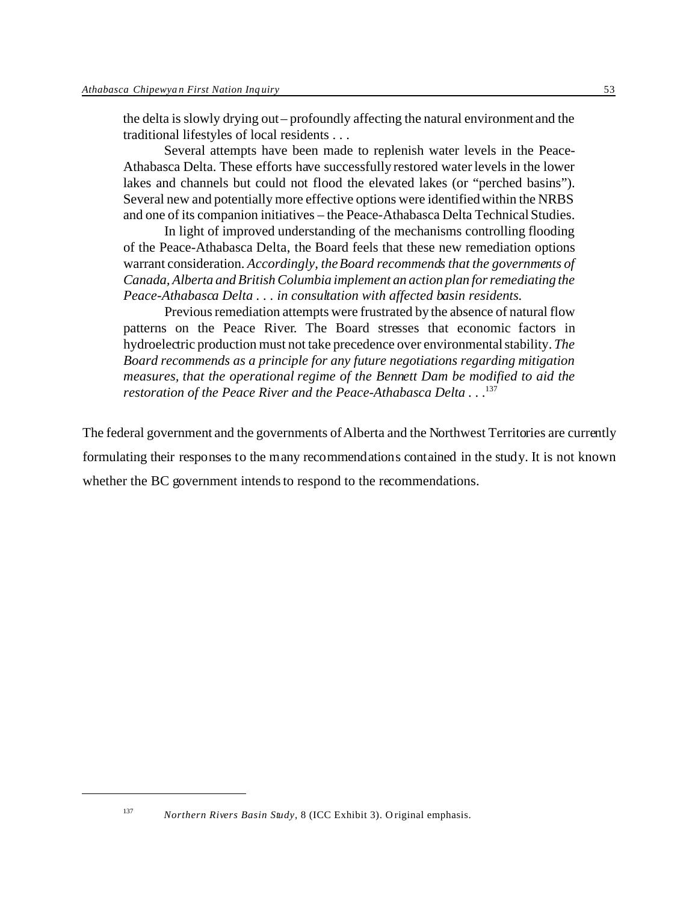> the delta is slowly drying out – profoundly affecting the natural environment and the traditional lifestyles of local residents . . .
>
> Several attempts have been made to replenish water levels in the Peace-Athabasca Delta. These efforts have successfully restored water levels in the lower lakes and channels but could not flood the elevated lakes (or "perched basins"). Several new and potentially more effective options were identified within the NRBS and one of its companion initiatives – the Peace-Athabasca Delta Technical Studies.
>
> In light of improved understanding of the mechanisms controlling flooding of the Peace-Athabasca Delta, the Board feels that these new remediation options warrant consideration. *Accordingly, the Board recommends that the governments of Canada, Alberta and British Columbia implement an action plan for remediating the Peace-Athabasca Delta . . . in consultation with affected basin residents.*
>
> Previous remediation attempts were frustrated by the absence of natural flow patterns on the Peace River. The Board stresses that economic factors in hydroelectric production must not take precedence over environmental stability. *The Board recommends as a principle for any future negotiations regarding mitigation measures, that the operational regime of the Bennett Dam be modified to aid the restoration of the Peace River and the Peace-Athabasca Delta . . .*[137]

The federal government and the governments of Alberta and the Northwest Territories are currently formulating their responses to the many recommendations contained in the study. It is not known whether the BC government intends to respond to the recommendations.

---

[137] *Northern Rivers Basin Study*, 8 (ICC Exhibit 3). Original emphasis.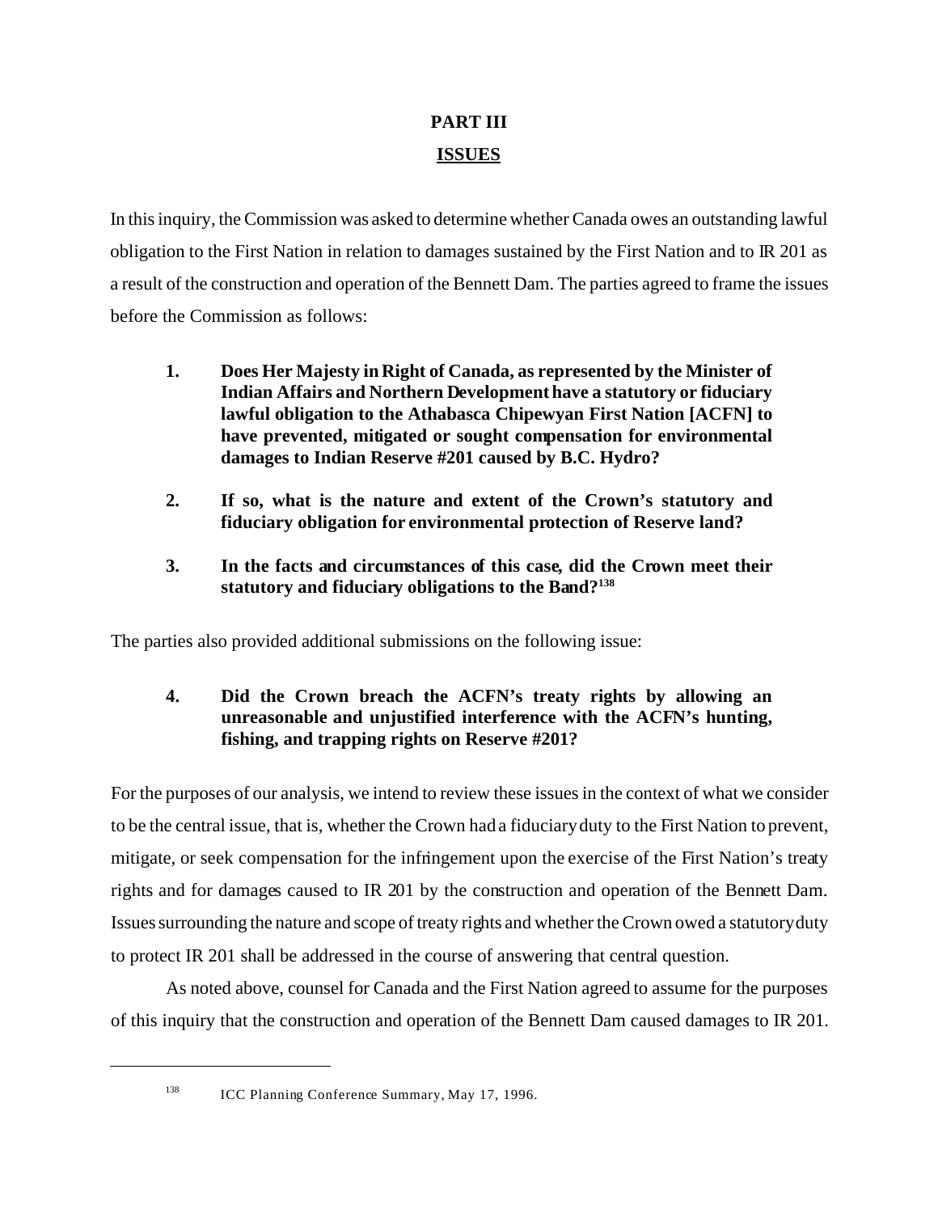# PART III

## ISSUES

In this inquiry, the Commission was asked to determine whether Canada owes an outstanding lawful obligation to the First Nation in relation to damages sustained by the First Nation and to IR 201 as a result of the construction and operation of the Bennett Dam. The parties agreed to frame the issues before the Commission as follows:

1. **Does Her Majesty in Right of Canada, as represented by the Minister of Indian Affairs and Northern Development have a statutory or fiduciary lawful obligation to the Athabasca Chipewyan First Nation [ACFN] to have prevented, mitigated or sought compensation for environmental damages to Indian Reserve #201 caused by B.C. Hydro?**

2. **If so, what is the nature and extent of the Crown's statutory and fiduciary obligation for environmental protection of Reserve land?**

3. **In the facts and circumstances of this case, did the Crown meet their statutory and fiduciary obligations to the Band?**[138]

The parties also provided additional submissions on the following issue:

4. **Did the Crown breach the ACFN's treaty rights by allowing an unreasonable and unjustified interference with the ACFN's hunting, fishing, and trapping rights on Reserve #201?**

For the purposes of our analysis, we intend to review these issues in the context of what we consider to be the central issue, that is, whether the Crown had a fiduciary duty to the First Nation to prevent, mitigate, or seek compensation for the infringement upon the exercise of the First Nation's treaty rights and for damages caused to IR 201 by the construction and operation of the Bennett Dam. Issues surrounding the nature and scope of treaty rights and whether the Crown owed a statutory duty to protect IR 201 shall be addressed in the course of answering that central question.

As noted above, counsel for Canada and the First Nation agreed to assume for the purposes of this inquiry that the construction and operation of the Bennett Dam caused damages to IR 201.

---

[138] ICC Planning Conference Summary, May 17, 1996.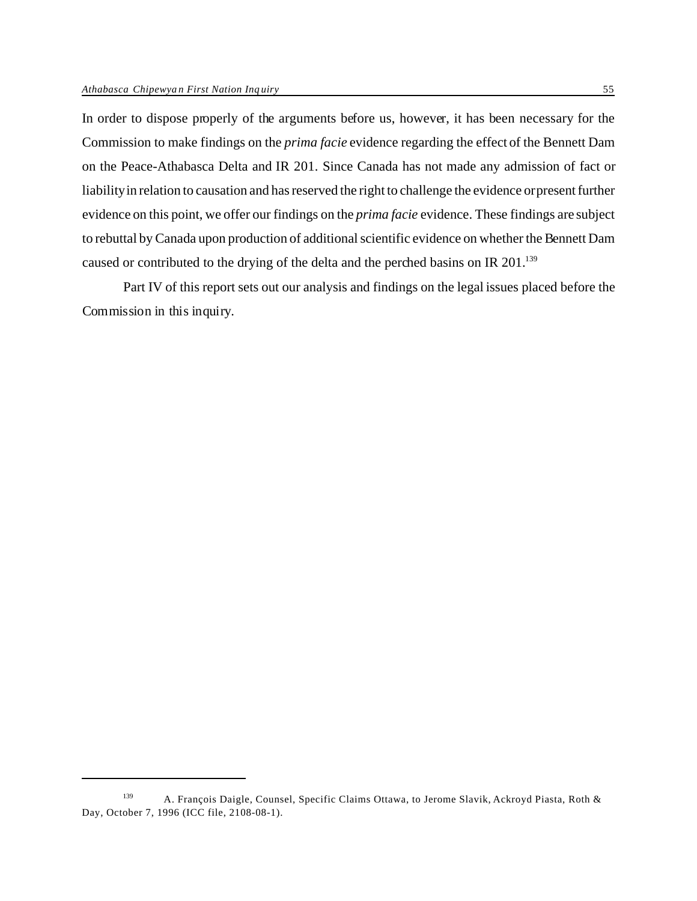In order to dispose properly of the arguments before us, however, it has been necessary for the Commission to make findings on the *prima facie* evidence regarding the effect of the Bennett Dam on the Peace-Athabasca Delta and IR 201. Since Canada has not made any admission of fact or liability in relation to causation and has reserved the right to challenge the evidence or present further evidence on this point, we offer our findings on the *prima facie* evidence. These findings are subject to rebuttal by Canada upon production of additional scientific evidence on whether the Bennett Dam caused or contributed to the drying of the delta and the perched basins on IR 201.[139]

Part IV of this report sets out our analysis and findings on the legal issues placed before the Commission in this inquiry.

---

[139] A. François Daigle, Counsel, Specific Claims Ottawa, to Jerome Slavik, Ackroyd Piasta, Roth & Day, October 7, 1996 (ICC file, 2108-08-1).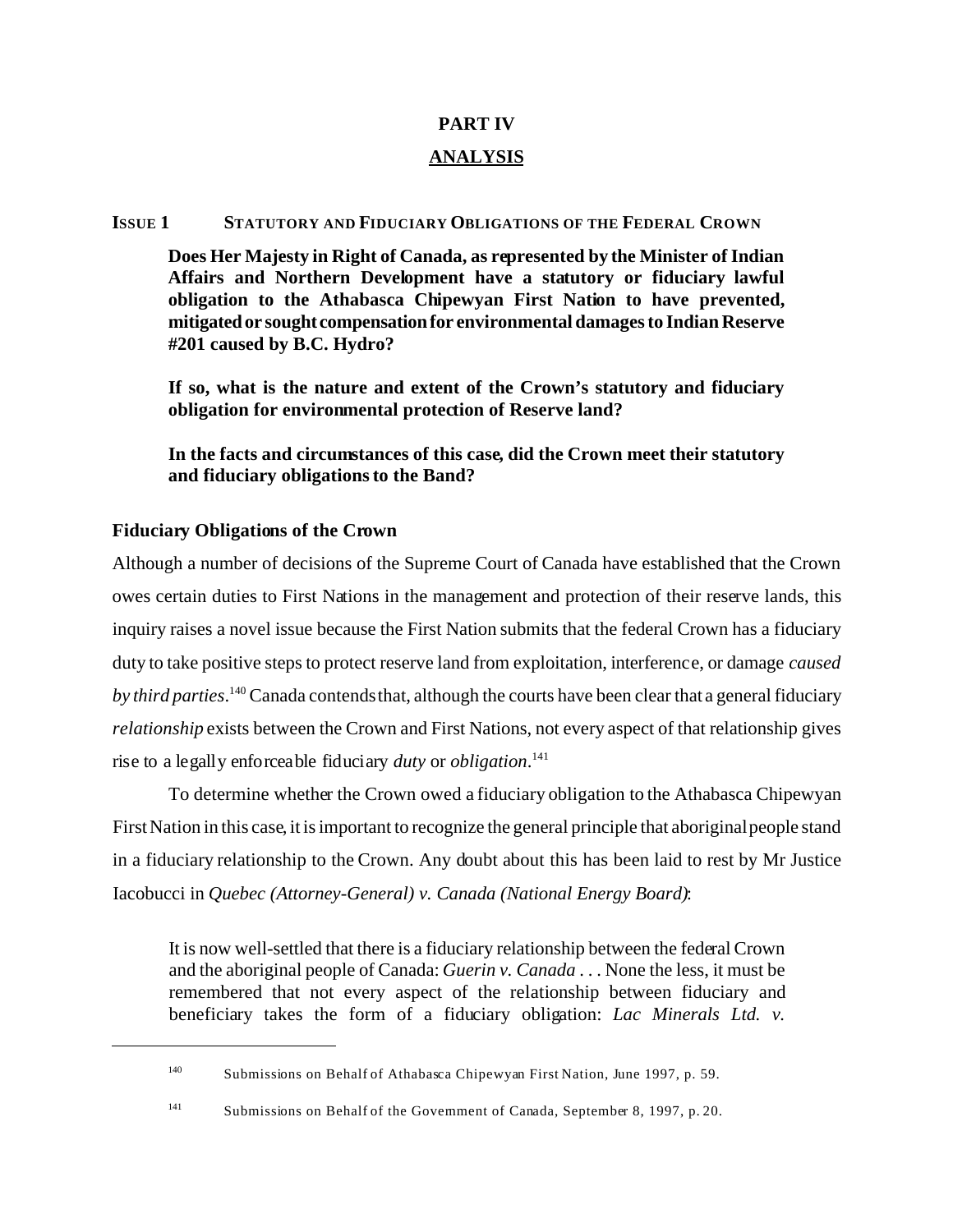# PART IV

## ANALYSIS

### ISSUE 1 STATUTORY AND FIDUCIARY OBLIGATIONS OF THE FEDERAL CROWN

**Does Her Majesty in Right of Canada, as represented by the Minister of Indian Affairs and Northern Development have a statutory or fiduciary lawful obligation to the Athabasca Chipewyan First Nation to have prevented, mitigated or sought compensation for environmental damages to Indian Reserve #201 caused by B.C. Hydro?**

**If so, what is the nature and extent of the Crown's statutory and fiduciary obligation for environmental protection of Reserve land?**

**In the facts and circumstances of this case, did the Crown meet their statutory and fiduciary obligations to the Band?**

### Fiduciary Obligations of the Crown

Although a number of decisions of the Supreme Court of Canada have established that the Crown owes certain duties to First Nations in the management and protection of their reserve lands, this inquiry raises a novel issue because the First Nation submits that the federal Crown has a fiduciary duty to take positive steps to protect reserve land from exploitation, interference, or damage *caused by third parties*.[140] Canada contends that, although the courts have been clear that a general fiduciary *relationship* exists between the Crown and First Nations, not every aspect of that relationship gives rise to a legally enforceable fiduciary *duty* or *obligation*.[141]

To determine whether the Crown owed a fiduciary obligation to the Athabasca Chipewyan First Nation in this case, it is important to recognize the general principle that aboriginal people stand in a fiduciary relationship to the Crown. Any doubt about this has been laid to rest by Mr Justice Iacobucci in *Quebec (Attorney-General) v. Canada (National Energy Board)*:

> It is now well-settled that there is a fiduciary relationship between the federal Crown and the aboriginal people of Canada: *Guerin v. Canada* . . . None the less, it must be remembered that not every aspect of the relationship between fiduciary and beneficiary takes the form of a fiduciary obligation: *Lac Minerals Ltd. v.*

---

[140] Submissions on Behalf of Athabasca Chipewyan First Nation, June 1997, p. 59.

[141] Submissions on Behalf of the Government of Canada, September 8, 1997, p. 20.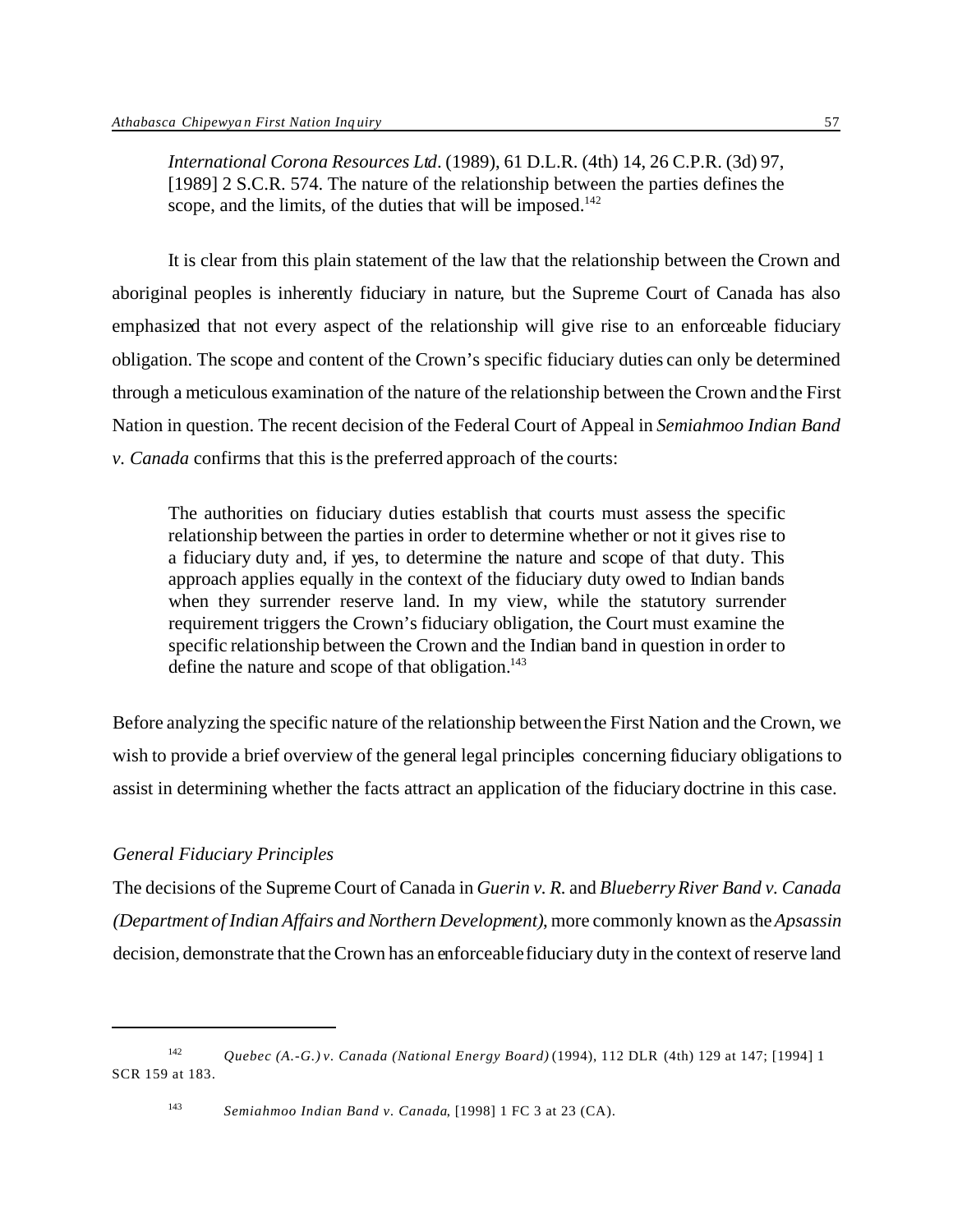> *International Corona Resources Ltd.* (1989), 61 D.L.R. (4th) 14, 26 C.P.R. (3d) 97, [1989] 2 S.C.R. 574. The nature of the relationship between the parties defines the scope, and the limits, of the duties that will be imposed.[142]

It is clear from this plain statement of the law that the relationship between the Crown and aboriginal peoples is inherently fiduciary in nature, but the Supreme Court of Canada has also emphasized that not every aspect of the relationship will give rise to an enforceable fiduciary obligation. The scope and content of the Crown's specific fiduciary duties can only be determined through a meticulous examination of the nature of the relationship between the Crown and the First Nation in question. The recent decision of the Federal Court of Appeal in *Semiahmoo Indian Band v. Canada* confirms that this is the preferred approach of the courts:

> The authorities on fiduciary duties establish that courts must assess the specific relationship between the parties in order to determine whether or not it gives rise to a fiduciary duty and, if yes, to determine the nature and scope of that duty. This approach applies equally in the context of the fiduciary duty owed to Indian bands when they surrender reserve land. In my view, while the statutory surrender requirement triggers the Crown's fiduciary obligation, the Court must examine the specific relationship between the Crown and the Indian band in question in order to define the nature and scope of that obligation.[143]

Before analyzing the specific nature of the relationship between the First Nation and the Crown, we wish to provide a brief overview of the general legal principles concerning fiduciary obligations to assist in determining whether the facts attract an application of the fiduciary doctrine in this case.

*General Fiduciary Principles*

The decisions of the Supreme Court of Canada in *Guerin v. R.* and *Blueberry River Band v. Canada (Department of Indian Affairs and Northern Development)*, more commonly known as the *Apsassin* decision, demonstrate that the Crown has an enforceable fiduciary duty in the context of reserve land

---

[142] *Quebec (A.-G.) v. Canada (National Energy Board)* (1994), 112 DLR (4th) 129 at 147; [1994] 1 SCR 159 at 183.

[143] *Semiahmoo Indian Band v. Canada*, [1998] 1 FC 3 at 23 (CA).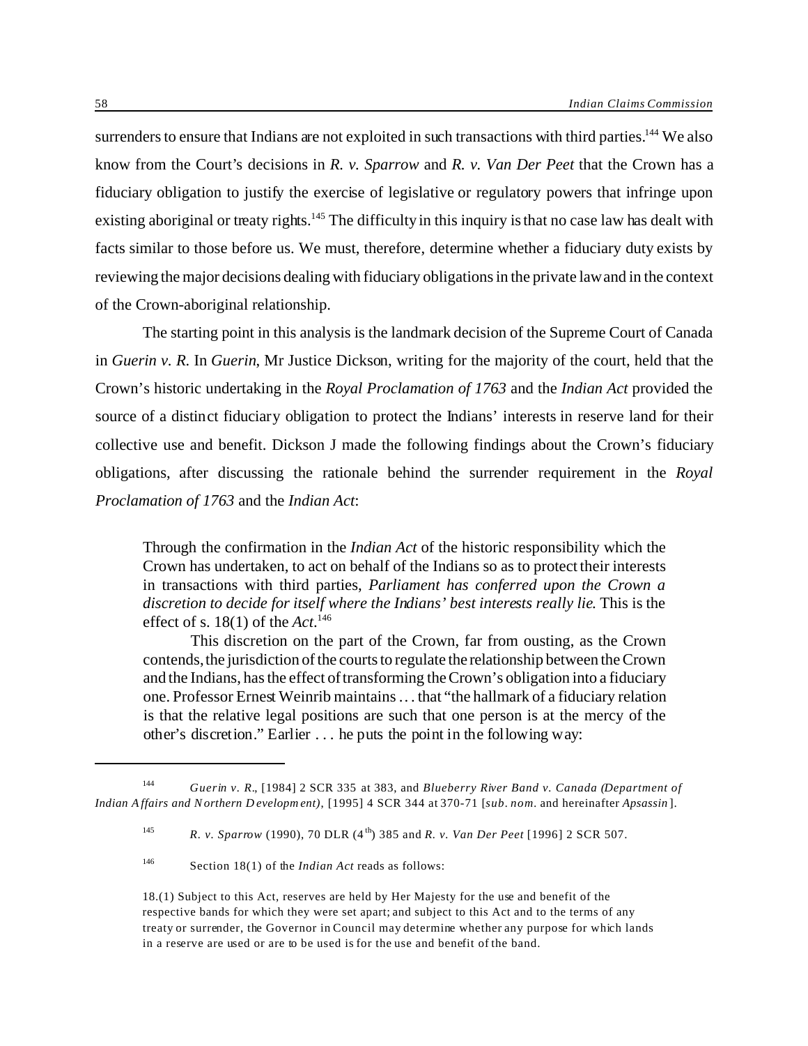surrenders to ensure that Indians are not exploited in such transactions with third parties.[144] We also know from the Court's decisions in *R. v. Sparrow* and *R. v. Van Der Peet* that the Crown has a fiduciary obligation to justify the exercise of legislative or regulatory powers that infringe upon existing aboriginal or treaty rights.[145] The difficulty in this inquiry is that no case law has dealt with facts similar to those before us. We must, therefore, determine whether a fiduciary duty exists by reviewing the major decisions dealing with fiduciary obligations in the private law and in the context of the Crown-aboriginal relationship.

The starting point in this analysis is the landmark decision of the Supreme Court of Canada in *Guerin v. R.* In *Guerin*, Mr Justice Dickson, writing for the majority of the court, held that the Crown's historic undertaking in the *Royal Proclamation of 1763* and the *Indian Act* provided the source of a distinct fiduciary obligation to protect the Indians' interests in reserve land for their collective use and benefit. Dickson J made the following findings about the Crown's fiduciary obligations, after discussing the rationale behind the surrender requirement in the *Royal Proclamation of 1763* and the *Indian Act*:

> Through the confirmation in the *Indian Act* of the historic responsibility which the Crown has undertaken, to act on behalf of the Indians so as to protect their interests in transactions with third parties, *Parliament has conferred upon the Crown a discretion to decide for itself where the Indians' best interests really lie*. This is the effect of s. 18(1) of the *Act*.[146]
>
> This discretion on the part of the Crown, far from ousting, as the Crown contends, the jurisdiction of the courts to regulate the relationship between the Crown and the Indians, has the effect of transforming the Crown's obligation into a fiduciary one. Professor Ernest Weinrib maintains . . . that "the hallmark of a fiduciary relation is that the relative legal positions are such that one person is at the mercy of the other's discretion." Earlier . . . he puts the point in the following way:

---

[144] *Guerin v. R.*, [1984] 2 SCR 335 at 383, and *Blueberry River Band v. Canada (Department of Indian Affairs and Northern Development)*, [1995] 4 SCR 344 at 370-71 [*sub. nom.* and hereinafter *Apsassin*].

[145] *R. v. Sparrow* (1990), 70 DLR (4th) 385 and *R. v. Van Der Peet* [1996] 2 SCR 507.

[146] Section 18(1) of the *Indian Act* reads as follows:

18.(1) Subject to this Act, reserves are held by Her Majesty for the use and benefit of the respective bands for which they were set apart; and subject to this Act and to the terms of any treaty or surrender, the Governor in Council may determine whether any purpose for which lands in a reserve are used or are to be used is for the use and benefit of the band.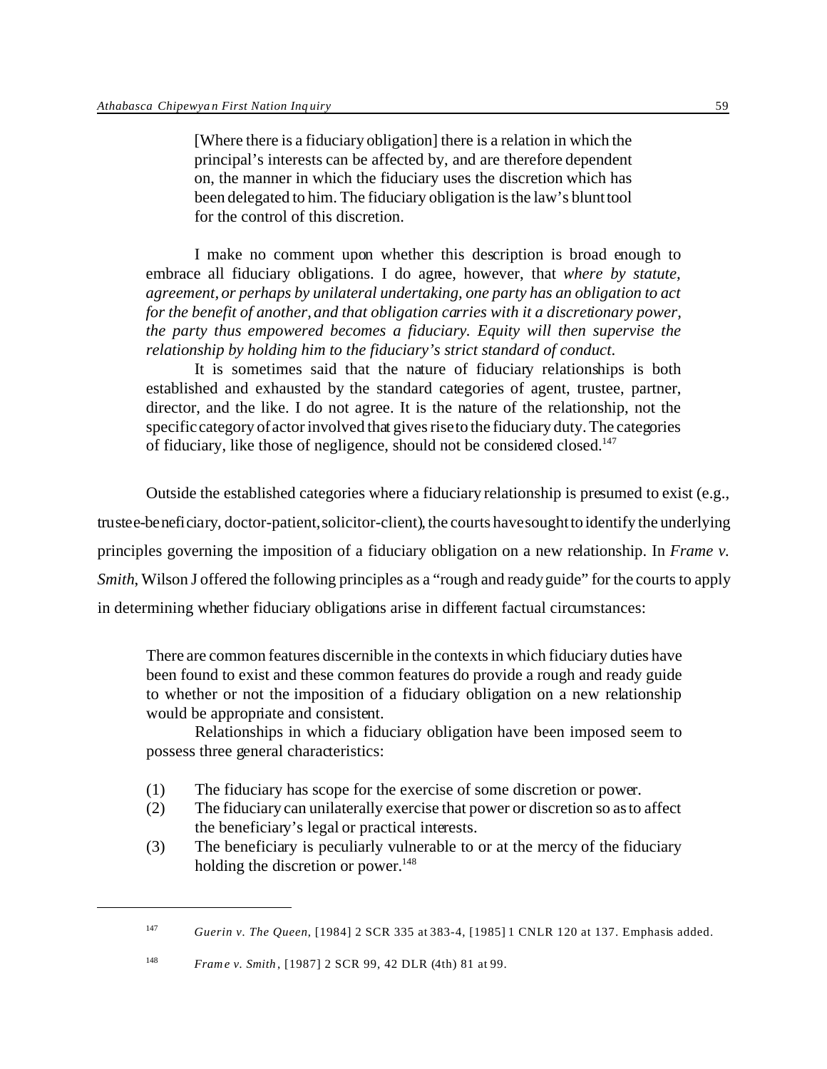> [Where there is a fiduciary obligation] there is a relation in which the principal's interests can be affected by, and are therefore dependent on, the manner in which the fiduciary uses the discretion which has been delegated to him. The fiduciary obligation is the law's blunt tool for the control of this discretion.

> I make no comment upon whether this description is broad enough to embrace all fiduciary obligations. I do agree, however, that *where by statute, agreement, or perhaps by unilateral undertaking, one party has an obligation to act for the benefit of another, and that obligation carries with it a discretionary power, the party thus empowered becomes a fiduciary. Equity will then supervise the relationship by holding him to the fiduciary's strict standard of conduct.*
>
> It is sometimes said that the nature of fiduciary relationships is both established and exhausted by the standard categories of agent, trustee, partner, director, and the like. I do not agree. It is the nature of the relationship, not the specific category of actor involved that gives rise to the fiduciary duty. The categories of fiduciary, like those of negligence, should not be considered closed.[147]

Outside the established categories where a fiduciary relationship is presumed to exist (e.g., trustee-beneficiary, doctor-patient, solicitor-client), the courts have sought to identify the underlying principles governing the imposition of a fiduciary obligation on a new relationship. In *Frame v. Smith*, Wilson J offered the following principles as a "rough and ready guide" for the courts to apply in determining whether fiduciary obligations arise in different factual circumstances:

> There are common features discernible in the contexts in which fiduciary duties have been found to exist and these common features do provide a rough and ready guide to whether or not the imposition of a fiduciary obligation on a new relationship would be appropriate and consistent.
>
> Relationships in which a fiduciary obligation have been imposed seem to possess three general characteristics:
>
> (1) The fiduciary has scope for the exercise of some discretion or power.
> (2) The fiduciary can unilaterally exercise that power or discretion so as to affect the beneficiary's legal or practical interests.
> (3) The beneficiary is peculiarly vulnerable to or at the mercy of the fiduciary holding the discretion or power.[148]

---

[147] *Guerin v. The Queen*, [1984] 2 SCR 335 at 383-4, [1985] 1 CNLR 120 at 137. Emphasis added.

[148] *Frame v. Smith*, [1987] 2 SCR 99, 42 DLR (4th) 81 at 99.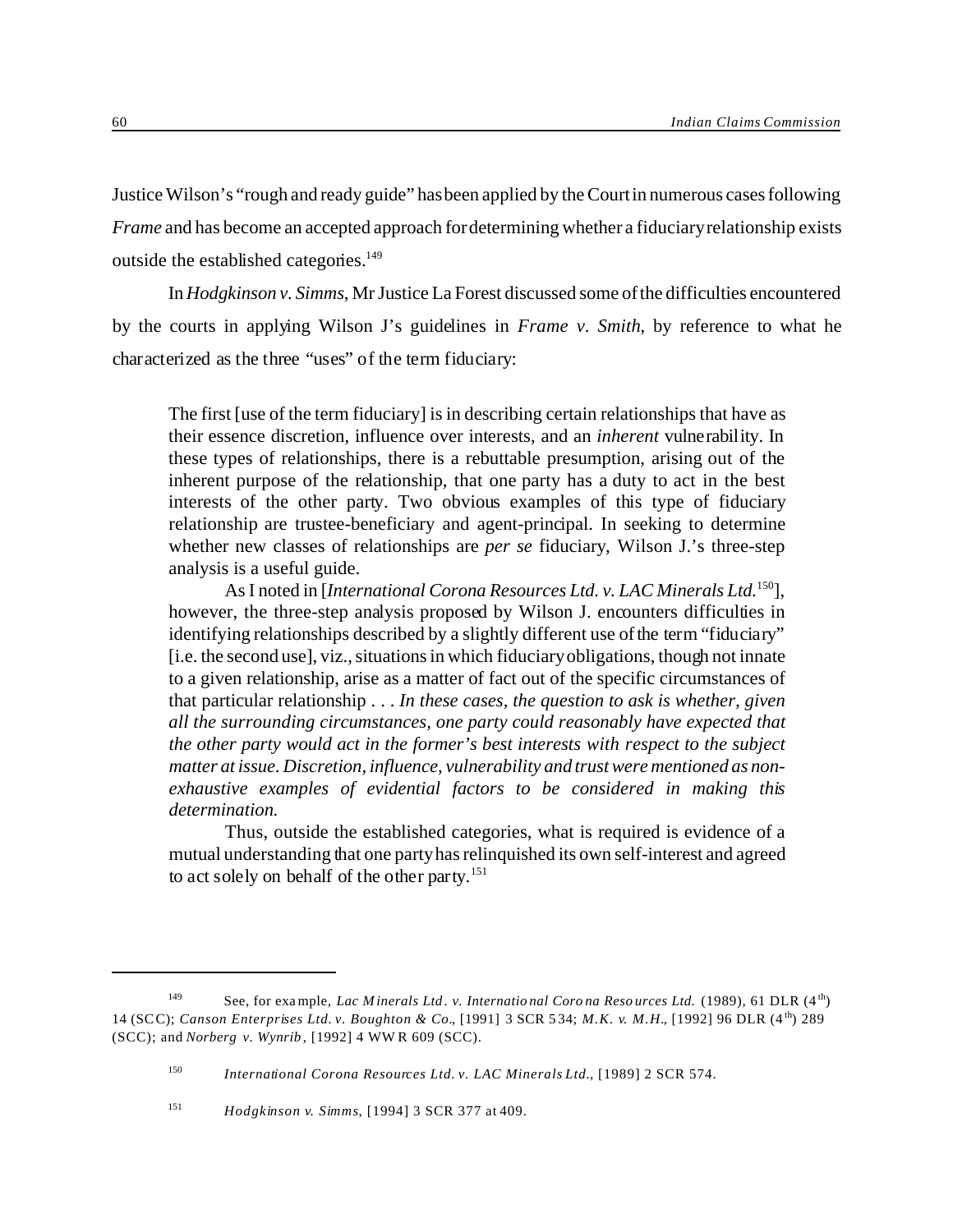Justice Wilson's "rough and ready guide" has been applied by the Court in numerous cases following *Frame* and has become an accepted approach for determining whether a fiduciary relationship exists outside the established categories.[149]

In *Hodgkinson v. Simms*, Mr Justice La Forest discussed some of the difficulties encountered by the courts in applying Wilson J's guidelines in *Frame v. Smith*, by reference to what he characterized as the three "uses" of the term fiduciary:

> The first [use of the term fiduciary] is in describing certain relationships that have as their essence discretion, influence over interests, and an *inherent* vulnerability. In these types of relationships, there is a rebuttable presumption, arising out of the inherent purpose of the relationship, that one party has a duty to act in the best interests of the other party. Two obvious examples of this type of fiduciary relationship are trustee-beneficiary and agent-principal. In seeking to determine whether new classes of relationships are *per se* fiduciary, Wilson J.'s three-step analysis is a useful guide.
>
> As I noted in [*International Corona Resources Ltd. v. LAC Minerals Ltd.*[150]], however, the three-step analysis proposed by Wilson J. encounters difficulties in identifying relationships described by a slightly different use of the term "fiduciary" [i.e. the second use], viz., situations in which fiduciary obligations, though not innate to a given relationship, arise as a matter of fact out of the specific circumstances of that particular relationship . . . *In these cases, the question to ask is whether, given all the surrounding circumstances, one party could reasonably have expected that the other party would act in the former's best interests with respect to the subject matter at issue. Discretion, influence, vulnerability and trust were mentioned as non-exhaustive examples of evidential factors to be considered in making this determination.*
>
> Thus, outside the established categories, what is required is evidence of a mutual understanding that one party has relinquished its own self-interest and agreed to act solely on behalf of the other party.[151]

---

[149] See, for example, *Lac Minerals Ltd. v. International Corona Resources Ltd.* (1989), 61 DLR (4th) 14 (SCC); *Canson Enterprises Ltd. v. Boughton & Co.*, [1991] 3 SCR 534; *M.K. v. M.H.*, [1992] 96 DLR (4th) 289 (SCC); and *Norberg v. Wynrib*, [1992] 4 WWR 609 (SCC).

[150] *International Corona Resources Ltd. v. LAC Minerals Ltd.*, [1989] 2 SCR 574.

[151] *Hodgkinson v. Simms*, [1994] 3 SCR 377 at 409.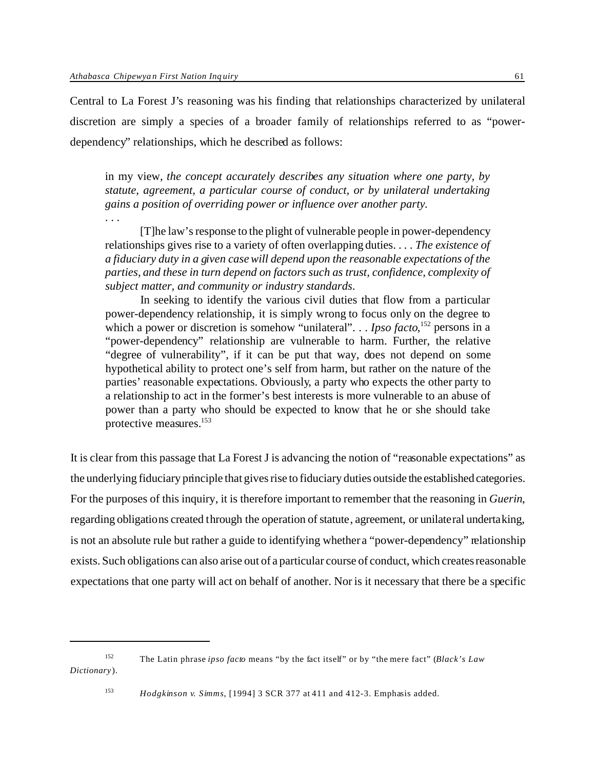Central to La Forest J's reasoning was his finding that relationships characterized by unilateral discretion are simply a species of a broader family of relationships referred to as "power-dependency" relationships, which he described as follows:

> in my view, *the concept accurately describes any situation where one party, by statute, agreement, a particular course of conduct, or by unilateral undertaking gains a position of overriding power or influence over another party.*
>
> . . .
>
> [T]he law's response to the plight of vulnerable people in power-dependency relationships gives rise to a variety of often overlapping duties. . . . *The existence of a fiduciary duty in a given case will depend upon the reasonable expectations of the parties, and these in turn depend on factors such as trust, confidence, complexity of subject matter, and community or industry standards.*
>
> In seeking to identify the various civil duties that flow from a particular power-dependency relationship, it is simply wrong to focus only on the degree to which a power or discretion is somehow "unilateral". . . *Ipso facto*,[152] persons in a "power-dependency" relationship are vulnerable to harm. Further, the relative "degree of vulnerability", if it can be put that way, does not depend on some hypothetical ability to protect one's self from harm, but rather on the nature of the parties' reasonable expectations. Obviously, a party who expects the other party to a relationship to act in the former's best interests is more vulnerable to an abuse of power than a party who should be expected to know that he or she should take protective measures.[153]

It is clear from this passage that La Forest J is advancing the notion of "reasonable expectations" as the underlying fiduciary principle that gives rise to fiduciary duties outside the established categories. For the purposes of this inquiry, it is therefore important to remember that the reasoning in *Guerin*, regarding obligations created through the operation of statute, agreement, or unilateral undertaking, is not an absolute rule but rather a guide to identifying whether a "power-dependency" relationship exists. Such obligations can also arise out of a particular course of conduct, which creates reasonable expectations that one party will act on behalf of another. Nor is it necessary that there be a specific

---

[152] The Latin phrase *ipso facto* means "by the fact itself" or by "the mere fact" (*Black's Law Dictionary*).

[153] *Hodgkinson v. Simms*, [1994] 3 SCR 377 at 411 and 412-3. Emphasis added.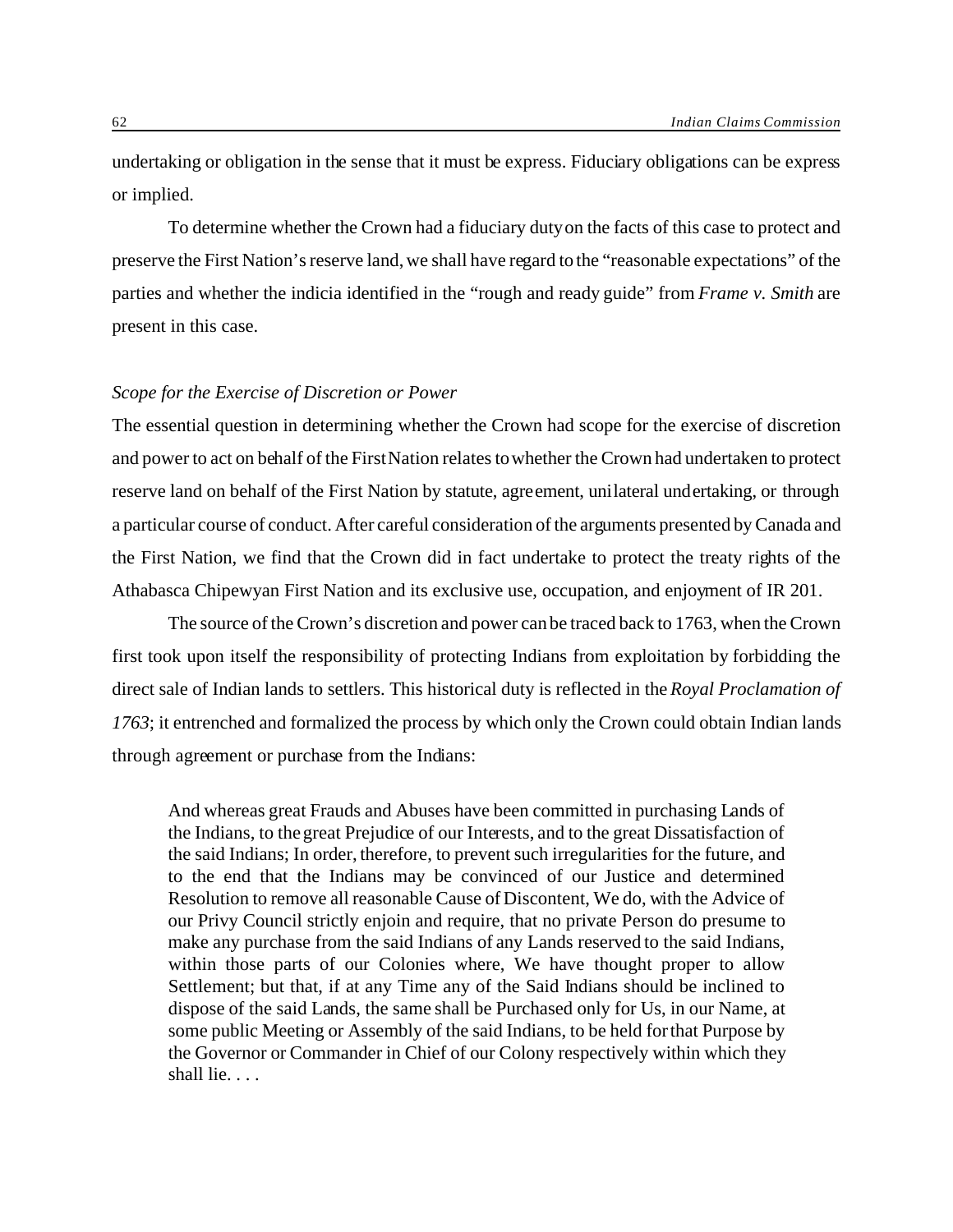undertaking or obligation in the sense that it must be express. Fiduciary obligations can be express or implied.

To determine whether the Crown had a fiduciary duty on the facts of this case to protect and preserve the First Nation's reserve land, we shall have regard to the "reasonable expectations" of the parties and whether the indicia identified in the "rough and ready guide" from *Frame v. Smith* are present in this case.

### *Scope for the Exercise of Discretion or Power*

The essential question in determining whether the Crown had scope for the exercise of discretion and power to act on behalf of the First Nation relates to whether the Crown had undertaken to protect reserve land on behalf of the First Nation by statute, agreement, unilateral undertaking, or through a particular course of conduct. After careful consideration of the arguments presented by Canada and the First Nation, we find that the Crown did in fact undertake to protect the treaty rights of the Athabasca Chipewyan First Nation and its exclusive use, occupation, and enjoyment of IR 201.

The source of the Crown's discretion and power can be traced back to 1763, when the Crown first took upon itself the responsibility of protecting Indians from exploitation by forbidding the direct sale of Indian lands to settlers. This historical duty is reflected in the *Royal Proclamation of 1763*; it entrenched and formalized the process by which only the Crown could obtain Indian lands through agreement or purchase from the Indians:

> And whereas great Frauds and Abuses have been committed in purchasing Lands of the Indians, to the great Prejudice of our Interests, and to the great Dissatisfaction of the said Indians; In order, therefore, to prevent such irregularities for the future, and to the end that the Indians may be convinced of our Justice and determined Resolution to remove all reasonable Cause of Discontent, We do, with the Advice of our Privy Council strictly enjoin and require, that no private Person do presume to make any purchase from the said Indians of any Lands reserved to the said Indians, within those parts of our Colonies where, We have thought proper to allow Settlement; but that, if at any Time any of the Said Indians should be inclined to dispose of the said Lands, the same shall be Purchased only for Us, in our Name, at some public Meeting or Assembly of the said Indians, to be held for that Purpose by the Governor or Commander in Chief of our Colony respectively within which they shall lie. . . .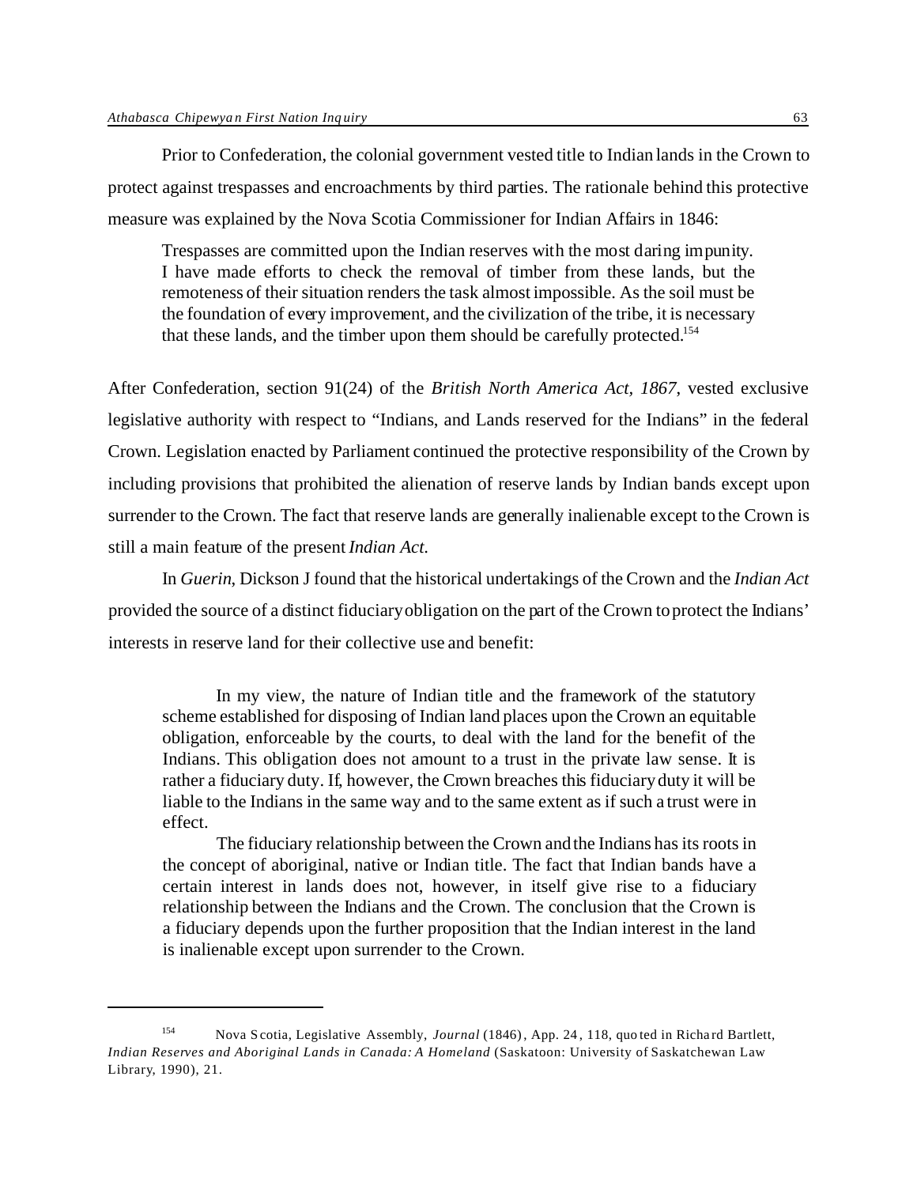Prior to Confederation, the colonial government vested title to Indian lands in the Crown to protect against trespasses and encroachments by third parties. The rationale behind this protective measure was explained by the Nova Scotia Commissioner for Indian Affairs in 1846:

> Trespasses are committed upon the Indian reserves with the most daring impunity. I have made efforts to check the removal of timber from these lands, but the remoteness of their situation renders the task almost impossible. As the soil must be the foundation of every improvement, and the civilization of the tribe, it is necessary that these lands, and the timber upon them should be carefully protected.[154]

After Confederation, section 91(24) of the *British North America Act, 1867*, vested exclusive legislative authority with respect to "Indians, and Lands reserved for the Indians" in the federal Crown. Legislation enacted by Parliament continued the protective responsibility of the Crown by including provisions that prohibited the alienation of reserve lands by Indian bands except upon surrender to the Crown. The fact that reserve lands are generally inalienable except to the Crown is still a main feature of the present *Indian Act*.

In *Guerin*, Dickson J found that the historical undertakings of the Crown and the *Indian Act* provided the source of a distinct fiduciary obligation on the part of the Crown to protect the Indians' interests in reserve land for their collective use and benefit:

> In my view, the nature of Indian title and the framework of the statutory scheme established for disposing of Indian land places upon the Crown an equitable obligation, enforceable by the courts, to deal with the land for the benefit of the Indians. This obligation does not amount to a trust in the private law sense. It is rather a fiduciary duty. If, however, the Crown breaches this fiduciary duty it will be liable to the Indians in the same way and to the same extent as if such a trust were in effect.
>
> The fiduciary relationship between the Crown and the Indians has its roots in the concept of aboriginal, native or Indian title. The fact that Indian bands have a certain interest in lands does not, however, in itself give rise to a fiduciary relationship between the Indians and the Crown. The conclusion that the Crown is a fiduciary depends upon the further proposition that the Indian interest in the land is inalienable except upon surrender to the Crown.

---

[154] Nova Scotia, Legislative Assembly, *Journal* (1846), App. 24, 118, quoted in Richard Bartlett, *Indian Reserves and Aboriginal Lands in Canada: A Homeland* (Saskatoon: University of Saskatchewan Law Library, 1990), 21.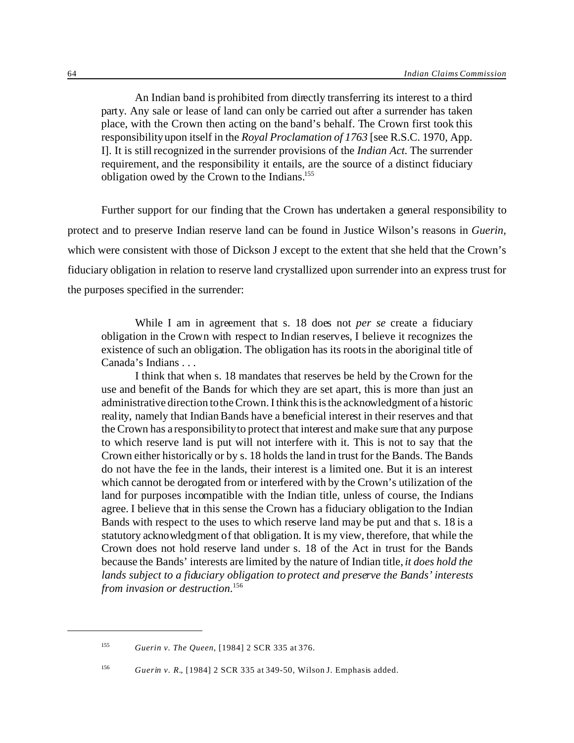> An Indian band is prohibited from directly transferring its interest to a third party. Any sale or lease of land can only be carried out after a surrender has taken place, with the Crown then acting on the band's behalf. The Crown first took this responsibility upon itself in the *Royal Proclamation of 1763* [see R.S.C. 1970, App. I]. It is still recognized in the surrender provisions of the *Indian Act*. The surrender requirement, and the responsibility it entails, are the source of a distinct fiduciary obligation owed by the Crown to the Indians.[155]

Further support for our finding that the Crown has undertaken a general responsibility to protect and to preserve Indian reserve land can be found in Justice Wilson's reasons in *Guerin*, which were consistent with those of Dickson J except to the extent that she held that the Crown's fiduciary obligation in relation to reserve land crystallized upon surrender into an express trust for the purposes specified in the surrender:

> While I am in agreement that s. 18 does not *per se* create a fiduciary obligation in the Crown with respect to Indian reserves, I believe it recognizes the existence of such an obligation. The obligation has its roots in the aboriginal title of Canada's Indians . . .
>
> I think that when s. 18 mandates that reserves be held by the Crown for the use and benefit of the Bands for which they are set apart, this is more than just an administrative direction to the Crown. I think this is the acknowledgment of a historic reality, namely that Indian Bands have a beneficial interest in their reserves and that the Crown has a responsibility to protect that interest and make sure that any purpose to which reserve land is put will not interfere with it. This is not to say that the Crown either historically or by s. 18 holds the land in trust for the Bands. The Bands do not have the fee in the lands, their interest is a limited one. But it is an interest which cannot be derogated from or interfered with by the Crown's utilization of the land for purposes incompatible with the Indian title, unless of course, the Indians agree. I believe that in this sense the Crown has a fiduciary obligation to the Indian Bands with respect to the uses to which reserve land may be put and that s. 18 is a statutory acknowledgment of that obligation. It is my view, therefore, that while the Crown does not hold reserve land under s. 18 of the Act in trust for the Bands because the Bands' interests are limited by the nature of Indian title, *it does hold the lands subject to a fiduciary obligation to protect and preserve the Bands' interests from invasion or destruction.*[156]

---

[155] *Guerin v. The Queen*, [1984] 2 SCR 335 at 376.

[156] *Guerin v. R.*, [1984] 2 SCR 335 at 349-50, Wilson J. Emphasis added.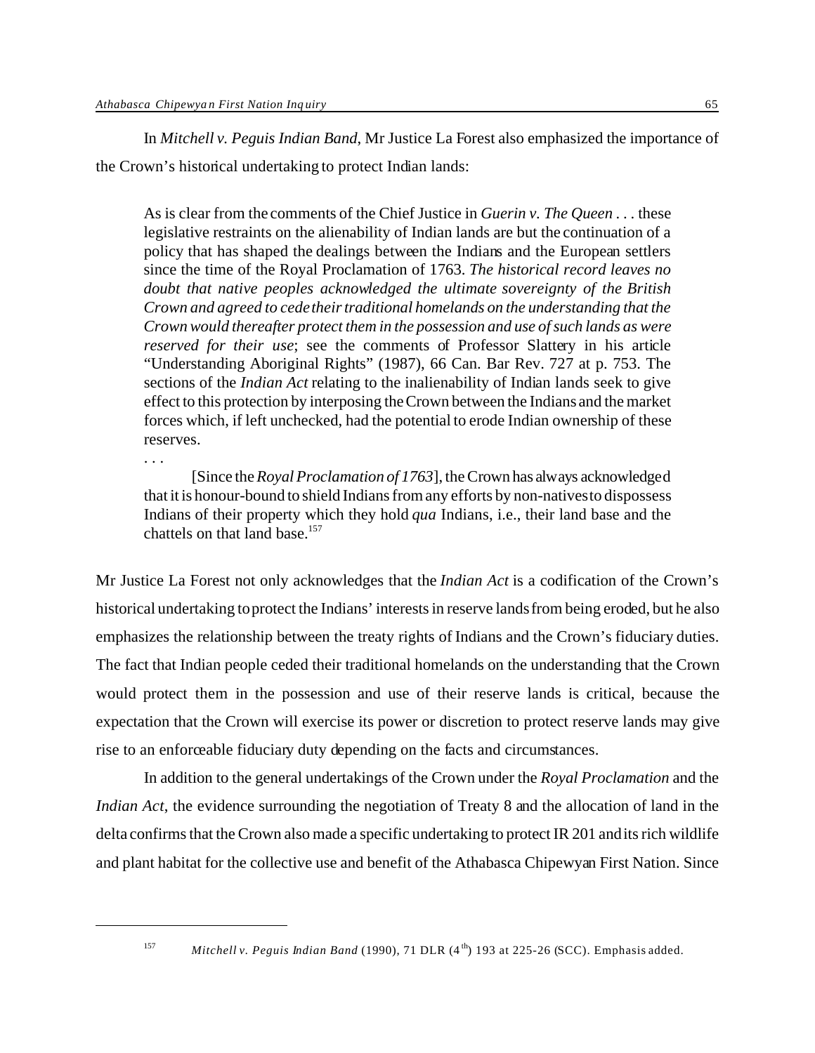In *Mitchell v. Peguis Indian Band*, Mr Justice La Forest also emphasized the importance of the Crown's historical undertaking to protect Indian lands:

> As is clear from the comments of the Chief Justice in *Guerin v. The Queen* . . . these legislative restraints on the alienability of Indian lands are but the continuation of a policy that has shaped the dealings between the Indians and the European settlers since the time of the Royal Proclamation of 1763. *The historical record leaves no doubt that native peoples acknowledged the ultimate sovereignty of the British Crown and agreed to cede their traditional homelands on the understanding that the Crown would thereafter protect them in the possession and use of such lands as were reserved for their use*; see the comments of Professor Slattery in his article "Understanding Aboriginal Rights" (1987), 66 Can. Bar Rev. 727 at p. 753. The sections of the *Indian Act* relating to the inalienability of Indian lands seek to give effect to this protection by interposing the Crown between the Indians and the market forces which, if left unchecked, had the potential to erode Indian ownership of these reserves.
>
> . . .
>
> [Since the *Royal Proclamation of 1763*], the Crown has always acknowledged that it is honour-bound to shield Indians from any efforts by non-natives to dispossess Indians of their property which they hold *qua* Indians, i.e., their land base and the chattels on that land base.[157]

Mr Justice La Forest not only acknowledges that the *Indian Act* is a codification of the Crown's historical undertaking to protect the Indians' interests in reserve lands from being eroded, but he also emphasizes the relationship between the treaty rights of Indians and the Crown's fiduciary duties. The fact that Indian people ceded their traditional homelands on the understanding that the Crown would protect them in the possession and use of their reserve lands is critical, because the expectation that the Crown will exercise its power or discretion to protect reserve lands may give rise to an enforceable fiduciary duty depending on the facts and circumstances.

In addition to the general undertakings of the Crown under the *Royal Proclamation* and the *Indian Act*, the evidence surrounding the negotiation of Treaty 8 and the allocation of land in the delta confirms that the Crown also made a specific undertaking to protect IR 201 and its rich wildlife and plant habitat for the collective use and benefit of the Athabasca Chipewyan First Nation. Since

---

[157] *Mitchell v. Peguis Indian Band* (1990), 71 DLR (4th) 193 at 225-26 (SCC). Emphasis added.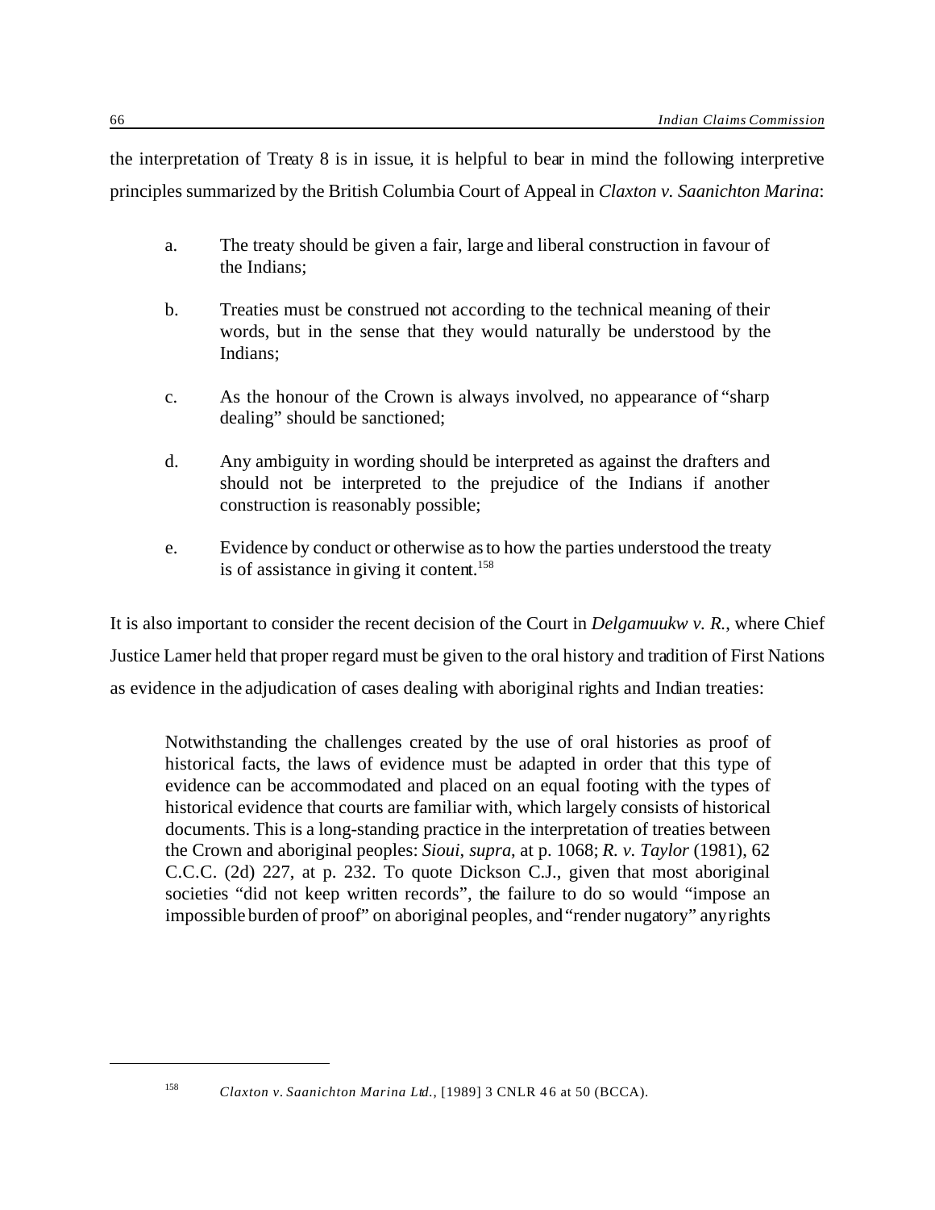the interpretation of Treaty 8 is in issue, it is helpful to bear in mind the following interpretive principles summarized by the British Columbia Court of Appeal in *Claxton v. Saanichton Marina*:

> a. The treaty should be given a fair, large and liberal construction in favour of the Indians;
>
> b. Treaties must be construed not according to the technical meaning of their words, but in the sense that they would naturally be understood by the Indians;
>
> c. As the honour of the Crown is always involved, no appearance of "sharp dealing" should be sanctioned;
>
> d. Any ambiguity in wording should be interpreted as against the drafters and should not be interpreted to the prejudice of the Indians if another construction is reasonably possible;
>
> e. Evidence by conduct or otherwise as to how the parties understood the treaty is of assistance in giving it content.[158]

It is also important to consider the recent decision of the Court in *Delgamuukw v. R.*, where Chief Justice Lamer held that proper regard must be given to the oral history and tradition of First Nations as evidence in the adjudication of cases dealing with aboriginal rights and Indian treaties:

> Notwithstanding the challenges created by the use of oral histories as proof of historical facts, the laws of evidence must be adapted in order that this type of evidence can be accommodated and placed on an equal footing with the types of historical evidence that courts are familiar with, which largely consists of historical documents. This is a long-standing practice in the interpretation of treaties between the Crown and aboriginal peoples: *Sioui*, *supra*, at p. 1068; *R. v. Taylor* (1981), 62 C.C.C. (2d) 227, at p. 232. To quote Dickson C.J., given that most aboriginal societies "did not keep written records", the failure to do so would "impose an impossible burden of proof" on aboriginal peoples, and "render nugatory" any rights

---

[158] *Claxton v. Saanichton Marina Ltd.*, [1989] 3 CNLR 46 at 50 (BCCA).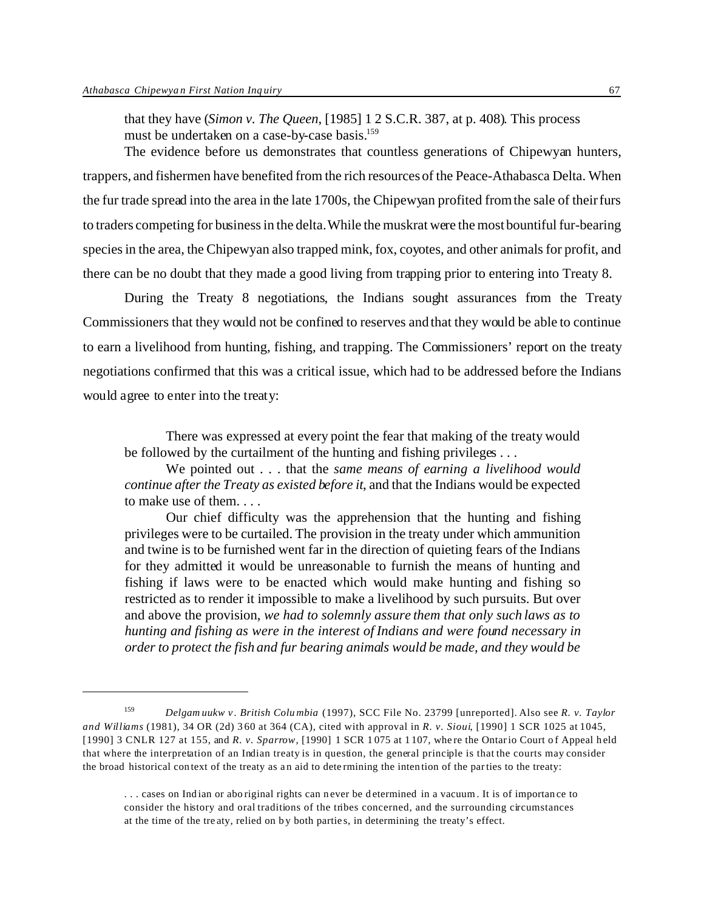that they have (*Simon v. The Queen*, [1985] 1 2 S.C.R. 387, at p. 408). This process must be undertaken on a case-by-case basis.[159]

The evidence before us demonstrates that countless generations of Chipewyan hunters, trappers, and fishermen have benefited from the rich resources of the Peace-Athabasca Delta. When the fur trade spread into the area in the late 1700s, the Chipewyan profited from the sale of their furs to traders competing for business in the delta. While the muskrat were the most bountiful fur-bearing species in the area, the Chipewyan also trapped mink, fox, coyotes, and other animals for profit, and there can be no doubt that they made a good living from trapping prior to entering into Treaty 8.

During the Treaty 8 negotiations, the Indians sought assurances from the Treaty Commissioners that they would not be confined to reserves and that they would be able to continue to earn a livelihood from hunting, fishing, and trapping. The Commissioners' report on the treaty negotiations confirmed that this was a critical issue, which had to be addressed before the Indians would agree to enter into the treaty:

> There was expressed at every point the fear that making of the treaty would be followed by the curtailment of the hunting and fishing privileges . . .
>
> We pointed out . . . that the *same means of earning a livelihood would continue after the Treaty as existed before it*, and that the Indians would be expected to make use of them. . . .
>
> Our chief difficulty was the apprehension that the hunting and fishing privileges were to be curtailed. The provision in the treaty under which ammunition and twine is to be furnished went far in the direction of quieting fears of the Indians for they admitted it would be unreasonable to furnish the means of hunting and fishing if laws were to be enacted which would make hunting and fishing so restricted as to render it impossible to make a livelihood by such pursuits. But over and above the provision, *we had to solemnly assure them that only such laws as to hunting and fishing as were in the interest of Indians and were found necessary in order to protect the fish and fur bearing animals would be made, and they would be*

---

[159] *Delgamuukw v. British Columbia* (1997), SCC File No. 23799 [unreported]. Also see *R. v. Taylor and Williams* (1981), 34 OR (2d) 360 at 364 (CA), cited with approval in *R. v. Sioui*, [1990] 1 SCR 1025 at 1045, [1990] 3 CNLR 127 at 155, and *R. v. Sparrow*, [1990] 1 SCR 1075 at 1107, where the Ontario Court of Appeal held that where the interpretation of an Indian treaty is in question, the general principle is that the courts may consider the broad historical context of the treaty as an aid to determining the intention of the parties to the treaty:

> . . . cases on Indian or aboriginal rights can never be determined in a vacuum. It is of importance to consider the history and oral traditions of the tribes concerned, and the surrounding circumstances at the time of the treaty, relied on by both parties, in determining the treaty's effect.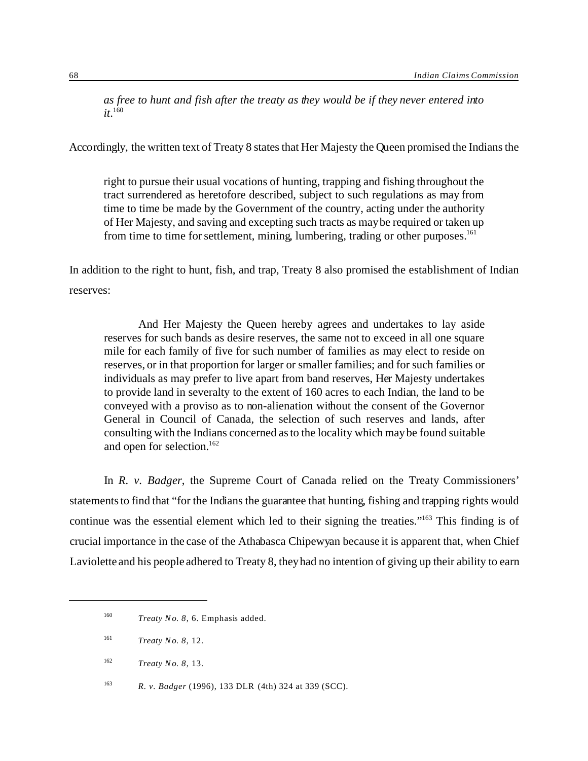*as free to hunt and fish after the treaty as they would be if they never entered into it*.[160]

Accordingly, the written text of Treaty 8 states that Her Majesty the Queen promised the Indians the

> right to pursue their usual vocations of hunting, trapping and fishing throughout the tract surrendered as heretofore described, subject to such regulations as may from time to time be made by the Government of the country, acting under the authority of Her Majesty, and saving and excepting such tracts as may be required or taken up from time to time for settlement, mining, lumbering, trading or other purposes.[161]

In addition to the right to hunt, fish, and trap, Treaty 8 also promised the establishment of Indian reserves:

> And Her Majesty the Queen hereby agrees and undertakes to lay aside reserves for such bands as desire reserves, the same not to exceed in all one square mile for each family of five for such number of families as may elect to reside on reserves, or in that proportion for larger or smaller families; and for such families or individuals as may prefer to live apart from band reserves, Her Majesty undertakes to provide land in severalty to the extent of 160 acres to each Indian, the land to be conveyed with a proviso as to non-alienation without the consent of the Governor General in Council of Canada, the selection of such reserves and lands, after consulting with the Indians concerned as to the locality which may be found suitable and open for selection.[162]

In *R. v. Badger*, the Supreme Court of Canada relied on the Treaty Commissioners' statements to find that "for the Indians the guarantee that hunting, fishing and trapping rights would continue was the essential element which led to their signing the treaties."[163] This finding is of crucial importance in the case of the Athabasca Chipewyan because it is apparent that, when Chief Laviolette and his people adhered to Treaty 8, they had no intention of giving up their ability to earn

---

[160] *Treaty No. 8*, 6. Emphasis added.

[161] *Treaty No. 8*, 12.

[162] *Treaty No. 8*, 13.

[163] *R. v. Badger* (1996), 133 DLR (4th) 324 at 339 (SCC).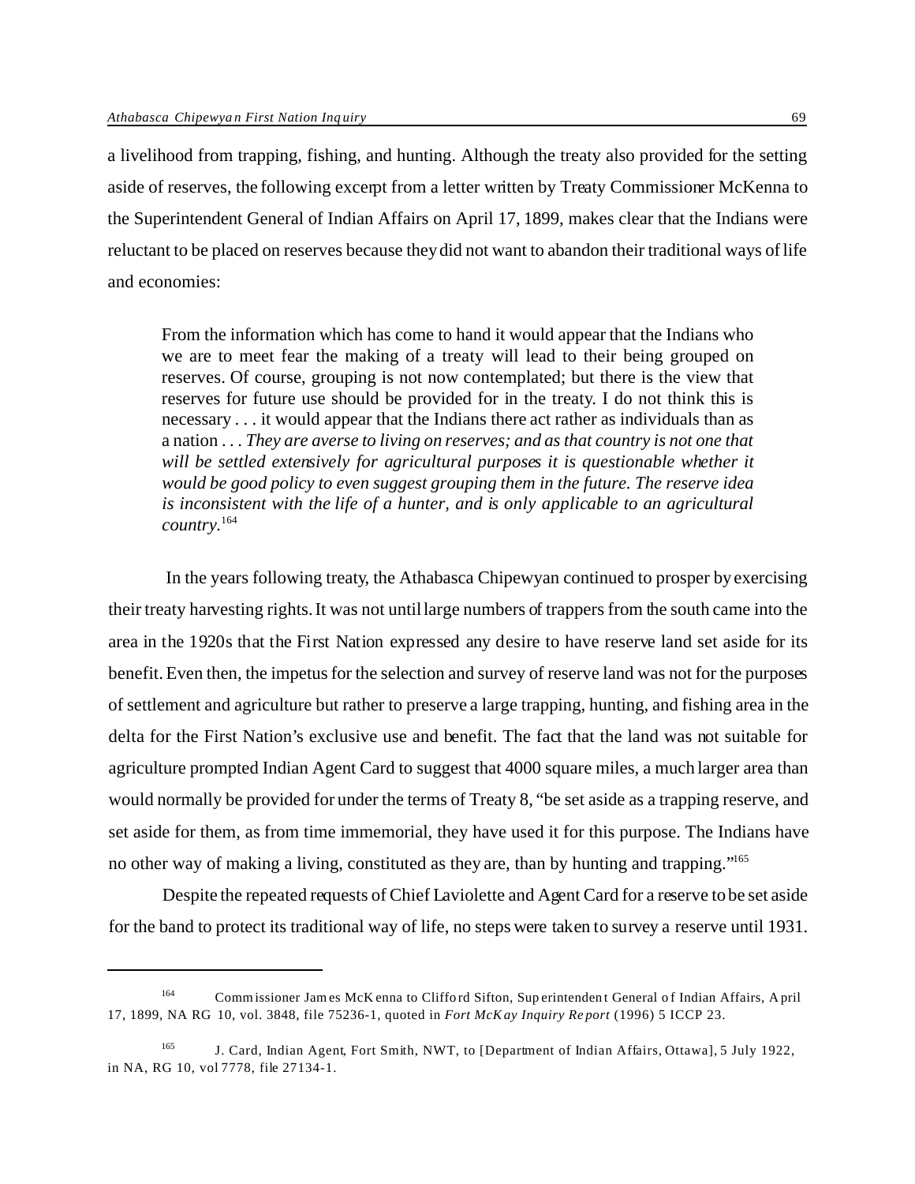a livelihood from trapping, fishing, and hunting. Although the treaty also provided for the setting aside of reserves, the following excerpt from a letter written by Treaty Commissioner McKenna to the Superintendent General of Indian Affairs on April 17, 1899, makes clear that the Indians were reluctant to be placed on reserves because they did not want to abandon their traditional ways of life and economies:

> From the information which has come to hand it would appear that the Indians who we are to meet fear the making of a treaty will lead to their being grouped on reserves. Of course, grouping is not now contemplated; but there is the view that reserves for future use should be provided for in the treaty. I do not think this is necessary . . . it would appear that the Indians there act rather as individuals than as a nation . . . *They are averse to living on reserves; and as that country is not one that will be settled extensively for agricultural purposes it is questionable whether it would be good policy to even suggest grouping them in the future. The reserve idea is inconsistent with the life of a hunter, and is only applicable to an agricultural country.*[164]

In the years following treaty, the Athabasca Chipewyan continued to prosper by exercising their treaty harvesting rights. It was not until large numbers of trappers from the south came into the area in the 1920s that the First Nation expressed any desire to have reserve land set aside for its benefit. Even then, the impetus for the selection and survey of reserve land was not for the purposes of settlement and agriculture but rather to preserve a large trapping, hunting, and fishing area in the delta for the First Nation's exclusive use and benefit. The fact that the land was not suitable for agriculture prompted Indian Agent Card to suggest that 4000 square miles, a much larger area than would normally be provided for under the terms of Treaty 8, "be set aside as a trapping reserve, and set aside for them, as from time immemorial, they have used it for this purpose. The Indians have no other way of making a living, constituted as they are, than by hunting and trapping."[165]

Despite the repeated requests of Chief Laviolette and Agent Card for a reserve to be set aside for the band to protect its traditional way of life, no steps were taken to survey a reserve until 1931.

---

[164] Commissioner James McKenna to Clifford Sifton, Superintendent General of Indian Affairs, April 17, 1899, NA RG 10, vol. 3848, file 75236-1, quoted in *Fort McKay Inquiry Report* (1996) 5 ICCP 23.

[165] J. Card, Indian Agent, Fort Smith, NWT, to [Department of Indian Affairs, Ottawa], 5 July 1922, in NA, RG 10, vol 7778, file 27134-1.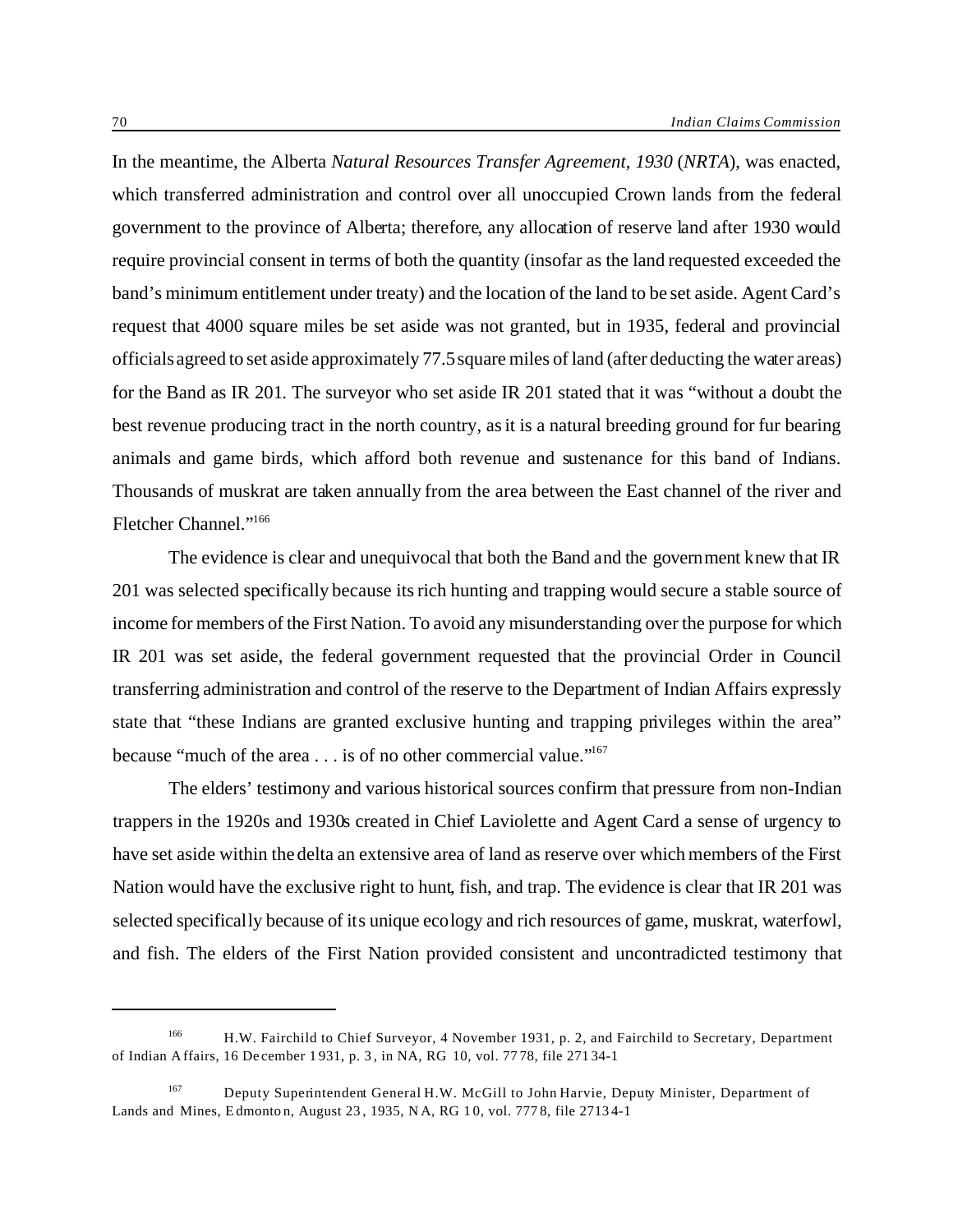In the meantime, the Alberta *Natural Resources Transfer Agreement, 1930* (*NRTA*), was enacted, which transferred administration and control over all unoccupied Crown lands from the federal government to the province of Alberta; therefore, any allocation of reserve land after 1930 would require provincial consent in terms of both the quantity (insofar as the land requested exceeded the band's minimum entitlement under treaty) and the location of the land to be set aside. Agent Card's request that 4000 square miles be set aside was not granted, but in 1935, federal and provincial officials agreed to set aside approximately 77.5 square miles of land (after deducting the water areas) for the Band as IR 201. The surveyor who set aside IR 201 stated that it was "without a doubt the best revenue producing tract in the north country, as it is a natural breeding ground for fur bearing animals and game birds, which afford both revenue and sustenance for this band of Indians. Thousands of muskrat are taken annually from the area between the East channel of the river and Fletcher Channel."[166]

The evidence is clear and unequivocal that both the Band and the government knew that IR 201 was selected specifically because its rich hunting and trapping would secure a stable source of income for members of the First Nation. To avoid any misunderstanding over the purpose for which IR 201 was set aside, the federal government requested that the provincial Order in Council transferring administration and control of the reserve to the Department of Indian Affairs expressly state that "these Indians are granted exclusive hunting and trapping privileges within the area" because "much of the area . . . is of no other commercial value."[167]

The elders' testimony and various historical sources confirm that pressure from non-Indian trappers in the 1920s and 1930s created in Chief Laviolette and Agent Card a sense of urgency to have set aside within the delta an extensive area of land as reserve over which members of the First Nation would have the exclusive right to hunt, fish, and trap. The evidence is clear that IR 201 was selected specifically because of its unique ecology and rich resources of game, muskrat, waterfowl, and fish. The elders of the First Nation provided consistent and uncontradicted testimony that

---

[166] H.W. Fairchild to Chief Surveyor, 4 November 1931, p. 2, and Fairchild to Secretary, Department of Indian Affairs, 16 December 1931, p. 3, in NA, RG 10, vol. 7778, file 27134-1

[167] Deputy Superintendent General H.W. McGill to John Harvie, Deputy Minister, Department of Lands and Mines, Edmonton, August 23, 1935, NA, RG 10, vol. 7778, file 27134-1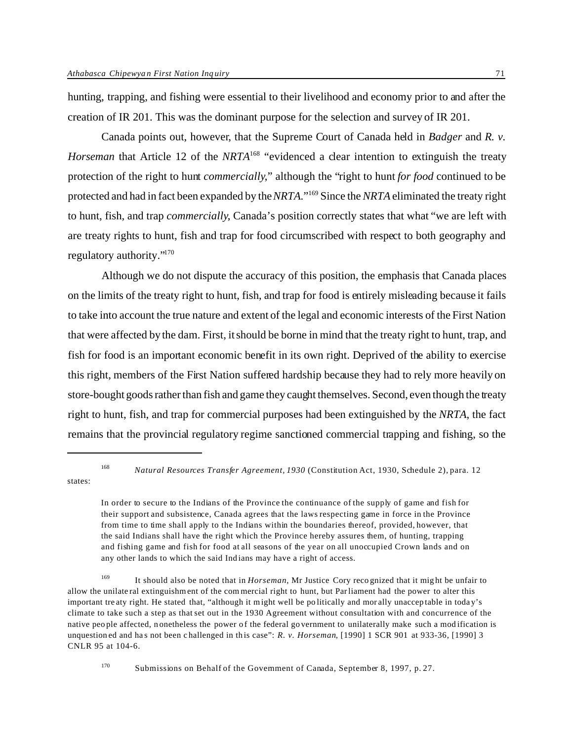hunting, trapping, and fishing were essential to their livelihood and economy prior to and after the creation of IR 201. This was the dominant purpose for the selection and survey of IR 201.

Canada points out, however, that the Supreme Court of Canada held in *Badger* and *R. v. Horseman* that Article 12 of the *NRTA*[168] "evidenced a clear intention to extinguish the treaty protection of the right to hunt *commercially*," although the "right to hunt *for food* continued to be protected and had in fact been expanded by the *NRTA*."[169] Since the *NRTA* eliminated the treaty right to hunt, fish, and trap *commercially*, Canada's position correctly states that what "we are left with are treaty rights to hunt, fish and trap for food circumscribed with respect to both geography and regulatory authority."[170]

Although we do not dispute the accuracy of this position, the emphasis that Canada places on the limits of the treaty right to hunt, fish, and trap for food is entirely misleading because it fails to take into account the true nature and extent of the legal and economic interests of the First Nation that were affected by the dam. First, it should be borne in mind that the treaty right to hunt, trap, and fish for food is an important economic benefit in its own right. Deprived of the ability to exercise this right, members of the First Nation suffered hardship because they had to rely more heavily on store-bought goods rather than fish and game they caught themselves. Second, even though the treaty right to hunt, fish, and trap for commercial purposes had been extinguished by the *NRTA*, the fact remains that the provincial regulatory regime sanctioned commercial trapping and fishing, so the

---

[168] *Natural Resources Transfer Agreement, 1930* (Constitution Act, 1930, Schedule 2), para. 12 states:

> In order to secure to the Indians of the Province the continuance of the supply of game and fish for their support and subsistence, Canada agrees that the laws respecting game in force in the Province from time to time shall apply to the Indians within the boundaries thereof, provided, however, that the said Indians shall have the right which the Province hereby assures them, of hunting, trapping and fishing game and fish for food at all seasons of the year on all unoccupied Crown lands and on any other lands to which the said Indians may have a right of access.

[169] It should also be noted that in *Horseman*, Mr Justice Cory recognized that it might be unfair to allow the unilateral extinguishment of the commercial right to hunt, but Parliament had the power to alter this important treaty right. He stated that, "although it might well be politically and morally unacceptable in today's climate to take such a step as that set out in the 1930 Agreement without consultation with and concurrence of the native people affected, nonetheless the power of the federal government to unilaterally make such a modification is unquestioned and has not been challenged in this case": *R. v. Horseman*, [1990] 1 SCR 901 at 933-36, [1990] 3 CNLR 95 at 104-6.

[170] Submissions on Behalf of the Government of Canada, September 8, 1997, p. 27.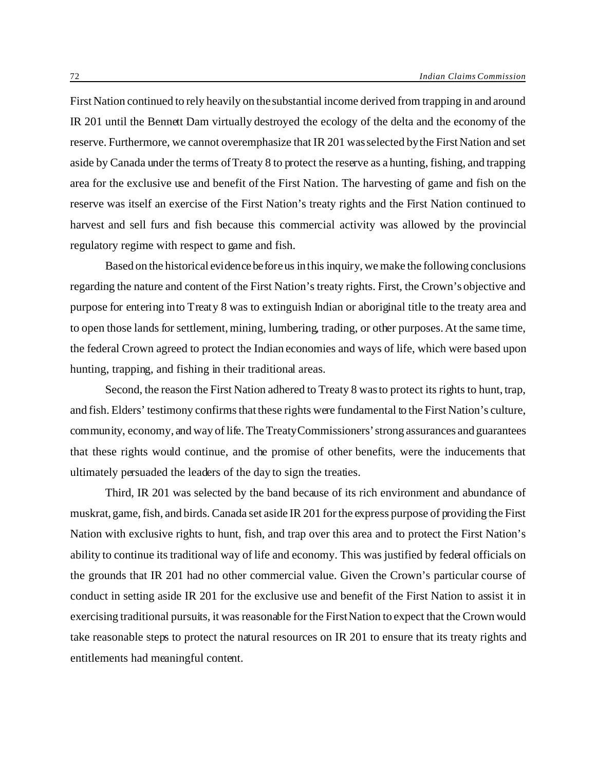First Nation continued to rely heavily on the substantial income derived from trapping in and around IR 201 until the Bennett Dam virtually destroyed the ecology of the delta and the economy of the reserve. Furthermore, we cannot overemphasize that IR 201 was selected by the First Nation and set aside by Canada under the terms of Treaty 8 to protect the reserve as a hunting, fishing, and trapping area for the exclusive use and benefit of the First Nation. The harvesting of game and fish on the reserve was itself an exercise of the First Nation's treaty rights and the First Nation continued to harvest and sell furs and fish because this commercial activity was allowed by the provincial regulatory regime with respect to game and fish.

Based on the historical evidence before us in this inquiry, we make the following conclusions regarding the nature and content of the First Nation's treaty rights. First, the Crown's objective and purpose for entering into Treaty 8 was to extinguish Indian or aboriginal title to the treaty area and to open those lands for settlement, mining, lumbering, trading, or other purposes. At the same time, the federal Crown agreed to protect the Indian economies and ways of life, which were based upon hunting, trapping, and fishing in their traditional areas.

Second, the reason the First Nation adhered to Treaty 8 was to protect its rights to hunt, trap, and fish. Elders' testimony confirms that these rights were fundamental to the First Nation's culture, community, economy, and way of life. The Treaty Commissioners' strong assurances and guarantees that these rights would continue, and the promise of other benefits, were the inducements that ultimately persuaded the leaders of the day to sign the treaties.

Third, IR 201 was selected by the band because of its rich environment and abundance of muskrat, game, fish, and birds. Canada set aside IR 201 for the express purpose of providing the First Nation with exclusive rights to hunt, fish, and trap over this area and to protect the First Nation's ability to continue its traditional way of life and economy. This was justified by federal officials on the grounds that IR 201 had no other commercial value. Given the Crown's particular course of conduct in setting aside IR 201 for the exclusive use and benefit of the First Nation to assist it in exercising traditional pursuits, it was reasonable for the First Nation to expect that the Crown would take reasonable steps to protect the natural resources on IR 201 to ensure that its treaty rights and entitlements had meaningful content.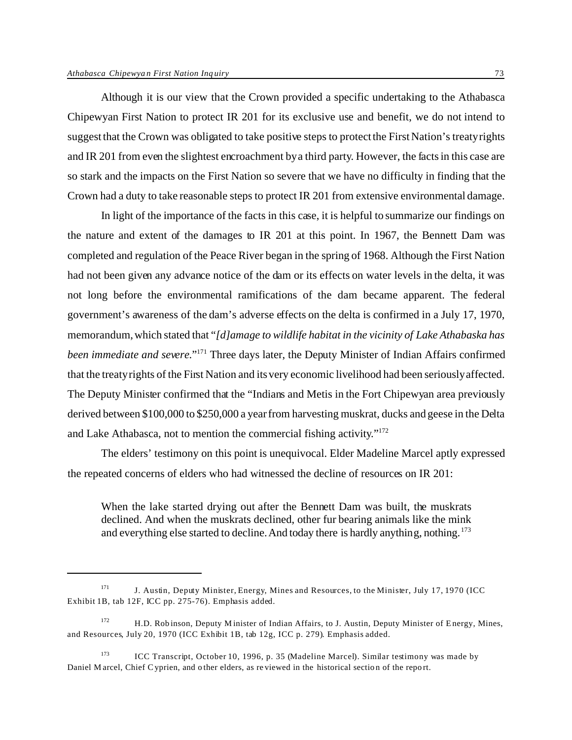Although it is our view that the Crown provided a specific undertaking to the Athabasca Chipewyan First Nation to protect IR 201 for its exclusive use and benefit, we do not intend to suggest that the Crown was obligated to take positive steps to protect the First Nation's treaty rights and IR 201 from even the slightest encroachment by a third party. However, the facts in this case are so stark and the impacts on the First Nation so severe that we have no difficulty in finding that the Crown had a duty to take reasonable steps to protect IR 201 from extensive environmental damage.

In light of the importance of the facts in this case, it is helpful to summarize our findings on the nature and extent of the damages to IR 201 at this point. In 1967, the Bennett Dam was completed and regulation of the Peace River began in the spring of 1968. Although the First Nation had not been given any advance notice of the dam or its effects on water levels in the delta, it was not long before the environmental ramifications of the dam became apparent. The federal government's awareness of the dam's adverse effects on the delta is confirmed in a July 17, 1970, memorandum, which stated that "*[d]amage to wildlife habitat in the vicinity of Lake Athabaska has been immediate and severe*."[171] Three days later, the Deputy Minister of Indian Affairs confirmed that the treaty rights of the First Nation and its very economic livelihood had been seriously affected. The Deputy Minister confirmed that the "Indians and Metis in the Fort Chipewyan area previously derived between $100,000 to $250,000 a year from harvesting muskrat, ducks and geese in the Delta and Lake Athabasca, not to mention the commercial fishing activity."[172]

The elders' testimony on this point is unequivocal. Elder Madeline Marcel aptly expressed the repeated concerns of elders who had witnessed the decline of resources on IR 201:

> When the lake started drying out after the Bennett Dam was built, the muskrats declined. And when the muskrats declined, other fur bearing animals like the mink and everything else started to decline. And today there is hardly anything, nothing.[173]

---

[171] J. Austin, Deputy Minister, Energy, Mines and Resources, to the Minister, July 17, 1970 (ICC Exhibit 1B, tab 12F, ICC pp. 275-76). Emphasis added.

[172] H.D. Robinson, Deputy Minister of Indian Affairs, to J. Austin, Deputy Minister of Energy, Mines, and Resources, July 20, 1970 (ICC Exhibit 1B, tab 12g, ICC p. 279). Emphasis added.

[173] ICC Transcript, October 10, 1996, p. 35 (Madeline Marcel). Similar testimony was made by Daniel Marcel, Chief Cyprien, and other elders, as reviewed in the historical section of the report.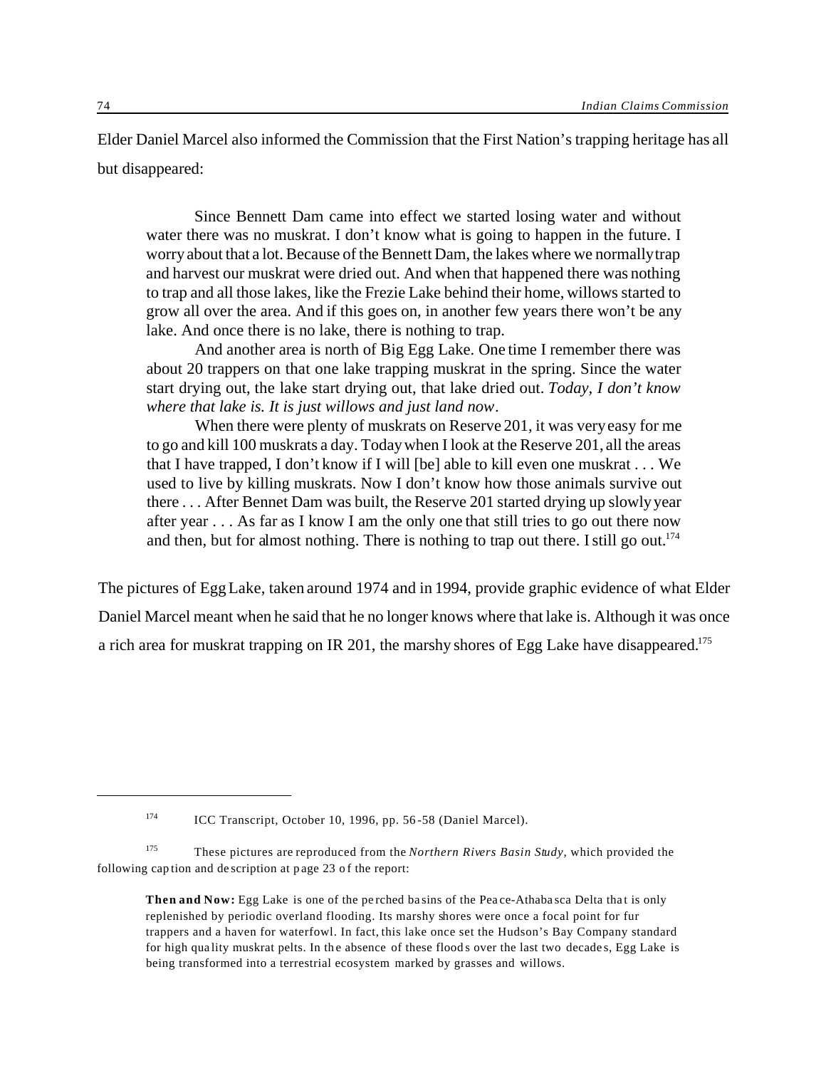Elder Daniel Marcel also informed the Commission that the First Nation's trapping heritage has all but disappeared:

> Since Bennett Dam came into effect we started losing water and without water there was no muskrat. I don't know what is going to happen in the future. I worry about that a lot. Because of the Bennett Dam, the lakes where we normally trap and harvest our muskrat were dried out. And when that happened there was nothing to trap and all those lakes, like the Frezie Lake behind their home, willows started to grow all over the area. And if this goes on, in another few years there won't be any lake. And once there is no lake, there is nothing to trap.
>
> And another area is north of Big Egg Lake. One time I remember there was about 20 trappers on that one lake trapping muskrat in the spring. Since the water start drying out, the lake start drying out, that lake dried out. *Today, I don't know where that lake is. It is just willows and just land now*.
>
> When there were plenty of muskrats on Reserve 201, it was very easy for me to go and kill 100 muskrats a day. Today when I look at the Reserve 201, all the areas that I have trapped, I don't know if I will [be] able to kill even one muskrat . . . We used to live by killing muskrats. Now I don't know how those animals survive out there . . . After Bennet Dam was built, the Reserve 201 started drying up slowly year after year . . . As far as I know I am the only one that still tries to go out there now and then, but for almost nothing. There is nothing to trap out there. I still go out.[174]

The pictures of Egg Lake, taken around 1974 and in 1994, provide graphic evidence of what Elder Daniel Marcel meant when he said that he no longer knows where that lake is. Although it was once a rich area for muskrat trapping on IR 201, the marshy shores of Egg Lake have disappeared.[175]

---

[174] ICC Transcript, October 10, 1996, pp. 56-58 (Daniel Marcel).

[175] These pictures are reproduced from the *Northern Rivers Basin Study*, which provided the following caption and description at page 23 of the report:

> **Then and Now:** Egg Lake is one of the perched basins of the Peace-Athabasca Delta that is only replenished by periodic overland flooding. Its marshy shores were once a focal point for fur trappers and a haven for waterfowl. In fact, this lake once set the Hudson's Bay Company standard for high quality muskrat pelts. In the absence of these floods over the last two decades, Egg Lake is being transformed into a terrestrial ecosystem marked by grasses and willows.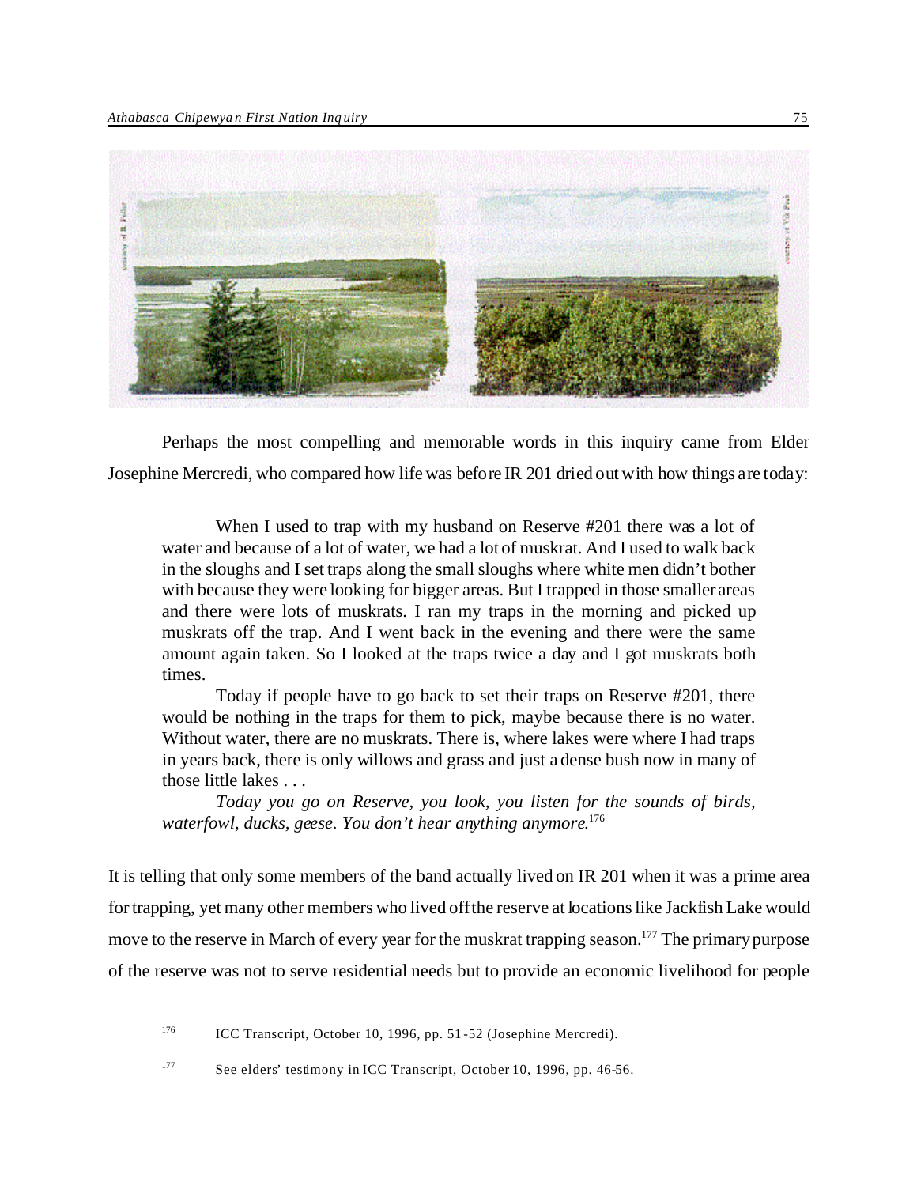Perhaps the most compelling and memorable words in this inquiry came from Elder Josephine Mercredi, who compared how life was before IR 201 dried out with how things are today:

> When I used to trap with my husband on Reserve #201 there was a lot of water and because of a lot of water, we had a lot of muskrat. And I used to walk back in the sloughs and I set traps along the small sloughs where white men didn't bother with because they were looking for bigger areas. But I trapped in those smaller areas and there were lots of muskrats. I ran my traps in the morning and picked up muskrats off the trap. And I went back in the evening and there were the same amount again taken. So I looked at the traps twice a day and I got muskrats both times.
>
> Today if people have to go back to set their traps on Reserve #201, there would be nothing in the traps for them to pick, maybe because there is no water. Without water, there are no muskrats. There is, where lakes were where I had traps in years back, there is only willows and grass and just a dense bush now in many of those little lakes . . .
>
> *Today you go on Reserve, you look, you listen for the sounds of birds, waterfowl, ducks, geese. You don't hear anything anymore.*[176]

It is telling that only some members of the band actually lived on IR 201 when it was a prime area for trapping, yet many other members who lived off the reserve at locations like Jackfish Lake would move to the reserve in March of every year for the muskrat trapping season.[177] The primary purpose of the reserve was not to serve residential needs but to provide an economic livelihood for people

---

[176] ICC Transcript, October 10, 1996, pp. 51-52 (Josephine Mercredi).

[177] See elders' testimony in ICC Transcript, October 10, 1996, pp. 46-56.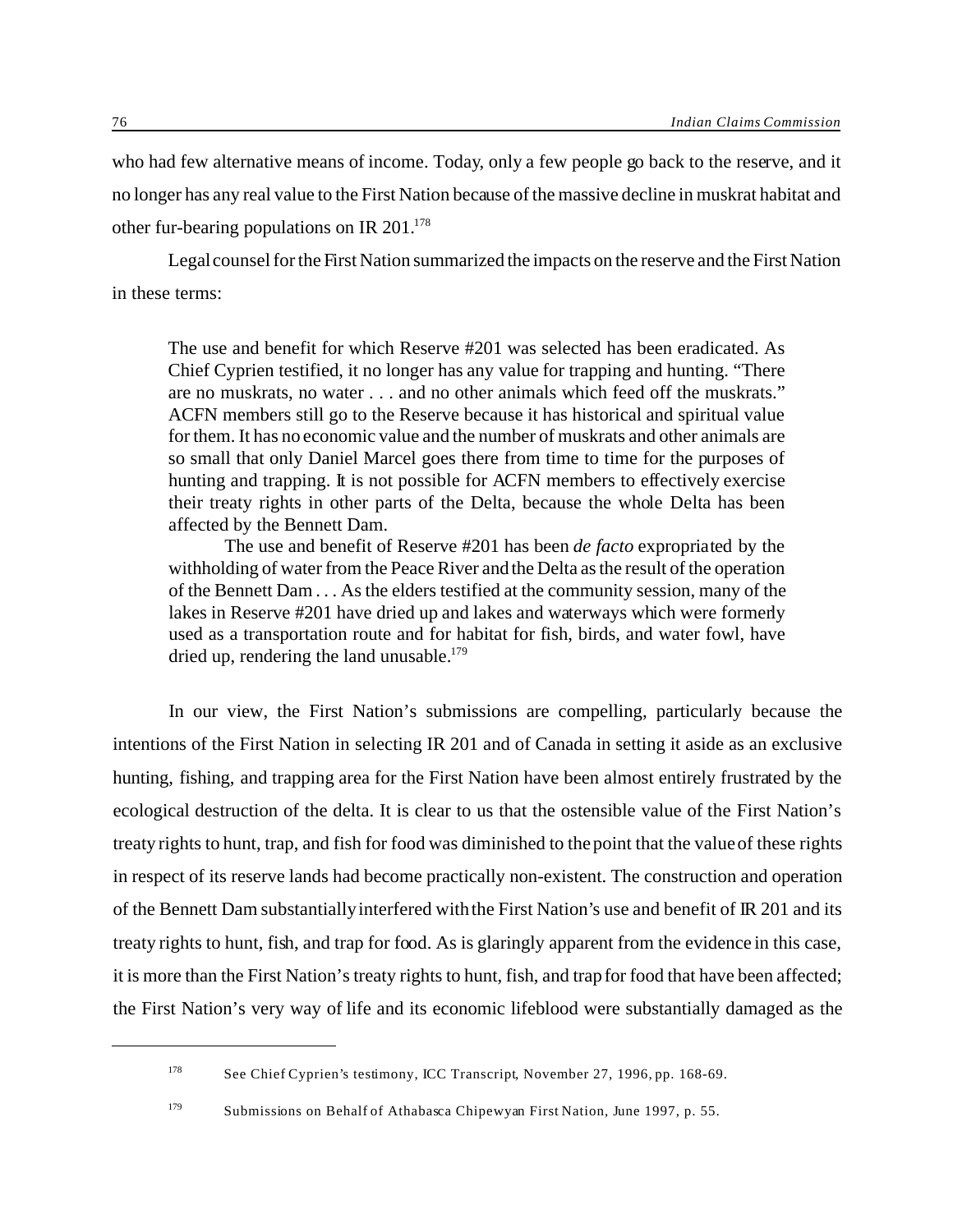who had few alternative means of income. Today, only a few people go back to the reserve, and it no longer has any real value to the First Nation because of the massive decline in muskrat habitat and other fur-bearing populations on IR 201.[178]

Legal counsel for the First Nation summarized the impacts on the reserve and the First Nation in these terms:

> The use and benefit for which Reserve #201 was selected has been eradicated. As Chief Cyprien testified, it no longer has any value for trapping and hunting. "There are no muskrats, no water . . . and no other animals which feed off the muskrats." ACFN members still go to the Reserve because it has historical and spiritual value for them. It has no economic value and the number of muskrats and other animals are so small that only Daniel Marcel goes there from time to time for the purposes of hunting and trapping. It is not possible for ACFN members to effectively exercise their treaty rights in other parts of the Delta, because the whole Delta has been affected by the Bennett Dam.
>
> The use and benefit of Reserve #201 has been *de facto* expropriated by the withholding of water from the Peace River and the Delta as the result of the operation of the Bennett Dam . . . As the elders testified at the community session, many of the lakes in Reserve #201 have dried up and lakes and waterways which were formerly used as a transportation route and for habitat for fish, birds, and water fowl, have dried up, rendering the land unusable.[179]

In our view, the First Nation's submissions are compelling, particularly because the intentions of the First Nation in selecting IR 201 and of Canada in setting it aside as an exclusive hunting, fishing, and trapping area for the First Nation have been almost entirely frustrated by the ecological destruction of the delta. It is clear to us that the ostensible value of the First Nation's treaty rights to hunt, trap, and fish for food was diminished to the point that the value of these rights in respect of its reserve lands had become practically non-existent. The construction and operation of the Bennett Dam substantially interfered with the First Nation's use and benefit of IR 201 and its treaty rights to hunt, fish, and trap for food. As is glaringly apparent from the evidence in this case, it is more than the First Nation's treaty rights to hunt, fish, and trap for food that have been affected; the First Nation's very way of life and its economic lifeblood were substantially damaged as the

---

[178] See Chief Cyprien's testimony, ICC Transcript, November 27, 1996, pp. 168-69.

[179] Submissions on Behalf of Athabasca Chipewyan First Nation, June 1997, p. 55.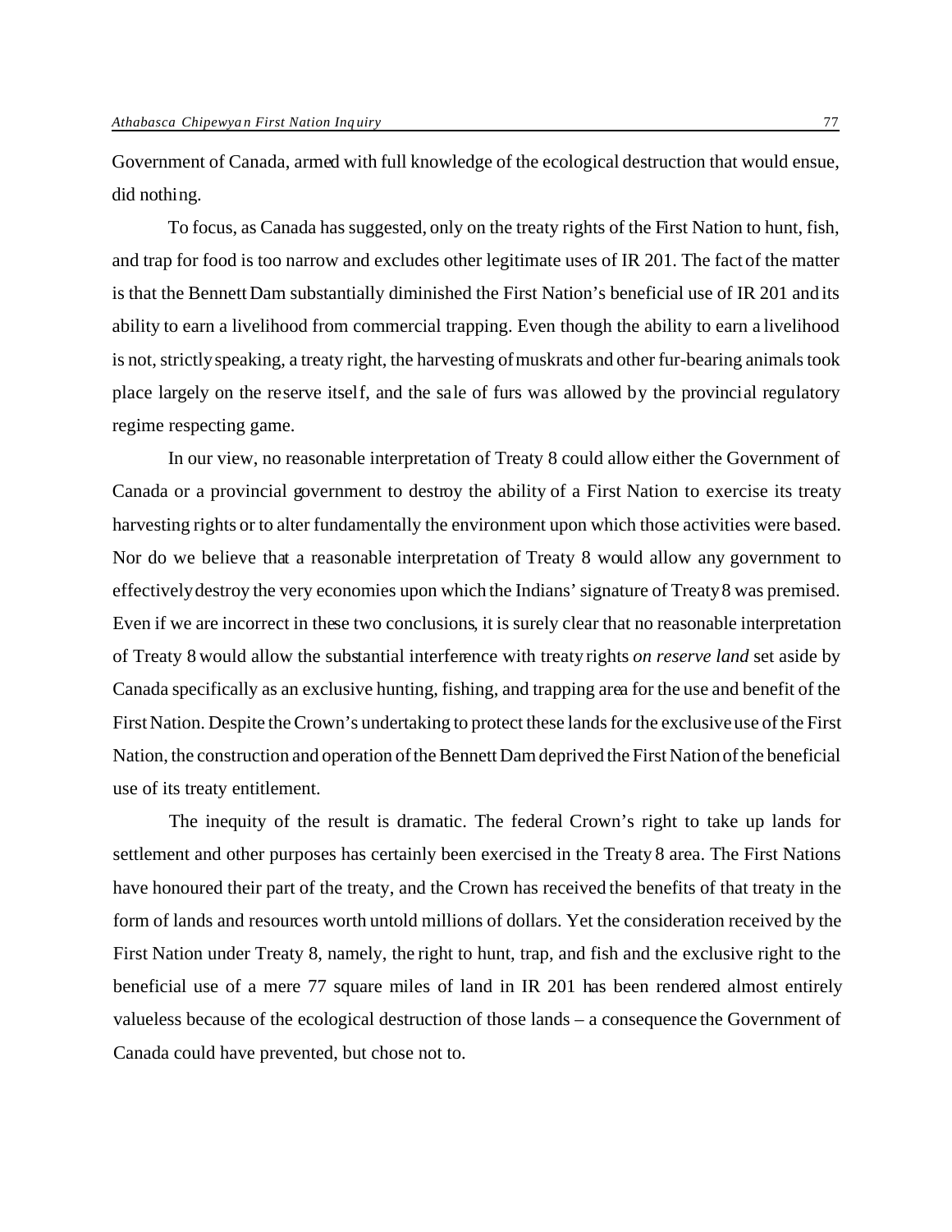Government of Canada, armed with full knowledge of the ecological destruction that would ensue, did nothing.

To focus, as Canada has suggested, only on the treaty rights of the First Nation to hunt, fish, and trap for food is too narrow and excludes other legitimate uses of IR 201. The fact of the matter is that the Bennett Dam substantially diminished the First Nation's beneficial use of IR 201 and its ability to earn a livelihood from commercial trapping. Even though the ability to earn a livelihood is not, strictly speaking, a treaty right, the harvesting of muskrats and other fur-bearing animals took place largely on the reserve itself, and the sale of furs was allowed by the provincial regulatory regime respecting game.

In our view, no reasonable interpretation of Treaty 8 could allow either the Government of Canada or a provincial government to destroy the ability of a First Nation to exercise its treaty harvesting rights or to alter fundamentally the environment upon which those activities were based. Nor do we believe that a reasonable interpretation of Treaty 8 would allow any government to effectively destroy the very economies upon which the Indians' signature of Treaty 8 was premised. Even if we are incorrect in these two conclusions, it is surely clear that no reasonable interpretation of Treaty 8 would allow the substantial interference with treaty rights *on reserve land* set aside by Canada specifically as an exclusive hunting, fishing, and trapping area for the use and benefit of the First Nation. Despite the Crown's undertaking to protect these lands for the exclusive use of the First Nation, the construction and operation of the Bennett Dam deprived the First Nation of the beneficial use of its treaty entitlement.

The inequity of the result is dramatic. The federal Crown's right to take up lands for settlement and other purposes has certainly been exercised in the Treaty 8 area. The First Nations have honoured their part of the treaty, and the Crown has received the benefits of that treaty in the form of lands and resources worth untold millions of dollars. Yet the consideration received by the First Nation under Treaty 8, namely, the right to hunt, trap, and fish and the exclusive right to the beneficial use of a mere 77 square miles of land in IR 201 has been rendered almost entirely valueless because of the ecological destruction of those lands – a consequence the Government of Canada could have prevented, but chose not to.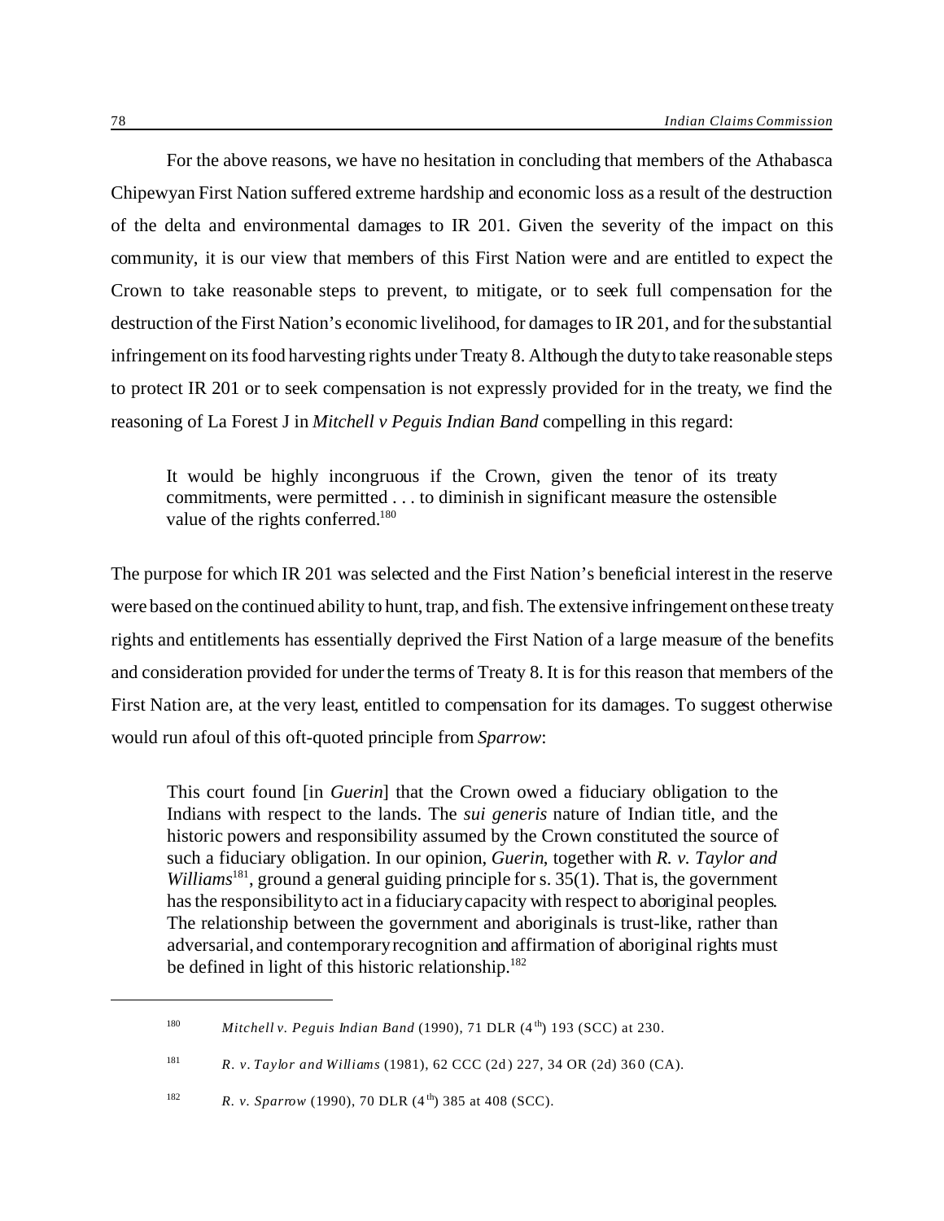For the above reasons, we have no hesitation in concluding that members of the Athabasca Chipewyan First Nation suffered extreme hardship and economic loss as a result of the destruction of the delta and environmental damages to IR 201. Given the severity of the impact on this community, it is our view that members of this First Nation were and are entitled to expect the Crown to take reasonable steps to prevent, to mitigate, or to seek full compensation for the destruction of the First Nation's economic livelihood, for damages to IR 201, and for the substantial infringement on its food harvesting rights under Treaty 8. Although the duty to take reasonable steps to protect IR 201 or to seek compensation is not expressly provided for in the treaty, we find the reasoning of La Forest J in *Mitchell v Peguis Indian Band* compelling in this regard:

> It would be highly incongruous if the Crown, given the tenor of its treaty commitments, were permitted . . . to diminish in significant measure the ostensible value of the rights conferred.[180]

The purpose for which IR 201 was selected and the First Nation's beneficial interest in the reserve were based on the continued ability to hunt, trap, and fish. The extensive infringement on these treaty rights and entitlements has essentially deprived the First Nation of a large measure of the benefits and consideration provided for under the terms of Treaty 8. It is for this reason that members of the First Nation are, at the very least, entitled to compensation for its damages. To suggest otherwise would run afoul of this oft-quoted principle from *Sparrow*:

> This court found [in *Guerin*] that the Crown owed a fiduciary obligation to the Indians with respect to the lands. The *sui generis* nature of Indian title, and the historic powers and responsibility assumed by the Crown constituted the source of such a fiduciary obligation. In our opinion, *Guerin*, together with *R. v. Taylor and Williams*[181], ground a general guiding principle for s. 35(1). That is, the government has the responsibility to act in a fiduciary capacity with respect to aboriginal peoples. The relationship between the government and aboriginals is trust-like, rather than adversarial, and contemporary recognition and affirmation of aboriginal rights must be defined in light of this historic relationship.[182]

---

[180] *Mitchell v. Peguis Indian Band* (1990), 71 DLR (4th) 193 (SCC) at 230.

[181] *R. v. Taylor and Williams* (1981), 62 CCC (2d) 227, 34 OR (2d) 360 (CA).

[182] *R. v. Sparrow* (1990), 70 DLR (4th) 385 at 408 (SCC).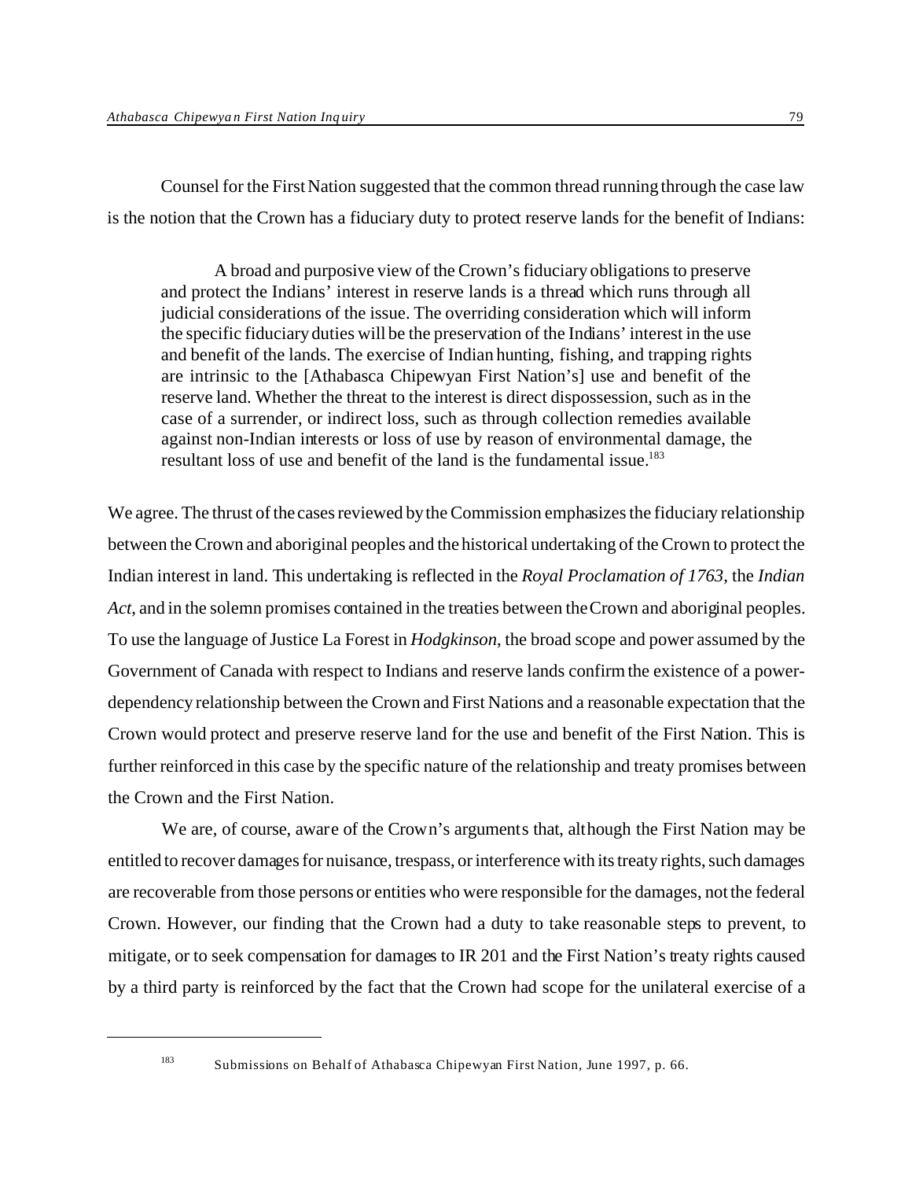Counsel for the First Nation suggested that the common thread running through the case law is the notion that the Crown has a fiduciary duty to protect reserve lands for the benefit of Indians:

> A broad and purposive view of the Crown's fiduciary obligations to preserve and protect the Indians' interest in reserve lands is a thread which runs through all judicial considerations of the issue. The overriding consideration which will inform the specific fiduciary duties will be the preservation of the Indians' interest in the use and benefit of the lands. The exercise of Indian hunting, fishing, and trapping rights are intrinsic to the [Athabasca Chipewyan First Nation's] use and benefit of the reserve land. Whether the threat to the interest is direct dispossession, such as in the case of a surrender, or indirect loss, such as through collection remedies available against non-Indian interests or loss of use by reason of environmental damage, the resultant loss of use and benefit of the land is the fundamental issue.[183]

We agree. The thrust of the cases reviewed by the Commission emphasizes the fiduciary relationship between the Crown and aboriginal peoples and the historical undertaking of the Crown to protect the Indian interest in land. This undertaking is reflected in the *Royal Proclamation of 1763*, the *Indian Act*, and in the solemn promises contained in the treaties between the Crown and aboriginal peoples. To use the language of Justice La Forest in *Hodgkinson*, the broad scope and power assumed by the Government of Canada with respect to Indians and reserve lands confirm the existence of a power-dependency relationship between the Crown and First Nations and a reasonable expectation that the Crown would protect and preserve reserve land for the use and benefit of the First Nation. This is further reinforced in this case by the specific nature of the relationship and treaty promises between the Crown and the First Nation.

We are, of course, aware of the Crown's arguments that, although the First Nation may be entitled to recover damages for nuisance, trespass, or interference with its treaty rights, such damages are recoverable from those persons or entities who were responsible for the damages, not the federal Crown. However, our finding that the Crown had a duty to take reasonable steps to prevent, to mitigate, or to seek compensation for damages to IR 201 and the First Nation's treaty rights caused by a third party is reinforced by the fact that the Crown had scope for the unilateral exercise of a

---

[183] Submissions on Behalf of Athabasca Chipewyan First Nation, June 1997, p. 66.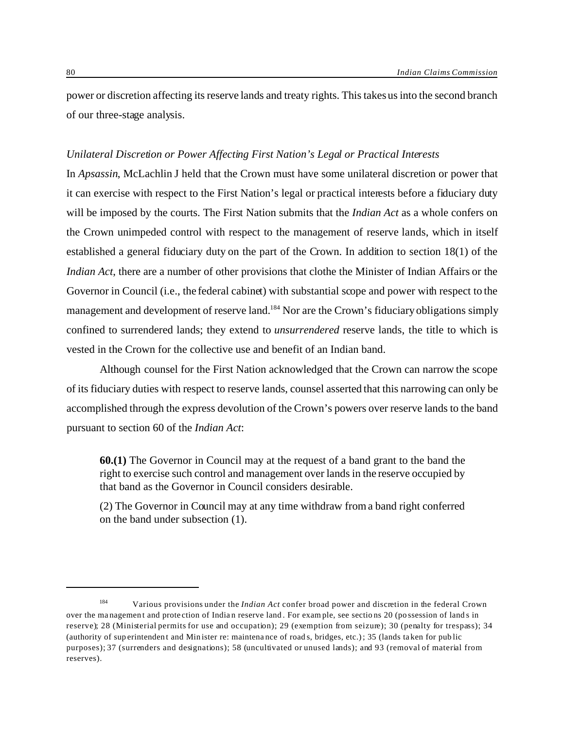power or discretion affecting its reserve lands and treaty rights. This takes us into the second branch of our three-stage analysis.

*Unilateral Discretion or Power Affecting First Nation's Legal or Practical Interests*

In *Apsassin*, McLachlin J held that the Crown must have some unilateral discretion or power that it can exercise with respect to the First Nation's legal or practical interests before a fiduciary duty will be imposed by the courts. The First Nation submits that the *Indian Act* as a whole confers on the Crown unimpeded control with respect to the management of reserve lands, which in itself established a general fiduciary duty on the part of the Crown. In addition to section 18(1) of the *Indian Act*, there are a number of other provisions that clothe the Minister of Indian Affairs or the Governor in Council (i.e., the federal cabinet) with substantial scope and power with respect to the management and development of reserve land.[184] Nor are the Crown's fiduciary obligations simply confined to surrendered lands; they extend to *unsurrendered* reserve lands, the title to which is vested in the Crown for the collective use and benefit of an Indian band.

Although counsel for the First Nation acknowledged that the Crown can narrow the scope of its fiduciary duties with respect to reserve lands, counsel asserted that this narrowing can only be accomplished through the express devolution of the Crown's powers over reserve lands to the band pursuant to section 60 of the *Indian Act*:

> **60.(1)** The Governor in Council may at the request of a band grant to the band the right to exercise such control and management over lands in the reserve occupied by that band as the Governor in Council considers desirable.
>
> (2) The Governor in Council may at any time withdraw from a band right conferred on the band under subsection (1).

---

[184] Various provisions under the *Indian Act* confer broad power and discretion in the federal Crown over the management and protection of Indian reserve land. For example, see sections 20 (possession of lands in reserve); 28 (Ministerial permits for use and occupation); 29 (exemption from seizure); 30 (penalty for trespass); 34 (authority of superintendent and Minister re: maintenance of roads, bridges, etc.); 35 (lands taken for public purposes); 37 (surrenders and designations); 58 (uncultivated or unused lands); and 93 (removal of material from reserves).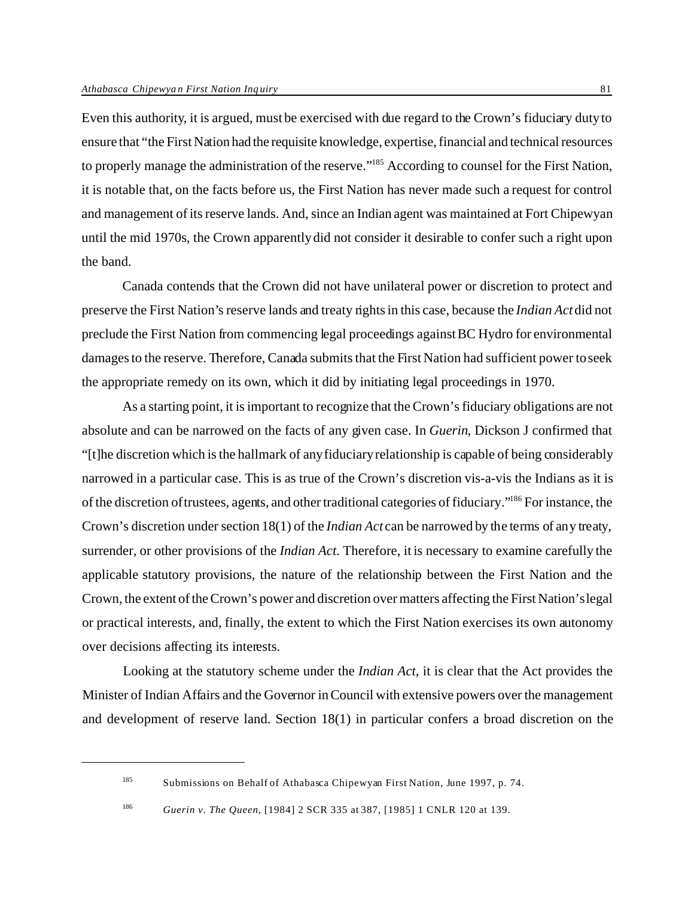Even this authority, it is argued, must be exercised with due regard to the Crown's fiduciary duty to ensure that "the First Nation had the requisite knowledge, expertise, financial and technical resources to properly manage the administration of the reserve."[185] According to counsel for the First Nation, it is notable that, on the facts before us, the First Nation has never made such a request for control and management of its reserve lands. And, since an Indian agent was maintained at Fort Chipewyan until the mid 1970s, the Crown apparently did not consider it desirable to confer such a right upon the band.

Canada contends that the Crown did not have unilateral power or discretion to protect and preserve the First Nation's reserve lands and treaty rights in this case, because the *Indian Act* did not preclude the First Nation from commencing legal proceedings against BC Hydro for environmental damages to the reserve. Therefore, Canada submits that the First Nation had sufficient power to seek the appropriate remedy on its own, which it did by initiating legal proceedings in 1970.

As a starting point, it is important to recognize that the Crown's fiduciary obligations are not absolute and can be narrowed on the facts of any given case. In *Guerin*, Dickson J confirmed that "[t]he discretion which is the hallmark of any fiduciary relationship is capable of being considerably narrowed in a particular case. This is as true of the Crown's discretion vis-a-vis the Indians as it is of the discretion of trustees, agents, and other traditional categories of fiduciary."[186] For instance, the Crown's discretion under section 18(1) of the *Indian Act* can be narrowed by the terms of any treaty, surrender, or other provisions of the *Indian Act*. Therefore, it is necessary to examine carefully the applicable statutory provisions, the nature of the relationship between the First Nation and the Crown, the extent of the Crown's power and discretion over matters affecting the First Nation's legal or practical interests, and, finally, the extent to which the First Nation exercises its own autonomy over decisions affecting its interests.

Looking at the statutory scheme under the *Indian Act*, it is clear that the Act provides the Minister of Indian Affairs and the Governor in Council with extensive powers over the management and development of reserve land. Section 18(1) in particular confers a broad discretion on the

---

[185] Submissions on Behalf of Athabasca Chipewyan First Nation, June 1997, p. 74.

[186] *Guerin v. The Queen*, [1984] 2 SCR 335 at 387, [1985] 1 CNLR 120 at 139.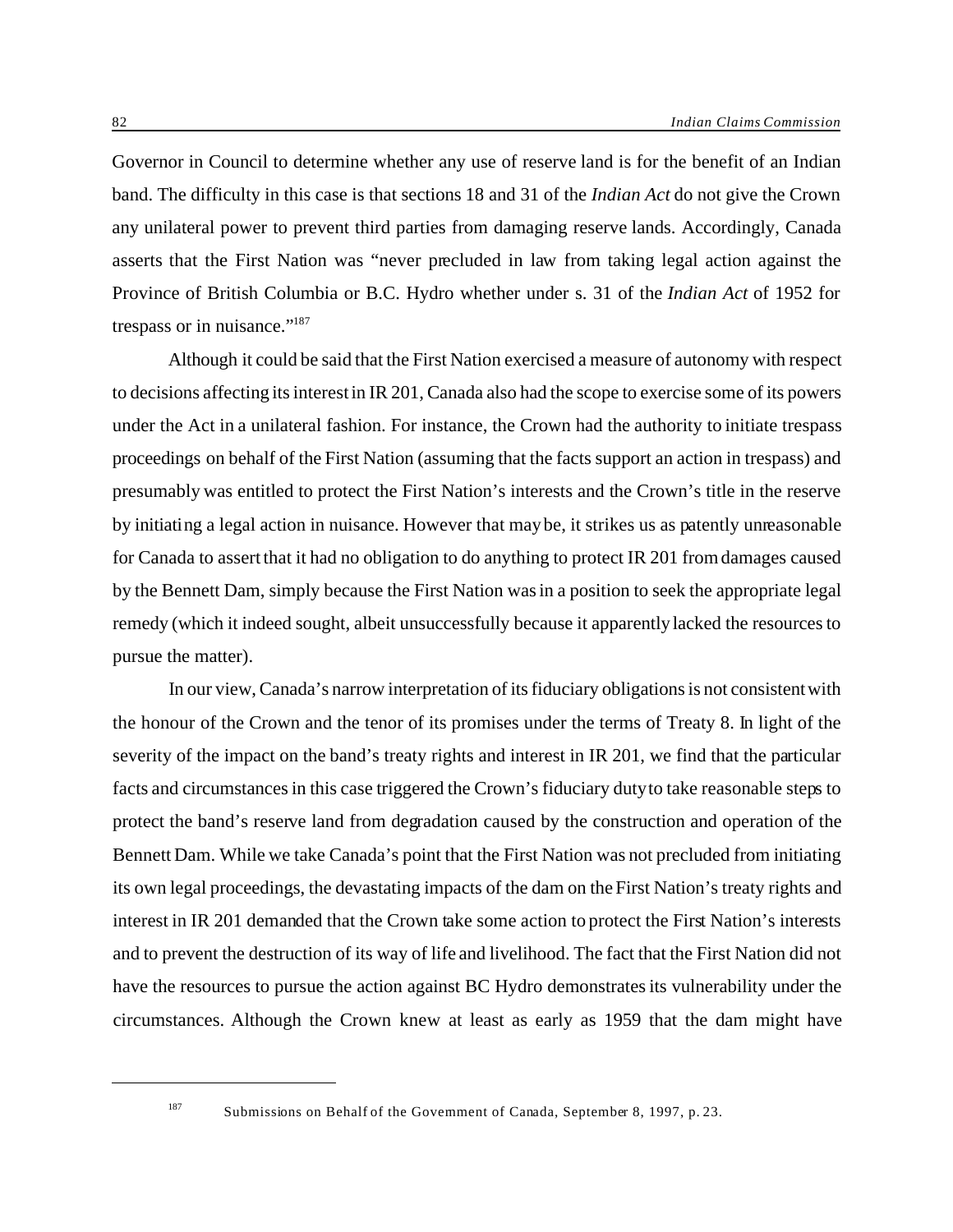Governor in Council to determine whether any use of reserve land is for the benefit of an Indian band. The difficulty in this case is that sections 18 and 31 of the *Indian Act* do not give the Crown any unilateral power to prevent third parties from damaging reserve lands. Accordingly, Canada asserts that the First Nation was "never precluded in law from taking legal action against the Province of British Columbia or B.C. Hydro whether under s. 31 of the *Indian Act* of 1952 for trespass or in nuisance."[187]

Although it could be said that the First Nation exercised a measure of autonomy with respect to decisions affecting its interest in IR 201, Canada also had the scope to exercise some of its powers under the Act in a unilateral fashion. For instance, the Crown had the authority to initiate trespass proceedings on behalf of the First Nation (assuming that the facts support an action in trespass) and presumably was entitled to protect the First Nation's interests and the Crown's title in the reserve by initiating a legal action in nuisance. However that may be, it strikes us as patently unreasonable for Canada to assert that it had no obligation to do anything to protect IR 201 from damages caused by the Bennett Dam, simply because the First Nation was in a position to seek the appropriate legal remedy (which it indeed sought, albeit unsuccessfully because it apparently lacked the resources to pursue the matter).

In our view, Canada's narrow interpretation of its fiduciary obligations is not consistent with the honour of the Crown and the tenor of its promises under the terms of Treaty 8. In light of the severity of the impact on the band's treaty rights and interest in IR 201, we find that the particular facts and circumstances in this case triggered the Crown's fiduciary duty to take reasonable steps to protect the band's reserve land from degradation caused by the construction and operation of the Bennett Dam. While we take Canada's point that the First Nation was not precluded from initiating its own legal proceedings, the devastating impacts of the dam on the First Nation's treaty rights and interest in IR 201 demanded that the Crown take some action to protect the First Nation's interests and to prevent the destruction of its way of life and livelihood. The fact that the First Nation did not have the resources to pursue the action against BC Hydro demonstrates its vulnerability under the circumstances. Although the Crown knew at least as early as 1959 that the dam might have

---

[187] Submissions on Behalf of the Government of Canada, September 8, 1997, p. 23.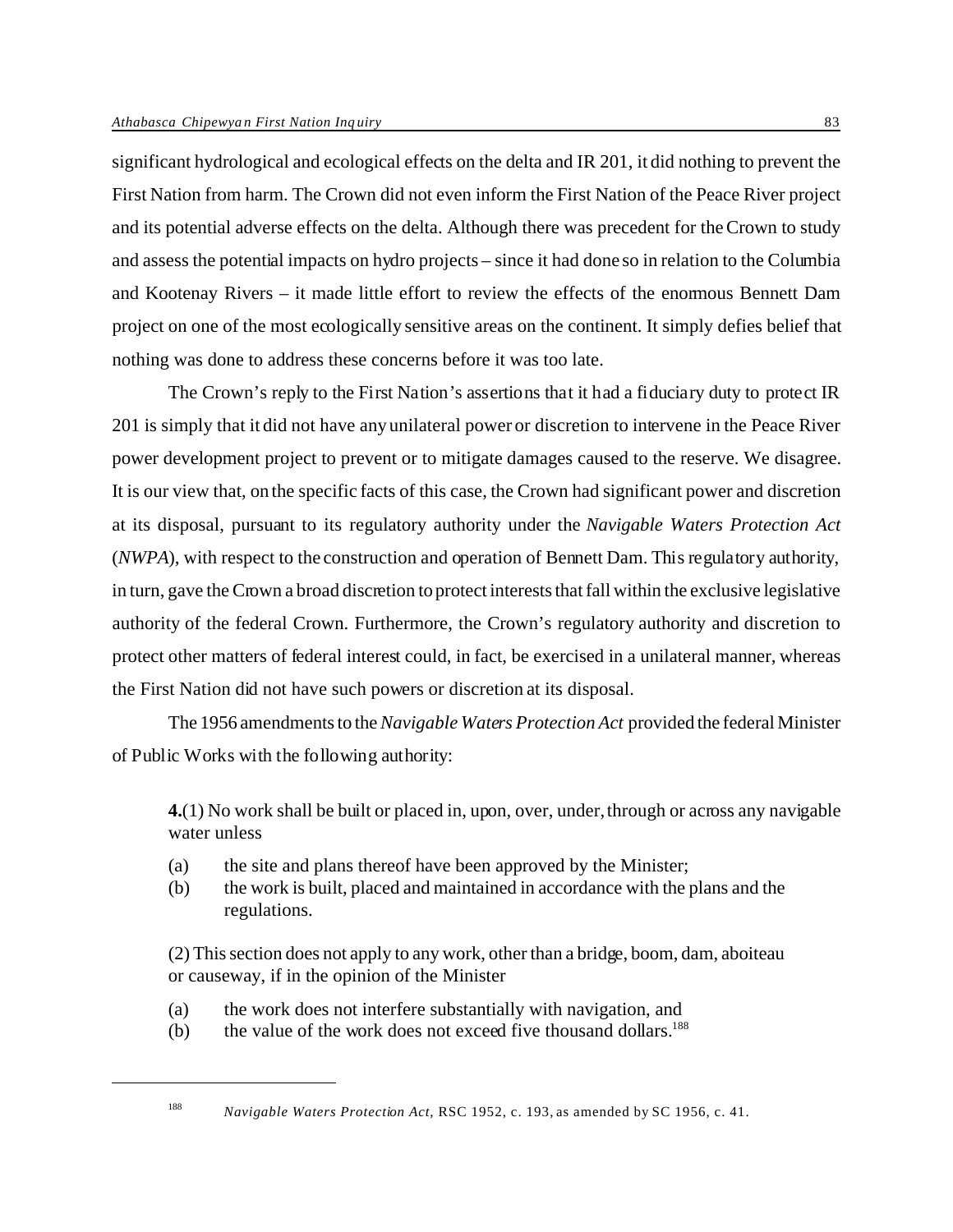significant hydrological and ecological effects on the delta and IR 201, it did nothing to prevent the First Nation from harm. The Crown did not even inform the First Nation of the Peace River project and its potential adverse effects on the delta. Although there was precedent for the Crown to study and assess the potential impacts on hydro projects – since it had done so in relation to the Columbia and Kootenay Rivers – it made little effort to review the effects of the enormous Bennett Dam project on one of the most ecologically sensitive areas on the continent. It simply defies belief that nothing was done to address these concerns before it was too late.

The Crown's reply to the First Nation's assertions that it had a fiduciary duty to protect IR 201 is simply that it did not have any unilateral power or discretion to intervene in the Peace River power development project to prevent or to mitigate damages caused to the reserve. We disagree. It is our view that, on the specific facts of this case, the Crown had significant power and discretion at its disposal, pursuant to its regulatory authority under the *Navigable Waters Protection Act* (*NWPA*), with respect to the construction and operation of Bennett Dam. This regulatory authority, in turn, gave the Crown a broad discretion to protect interests that fall within the exclusive legislative authority of the federal Crown. Furthermore, the Crown's regulatory authority and discretion to protect other matters of federal interest could, in fact, be exercised in a unilateral manner, whereas the First Nation did not have such powers or discretion at its disposal.

The 1956 amendments to the *Navigable Waters Protection Act* provided the federal Minister of Public Works with the following authority:

> **4.**(1) No work shall be built or placed in, upon, over, under, through or across any navigable water unless
>
> (a) the site and plans thereof have been approved by the Minister;
> (b) the work is built, placed and maintained in accordance with the plans and the regulations.
>
> (2) This section does not apply to any work, other than a bridge, boom, dam, aboiteau or causeway, if in the opinion of the Minister
>
> (a) the work does not interfere substantially with navigation, and
> (b) the value of the work does not exceed five thousand dollars.[188]

---

[188] *Navigable Waters Protection Act*, RSC 1952, c. 193, as amended by SC 1956, c. 41.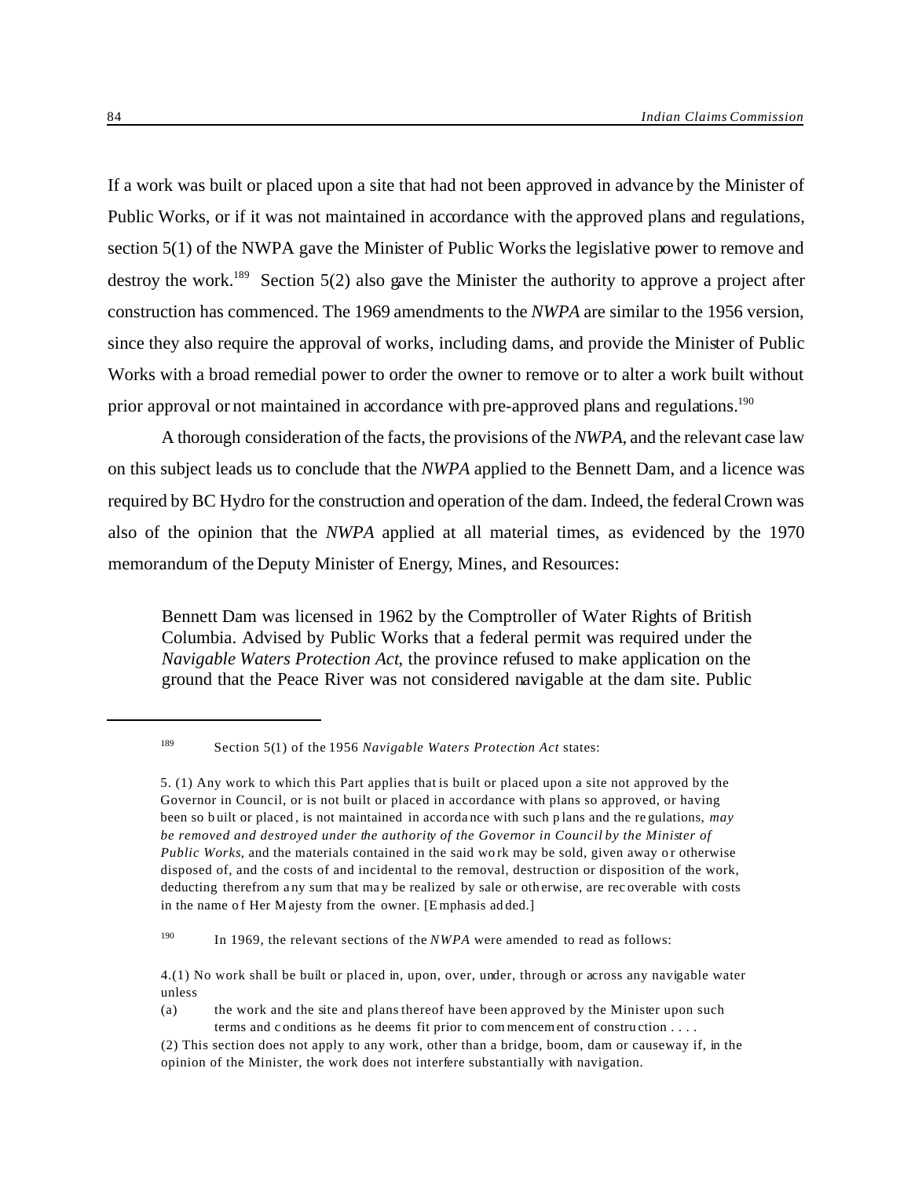If a work was built or placed upon a site that had not been approved in advance by the Minister of Public Works, or if it was not maintained in accordance with the approved plans and regulations, section 5(1) of the NWPA gave the Minister of Public Works the legislative power to remove and destroy the work.[189] Section 5(2) also gave the Minister the authority to approve a project after construction has commenced. The 1969 amendments to the *NWPA* are similar to the 1956 version, since they also require the approval of works, including dams, and provide the Minister of Public Works with a broad remedial power to order the owner to remove or to alter a work built without prior approval or not maintained in accordance with pre-approved plans and regulations.[190]

A thorough consideration of the facts, the provisions of the *NWPA*, and the relevant case law on this subject leads us to conclude that the *NWPA* applied to the Bennett Dam, and a licence was required by BC Hydro for the construction and operation of the dam. Indeed, the federal Crown was also of the opinion that the *NWPA* applied at all material times, as evidenced by the 1970 memorandum of the Deputy Minister of Energy, Mines, and Resources:

> Bennett Dam was licensed in 1962 by the Comptroller of Water Rights of British Columbia. Advised by Public Works that a federal permit was required under the *Navigable Waters Protection Act*, the province refused to make application on the ground that the Peace River was not considered navigable at the dam site. Public

---

[189] Section 5(1) of the 1956 *Navigable Waters Protection Act* states:

5. (1) Any work to which this Part applies that is built or placed upon a site not approved by the Governor in Council, or is not built or placed in accordance with plans so approved, or having been so built or placed, is not maintained in accordance with such plans and the regulations, *may be removed and destroyed under the authority of the Governor in Council by the Minister of Public Works*, and the materials contained in the said work may be sold, given away or otherwise disposed of, and the costs of and incidental to the removal, destruction or disposition of the work, deducting therefrom any sum that may be realized by sale or otherwise, are recoverable with costs in the name of Her Majesty from the owner. [Emphasis added.]

[190] In 1969, the relevant sections of the *NWPA* were amended to read as follows:

4.(1) No work shall be built or placed in, upon, over, under, through or across any navigable water unless

(a) the work and the site and plans thereof have been approved by the Minister upon such terms and conditions as he deems fit prior to commencement of construction . . . .

(2) This section does not apply to any work, other than a bridge, boom, dam or causeway if, in the opinion of the Minister, the work does not interfere substantially with navigation.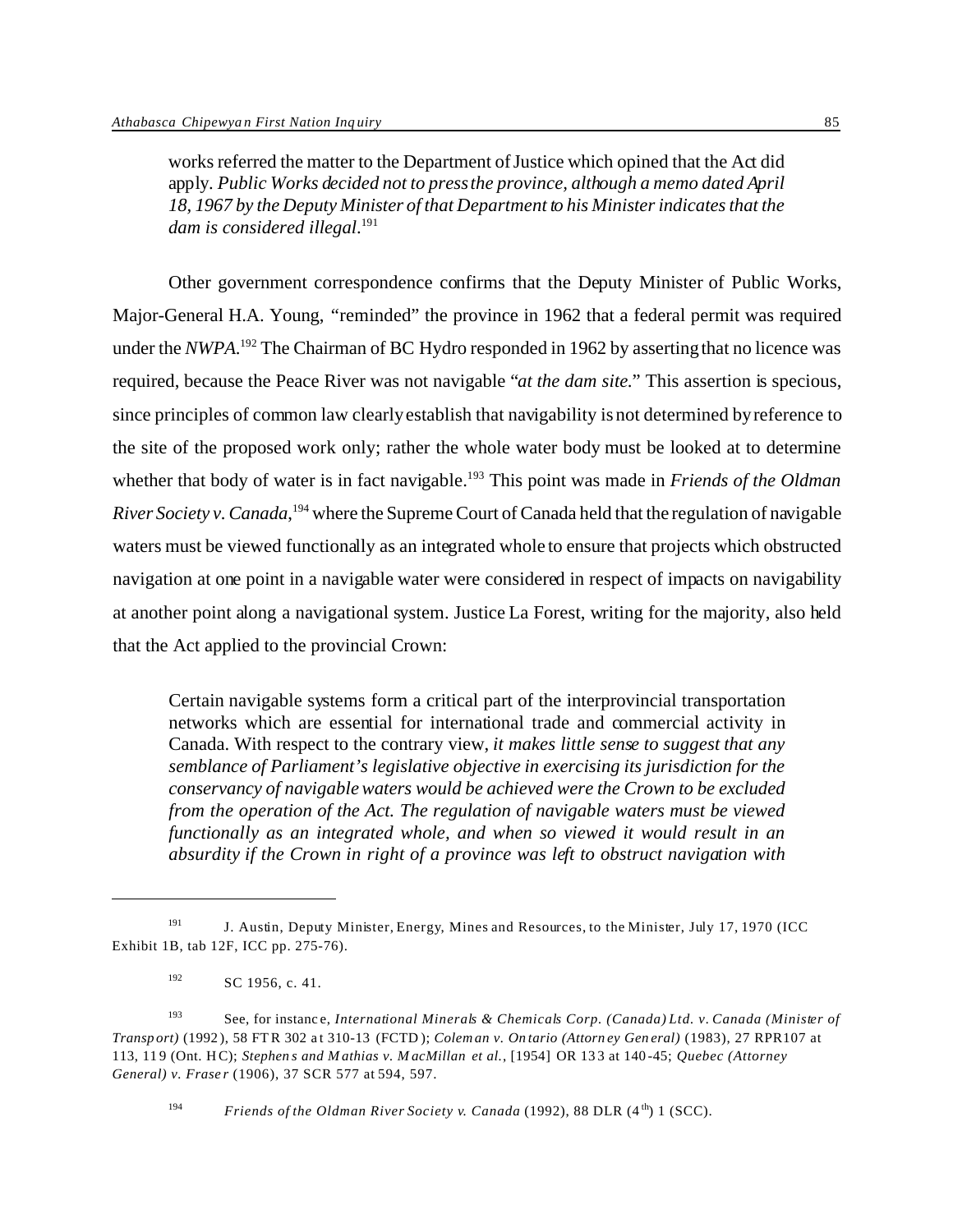works referred the matter to the Department of Justice which opined that the Act did apply. *Public Works decided not to press the province, although a memo dated April 18, 1967 by the Deputy Minister of that Department to his Minister indicates that the dam is considered illegal.*[191]

Other government correspondence confirms that the Deputy Minister of Public Works, Major-General H.A. Young, "reminded" the province in 1962 that a federal permit was required under the *NWPA*.[192] The Chairman of BC Hydro responded in 1962 by asserting that no licence was required, because the Peace River was not navigable "*at the dam site*." This assertion is specious, since principles of common law clearly establish that navigability is not determined by reference to the site of the proposed work only; rather the whole water body must be looked at to determine whether that body of water is in fact navigable.[193] This point was made in *Friends of the Oldman River Society v. Canada*,[194] where the Supreme Court of Canada held that the regulation of navigable waters must be viewed functionally as an integrated whole to ensure that projects which obstructed navigation at one point in a navigable water were considered in respect of impacts on navigability at another point along a navigational system. Justice La Forest, writing for the majority, also held that the Act applied to the provincial Crown:

> Certain navigable systems form a critical part of the interprovincial transportation networks which are essential for international trade and commercial activity in Canada. With respect to the contrary view, *it makes little sense to suggest that any semblance of Parliament's legislative objective in exercising its jurisdiction for the conservancy of navigable waters would be achieved were the Crown to be excluded from the operation of the Act. The regulation of navigable waters must be viewed functionally as an integrated whole, and when so viewed it would result in an absurdity if the Crown in right of a province was left to obstruct navigation with*

---

[191] J. Austin, Deputy Minister, Energy, Mines and Resources, to the Minister, July 17, 1970 (ICC Exhibit 1B, tab 12F, ICC pp. 275-76).

[192] SC 1956, c. 41.

[193] See, for instance, *International Minerals & Chemicals Corp. (Canada) Ltd. v. Canada (Minister of Transport)* (1992), 58 FTR 302 at 310-13 (FCTD); *Coleman v. Ontario (Attorney General)* (1983), 27 RPR107 at 113, 119 (Ont. HC); *Stephens and Mathias v. MacMillan et al.*, [1954] OR 133 at 140-45; *Quebec (Attorney General) v. Fraser* (1906), 37 SCR 577 at 594, 597.

[194] *Friends of the Oldman River Society v. Canada* (1992), 88 DLR (4th) 1 (SCC).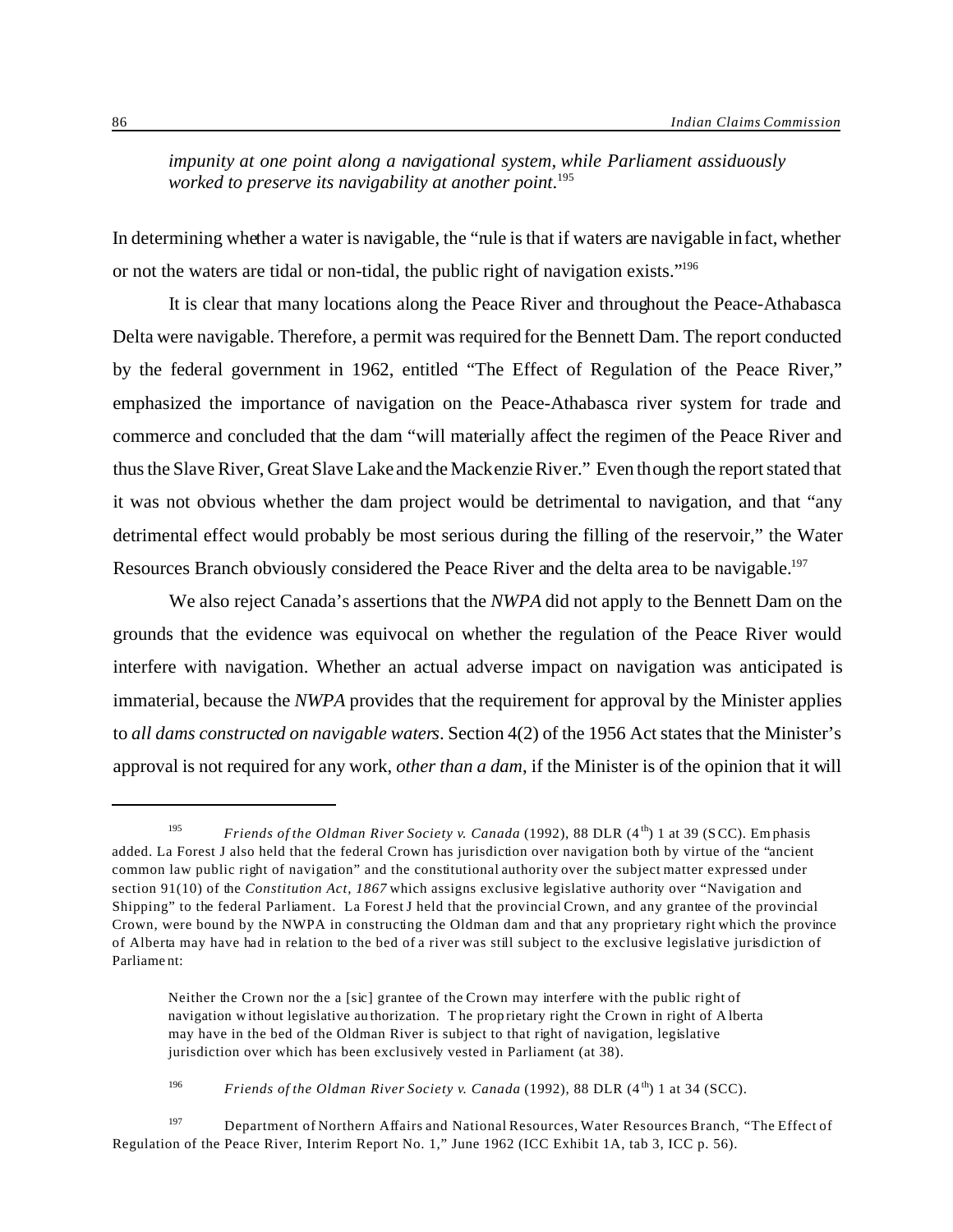*impunity at one point along a navigational system, while Parliament assiduously worked to preserve its navigability at another point.*[195]

In determining whether a water is navigable, the "rule is that if waters are navigable in fact, whether or not the waters are tidal or non-tidal, the public right of navigation exists."[196]

It is clear that many locations along the Peace River and throughout the Peace-Athabasca Delta were navigable. Therefore, a permit was required for the Bennett Dam. The report conducted by the federal government in 1962, entitled "The Effect of Regulation of the Peace River," emphasized the importance of navigation on the Peace-Athabasca river system for trade and commerce and concluded that the dam "will materially affect the regimen of the Peace River and thus the Slave River, Great Slave Lake and the Mackenzie River." Even though the report stated that it was not obvious whether the dam project would be detrimental to navigation, and that "any detrimental effect would probably be most serious during the filling of the reservoir," the Water Resources Branch obviously considered the Peace River and the delta area to be navigable.[197]

We also reject Canada's assertions that the *NWPA* did not apply to the Bennett Dam on the grounds that the evidence was equivocal on whether the regulation of the Peace River would interfere with navigation. Whether an actual adverse impact on navigation was anticipated is immaterial, because the *NWPA* provides that the requirement for approval by the Minister applies to *all dams constructed on navigable waters*. Section 4(2) of the 1956 Act states that the Minister's approval is not required for any work, *other than a dam*, if the Minister is of the opinion that it will

---

[195] *Friends of the Oldman River Society v. Canada* (1992), 88 DLR ($4^{th}$) 1 at 39 (SCC). Emphasis added. La Forest J also held that the federal Crown has jurisdiction over navigation both by virtue of the "ancient common law public right of navigation" and the constitutional authority over the subject matter expressed under section 91(10) of the *Constitution Act, 1867* which assigns exclusive legislative authority over "Navigation and Shipping" to the federal Parliament. La Forest J held that the provincial Crown, and any grantee of the provincial Crown, were bound by the NWPA in constructing the Oldman dam and that any proprietary right which the province of Alberta may have had in relation to the bed of a river was still subject to the exclusive legislative jurisdiction of Parliament:

> Neither the Crown nor the a [sic] grantee of the Crown may interfere with the public right of navigation without legislative authorization. The proprietary right the Crown in right of Alberta may have in the bed of the Oldman River is subject to that right of navigation, legislative jurisdiction over which has been exclusively vested in Parliament (at 38).

[196] *Friends of the Oldman River Society v. Canada* (1992), 88 DLR ($4^{th}$) 1 at 34 (SCC).

[197] Department of Northern Affairs and National Resources, Water Resources Branch, "The Effect of Regulation of the Peace River, Interim Report No. 1," June 1962 (ICC Exhibit 1A, tab 3, ICC p. 56).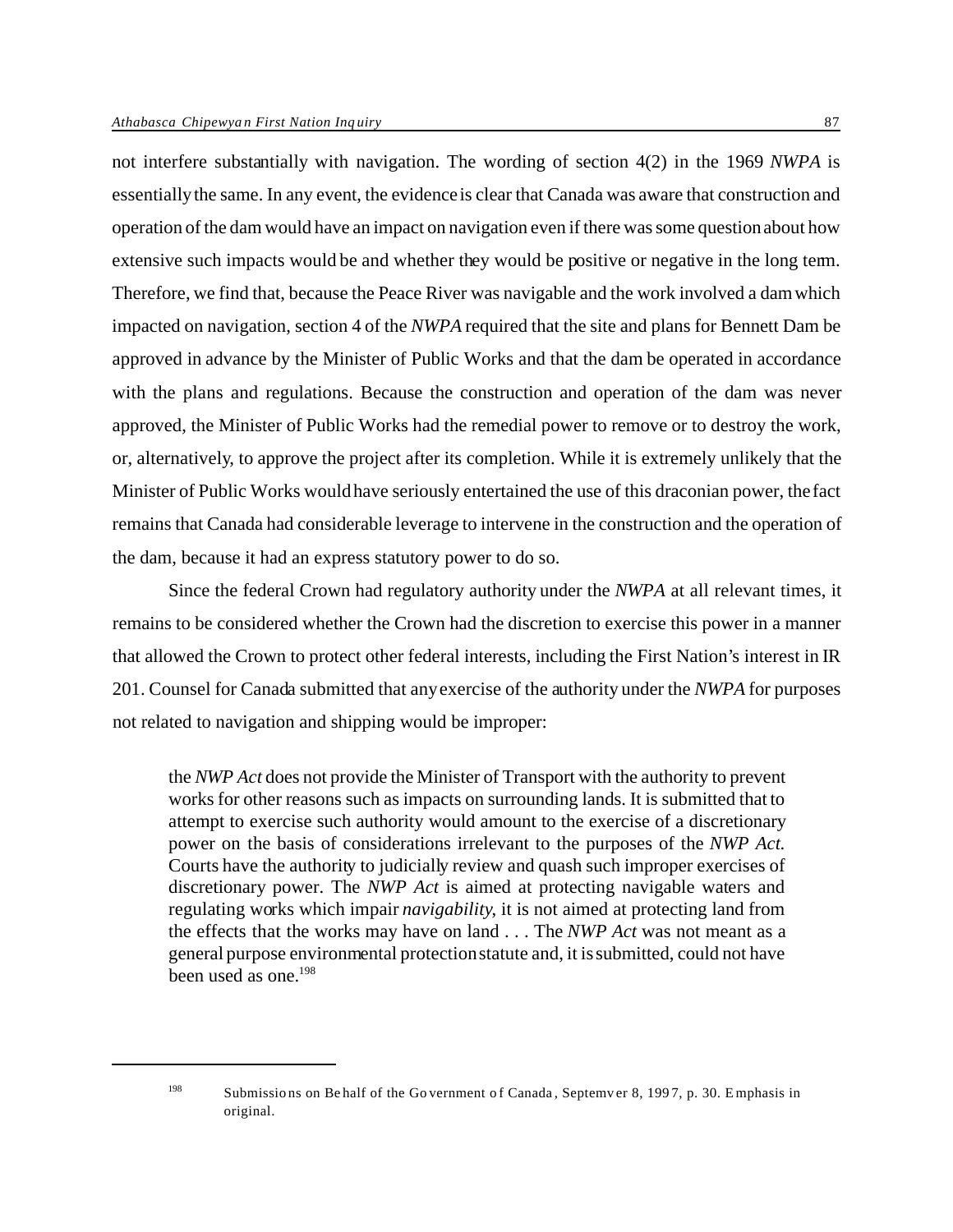not interfere substantially with navigation. The wording of section 4(2) in the 1969 *NWPA* is essentially the same. In any event, the evidence is clear that Canada was aware that construction and operation of the dam would have an impact on navigation even if there was some question about how extensive such impacts would be and whether they would be positive or negative in the long term. Therefore, we find that, because the Peace River was navigable and the work involved a dam which impacted on navigation, section 4 of the *NWPA* required that the site and plans for Bennett Dam be approved in advance by the Minister of Public Works and that the dam be operated in accordance with the plans and regulations. Because the construction and operation of the dam was never approved, the Minister of Public Works had the remedial power to remove or to destroy the work, or, alternatively, to approve the project after its completion. While it is extremely unlikely that the Minister of Public Works would have seriously entertained the use of this draconian power, the fact remains that Canada had considerable leverage to intervene in the construction and the operation of the dam, because it had an express statutory power to do so.

Since the federal Crown had regulatory authority under the *NWPA* at all relevant times, it remains to be considered whether the Crown had the discretion to exercise this power in a manner that allowed the Crown to protect other federal interests, including the First Nation's interest in IR 201. Counsel for Canada submitted that any exercise of the authority under the *NWPA* for purposes not related to navigation and shipping would be improper:

> the *NWP Act* does not provide the Minister of Transport with the authority to prevent works for other reasons such as impacts on surrounding lands. It is submitted that to attempt to exercise such authority would amount to the exercise of a discretionary power on the basis of considerations irrelevant to the purposes of the *NWP Act*. Courts have the authority to judicially review and quash such improper exercises of discretionary power. The *NWP Act* is aimed at protecting navigable waters and regulating works which impair *navigability*, it is not aimed at protecting land from the effects that the works may have on land . . . The *NWP Act* was not meant as a general purpose environmental protection statute and, it is submitted, could not have been used as one.[198]

---

[198] Submissions on Behalf of the Government of Canada, Septemver 8, 1997, p. 30. Emphasis in original.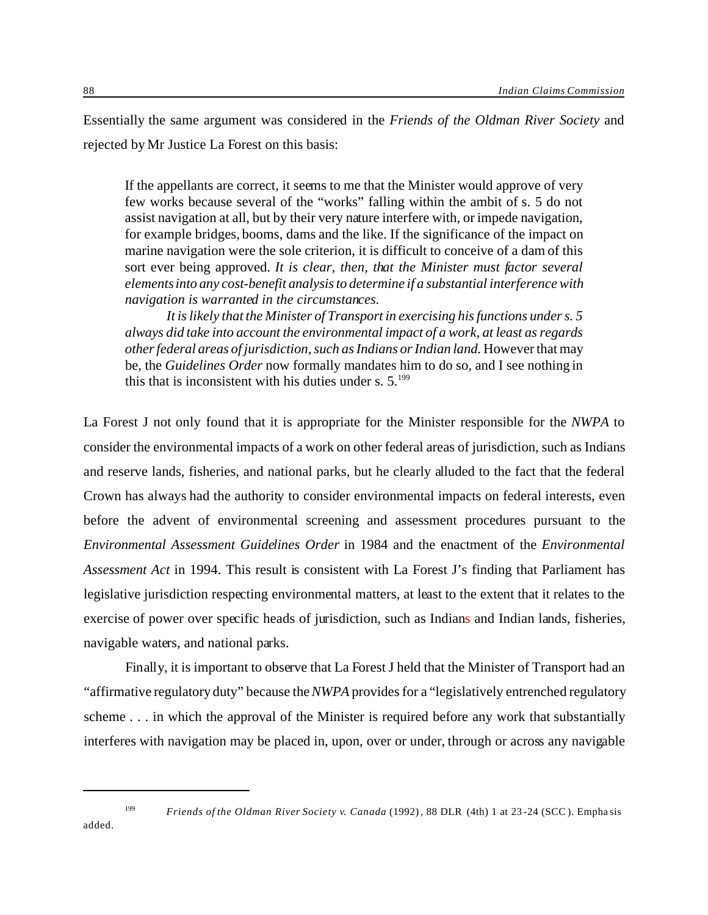Essentially the same argument was considered in the *Friends of the Oldman River Society* and rejected by Mr Justice La Forest on this basis:

> If the appellants are correct, it seems to me that the Minister would approve of very few works because several of the "works" falling within the ambit of s. 5 do not assist navigation at all, but by their very nature interfere with, or impede navigation, for example bridges, booms, dams and the like. If the significance of the impact on marine navigation were the sole criterion, it is difficult to conceive of a dam of this sort ever being approved. *It is clear, then, that the Minister must factor several elements into any cost-benefit analysis to determine if a substantial interference with navigation is warranted in the circumstances.*
>
> *It is likely that the Minister of Transport in exercising his functions under s. 5 always did take into account the environmental impact of a work, at least as regards other federal areas of jurisdiction, such as Indians or Indian land.* However that may be, the *Guidelines Order* now formally mandates him to do so, and I see nothing in this that is inconsistent with his duties under s. 5.[199]

La Forest J not only found that it is appropriate for the Minister responsible for the *NWPA* to consider the environmental impacts of a work on other federal areas of jurisdiction, such as Indians and reserve lands, fisheries, and national parks, but he clearly alluded to the fact that the federal Crown has always had the authority to consider environmental impacts on federal interests, even before the advent of environmental screening and assessment procedures pursuant to the *Environmental Assessment Guidelines Order* in 1984 and the enactment of the *Environmental Assessment Act* in 1994. This result is consistent with La Forest J's finding that Parliament has legislative jurisdiction respecting environmental matters, at least to the extent that it relates to the exercise of power over specific heads of jurisdiction, such as Indians and Indian lands, fisheries, navigable waters, and national parks.

Finally, it is important to observe that La Forest J held that the Minister of Transport had an "affirmative regulatory duty" because the *NWPA* provides for a "legislatively entrenched regulatory scheme . . . in which the approval of the Minister is required before any work that substantially interferes with navigation may be placed in, upon, over or under, through or across any navigable

---

[199] *Friends of the Oldman River Society v. Canada* (1992), 88 DLR (4th) 1 at 23-24 (SCC). Emphasis added.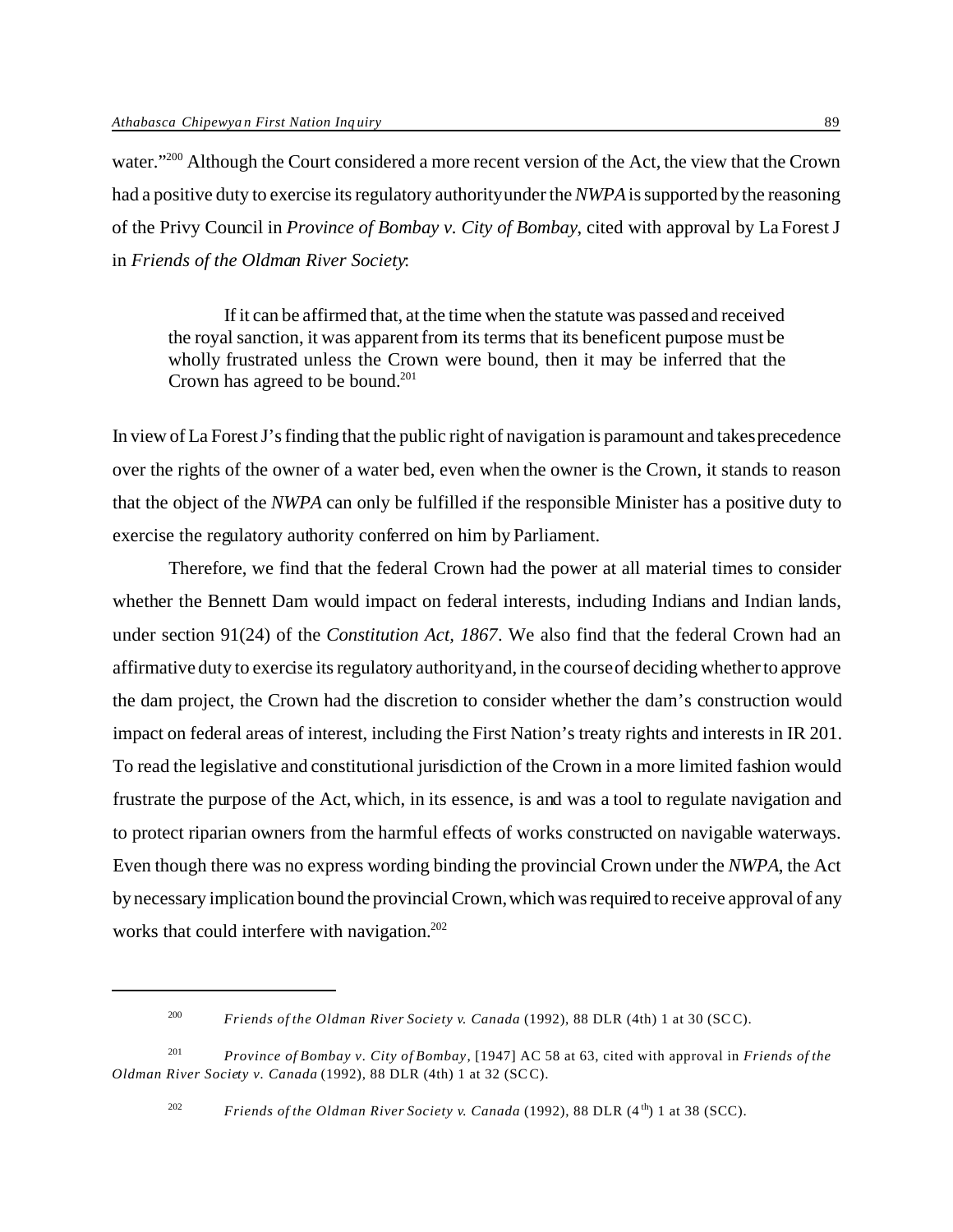water."[200] Although the Court considered a more recent version of the Act, the view that the Crown had a positive duty to exercise its regulatory authority under the *NWPA* is supported by the reasoning of the Privy Council in *Province of Bombay v. City of Bombay*, cited with approval by La Forest J in *Friends of the Oldman River Society*:

> If it can be affirmed that, at the time when the statute was passed and received the royal sanction, it was apparent from its terms that its beneficent purpose must be wholly frustrated unless the Crown were bound, then it may be inferred that the Crown has agreed to be bound.[201]

In view of La Forest J's finding that the public right of navigation is paramount and takes precedence over the rights of the owner of a water bed, even when the owner is the Crown, it stands to reason that the object of the *NWPA* can only be fulfilled if the responsible Minister has a positive duty to exercise the regulatory authority conferred on him by Parliament.

Therefore, we find that the federal Crown had the power at all material times to consider whether the Bennett Dam would impact on federal interests, including Indians and Indian lands, under section 91(24) of the *Constitution Act, 1867*. We also find that the federal Crown had an affirmative duty to exercise its regulatory authority and, in the course of deciding whether to approve the dam project, the Crown had the discretion to consider whether the dam's construction would impact on federal areas of interest, including the First Nation's treaty rights and interests in IR 201. To read the legislative and constitutional jurisdiction of the Crown in a more limited fashion would frustrate the purpose of the Act, which, in its essence, is and was a tool to regulate navigation and to protect riparian owners from the harmful effects of works constructed on navigable waterways. Even though there was no express wording binding the provincial Crown under the *NWPA*, the Act by necessary implication bound the provincial Crown, which was required to receive approval of any works that could interfere with navigation.[202]

---

[200] *Friends of the Oldman River Society v. Canada* (1992), 88 DLR (4th) 1 at 30 (SCC).

[201] *Province of Bombay v. City of Bombay*, [1947] AC 58 at 63, cited with approval in *Friends of the Oldman River Society v. Canada* (1992), 88 DLR (4th) 1 at 32 (SCC).

[202] *Friends of the Oldman River Society v. Canada* (1992), 88 DLR (4th) 1 at 38 (SCC).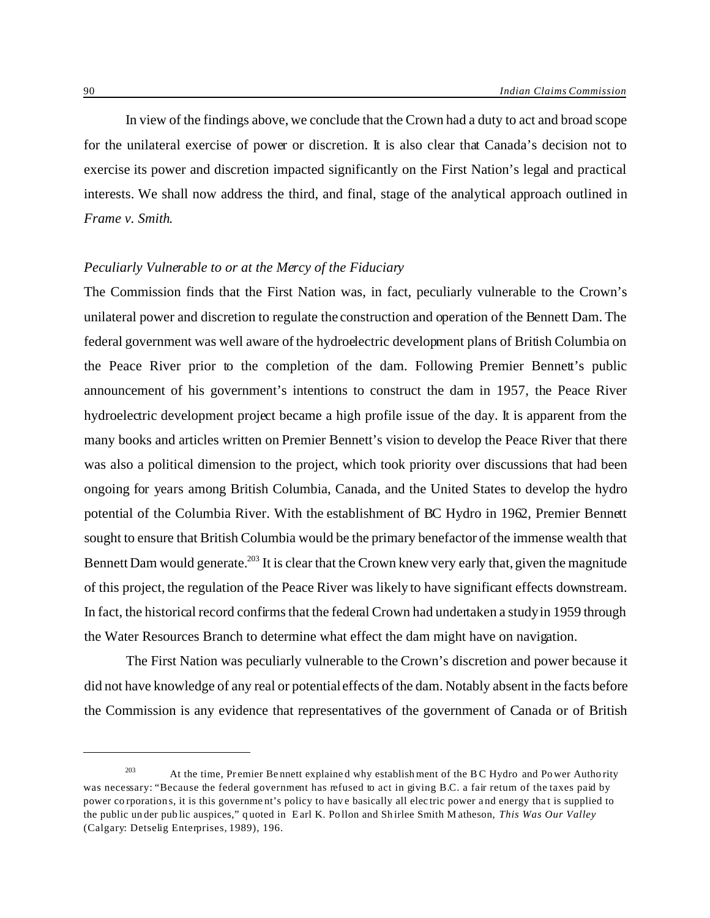In view of the findings above, we conclude that the Crown had a duty to act and broad scope for the unilateral exercise of power or discretion. It is also clear that Canada's decision not to exercise its power and discretion impacted significantly on the First Nation's legal and practical interests. We shall now address the third, and final, stage of the analytical approach outlined in *Frame v. Smith*.

*Peculiarly Vulnerable to or at the Mercy of the Fiduciary*

The Commission finds that the First Nation was, in fact, peculiarly vulnerable to the Crown's unilateral power and discretion to regulate the construction and operation of the Bennett Dam. The federal government was well aware of the hydroelectric development plans of British Columbia on the Peace River prior to the completion of the dam. Following Premier Bennett's public announcement of his government's intentions to construct the dam in 1957, the Peace River hydroelectric development project became a high profile issue of the day. It is apparent from the many books and articles written on Premier Bennett's vision to develop the Peace River that there was also a political dimension to the project, which took priority over discussions that had been ongoing for years among British Columbia, Canada, and the United States to develop the hydro potential of the Columbia River. With the establishment of BC Hydro in 1962, Premier Bennett sought to ensure that British Columbia would be the primary benefactor of the immense wealth that Bennett Dam would generate.[203] It is clear that the Crown knew very early that, given the magnitude of this project, the regulation of the Peace River was likely to have significant effects downstream. In fact, the historical record confirms that the federal Crown had undertaken a study in 1959 through the Water Resources Branch to determine what effect the dam might have on navigation.

The First Nation was peculiarly vulnerable to the Crown's discretion and power because it did not have knowledge of any real or potential effects of the dam. Notably absent in the facts before the Commission is any evidence that representatives of the government of Canada or of British

---

[203] At the time, Premier Bennett explained why establishment of the BC Hydro and Power Authority was necessary: "Because the federal government has refused to act in giving B.C. a fair return of the taxes paid by power corporations, it is this government's policy to have basically all electric power and energy that is supplied to the public under public auspices," quoted in Earl K. Pollon and Shirlee Smith Matheson, *This Was Our Valley* (Calgary: Detselig Enterprises, 1989), 196.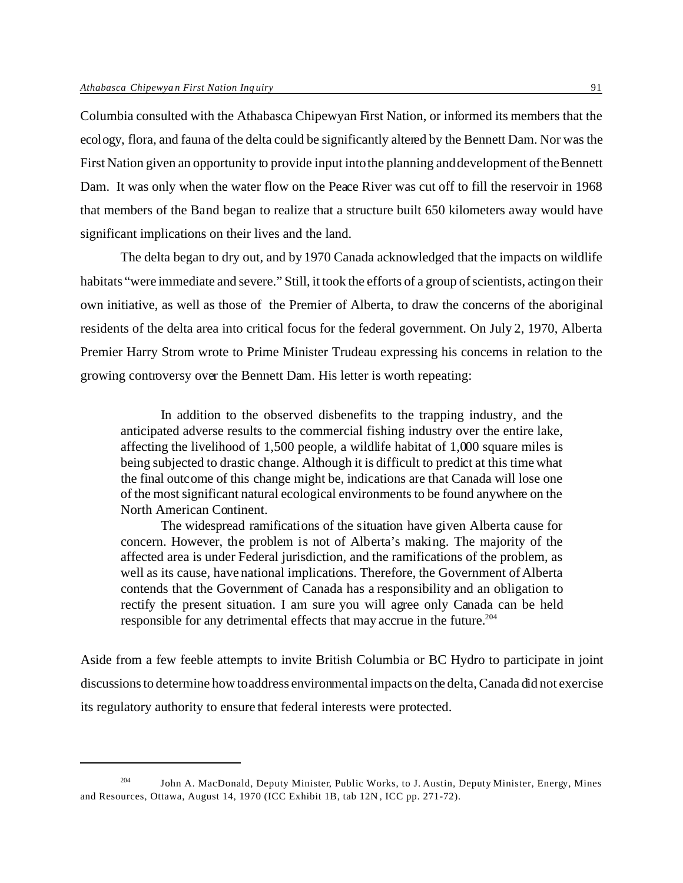Columbia consulted with the Athabasca Chipewyan First Nation, or informed its members that the ecology, flora, and fauna of the delta could be significantly altered by the Bennett Dam. Nor was the First Nation given an opportunity to provide input into the planning and development of the Bennett Dam. It was only when the water flow on the Peace River was cut off to fill the reservoir in 1968 that members of the Band began to realize that a structure built 650 kilometers away would have significant implications on their lives and the land.

The delta began to dry out, and by 1970 Canada acknowledged that the impacts on wildlife habitats "were immediate and severe." Still, it took the efforts of a group of scientists, acting on their own initiative, as well as those of the Premier of Alberta, to draw the concerns of the aboriginal residents of the delta area into critical focus for the federal government. On July 2, 1970, Alberta Premier Harry Strom wrote to Prime Minister Trudeau expressing his concerns in relation to the growing controversy over the Bennett Dam. His letter is worth repeating:

> In addition to the observed disbenefits to the trapping industry, and the anticipated adverse results to the commercial fishing industry over the entire lake, affecting the livelihood of 1,500 people, a wildlife habitat of 1,000 square miles is being subjected to drastic change. Although it is difficult to predict at this time what the final outcome of this change might be, indications are that Canada will lose one of the most significant natural ecological environments to be found anywhere on the North American Continent.
>
> The widespread ramifications of the situation have given Alberta cause for concern. However, the problem is not of Alberta's making. The majority of the affected area is under Federal jurisdiction, and the ramifications of the problem, as well as its cause, have national implications. Therefore, the Government of Alberta contends that the Government of Canada has a responsibility and an obligation to rectify the present situation. I am sure you will agree only Canada can be held responsible for any detrimental effects that may accrue in the future.[204]

Aside from a few feeble attempts to invite British Columbia or BC Hydro to participate in joint discussions to determine how to address environmental impacts on the delta, Canada did not exercise its regulatory authority to ensure that federal interests were protected.

---

[204] John A. MacDonald, Deputy Minister, Public Works, to J. Austin, Deputy Minister, Energy, Mines and Resources, Ottawa, August 14, 1970 (ICC Exhibit 1B, tab 12N, ICC pp. 271-72).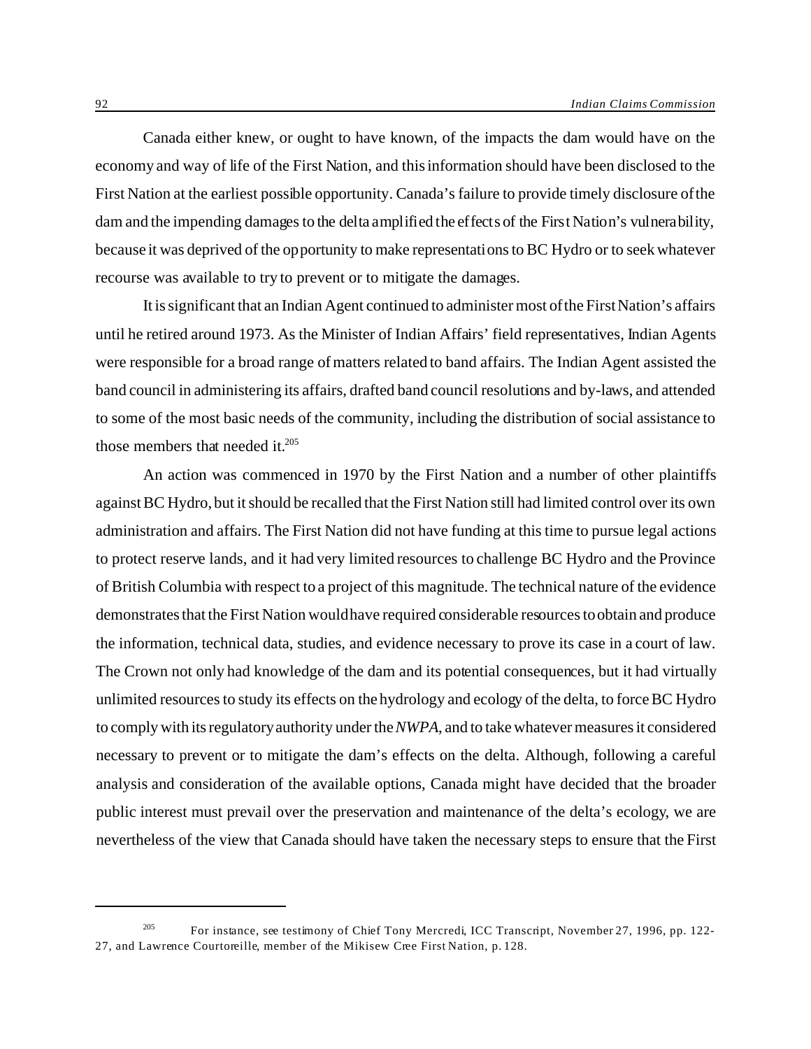Canada either knew, or ought to have known, of the impacts the dam would have on the economy and way of life of the First Nation, and this information should have been disclosed to the First Nation at the earliest possible opportunity. Canada's failure to provide timely disclosure of the dam and the impending damages to the delta amplified the effects of the First Nation's vulnerability, because it was deprived of the opportunity to make representations to BC Hydro or to seek whatever recourse was available to try to prevent or to mitigate the damages.

It is significant that an Indian Agent continued to administer most of the First Nation's affairs until he retired around 1973. As the Minister of Indian Affairs' field representatives, Indian Agents were responsible for a broad range of matters related to band affairs. The Indian Agent assisted the band council in administering its affairs, drafted band council resolutions and by-laws, and attended to some of the most basic needs of the community, including the distribution of social assistance to those members that needed it.[205]

An action was commenced in 1970 by the First Nation and a number of other plaintiffs against BC Hydro, but it should be recalled that the First Nation still had limited control over its own administration and affairs. The First Nation did not have funding at this time to pursue legal actions to protect reserve lands, and it had very limited resources to challenge BC Hydro and the Province of British Columbia with respect to a project of this magnitude. The technical nature of the evidence demonstrates that the First Nation would have required considerable resources to obtain and produce the information, technical data, studies, and evidence necessary to prove its case in a court of law. The Crown not only had knowledge of the dam and its potential consequences, but it had virtually unlimited resources to study its effects on the hydrology and ecology of the delta, to force BC Hydro to comply with its regulatory authority under the *NWPA*, and to take whatever measures it considered necessary to prevent or to mitigate the dam's effects on the delta. Although, following a careful analysis and consideration of the available options, Canada might have decided that the broader public interest must prevail over the preservation and maintenance of the delta's ecology, we are nevertheless of the view that Canada should have taken the necessary steps to ensure that the First

---

[205] For instance, see testimony of Chief Tony Mercredi, ICC Transcript, November 27, 1996, pp. 122-27, and Lawrence Courtoreille, member of the Mikisew Cree First Nation, p. 128.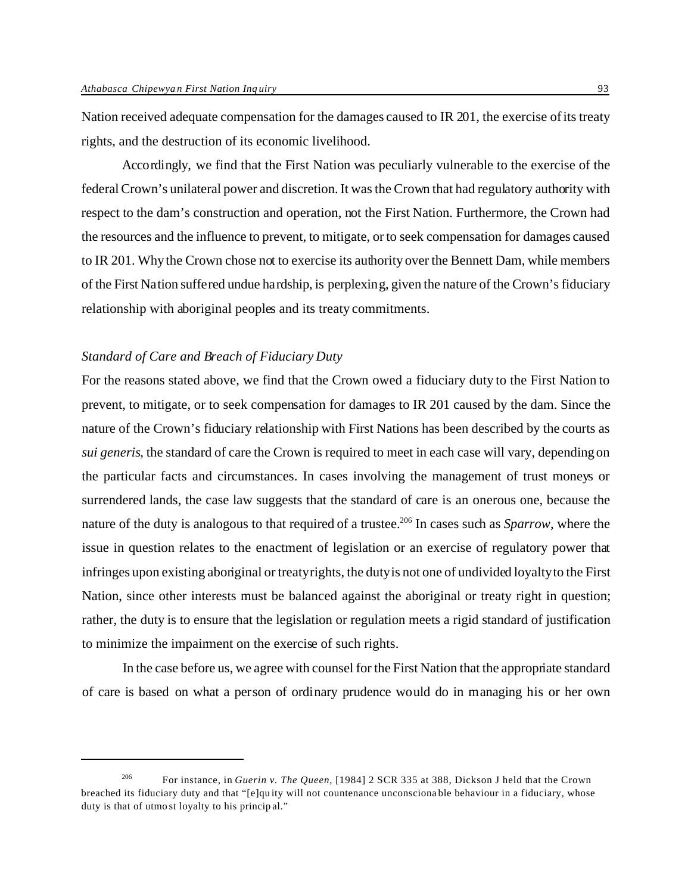Nation received adequate compensation for the damages caused to IR 201, the exercise of its treaty rights, and the destruction of its economic livelihood.

Accordingly, we find that the First Nation was peculiarly vulnerable to the exercise of the federal Crown's unilateral power and discretion. It was the Crown that had regulatory authority with respect to the dam's construction and operation, not the First Nation. Furthermore, the Crown had the resources and the influence to prevent, to mitigate, or to seek compensation for damages caused to IR 201. Why the Crown chose not to exercise its authority over the Bennett Dam, while members of the First Nation suffered undue hardship, is perplexing, given the nature of the Crown's fiduciary relationship with aboriginal peoples and its treaty commitments.

*Standard of Care and Breach of Fiduciary Duty*

For the reasons stated above, we find that the Crown owed a fiduciary duty to the First Nation to prevent, to mitigate, or to seek compensation for damages to IR 201 caused by the dam. Since the nature of the Crown's fiduciary relationship with First Nations has been described by the courts as *sui generis*, the standard of care the Crown is required to meet in each case will vary, depending on the particular facts and circumstances. In cases involving the management of trust moneys or surrendered lands, the case law suggests that the standard of care is an onerous one, because the nature of the duty is analogous to that required of a trustee.[206] In cases such as *Sparrow*, where the issue in question relates to the enactment of legislation or an exercise of regulatory power that infringes upon existing aboriginal or treaty rights, the duty is not one of undivided loyalty to the First Nation, since other interests must be balanced against the aboriginal or treaty right in question; rather, the duty is to ensure that the legislation or regulation meets a rigid standard of justification to minimize the impairment on the exercise of such rights.

In the case before us, we agree with counsel for the First Nation that the appropriate standard of care is based on what a person of ordinary prudence would do in managing his or her own

---

[206] For instance, in *Guerin v. The Queen*, [1984] 2 SCR 335 at 388, Dickson J held that the Crown breached its fiduciary duty and that "[e]quity will not countenance unconscionable behaviour in a fiduciary, whose duty is that of utmost loyalty to his principal."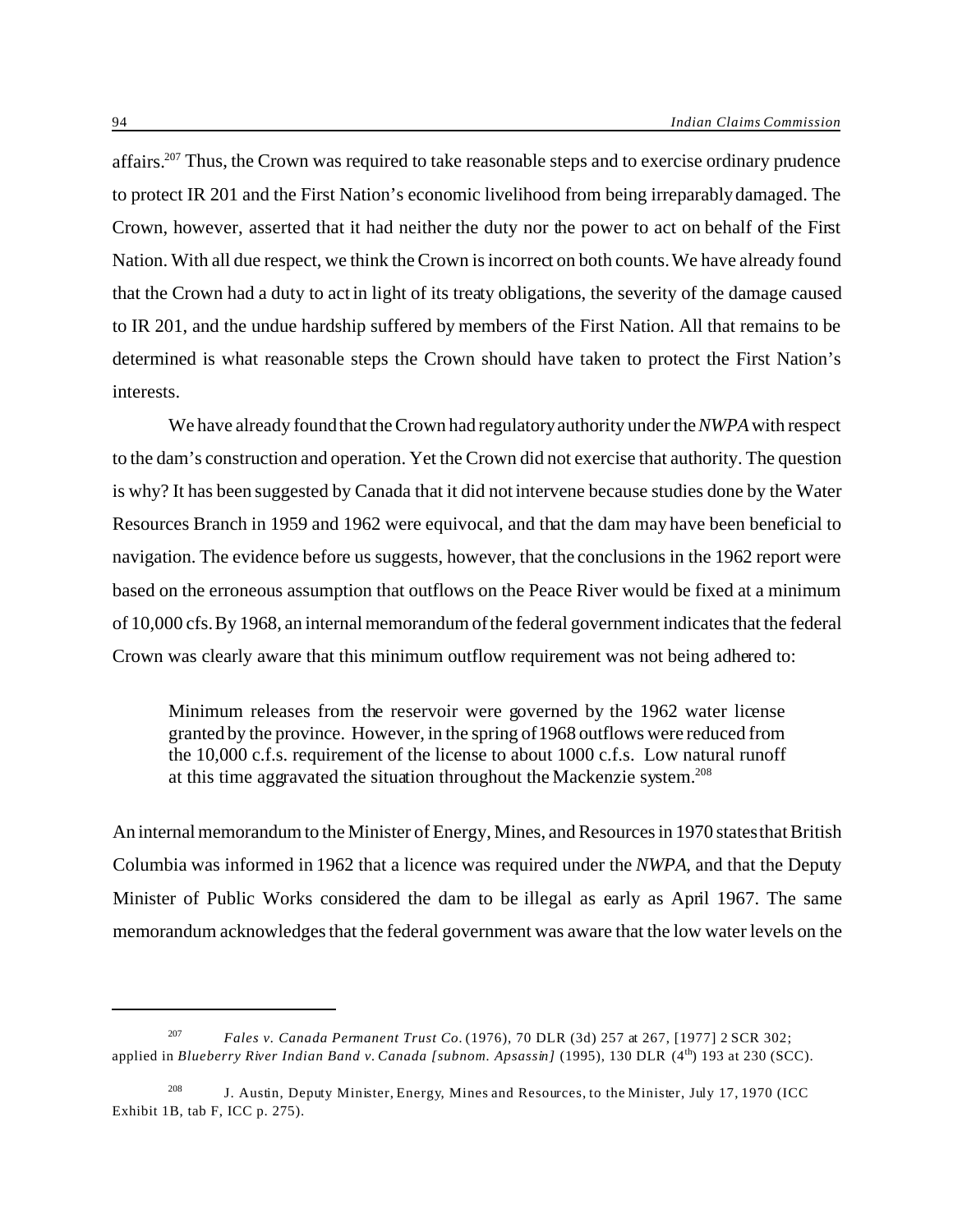affairs.[207] Thus, the Crown was required to take reasonable steps and to exercise ordinary prudence to protect IR 201 and the First Nation's economic livelihood from being irreparably damaged. The Crown, however, asserted that it had neither the duty nor the power to act on behalf of the First Nation. With all due respect, we think the Crown is incorrect on both counts. We have already found that the Crown had a duty to act in light of its treaty obligations, the severity of the damage caused to IR 201, and the undue hardship suffered by members of the First Nation. All that remains to be determined is what reasonable steps the Crown should have taken to protect the First Nation's interests.

We have already found that the Crown had regulatory authority under the *NWPA* with respect to the dam's construction and operation. Yet the Crown did not exercise that authority. The question is why? It has been suggested by Canada that it did not intervene because studies done by the Water Resources Branch in 1959 and 1962 were equivocal, and that the dam may have been beneficial to navigation. The evidence before us suggests, however, that the conclusions in the 1962 report were based on the erroneous assumption that outflows on the Peace River would be fixed at a minimum of 10,000 cfs. By 1968, an internal memorandum of the federal government indicates that the federal Crown was clearly aware that this minimum outflow requirement was not being adhered to:

> Minimum releases from the reservoir were governed by the 1962 water license granted by the province. However, in the spring of 1968 outflows were reduced from the 10,000 c.f.s. requirement of the license to about 1000 c.f.s. Low natural runoff at this time aggravated the situation throughout the Mackenzie system.[208]

An internal memorandum to the Minister of Energy, Mines, and Resources in 1970 states that British Columbia was informed in 1962 that a licence was required under the *NWPA*, and that the Deputy Minister of Public Works considered the dam to be illegal as early as April 1967. The same memorandum acknowledges that the federal government was aware that the low water levels on the

---

[207] *Fales v. Canada Permanent Trust Co.* (1976), 70 DLR (3d) 257 at 267, [1977] 2 SCR 302; applied in *Blueberry River Indian Band v. Canada [subnom. Apsassin]* (1995), 130 DLR (4th) 193 at 230 (SCC).

[208] J. Austin, Deputy Minister, Energy, Mines and Resources, to the Minister, July 17, 1970 (ICC Exhibit 1B, tab F, ICC p. 275).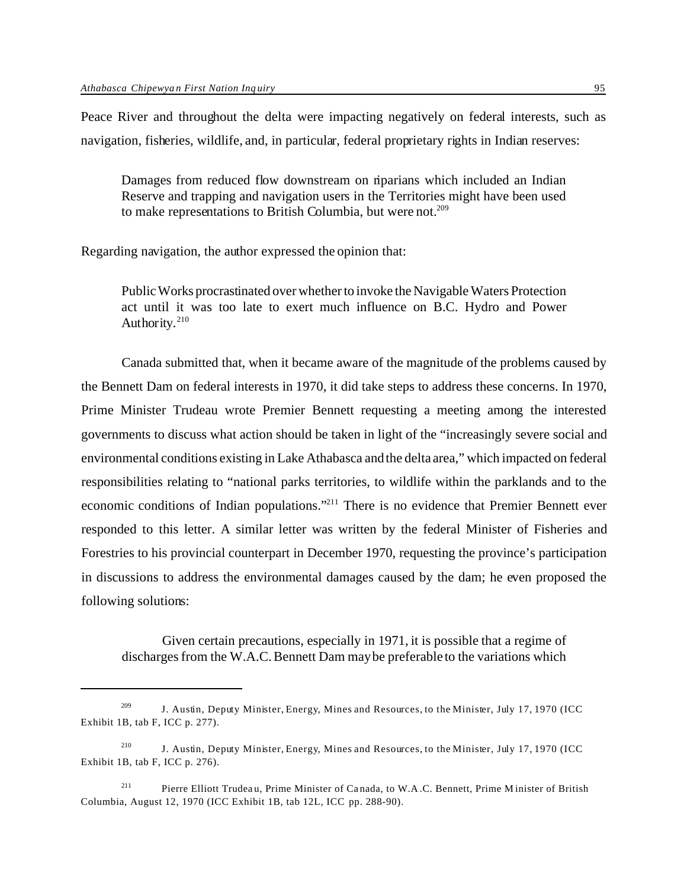Peace River and throughout the delta were impacting negatively on federal interests, such as navigation, fisheries, wildlife, and, in particular, federal proprietary rights in Indian reserves:

> Damages from reduced flow downstream on riparians which included an Indian Reserve and trapping and navigation users in the Territories might have been used to make representations to British Columbia, but were not.[209]

Regarding navigation, the author expressed the opinion that:

> Public Works procrastinated over whether to invoke the Navigable Waters Protection act until it was too late to exert much influence on B.C. Hydro and Power Authority.[210]

Canada submitted that, when it became aware of the magnitude of the problems caused by the Bennett Dam on federal interests in 1970, it did take steps to address these concerns. In 1970, Prime Minister Trudeau wrote Premier Bennett requesting a meeting among the interested governments to discuss what action should be taken in light of the "increasingly severe social and environmental conditions existing in Lake Athabasca and the delta area," which impacted on federal responsibilities relating to "national parks territories, to wildlife within the parklands and to the economic conditions of Indian populations."[211] There is no evidence that Premier Bennett ever responded to this letter. A similar letter was written by the federal Minister of Fisheries and Forestries to his provincial counterpart in December 1970, requesting the province's participation in discussions to address the environmental damages caused by the dam; he even proposed the following solutions:

> Given certain precautions, especially in 1971, it is possible that a regime of discharges from the W.A.C. Bennett Dam may be preferable to the variations which

---

[209] J. Austin, Deputy Minister, Energy, Mines and Resources, to the Minister, July 17, 1970 (ICC Exhibit 1B, tab F, ICC p. 277).

[210] J. Austin, Deputy Minister, Energy, Mines and Resources, to the Minister, July 17, 1970 (ICC Exhibit 1B, tab F, ICC p. 276).

[211] Pierre Elliott Trudeau, Prime Minister of Canada, to W.A.C. Bennett, Prime Minister of British Columbia, August 12, 1970 (ICC Exhibit 1B, tab 12L, ICC pp. 288-90).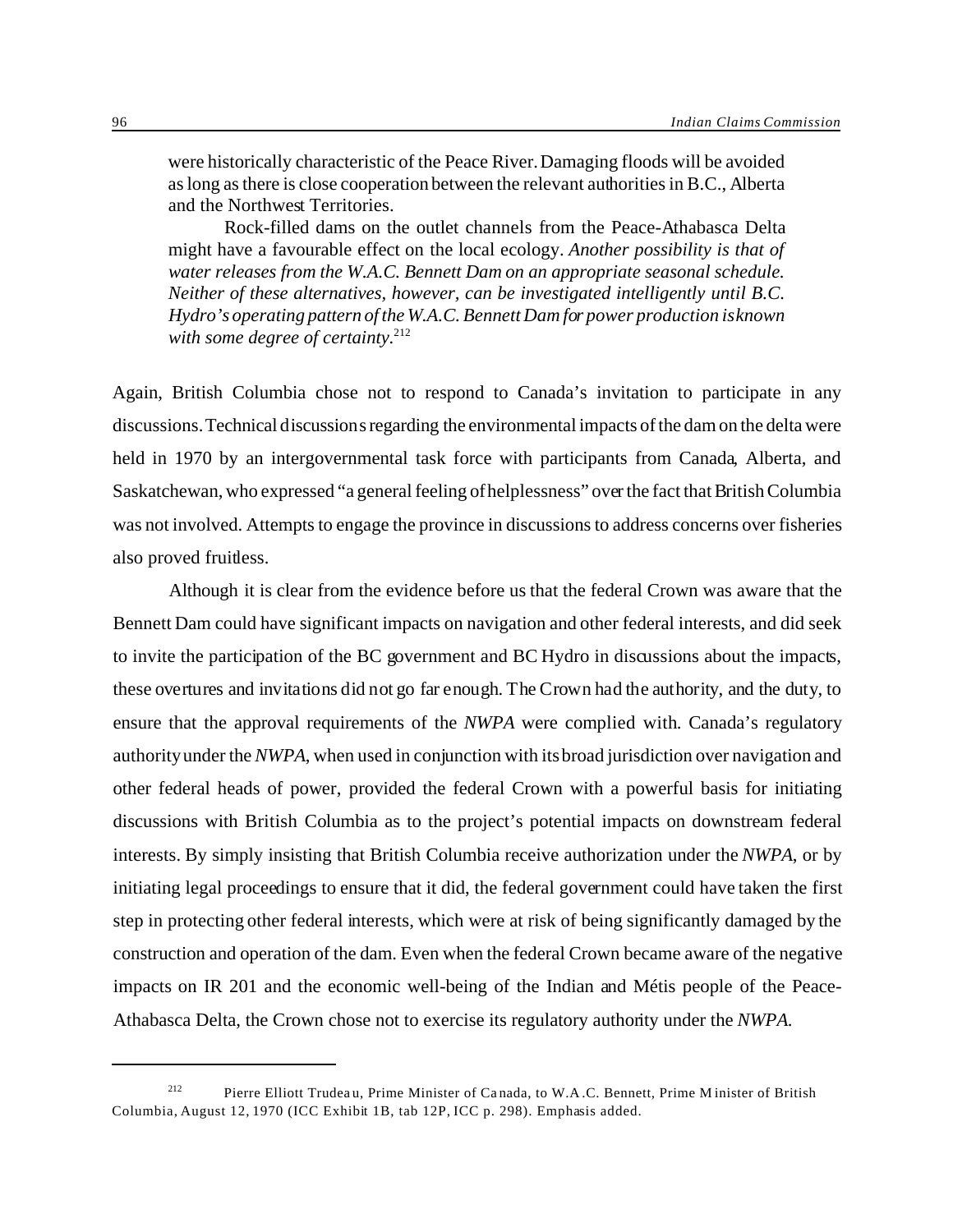> were historically characteristic of the Peace River. Damaging floods will be avoided as long as there is close cooperation between the relevant authorities in B.C., Alberta and the Northwest Territories.
>
> Rock-filled dams on the outlet channels from the Peace-Athabasca Delta might have a favourable effect on the local ecology. *Another possibility is that of water releases from the W.A.C. Bennett Dam on an appropriate seasonal schedule. Neither of these alternatives, however, can be investigated intelligently until B.C. Hydro's operating pattern of the W.A.C. Bennett Dam for power production is known with some degree of certainty.*[212]

Again, British Columbia chose not to respond to Canada's invitation to participate in any discussions. Technical discussions regarding the environmental impacts of the dam on the delta were held in 1970 by an intergovernmental task force with participants from Canada, Alberta, and Saskatchewan, who expressed "a general feeling of helplessness" over the fact that British Columbia was not involved. Attempts to engage the province in discussions to address concerns over fisheries also proved fruitless.

Although it is clear from the evidence before us that the federal Crown was aware that the Bennett Dam could have significant impacts on navigation and other federal interests, and did seek to invite the participation of the BC government and BC Hydro in discussions about the impacts, these overtures and invitations did not go far enough. The Crown had the authority, and the duty, to ensure that the approval requirements of the *NWPA* were complied with. Canada's regulatory authority under the *NWPA*, when used in conjunction with its broad jurisdiction over navigation and other federal heads of power, provided the federal Crown with a powerful basis for initiating discussions with British Columbia as to the project's potential impacts on downstream federal interests. By simply insisting that British Columbia receive authorization under the *NWPA*, or by initiating legal proceedings to ensure that it did, the federal government could have taken the first step in protecting other federal interests, which were at risk of being significantly damaged by the construction and operation of the dam. Even when the federal Crown became aware of the negative impacts on IR 201 and the economic well-being of the Indian and Métis people of the Peace-Athabasca Delta, the Crown chose not to exercise its regulatory authority under the *NWPA*.

---

[212] Pierre Elliott Trudeau, Prime Minister of Canada, to W.A.C. Bennett, Prime Minister of British Columbia, August 12, 1970 (ICC Exhibit 1B, tab 12P, ICC p. 298). Emphasis added.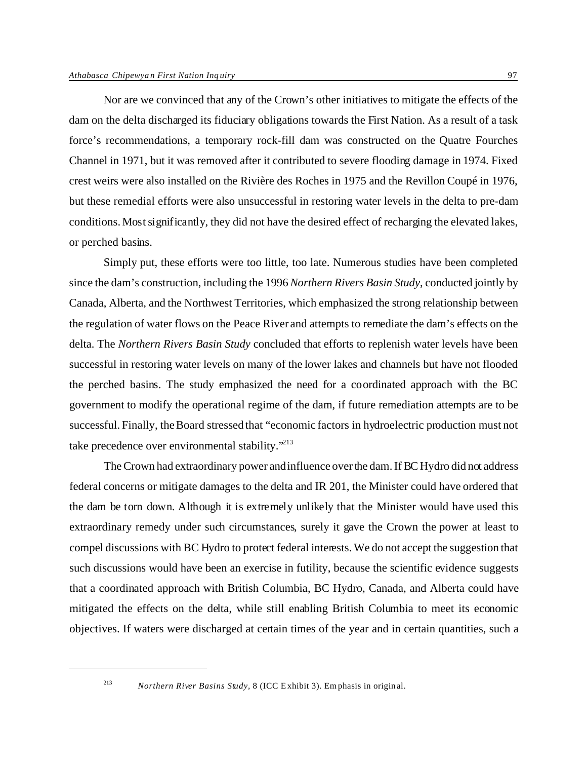Nor are we convinced that any of the Crown's other initiatives to mitigate the effects of the dam on the delta discharged its fiduciary obligations towards the First Nation. As a result of a task force's recommendations, a temporary rock-fill dam was constructed on the Quatre Fourches Channel in 1971, but it was removed after it contributed to severe flooding damage in 1974. Fixed crest weirs were also installed on the Rivière des Roches in 1975 and the Revillon Coupé in 1976, but these remedial efforts were also unsuccessful in restoring water levels in the delta to pre-dam conditions. Most significantly, they did not have the desired effect of recharging the elevated lakes, or perched basins.

Simply put, these efforts were too little, too late. Numerous studies have been completed since the dam's construction, including the 1996 *Northern Rivers Basin Study*, conducted jointly by Canada, Alberta, and the Northwest Territories, which emphasized the strong relationship between the regulation of water flows on the Peace River and attempts to remediate the dam's effects on the delta. The *Northern Rivers Basin Study* concluded that efforts to replenish water levels have been successful in restoring water levels on many of the lower lakes and channels but have not flooded the perched basins. The study emphasized the need for a coordinated approach with the BC government to modify the operational regime of the dam, if future remediation attempts are to be successful. Finally, the Board stressed that "economic factors in hydroelectric production must not take precedence over environmental stability."[213]

The Crown had extraordinary power and influence over the dam. If BC Hydro did not address federal concerns or mitigate damages to the delta and IR 201, the Minister could have ordered that the dam be torn down. Although it is extremely unlikely that the Minister would have used this extraordinary remedy under such circumstances, surely it gave the Crown the power at least to compel discussions with BC Hydro to protect federal interests. We do not accept the suggestion that such discussions would have been an exercise in futility, because the scientific evidence suggests that a coordinated approach with British Columbia, BC Hydro, Canada, and Alberta could have mitigated the effects on the delta, while still enabling British Columbia to meet its economic objectives. If waters were discharged at certain times of the year and in certain quantities, such a

---

[213] *Northern River Basins Study*, 8 (ICC Exhibit 3). Emphasis in original.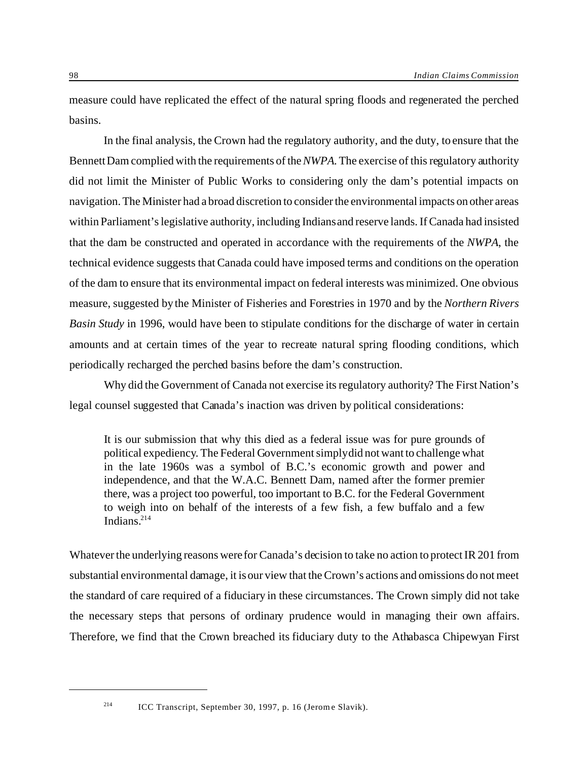measure could have replicated the effect of the natural spring floods and regenerated the perched basins.

In the final analysis, the Crown had the regulatory authority, and the duty, to ensure that the Bennett Dam complied with the requirements of the *NWPA*. The exercise of this regulatory authority did not limit the Minister of Public Works to considering only the dam's potential impacts on navigation. The Minister had a broad discretion to consider the environmental impacts on other areas within Parliament's legislative authority, including Indians and reserve lands. If Canada had insisted that the dam be constructed and operated in accordance with the requirements of the *NWPA*, the technical evidence suggests that Canada could have imposed terms and conditions on the operation of the dam to ensure that its environmental impact on federal interests was minimized. One obvious measure, suggested by the Minister of Fisheries and Forestries in 1970 and by the *Northern Rivers Basin Study* in 1996, would have been to stipulate conditions for the discharge of water in certain amounts and at certain times of the year to recreate natural spring flooding conditions, which periodically recharged the perched basins before the dam's construction.

Why did the Government of Canada not exercise its regulatory authority? The First Nation's legal counsel suggested that Canada's inaction was driven by political considerations:

> It is our submission that why this died as a federal issue was for pure grounds of political expediency. The Federal Government simply did not want to challenge what in the late 1960s was a symbol of B.C.'s economic growth and power and independence, and that the W.A.C. Bennett Dam, named after the former premier there, was a project too powerful, too important to B.C. for the Federal Government to weigh into on behalf of the interests of a few fish, a few buffalo and a few Indians.[214]

Whatever the underlying reasons were for Canada's decision to take no action to protect IR 201 from substantial environmental damage, it is our view that the Crown's actions and omissions do not meet the standard of care required of a fiduciary in these circumstances. The Crown simply did not take the necessary steps that persons of ordinary prudence would in managing their own affairs. Therefore, we find that the Crown breached its fiduciary duty to the Athabasca Chipewyan First

---

[214] ICC Transcript, September 30, 1997, p. 16 (Jerome Slavik).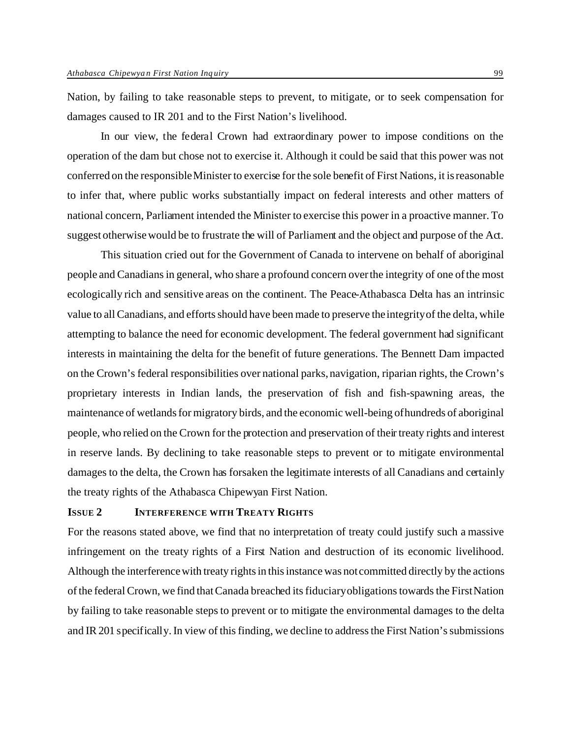Nation, by failing to take reasonable steps to prevent, to mitigate, or to seek compensation for damages caused to IR 201 and to the First Nation's livelihood.

In our view, the federal Crown had extraordinary power to impose conditions on the operation of the dam but chose not to exercise it. Although it could be said that this power was not conferred on the responsible Minister to exercise for the sole benefit of First Nations, it is reasonable to infer that, where public works substantially impact on federal interests and other matters of national concern, Parliament intended the Minister to exercise this power in a proactive manner. To suggest otherwise would be to frustrate the will of Parliament and the object and purpose of the Act.

This situation cried out for the Government of Canada to intervene on behalf of aboriginal people and Canadians in general, who share a profound concern over the integrity of one of the most ecologically rich and sensitive areas on the continent. The Peace-Athabasca Delta has an intrinsic value to all Canadians, and efforts should have been made to preserve the integrity of the delta, while attempting to balance the need for economic development. The federal government had significant interests in maintaining the delta for the benefit of future generations. The Bennett Dam impacted on the Crown's federal responsibilities over national parks, navigation, riparian rights, the Crown's proprietary interests in Indian lands, the preservation of fish and fish-spawning areas, the maintenance of wetlands for migratory birds, and the economic well-being of hundreds of aboriginal people, who relied on the Crown for the protection and preservation of their treaty rights and interest in reserve lands. By declining to take reasonable steps to prevent or to mitigate environmental damages to the delta, the Crown has forsaken the legitimate interests of all Canadians and certainly the treaty rights of the Athabasca Chipewyan First Nation.

### ISSUE 2 INTERFERENCE WITH TREATY RIGHTS

For the reasons stated above, we find that no interpretation of treaty could justify such a massive infringement on the treaty rights of a First Nation and destruction of its economic livelihood. Although the interference with treaty rights in this instance was not committed directly by the actions of the federal Crown, we find that Canada breached its fiduciary obligations towards the First Nation by failing to take reasonable steps to prevent or to mitigate the environmental damages to the delta and IR 201 specifically. In view of this finding, we decline to address the First Nation's submissions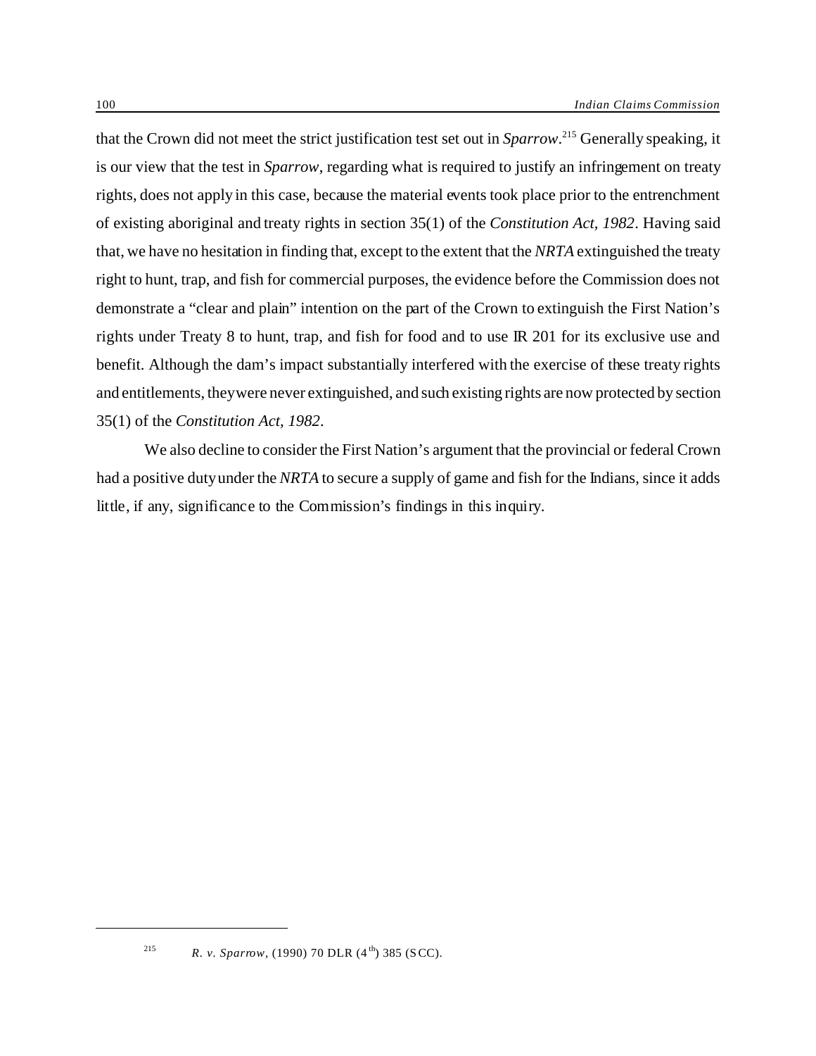that the Crown did not meet the strict justification test set out in *Sparrow*.[215] Generally speaking, it is our view that the test in *Sparrow*, regarding what is required to justify an infringement on treaty rights, does not apply in this case, because the material events took place prior to the entrenchment of existing aboriginal and treaty rights in section 35(1) of the *Constitution Act, 1982*. Having said that, we have no hesitation in finding that, except to the extent that the *NRTA* extinguished the treaty right to hunt, trap, and fish for commercial purposes, the evidence before the Commission does not demonstrate a "clear and plain" intention on the part of the Crown to extinguish the First Nation's rights under Treaty 8 to hunt, trap, and fish for food and to use IR 201 for its exclusive use and benefit. Although the dam's impact substantially interfered with the exercise of these treaty rights and entitlements, they were never extinguished, and such existing rights are now protected by section 35(1) of the *Constitution Act, 1982*.

We also decline to consider the First Nation's argument that the provincial or federal Crown had a positive duty under the *NRTA* to secure a supply of game and fish for the Indians, since it adds little, if any, significance to the Commission's findings in this inquiry.

---

215 *R. v. Sparrow*, (1990) 70 DLR (4th) 385 (SCC).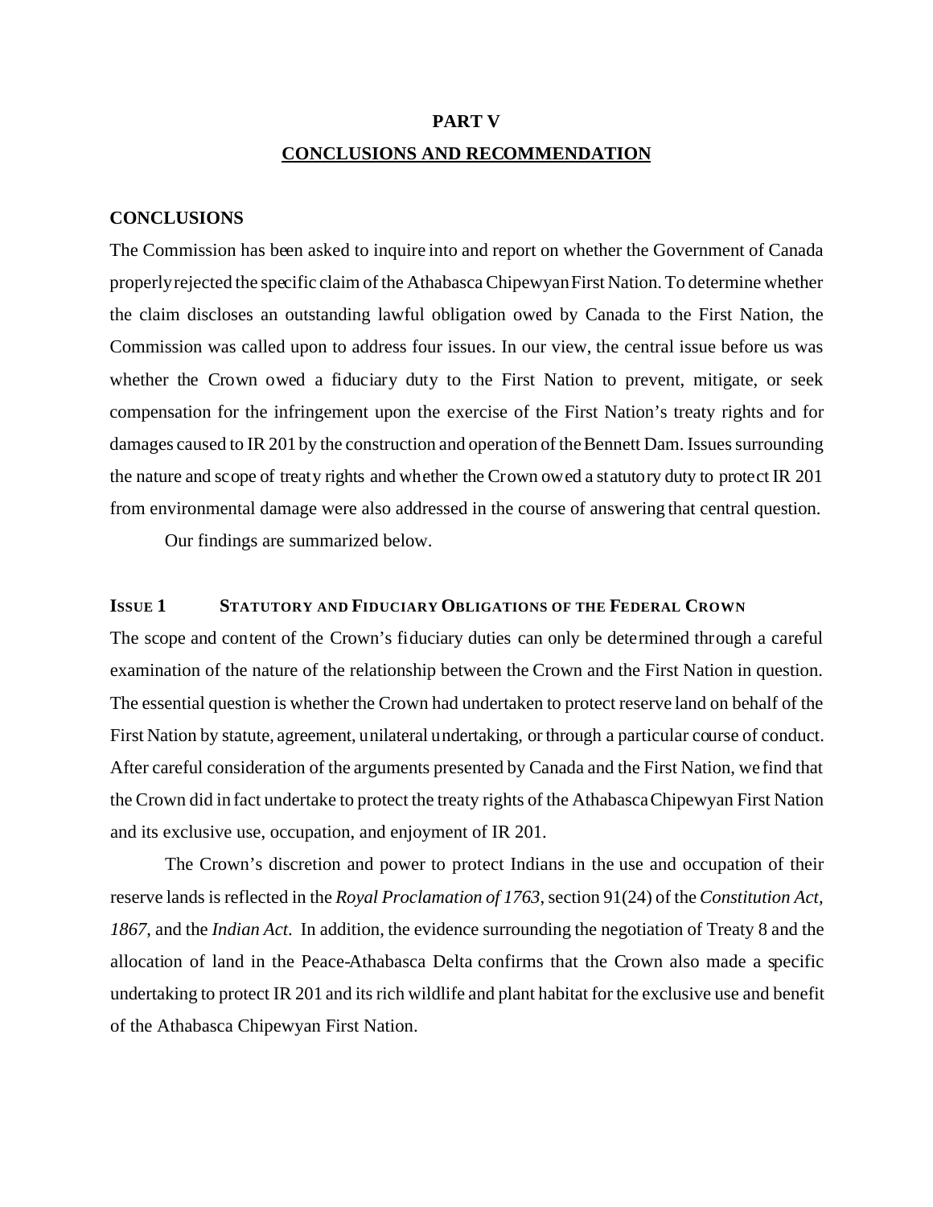# PART V

## CONCLUSIONS AND RECOMMENDATION

### CONCLUSIONS

The Commission has been asked to inquire into and report on whether the Government of Canada properly rejected the specific claim of the Athabasca Chipewyan First Nation. To determine whether the claim discloses an outstanding lawful obligation owed by Canada to the First Nation, the Commission was called upon to address four issues. In our view, the central issue before us was whether the Crown owed a fiduciary duty to the First Nation to prevent, mitigate, or seek compensation for the infringement upon the exercise of the First Nation's treaty rights and for damages caused to IR 201 by the construction and operation of the Bennett Dam. Issues surrounding the nature and scope of treaty rights and whether the Crown owed a statutory duty to protect IR 201 from environmental damage were also addressed in the course of answering that central question.

Our findings are summarized below.

### ISSUE 1 STATUTORY AND FIDUCIARY OBLIGATIONS OF THE FEDERAL CROWN

The scope and content of the Crown's fiduciary duties can only be determined through a careful examination of the nature of the relationship between the Crown and the First Nation in question. The essential question is whether the Crown had undertaken to protect reserve land on behalf of the First Nation by statute, agreement, unilateral undertaking, or through a particular course of conduct. After careful consideration of the arguments presented by Canada and the First Nation, we find that the Crown did in fact undertake to protect the treaty rights of the Athabasca Chipewyan First Nation and its exclusive use, occupation, and enjoyment of IR 201.

The Crown's discretion and power to protect Indians in the use and occupation of their reserve lands is reflected in the *Royal Proclamation of 1763*, section 91(24) of the *Constitution Act, 1867*, and the *Indian Act*. In addition, the evidence surrounding the negotiation of Treaty 8 and the allocation of land in the Peace-Athabasca Delta confirms that the Crown also made a specific undertaking to protect IR 201 and its rich wildlife and plant habitat for the exclusive use and benefit of the Athabasca Chipewyan First Nation.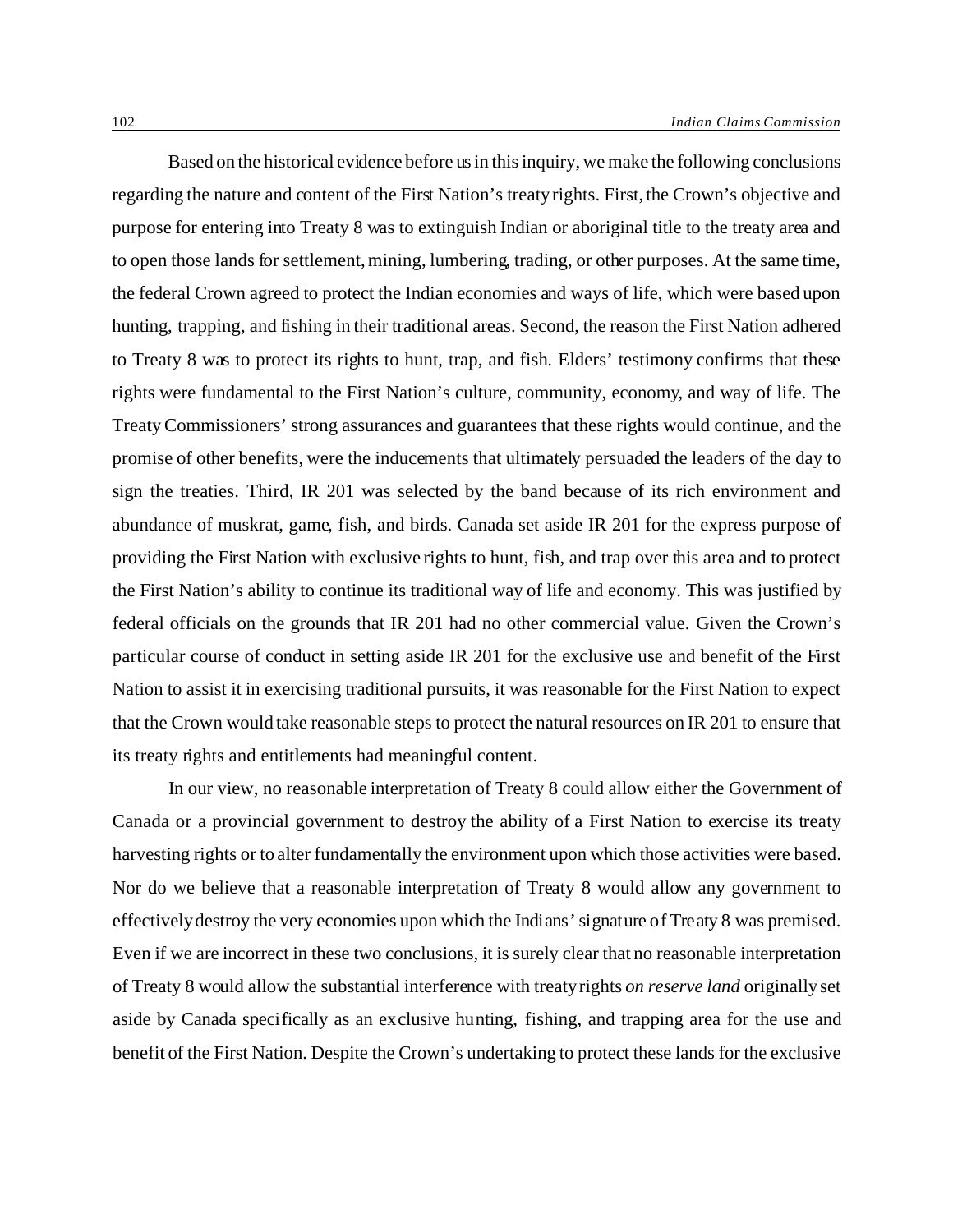Based on the historical evidence before us in this inquiry, we make the following conclusions regarding the nature and content of the First Nation's treaty rights. First, the Crown's objective and purpose for entering into Treaty 8 was to extinguish Indian or aboriginal title to the treaty area and to open those lands for settlement, mining, lumbering, trading, or other purposes. At the same time, the federal Crown agreed to protect the Indian economies and ways of life, which were based upon hunting, trapping, and fishing in their traditional areas. Second, the reason the First Nation adhered to Treaty 8 was to protect its rights to hunt, trap, and fish. Elders' testimony confirms that these rights were fundamental to the First Nation's culture, community, economy, and way of life. The Treaty Commissioners' strong assurances and guarantees that these rights would continue, and the promise of other benefits, were the inducements that ultimately persuaded the leaders of the day to sign the treaties. Third, IR 201 was selected by the band because of its rich environment and abundance of muskrat, game, fish, and birds. Canada set aside IR 201 for the express purpose of providing the First Nation with exclusive rights to hunt, fish, and trap over this area and to protect the First Nation's ability to continue its traditional way of life and economy. This was justified by federal officials on the grounds that IR 201 had no other commercial value. Given the Crown's particular course of conduct in setting aside IR 201 for the exclusive use and benefit of the First Nation to assist it in exercising traditional pursuits, it was reasonable for the First Nation to expect that the Crown would take reasonable steps to protect the natural resources on IR 201 to ensure that its treaty rights and entitlements had meaningful content.

In our view, no reasonable interpretation of Treaty 8 could allow either the Government of Canada or a provincial government to destroy the ability of a First Nation to exercise its treaty harvesting rights or to alter fundamentally the environment upon which those activities were based. Nor do we believe that a reasonable interpretation of Treaty 8 would allow any government to effectively destroy the very economies upon which the Indians' signature of Treaty 8 was premised. Even if we are incorrect in these two conclusions, it is surely clear that no reasonable interpretation of Treaty 8 would allow the substantial interference with treaty rights *on reserve land* originally set aside by Canada specifically as an exclusive hunting, fishing, and trapping area for the use and benefit of the First Nation. Despite the Crown's undertaking to protect these lands for the exclusive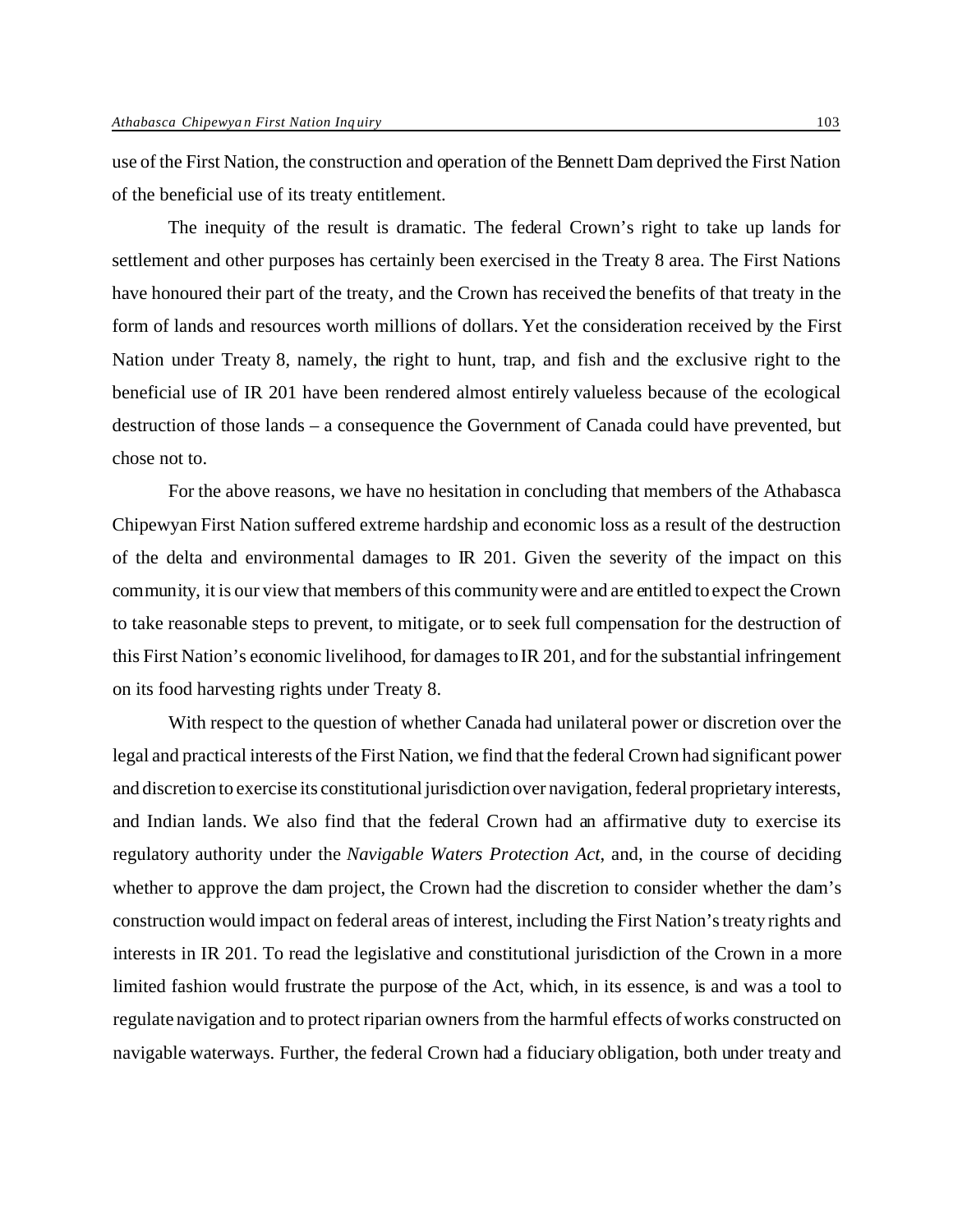use of the First Nation, the construction and operation of the Bennett Dam deprived the First Nation of the beneficial use of its treaty entitlement.

The inequity of the result is dramatic. The federal Crown's right to take up lands for settlement and other purposes has certainly been exercised in the Treaty 8 area. The First Nations have honoured their part of the treaty, and the Crown has received the benefits of that treaty in the form of lands and resources worth millions of dollars. Yet the consideration received by the First Nation under Treaty 8, namely, the right to hunt, trap, and fish and the exclusive right to the beneficial use of IR 201 have been rendered almost entirely valueless because of the ecological destruction of those lands – a consequence the Government of Canada could have prevented, but chose not to.

For the above reasons, we have no hesitation in concluding that members of the Athabasca Chipewyan First Nation suffered extreme hardship and economic loss as a result of the destruction of the delta and environmental damages to IR 201. Given the severity of the impact on this community, it is our view that members of this community were and are entitled to expect the Crown to take reasonable steps to prevent, to mitigate, or to seek full compensation for the destruction of this First Nation's economic livelihood, for damages to IR 201, and for the substantial infringement on its food harvesting rights under Treaty 8.

With respect to the question of whether Canada had unilateral power or discretion over the legal and practical interests of the First Nation, we find that the federal Crown had significant power and discretion to exercise its constitutional jurisdiction over navigation, federal proprietary interests, and Indian lands. We also find that the federal Crown had an affirmative duty to exercise its regulatory authority under the *Navigable Waters Protection Act*, and, in the course of deciding whether to approve the dam project, the Crown had the discretion to consider whether the dam's construction would impact on federal areas of interest, including the First Nation's treaty rights and interests in IR 201. To read the legislative and constitutional jurisdiction of the Crown in a more limited fashion would frustrate the purpose of the Act, which, in its essence, is and was a tool to regulate navigation and to protect riparian owners from the harmful effects of works constructed on navigable waterways. Further, the federal Crown had a fiduciary obligation, both under treaty and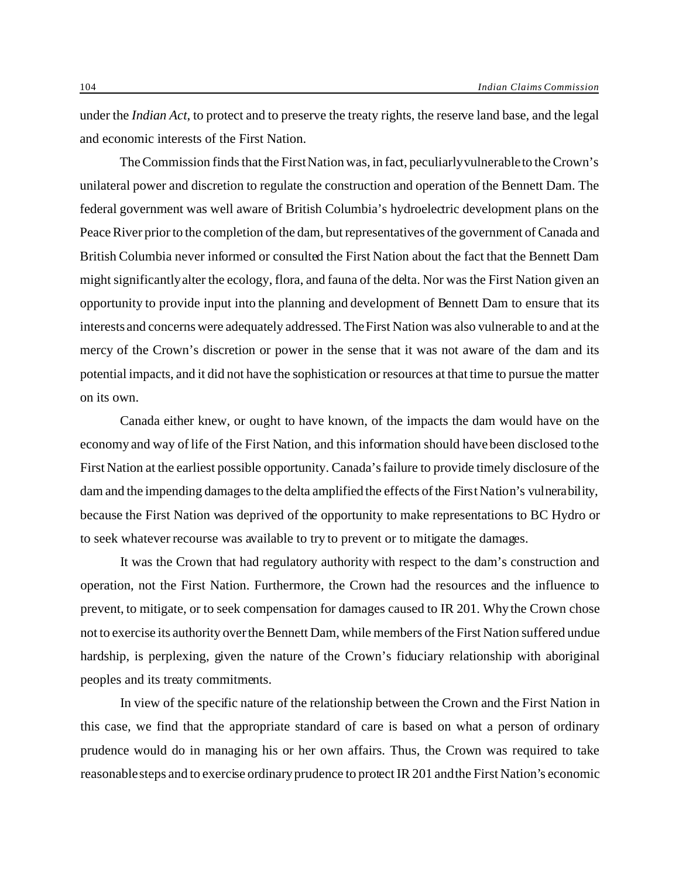under the *Indian Act*, to protect and to preserve the treaty rights, the reserve land base, and the legal and economic interests of the First Nation.

The Commission finds that the First Nation was, in fact, peculiarly vulnerable to the Crown's unilateral power and discretion to regulate the construction and operation of the Bennett Dam. The federal government was well aware of British Columbia's hydroelectric development plans on the Peace River prior to the completion of the dam, but representatives of the government of Canada and British Columbia never informed or consulted the First Nation about the fact that the Bennett Dam might significantly alter the ecology, flora, and fauna of the delta. Nor was the First Nation given an opportunity to provide input into the planning and development of Bennett Dam to ensure that its interests and concerns were adequately addressed. The First Nation was also vulnerable to and at the mercy of the Crown's discretion or power in the sense that it was not aware of the dam and its potential impacts, and it did not have the sophistication or resources at that time to pursue the matter on its own.

Canada either knew, or ought to have known, of the impacts the dam would have on the economy and way of life of the First Nation, and this information should have been disclosed to the First Nation at the earliest possible opportunity. Canada's failure to provide timely disclosure of the dam and the impending damages to the delta amplified the effects of the First Nation's vulnerability, because the First Nation was deprived of the opportunity to make representations to BC Hydro or to seek whatever recourse was available to try to prevent or to mitigate the damages.

It was the Crown that had regulatory authority with respect to the dam's construction and operation, not the First Nation. Furthermore, the Crown had the resources and the influence to prevent, to mitigate, or to seek compensation for damages caused to IR 201. Why the Crown chose not to exercise its authority over the Bennett Dam, while members of the First Nation suffered undue hardship, is perplexing, given the nature of the Crown's fiduciary relationship with aboriginal peoples and its treaty commitments.

In view of the specific nature of the relationship between the Crown and the First Nation in this case, we find that the appropriate standard of care is based on what a person of ordinary prudence would do in managing his or her own affairs. Thus, the Crown was required to take reasonable steps and to exercise ordinary prudence to protect IR 201 and the First Nation's economic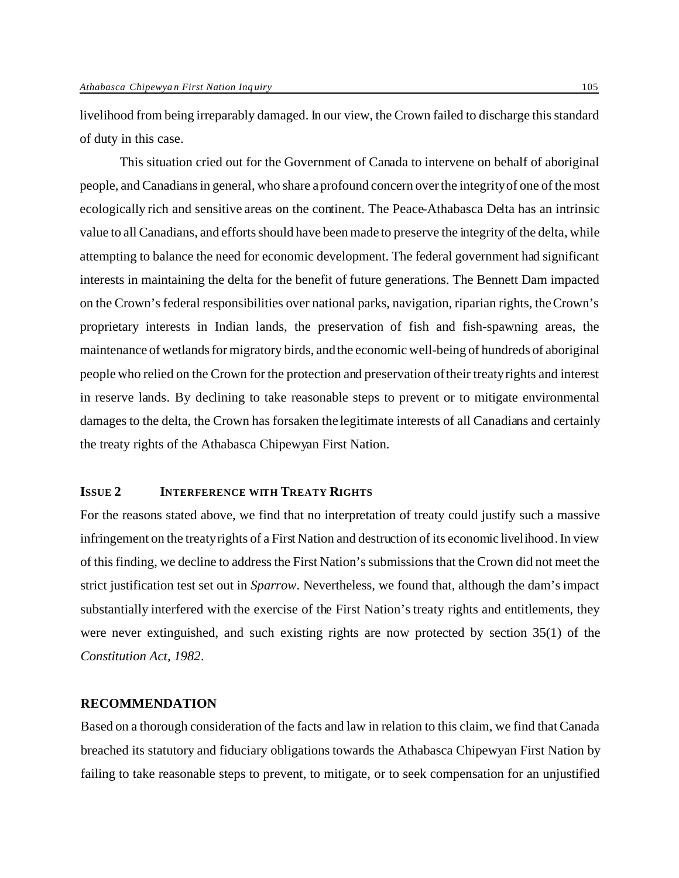livelihood from being irreparably damaged. In our view, the Crown failed to discharge this standard of duty in this case.

This situation cried out for the Government of Canada to intervene on behalf of aboriginal people, and Canadians in general, who share a profound concern over the integrity of one of the most ecologically rich and sensitive areas on the continent. The Peace-Athabasca Delta has an intrinsic value to all Canadians, and efforts should have been made to preserve the integrity of the delta, while attempting to balance the need for economic development. The federal government had significant interests in maintaining the delta for the benefit of future generations. The Bennett Dam impacted on the Crown's federal responsibilities over national parks, navigation, riparian rights, the Crown's proprietary interests in Indian lands, the preservation of fish and fish-spawning areas, the maintenance of wetlands for migratory birds, and the economic well-being of hundreds of aboriginal people who relied on the Crown for the protection and preservation of their treaty rights and interest in reserve lands. By declining to take reasonable steps to prevent or to mitigate environmental damages to the delta, the Crown has forsaken the legitimate interests of all Canadians and certainly the treaty rights of the Athabasca Chipewyan First Nation.

## ISSUE 2 INTERFERENCE WITH TREATY RIGHTS

For the reasons stated above, we find that no interpretation of treaty could justify such a massive infringement on the treaty rights of a First Nation and destruction of its economic livelihood. In view of this finding, we decline to address the First Nation's submissions that the Crown did not meet the strict justification test set out in *Sparrow*. Nevertheless, we found that, although the dam's impact substantially interfered with the exercise of the First Nation's treaty rights and entitlements, they were never extinguished, and such existing rights are now protected by section 35(1) of the *Constitution Act, 1982*.

## RECOMMENDATION

Based on a thorough consideration of the facts and law in relation to this claim, we find that Canada breached its statutory and fiduciary obligations towards the Athabasca Chipewyan First Nation by failing to take reasonable steps to prevent, to mitigate, or to seek compensation for an unjustified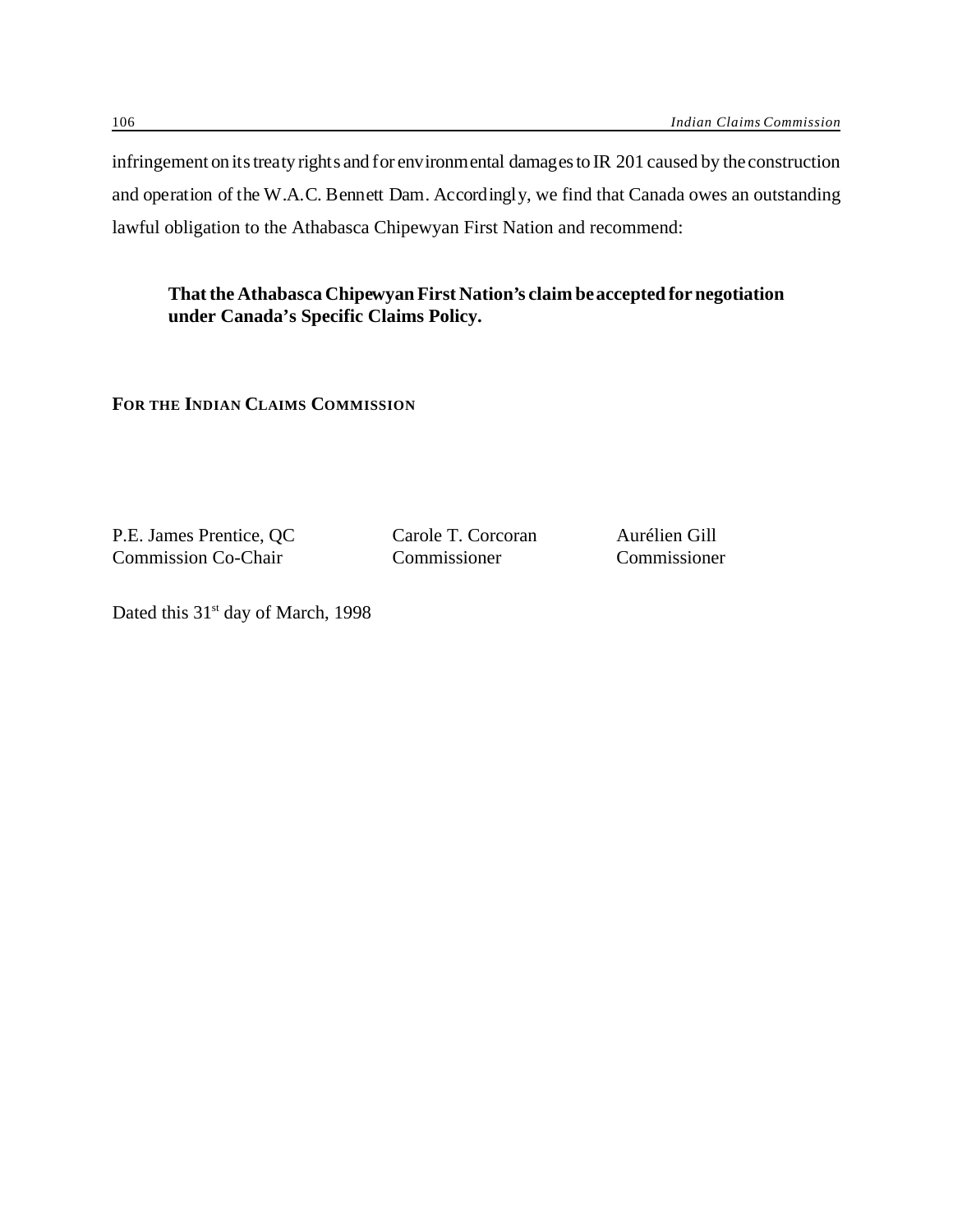infringement on its treaty rights and for environmental damages to IR 201 caused by the construction and operation of the W.A.C. Bennett Dam. Accordingly, we find that Canada owes an outstanding lawful obligation to the Athabasca Chipewyan First Nation and recommend:

> **That the Athabasca Chipewyan First Nation's claim be accepted for negotiation under Canada's Specific Claims Policy.**

**FOR THE INDIAN CLAIMS COMMISSION**

| | | |
|---|---|---|
| P.E. James Prentice, QC | Carole T. Corcoran | Aurélien Gill |
| Commission Co-Chair | Commissioner | Commissioner |

Dated this 31st day of March, 1998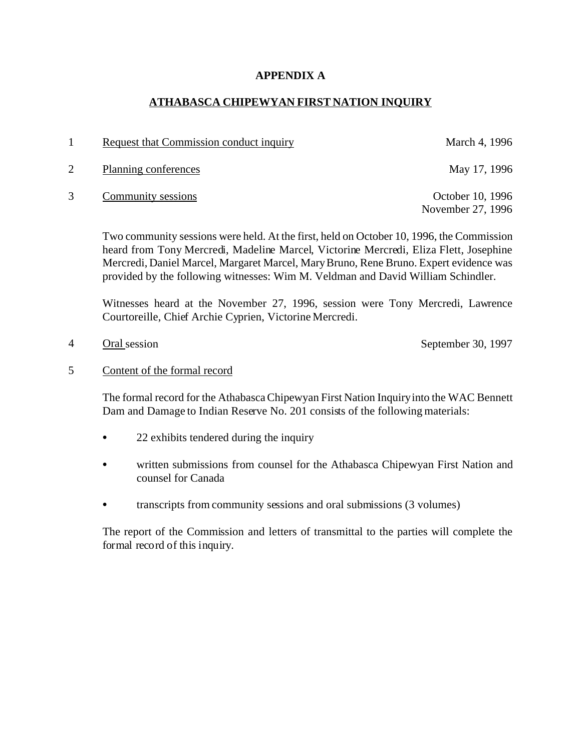# APPENDIX A

## ATHABASCA CHIPEWYAN FIRST NATION INQUIRY

1 Request that Commission conduct inquiry — March 4, 1996

2 Planning conferences — May 17, 1996

3 Community sessions — October 10, 1996; November 27, 1996

Two community sessions were held. At the first, held on October 10, 1996, the Commission heard from Tony Mercredi, Madeline Marcel, Victorine Mercredi, Eliza Flett, Josephine Mercredi, Daniel Marcel, Margaret Marcel, Mary Bruno, Rene Bruno. Expert evidence was provided by the following witnesses: Wim M. Veldman and David William Schindler.

Witnesses heard at the November 27, 1996, session were Tony Mercredi, Lawrence Courtoreille, Chief Archie Cyprien, Victorine Mercredi.

4 Oral session — September 30, 1997

5 Content of the formal record

The formal record for the Athabasca Chipewyan First Nation Inquiry into the WAC Bennett Dam and Damage to Indian Reserve No. 201 consists of the following materials:

- 22 exhibits tendered during the inquiry
- written submissions from counsel for the Athabasca Chipewyan First Nation and counsel for Canada
- transcripts from community sessions and oral submissions (3 volumes)

The report of the Commission and letters of transmittal to the parties will complete the formal record of this inquiry.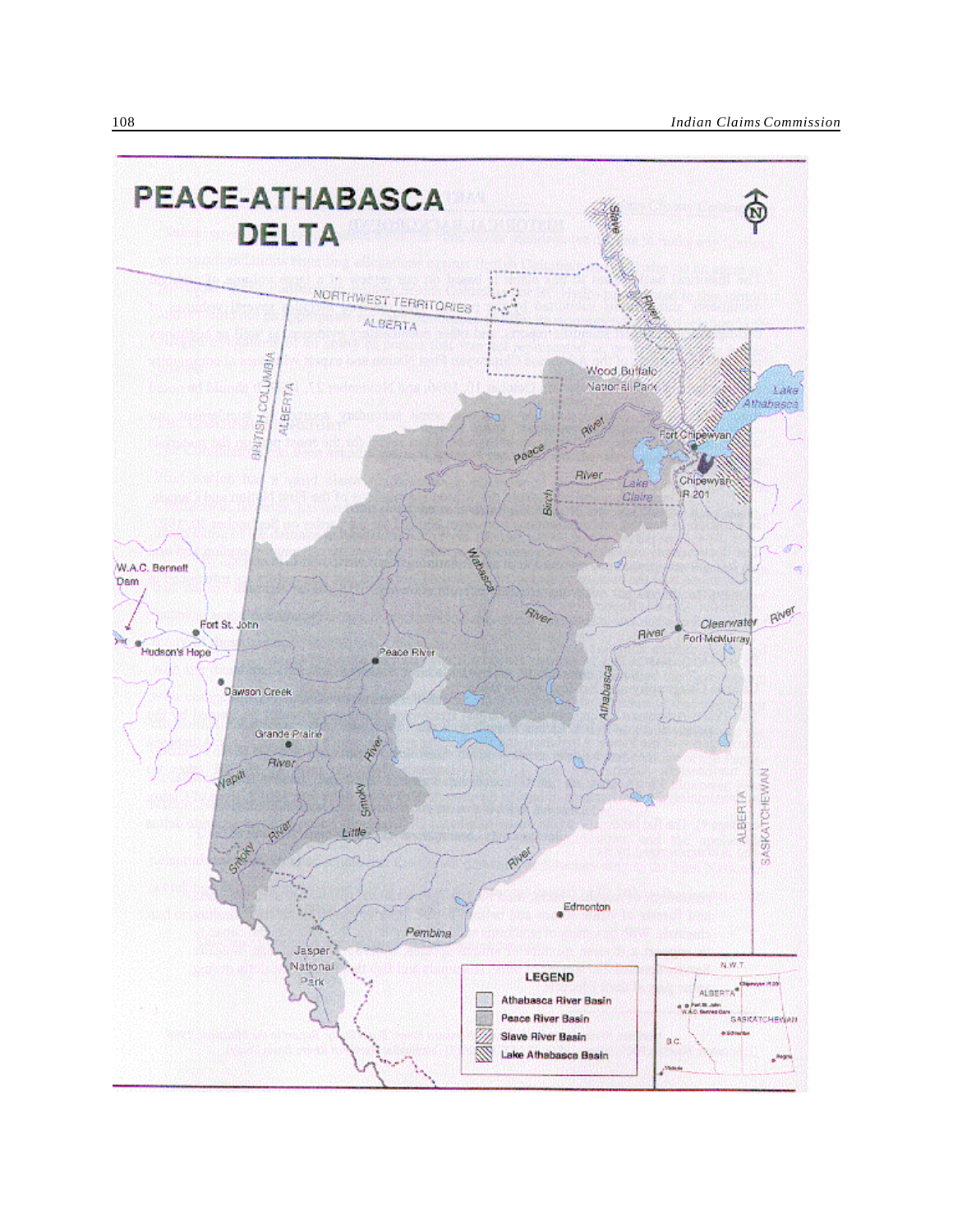# PEACE-ATHABASCA DELTA

**LEGEND**

- Athabasca River Basin
- Peace River Basin
- Slave River Basin
- Lake Athabasca Basin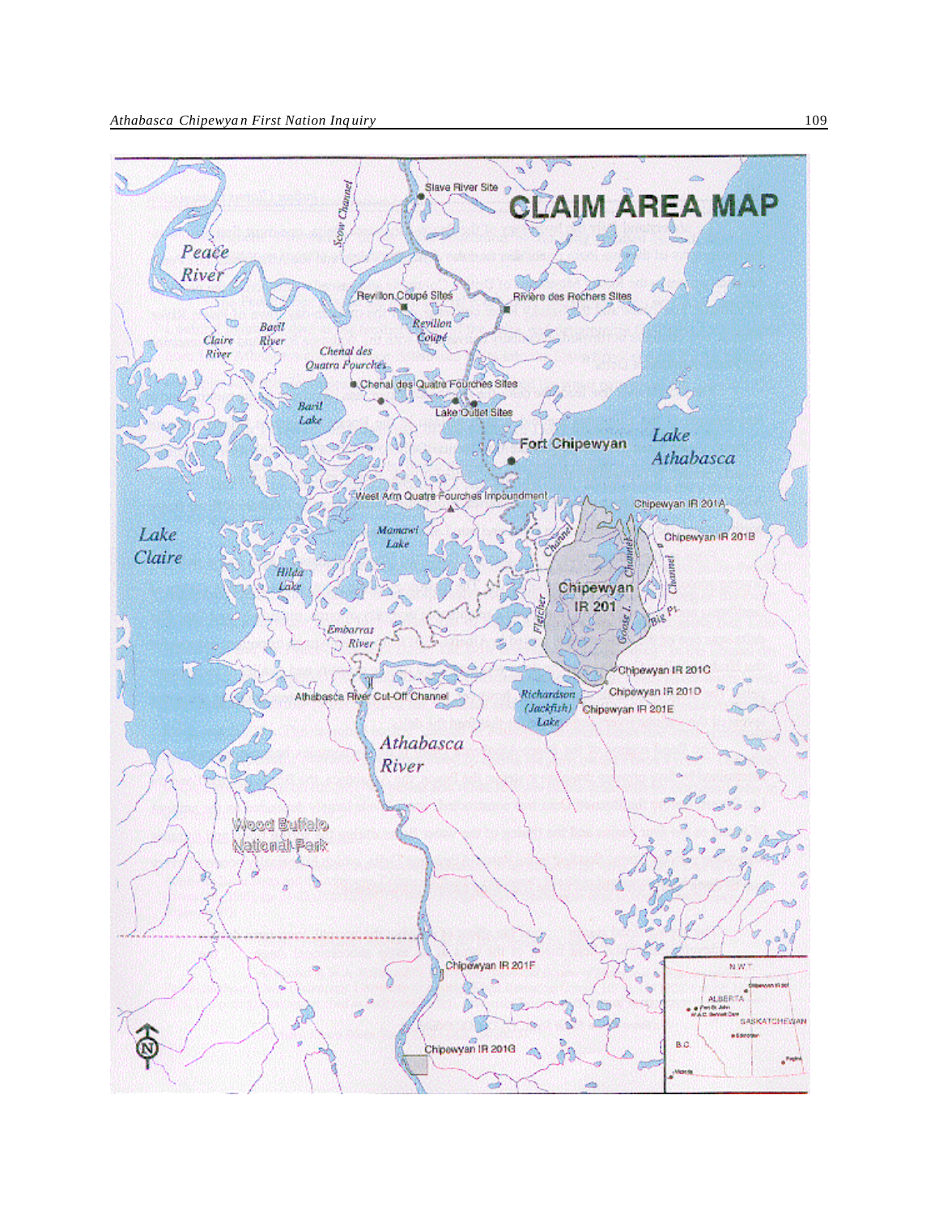# CLAIM AREA MAP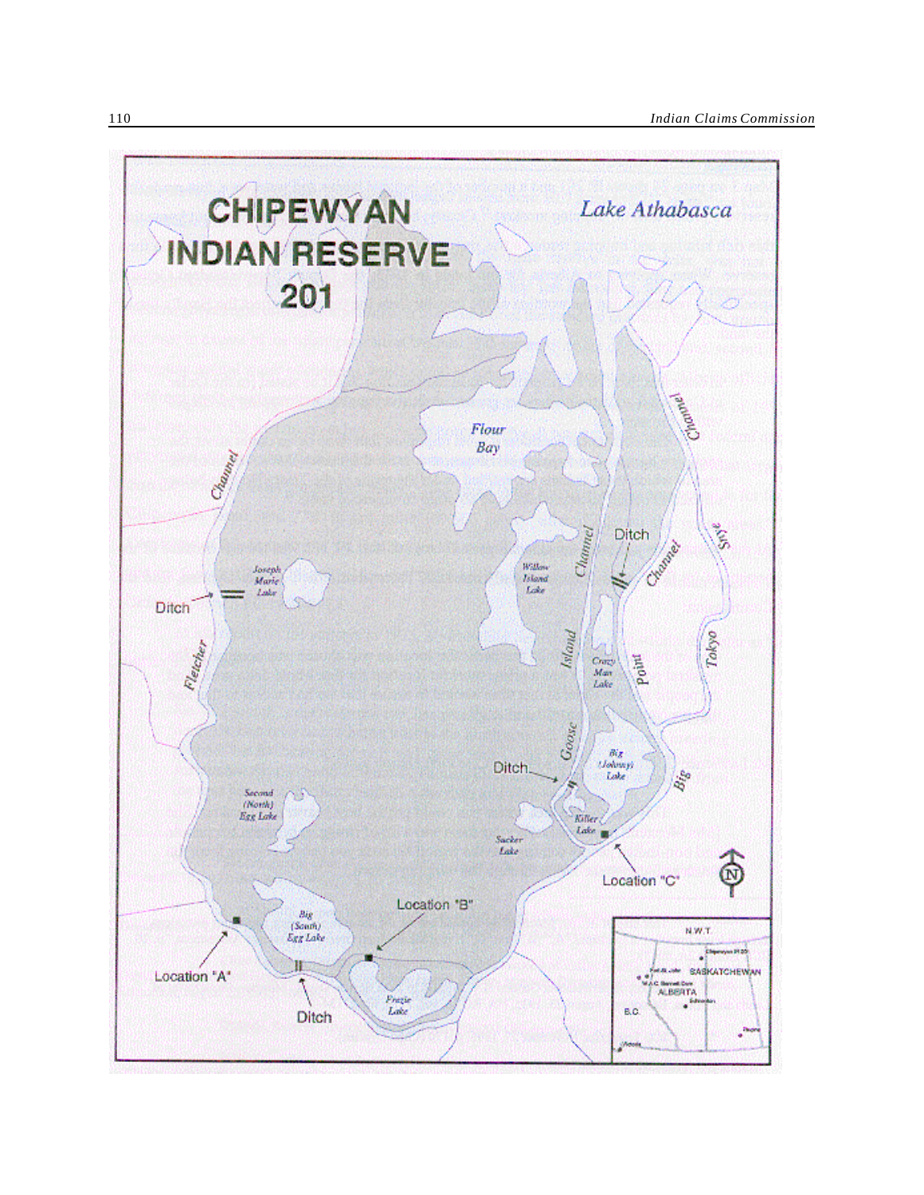CHIPEWYAN INDIAN RESERVE 201

Lake Athabasca

Flour Bay

Channel

Joseph Marie Lake

Ditch

Fletcher

Willow Island Lake

Channel

Island

Goose

Ditch

Channel

Crazy Man Lake

Point

Tokyo

Snye

Channel

Big (Johnny) Lake

Big

Ditch

Killer Lake

Second (North) Egg Lake

Sucker Lake

Location "C"

Location "B"

Big (South) Egg Lake

Location "A"

Ditch

Frezie Lake

N

N.W.T.

Chipewyan IR 201

Fort McKay

W.A.C. Bennett Dam

SASKATCHEWAN

ALBERTA

Edmonton

B.C.

Regina

Victoria